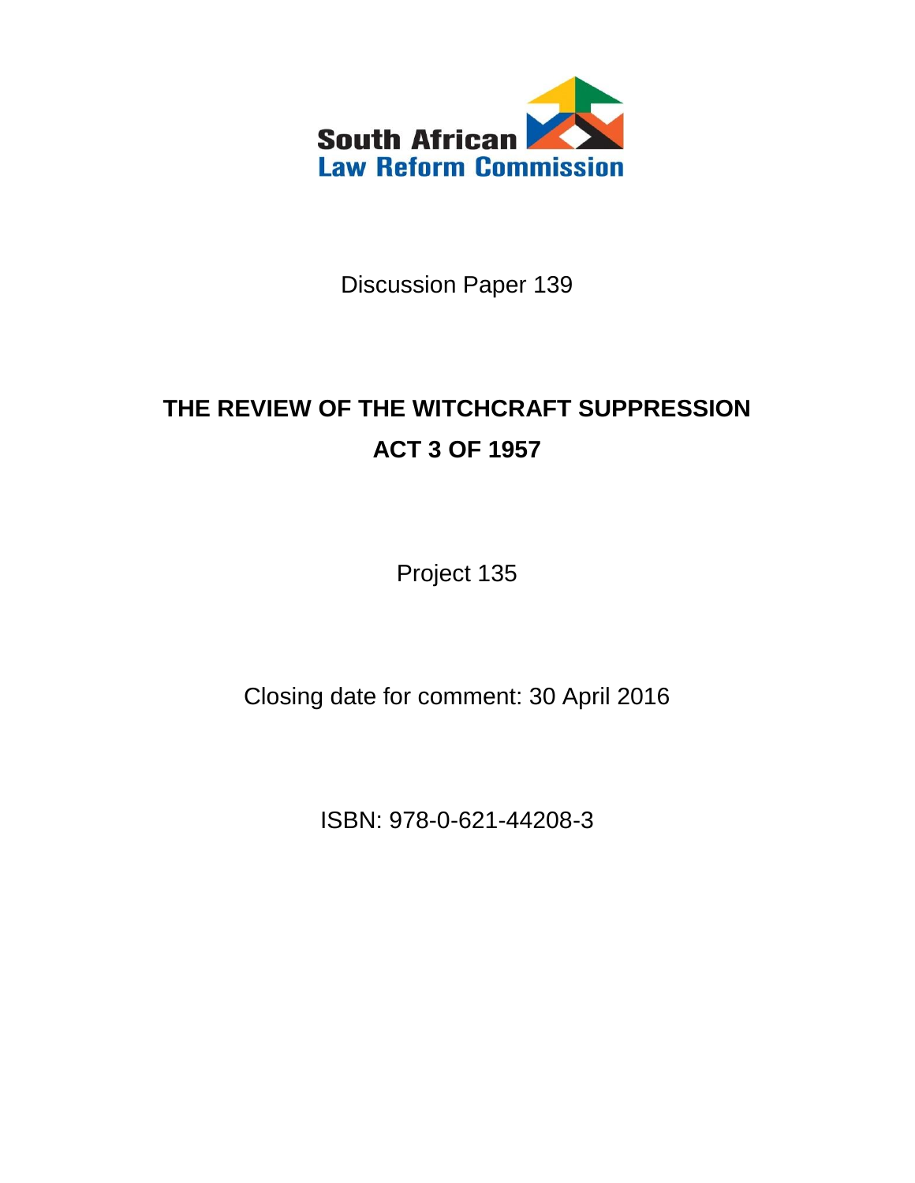South African
Law Reform Commission

Discussion Paper 139

# THE REVIEW OF THE WITCHCRAFT SUPPRESSION ACT 3 OF 1957

Project 135

Closing date for comment: 30 April 2016

ISBN: 978-0-621-44208-3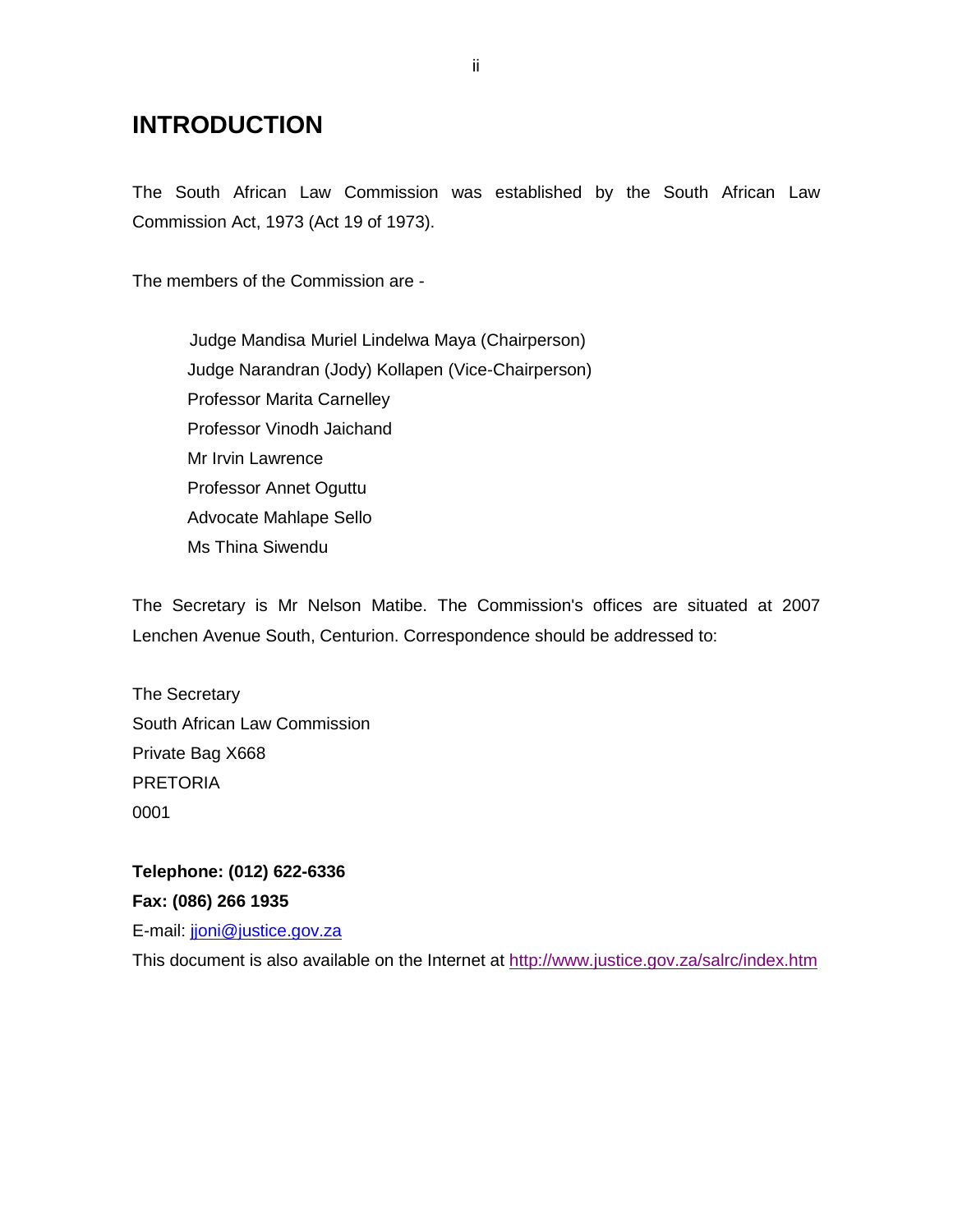# INTRODUCTION

The South African Law Commission was established by the South African Law Commission Act, 1973 (Act 19 of 1973).

The members of the Commission are -

Judge Mandisa Muriel Lindelwa Maya (Chairperson)
Judge Narandran (Jody) Kollapen (Vice-Chairperson)
Professor Marita Carnelley
Professor Vinodh Jaichand
Mr Irvin Lawrence
Professor Annet Oguttu
Advocate Mahlape Sello
Ms Thina Siwendu

The Secretary is Mr Nelson Matibe. The Commission's offices are situated at 2007 Lenchen Avenue South, Centurion. Correspondence should be addressed to:

The Secretary
South African Law Commission
Private Bag X668
PRETORIA
0001

**Telephone: (012) 622-6336**
**Fax: (086) 266 1935**
E-mail: jjoni@justice.gov.za
This document is also available on the Internet at http://www.justice.gov.za/salrc/index.htm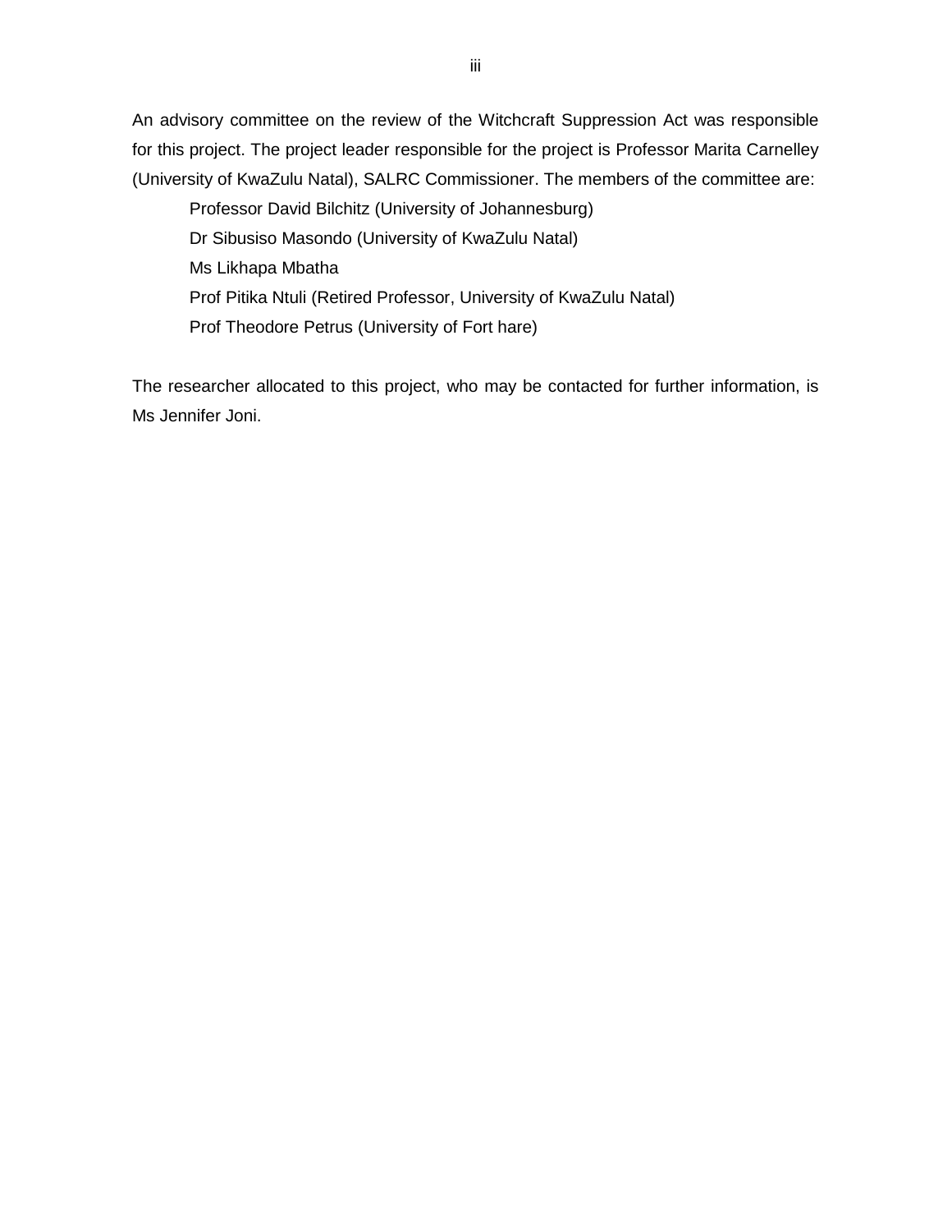An advisory committee on the review of the Witchcraft Suppression Act was responsible for this project. The project leader responsible for the project is Professor Marita Carnelley (University of KwaZulu Natal), SALRC Commissioner. The members of the committee are:

Professor David Bilchitz (University of Johannesburg)  
Dr Sibusiso Masondo (University of KwaZulu Natal)  
Ms Likhapa Mbatha  
Prof Pitika Ntuli (Retired Professor, University of KwaZulu Natal)  
Prof Theodore Petrus (University of Fort hare)

The researcher allocated to this project, who may be contacted for further information, is Ms Jennifer Joni.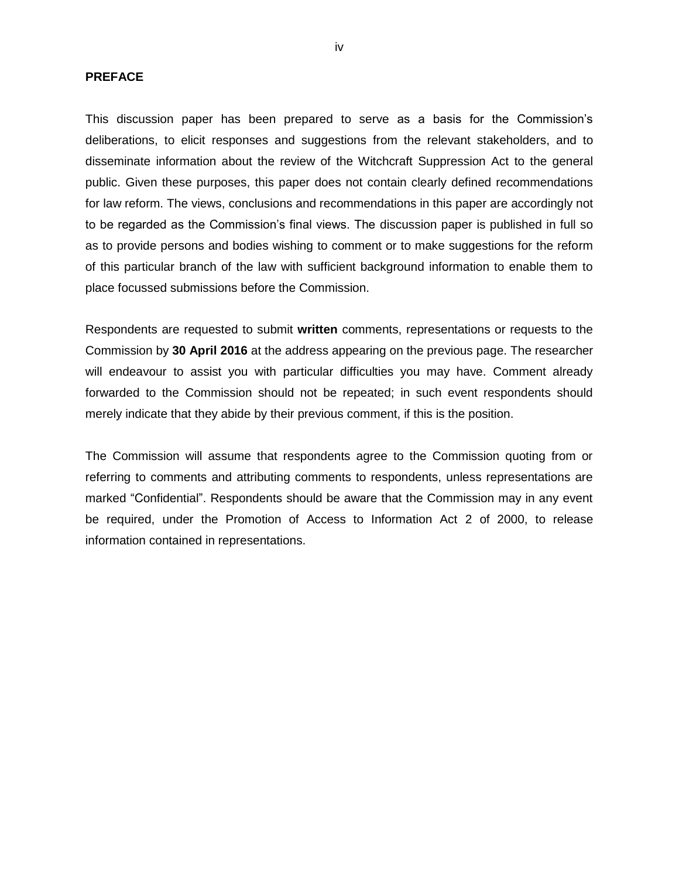## PREFACE

This discussion paper has been prepared to serve as a basis for the Commission's deliberations, to elicit responses and suggestions from the relevant stakeholders, and to disseminate information about the review of the Witchcraft Suppression Act to the general public. Given these purposes, this paper does not contain clearly defined recommendations for law reform. The views, conclusions and recommendations in this paper are accordingly not to be regarded as the Commission's final views. The discussion paper is published in full so as to provide persons and bodies wishing to comment or to make suggestions for the reform of this particular branch of the law with sufficient background information to enable them to place focussed submissions before the Commission.

Respondents are requested to submit **written** comments, representations or requests to the Commission by **30 April 2016** at the address appearing on the previous page. The researcher will endeavour to assist you with particular difficulties you may have. Comment already forwarded to the Commission should not be repeated; in such event respondents should merely indicate that they abide by their previous comment, if this is the position.

The Commission will assume that respondents agree to the Commission quoting from or referring to comments and attributing comments to respondents, unless representations are marked "Confidential". Respondents should be aware that the Commission may in any event be required, under the Promotion of Access to Information Act 2 of 2000, to release information contained in representations.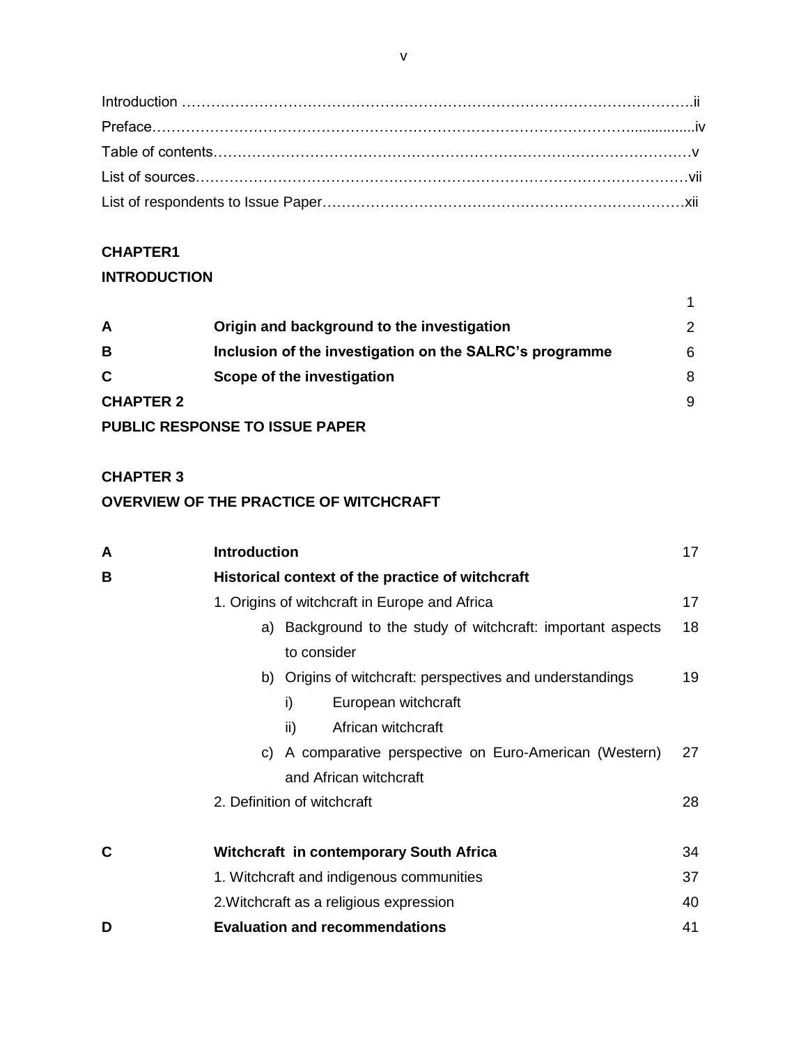Introduction ……………………………………………………………………………………….ii
Preface………………………………………………………………………………….................iv
Table of contents…………………………………………………………………………………v
List of sources……………………………………………………………………………………vii
List of respondents to Issue Paper……………………………………………………………xii

**CHAPTER1**

**INTRODUCTION**

| | | |
|---|---|---|
| | | 1 |
| **A** | **Origin and background to the investigation** | 2 |
| **B** | **Inclusion of the investigation on the SALRC's programme** | 6 |
| **C** | **Scope of the investigation** | 8 |
| **CHAPTER 2** | | 9 |

**PUBLIC RESPONSE TO ISSUE PAPER**

**CHAPTER 3**

**OVERVIEW OF THE PRACTICE OF WITCHCRAFT**

| | | |
|---|---|---|
| **A** | **Introduction** | 17 |
| **B** | **Historical context of the practice of witchcraft** | |
| | 1. Origins of witchcraft in Europe and Africa | 17 |
| | a) Background to the study of witchcraft: important aspects to consider | 18 |
| | b) Origins of witchcraft: perspectives and understandings | 19 |
| | i) European witchcraft | |
| | ii) African witchcraft | |
| | c) A comparative perspective on Euro-American (Western) and African witchcraft | 27 |
| | 2. Definition of witchcraft | 28 |
| **C** | **Witchcraft in contemporary South Africa** | 34 |
| | 1. Witchcraft and indigenous communities | 37 |
| | 2.Witchcraft as a religious expression | 40 |
| **D** | **Evaluation and recommendations** | 41 |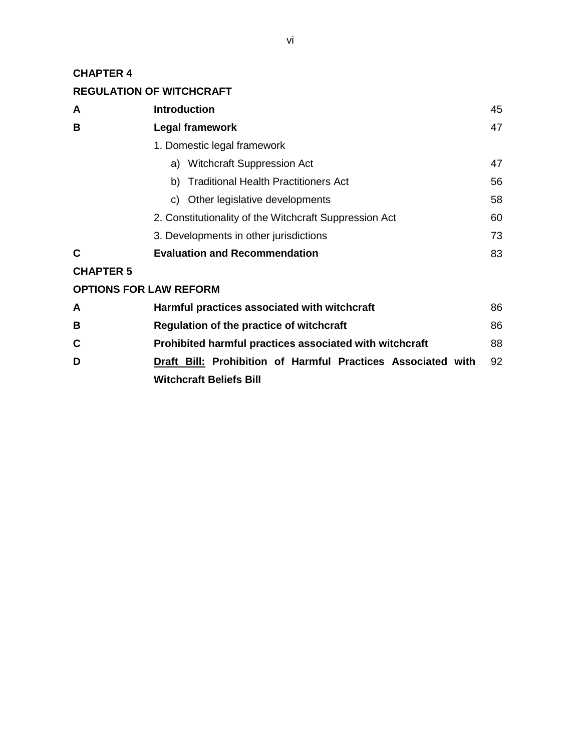**CHAPTER 4**

**REGULATION OF WITCHCRAFT**

| | | |
|---|---|---|
| **A** | **Introduction** | 45 |
| **B** | **Legal framework** | 47 |
| | 1. Domestic legal framework | |
| | a) Witchcraft Suppression Act | 47 |
| | b) Traditional Health Practitioners Act | 56 |
| | c) Other legislative developments | 58 |
| | 2. Constitutionality of the Witchcraft Suppression Act | 60 |
| | 3. Developments in other jurisdictions | 73 |
| **C** | **Evaluation and Recommendation** | 83 |

**CHAPTER 5**

**OPTIONS FOR LAW REFORM**

| | | |
|---|---|---|
| **A** | **Harmful practices associated with witchcraft** | 86 |
| **B** | **Regulation of the practice of witchcraft** | 86 |
| **C** | **Prohibited harmful practices associated with witchcraft** | 88 |
| **D** | **Draft Bill: Prohibition of Harmful Practices Associated with Witchcraft Beliefs Bill** | 92 |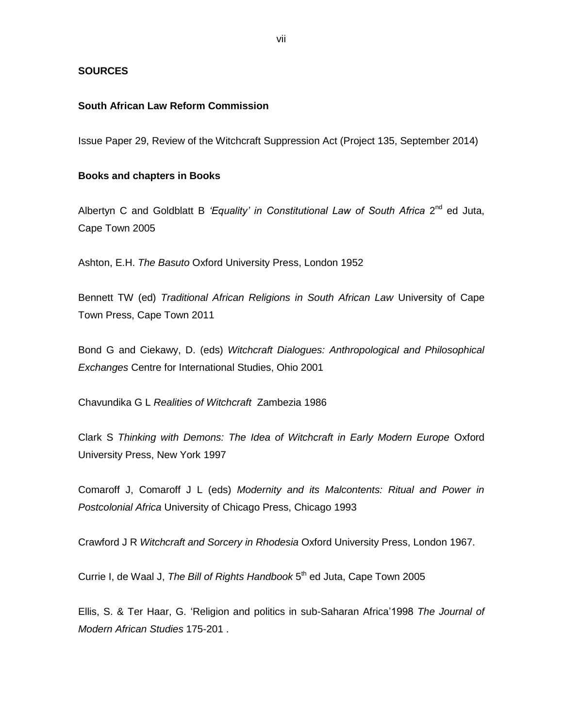**SOURCES**

**South African Law Reform Commission**

Issue Paper 29, Review of the Witchcraft Suppression Act (Project 135, September 2014)

**Books and chapters in Books**

Albertyn C and Goldblatt B *'Equality' in Constitutional Law of South Africa* 2nd ed Juta, Cape Town 2005

Ashton, E.H. *The Basuto* Oxford University Press, London 1952

Bennett TW (ed) *Traditional African Religions in South African Law* University of Cape Town Press, Cape Town 2011

Bond G and Ciekawy, D. (eds) *Witchcraft Dialogues: Anthropological and Philosophical Exchanges* Centre for International Studies, Ohio 2001

Chavundika G L *Realities of Witchcraft* Zambezia 1986

Clark S *Thinking with Demons: The Idea of Witchcraft in Early Modern Europe* Oxford University Press, New York 1997

Comaroff J, Comaroff J L (eds) *Modernity and its Malcontents: Ritual and Power in Postcolonial Africa* University of Chicago Press, Chicago 1993

Crawford J R *Witchcraft and Sorcery in Rhodesia* Oxford University Press, London 1967.

Currie I, de Waal J, *The Bill of Rights Handbook* 5th ed Juta, Cape Town 2005

Ellis, S. & Ter Haar, G. 'Religion and politics in sub-Saharan Africa'1998 *The Journal of Modern African Studies* 175-201 .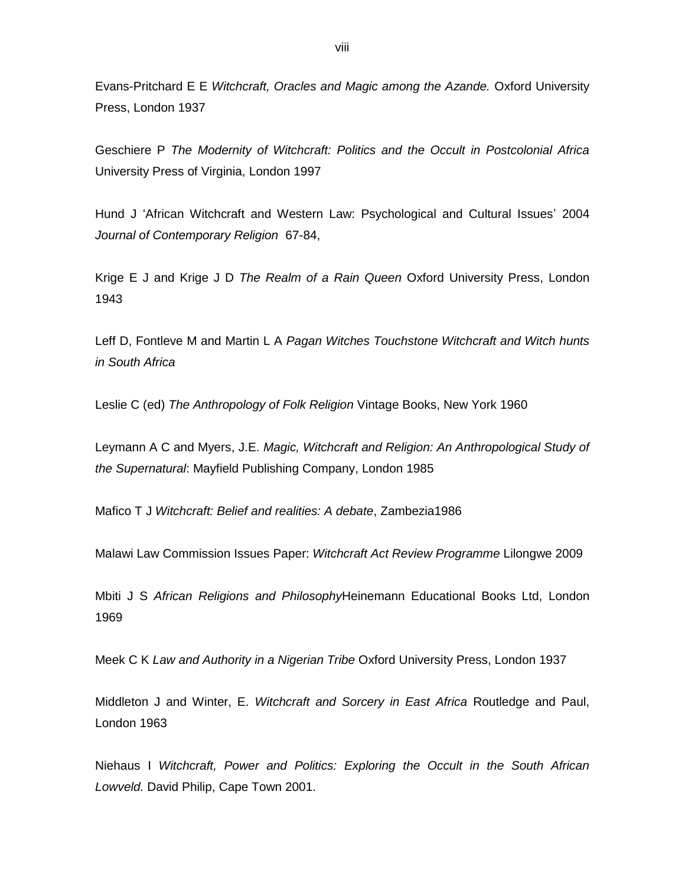Evans-Pritchard E E *Witchcraft, Oracles and Magic among the Azande.* Oxford University Press, London 1937

Geschiere P *The Modernity of Witchcraft: Politics and the Occult in Postcolonial Africa* University Press of Virginia, London 1997

Hund J 'African Witchcraft and Western Law: Psychological and Cultural Issues' 2004 *Journal of Contemporary Religion* 67-84,

Krige E J and Krige J D *The Realm of a Rain Queen* Oxford University Press, London 1943

Leff D, Fontleve M and Martin L A *Pagan Witches Touchstone Witchcraft and Witch hunts in South Africa*

Leslie C (ed) *The Anthropology of Folk Religion* Vintage Books, New York 1960

Leymann A C and Myers, J.E. *Magic, Witchcraft and Religion: An Anthropological Study of the Supernatural*: Mayfield Publishing Company, London 1985

Mafico T J *Witchcraft: Belief and realities: A debate*, Zambezia1986

Malawi Law Commission Issues Paper: *Witchcraft Act Review Programme* Lilongwe 2009

Mbiti J S *African Religions and Philosophy*Heinemann Educational Books Ltd, London 1969

Meek C K *Law and Authority in a Nigerian Tribe* Oxford University Press, London 1937

Middleton J and Winter, E. *Witchcraft and Sorcery in East Africa* Routledge and Paul, London 1963

Niehaus I *Witchcraft, Power and Politics: Exploring the Occult in the South African Lowveld.* David Philip, Cape Town 2001.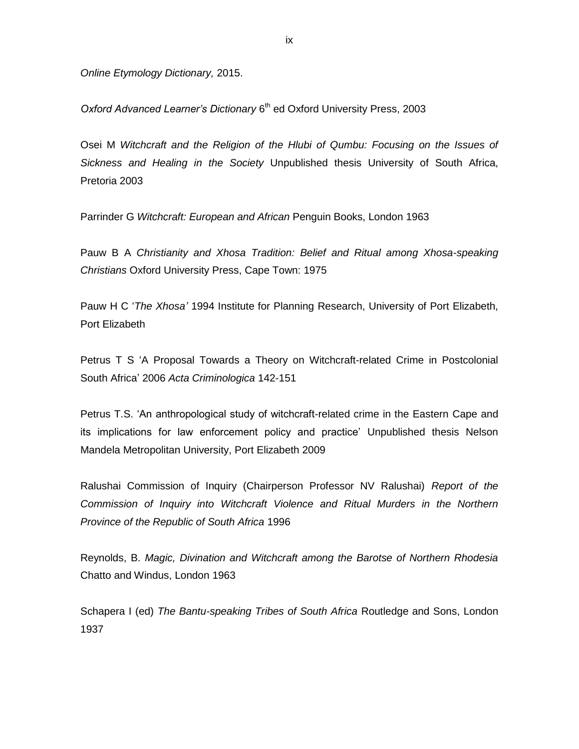*Online Etymology Dictionary,* 2015.

*Oxford Advanced Learner's Dictionary* 6th ed Oxford University Press, 2003

Osei M *Witchcraft and the Religion of the Hlubi of Qumbu: Focusing on the Issues of Sickness and Healing in the Society* Unpublished thesis University of South Africa, Pretoria 2003

Parrinder G *Witchcraft: European and African* Penguin Books, London 1963

Pauw B A *Christianity and Xhosa Tradition: Belief and Ritual among Xhosa-speaking Christians* Oxford University Press, Cape Town: 1975

Pauw H C '*The Xhosa'* 1994 Institute for Planning Research, University of Port Elizabeth, Port Elizabeth

Petrus T S 'A Proposal Towards a Theory on Witchcraft-related Crime in Postcolonial South Africa' 2006 *Acta Criminologica* 142-151

Petrus T.S. 'An anthropological study of witchcraft-related crime in the Eastern Cape and its implications for law enforcement policy and practice' Unpublished thesis Nelson Mandela Metropolitan University, Port Elizabeth 2009

Ralushai Commission of Inquiry (Chairperson Professor NV Ralushai) *Report of the Commission of Inquiry into Witchcraft Violence and Ritual Murders in the Northern Province of the Republic of South Africa* 1996

Reynolds, B. *Magic, Divination and Witchcraft among the Barotse of Northern Rhodesia* Chatto and Windus, London 1963

Schapera I (ed) *The Bantu-speaking Tribes of South Africa* Routledge and Sons, London 1937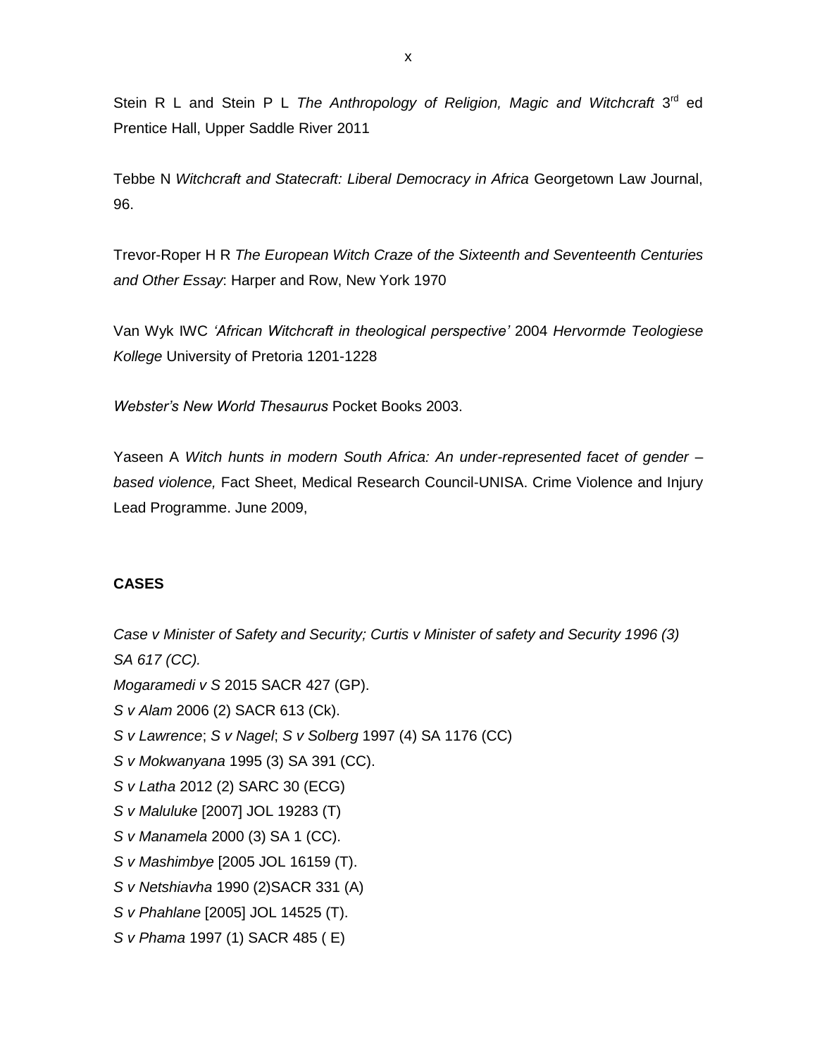Stein R L and Stein P L *The Anthropology of Religion, Magic and Witchcraft* 3rd ed Prentice Hall, Upper Saddle River 2011

Tebbe N *Witchcraft and Statecraft: Liberal Democracy in Africa* Georgetown Law Journal, 96.

Trevor-Roper H R *The European Witch Craze of the Sixteenth and Seventeenth Centuries and Other Essay*: Harper and Row, New York 1970

Van Wyk IWC *'African Witchcraft in theological perspective'* 2004 *Hervormde Teologiese Kollege* University of Pretoria 1201-1228

*Webster's New World Thesaurus* Pocket Books 2003.

Yaseen A *Witch hunts in modern South Africa: An under-represented facet of gender – based violence,* Fact Sheet, Medical Research Council-UNISA. Crime Violence and Injury Lead Programme. June 2009,

**CASES**

*Case v Minister of Safety and Security; Curtis v Minister of safety and Security 1996 (3) SA 617 (CC).*
*Mogaramedi v S* 2015 SACR 427 (GP).
*S v Alam* 2006 (2) SACR 613 (Ck).
*S v Lawrence*; *S v Nagel*; *S v Solberg* 1997 (4) SA 1176 (CC)
*S v Mokwanyana* 1995 (3) SA 391 (CC).
*S v Latha* 2012 (2) SARC 30 (ECG)
*S v Maluluke* [2007] JOL 19283 (T)
*S v Manamela* 2000 (3) SA 1 (CC).
*S v Mashimbye* [2005 JOL 16159 (T).
*S v Netshiavha* 1990 (2)SACR 331 (A)
*S v Phahlane* [2005] JOL 14525 (T).
*S v Phama* 1997 (1) SACR 485 ( E)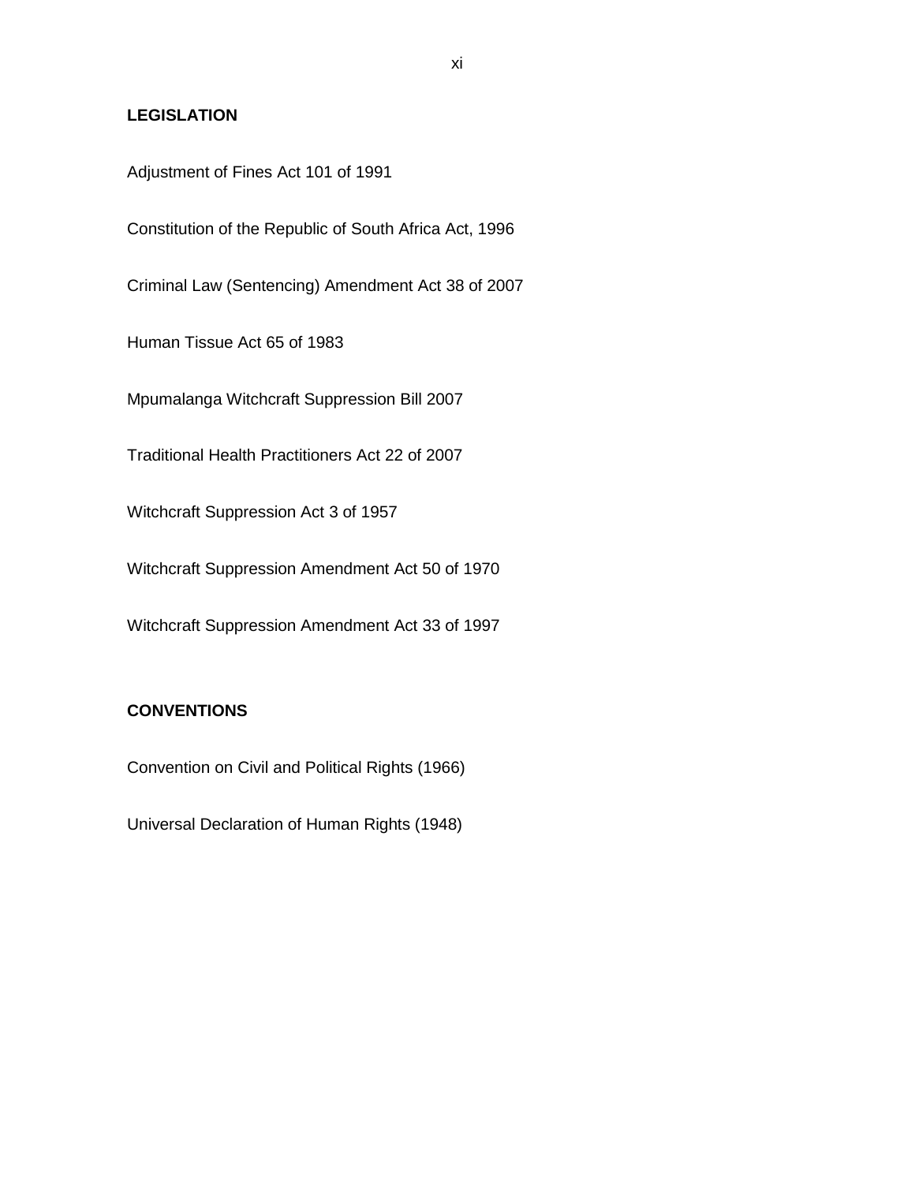## LEGISLATION

Adjustment of Fines Act 101 of 1991

Constitution of the Republic of South Africa Act, 1996

Criminal Law (Sentencing) Amendment Act 38 of 2007

Human Tissue Act 65 of 1983

Mpumalanga Witchcraft Suppression Bill 2007

Traditional Health Practitioners Act 22 of 2007

Witchcraft Suppression Act 3 of 1957

Witchcraft Suppression Amendment Act 50 of 1970

Witchcraft Suppression Amendment Act 33 of 1997

## CONVENTIONS

Convention on Civil and Political Rights (1966)

Universal Declaration of Human Rights (1948)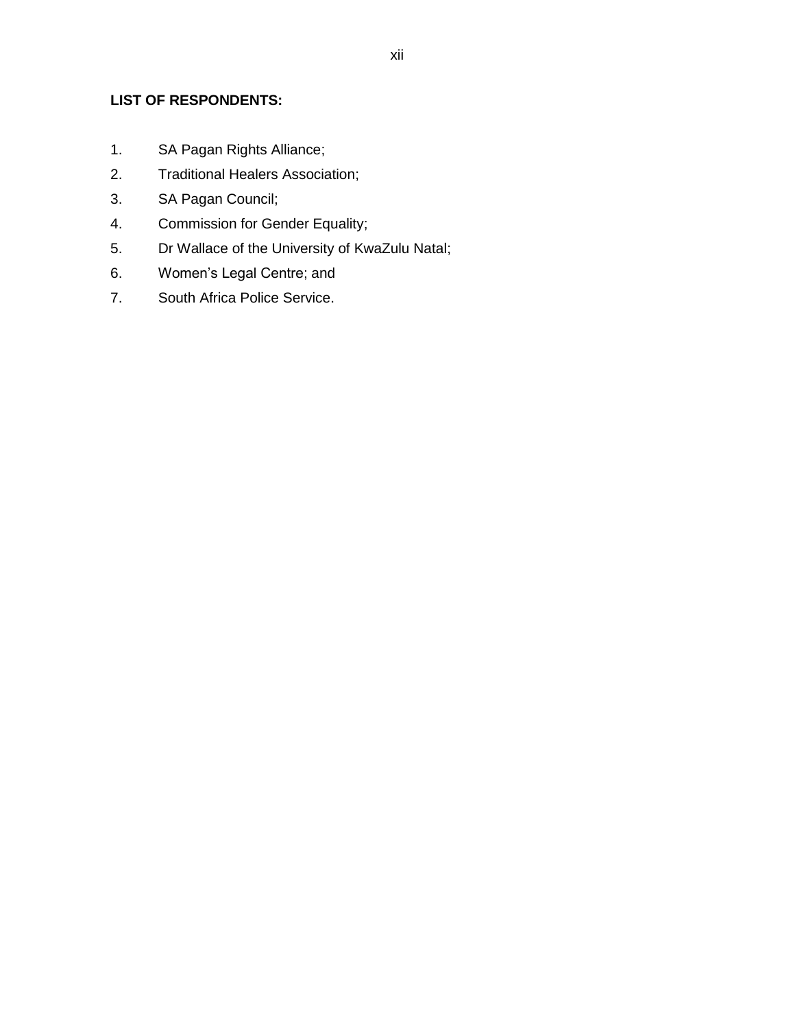**LIST OF RESPONDENTS:**

1. SA Pagan Rights Alliance;
2. Traditional Healers Association;
3. SA Pagan Council;
4. Commission for Gender Equality;
5. Dr Wallace of the University of KwaZulu Natal;
6. Women's Legal Centre; and
7. South Africa Police Service.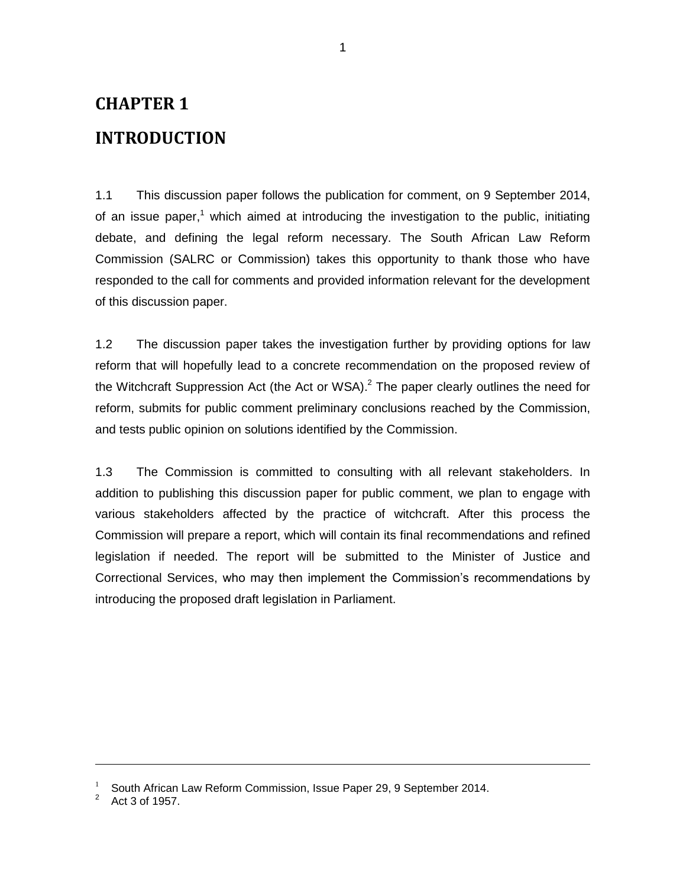# CHAPTER 1

# INTRODUCTION

1.1 This discussion paper follows the publication for comment, on 9 September 2014, of an issue paper,[1] which aimed at introducing the investigation to the public, initiating debate, and defining the legal reform necessary. The South African Law Reform Commission (SALRC or Commission) takes this opportunity to thank those who have responded to the call for comments and provided information relevant for the development of this discussion paper.

1.2 The discussion paper takes the investigation further by providing options for law reform that will hopefully lead to a concrete recommendation on the proposed review of the Witchcraft Suppression Act (the Act or WSA).[2] The paper clearly outlines the need for reform, submits for public comment preliminary conclusions reached by the Commission, and tests public opinion on solutions identified by the Commission.

1.3 The Commission is committed to consulting with all relevant stakeholders. In addition to publishing this discussion paper for public comment, we plan to engage with various stakeholders affected by the practice of witchcraft. After this process the Commission will prepare a report, which will contain its final recommendations and refined legislation if needed. The report will be submitted to the Minister of Justice and Correctional Services, who may then implement the Commission's recommendations by introducing the proposed draft legislation in Parliament.

---

[1] South African Law Reform Commission, Issue Paper 29, 9 September 2014.

[2] Act 3 of 1957.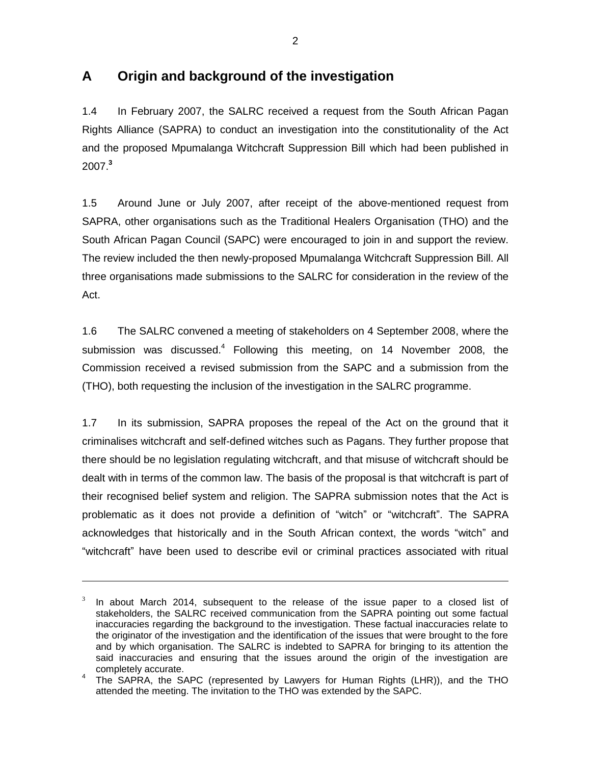## A Origin and background of the investigation

1.4 In February 2007, the SALRC received a request from the South African Pagan Rights Alliance (SAPRA) to conduct an investigation into the constitutionality of the Act and the proposed Mpumalanga Witchcraft Suppression Bill which had been published in 2007.[3]

1.5 Around June or July 2007, after receipt of the above-mentioned request from SAPRA, other organisations such as the Traditional Healers Organisation (THO) and the South African Pagan Council (SAPC) were encouraged to join in and support the review. The review included the then newly-proposed Mpumalanga Witchcraft Suppression Bill. All three organisations made submissions to the SALRC for consideration in the review of the Act.

1.6 The SALRC convened a meeting of stakeholders on 4 September 2008, where the submission was discussed.[4] Following this meeting, on 14 November 2008, the Commission received a revised submission from the SAPC and a submission from the (THO), both requesting the inclusion of the investigation in the SALRC programme.

1.7 In its submission, SAPRA proposes the repeal of the Act on the ground that it criminalises witchcraft and self-defined witches such as Pagans. They further propose that there should be no legislation regulating witchcraft, and that misuse of witchcraft should be dealt with in terms of the common law. The basis of the proposal is that witchcraft is part of their recognised belief system and religion. The SAPRA submission notes that the Act is problematic as it does not provide a definition of "witch" or "witchcraft". The SAPRA acknowledges that historically and in the South African context, the words "witch" and "witchcraft" have been used to describe evil or criminal practices associated with ritual

---

[3] In about March 2014, subsequent to the release of the issue paper to a closed list of stakeholders, the SALRC received communication from the SAPRA pointing out some factual inaccuracies regarding the background to the investigation. These factual inaccuracies relate to the originator of the investigation and the identification of the issues that were brought to the fore and by which organisation. The SALRC is indebted to SAPRA for bringing to its attention the said inaccuracies and ensuring that the issues around the origin of the investigation are completely accurate.

[4] The SAPRA, the SAPC (represented by Lawyers for Human Rights (LHR)), and the THO attended the meeting. The invitation to the THO was extended by the SAPC.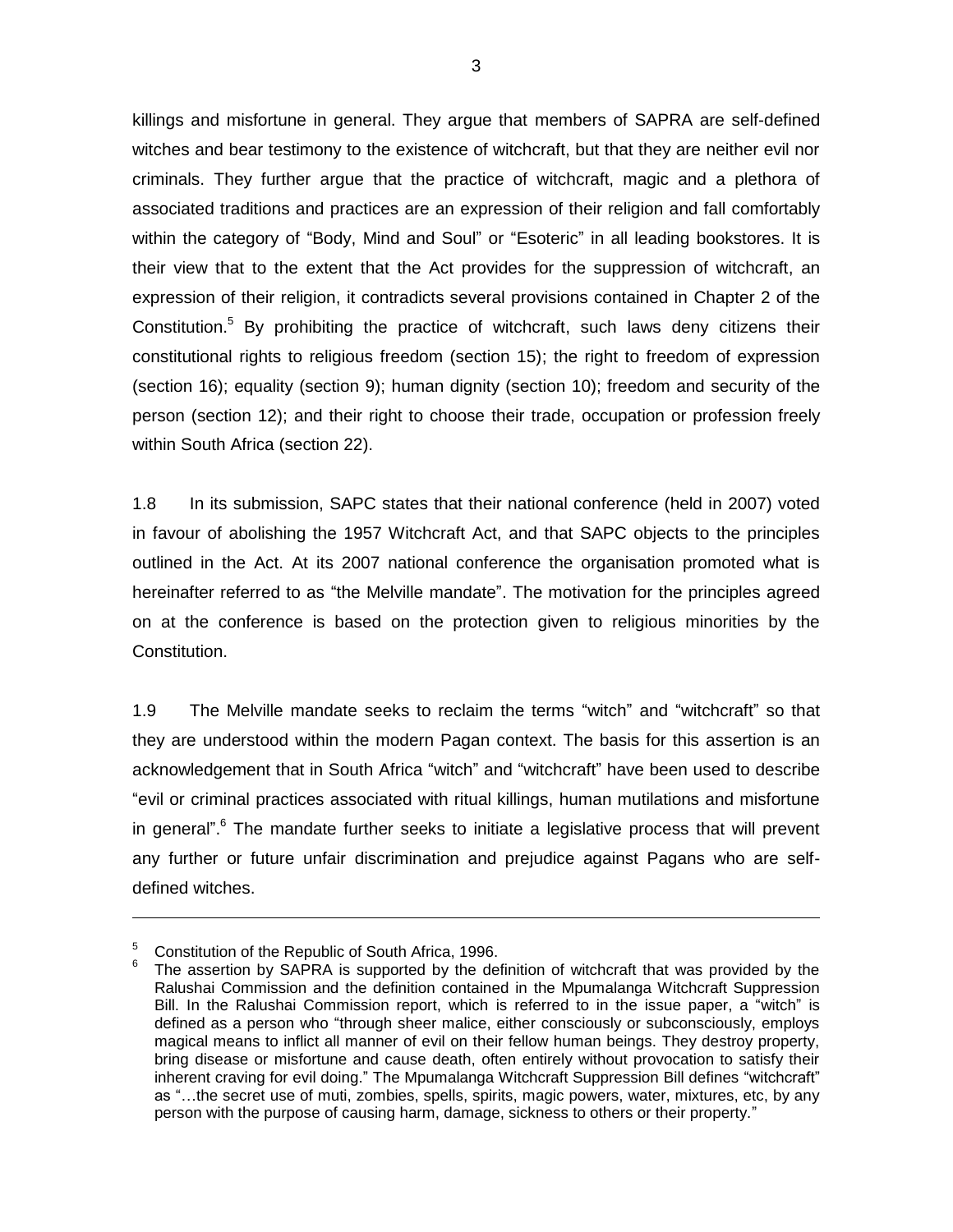killings and misfortune in general. They argue that members of SAPRA are self-defined witches and bear testimony to the existence of witchcraft, but that they are neither evil nor criminals. They further argue that the practice of witchcraft, magic and a plethora of associated traditions and practices are an expression of their religion and fall comfortably within the category of "Body, Mind and Soul" or "Esoteric" in all leading bookstores. It is their view that to the extent that the Act provides for the suppression of witchcraft, an expression of their religion, it contradicts several provisions contained in Chapter 2 of the Constitution.[5] By prohibiting the practice of witchcraft, such laws deny citizens their constitutional rights to religious freedom (section 15); the right to freedom of expression (section 16); equality (section 9); human dignity (section 10); freedom and security of the person (section 12); and their right to choose their trade, occupation or profession freely within South Africa (section 22).

1.8 In its submission, SAPC states that their national conference (held in 2007) voted in favour of abolishing the 1957 Witchcraft Act, and that SAPC objects to the principles outlined in the Act. At its 2007 national conference the organisation promoted what is hereinafter referred to as "the Melville mandate". The motivation for the principles agreed on at the conference is based on the protection given to religious minorities by the Constitution.

1.9 The Melville mandate seeks to reclaim the terms "witch" and "witchcraft" so that they are understood within the modern Pagan context. The basis for this assertion is an acknowledgement that in South Africa "witch" and "witchcraft" have been used to describe "evil or criminal practices associated with ritual killings, human mutilations and misfortune in general".[6] The mandate further seeks to initiate a legislative process that will prevent any further or future unfair discrimination and prejudice against Pagans who are self-defined witches.

---

[5] Constitution of the Republic of South Africa, 1996.

[6] The assertion by SAPRA is supported by the definition of witchcraft that was provided by the Ralushai Commission and the definition contained in the Mpumalanga Witchcraft Suppression Bill. In the Ralushai Commission report, which is referred to in the issue paper, a "witch" is defined as a person who "through sheer malice, either consciously or subconsciously, employs magical means to inflict all manner of evil on their fellow human beings. They destroy property, bring disease or misfortune and cause death, often entirely without provocation to satisfy their inherent craving for evil doing." The Mpumalanga Witchcraft Suppression Bill defines "witchcraft" as "…the secret use of muti, zombies, spells, spirits, magic powers, water, mixtures, etc, by any person with the purpose of causing harm, damage, sickness to others or their property."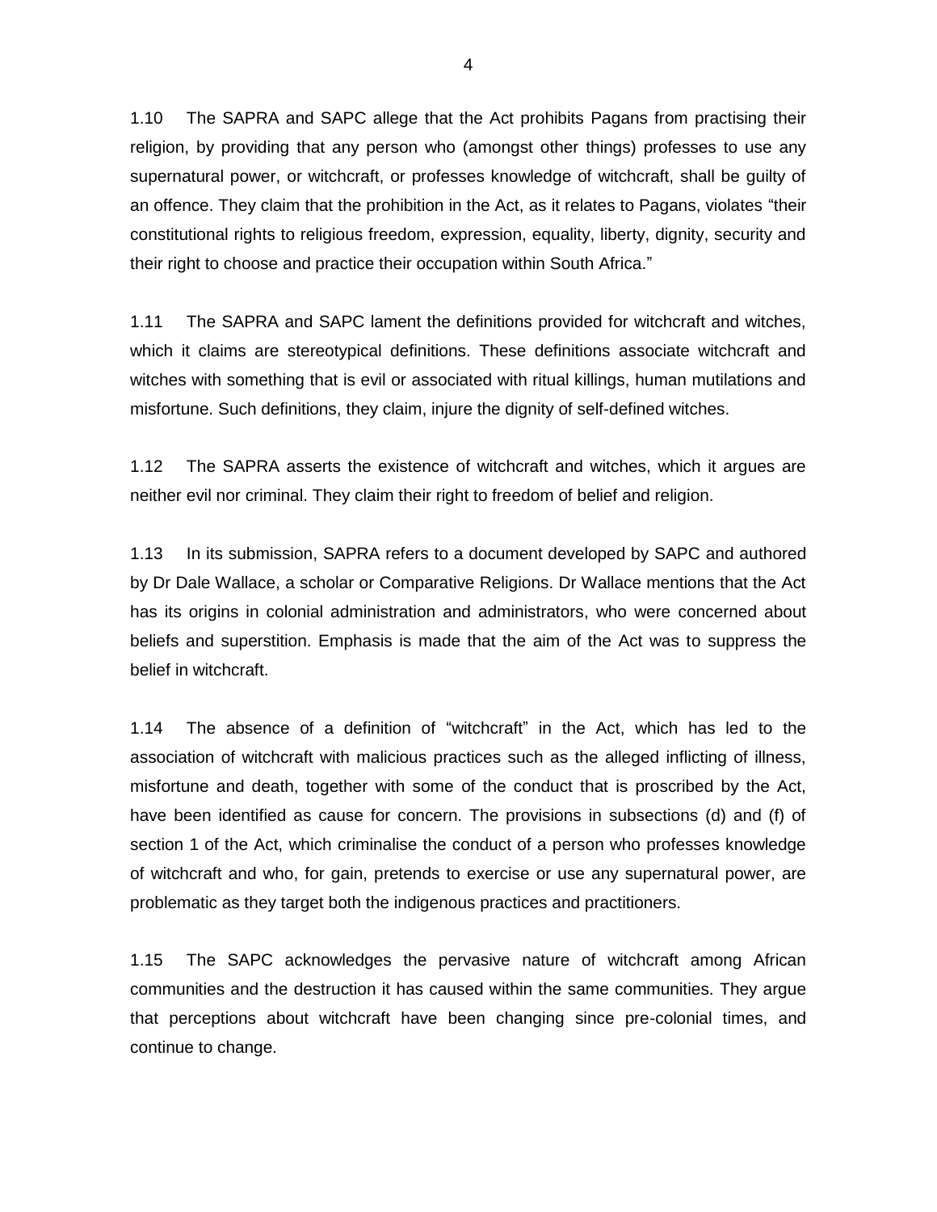1.10 The SAPRA and SAPC allege that the Act prohibits Pagans from practising their religion, by providing that any person who (amongst other things) professes to use any supernatural power, or witchcraft, or professes knowledge of witchcraft, shall be guilty of an offence. They claim that the prohibition in the Act, as it relates to Pagans, violates "their constitutional rights to religious freedom, expression, equality, liberty, dignity, security and their right to choose and practice their occupation within South Africa."

1.11 The SAPRA and SAPC lament the definitions provided for witchcraft and witches, which it claims are stereotypical definitions. These definitions associate witchcraft and witches with something that is evil or associated with ritual killings, human mutilations and misfortune. Such definitions, they claim, injure the dignity of self-defined witches.

1.12 The SAPRA asserts the existence of witchcraft and witches, which it argues are neither evil nor criminal. They claim their right to freedom of belief and religion.

1.13 In its submission, SAPRA refers to a document developed by SAPC and authored by Dr Dale Wallace, a scholar or Comparative Religions. Dr Wallace mentions that the Act has its origins in colonial administration and administrators, who were concerned about beliefs and superstition. Emphasis is made that the aim of the Act was to suppress the belief in witchcraft.

1.14 The absence of a definition of "witchcraft" in the Act, which has led to the association of witchcraft with malicious practices such as the alleged inflicting of illness, misfortune and death, together with some of the conduct that is proscribed by the Act, have been identified as cause for concern. The provisions in subsections (d) and (f) of section 1 of the Act, which criminalise the conduct of a person who professes knowledge of witchcraft and who, for gain, pretends to exercise or use any supernatural power, are problematic as they target both the indigenous practices and practitioners.

1.15 The SAPC acknowledges the pervasive nature of witchcraft among African communities and the destruction it has caused within the same communities. They argue that perceptions about witchcraft have been changing since pre-colonial times, and continue to change.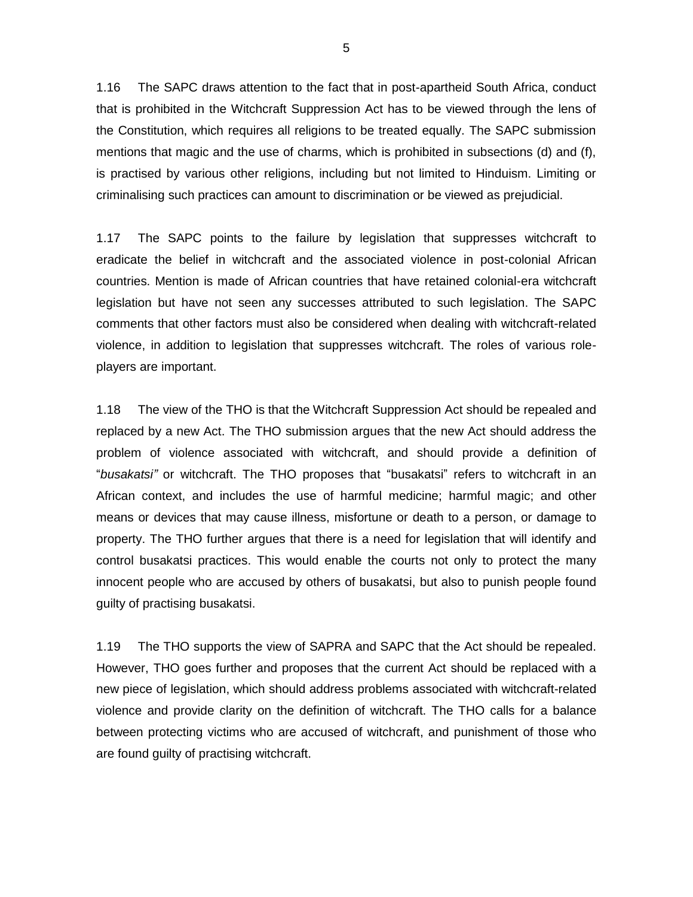1.16 The SAPC draws attention to the fact that in post-apartheid South Africa, conduct that is prohibited in the Witchcraft Suppression Act has to be viewed through the lens of the Constitution, which requires all religions to be treated equally. The SAPC submission mentions that magic and the use of charms, which is prohibited in subsections (d) and (f), is practised by various other religions, including but not limited to Hinduism. Limiting or criminalising such practices can amount to discrimination or be viewed as prejudicial.

1.17 The SAPC points to the failure by legislation that suppresses witchcraft to eradicate the belief in witchcraft and the associated violence in post-colonial African countries. Mention is made of African countries that have retained colonial-era witchcraft legislation but have not seen any successes attributed to such legislation. The SAPC comments that other factors must also be considered when dealing with witchcraft-related violence, in addition to legislation that suppresses witchcraft. The roles of various role-players are important.

1.18 The view of the THO is that the Witchcraft Suppression Act should be repealed and replaced by a new Act. The THO submission argues that the new Act should address the problem of violence associated with witchcraft, and should provide a definition of "*busakatsi"* or witchcraft. The THO proposes that "busakatsi" refers to witchcraft in an African context, and includes the use of harmful medicine; harmful magic; and other means or devices that may cause illness, misfortune or death to a person, or damage to property. The THO further argues that there is a need for legislation that will identify and control busakatsi practices. This would enable the courts not only to protect the many innocent people who are accused by others of busakatsi, but also to punish people found guilty of practising busakatsi.

1.19 The THO supports the view of SAPRA and SAPC that the Act should be repealed. However, THO goes further and proposes that the current Act should be replaced with a new piece of legislation, which should address problems associated with witchcraft-related violence and provide clarity on the definition of witchcraft. The THO calls for a balance between protecting victims who are accused of witchcraft, and punishment of those who are found guilty of practising witchcraft.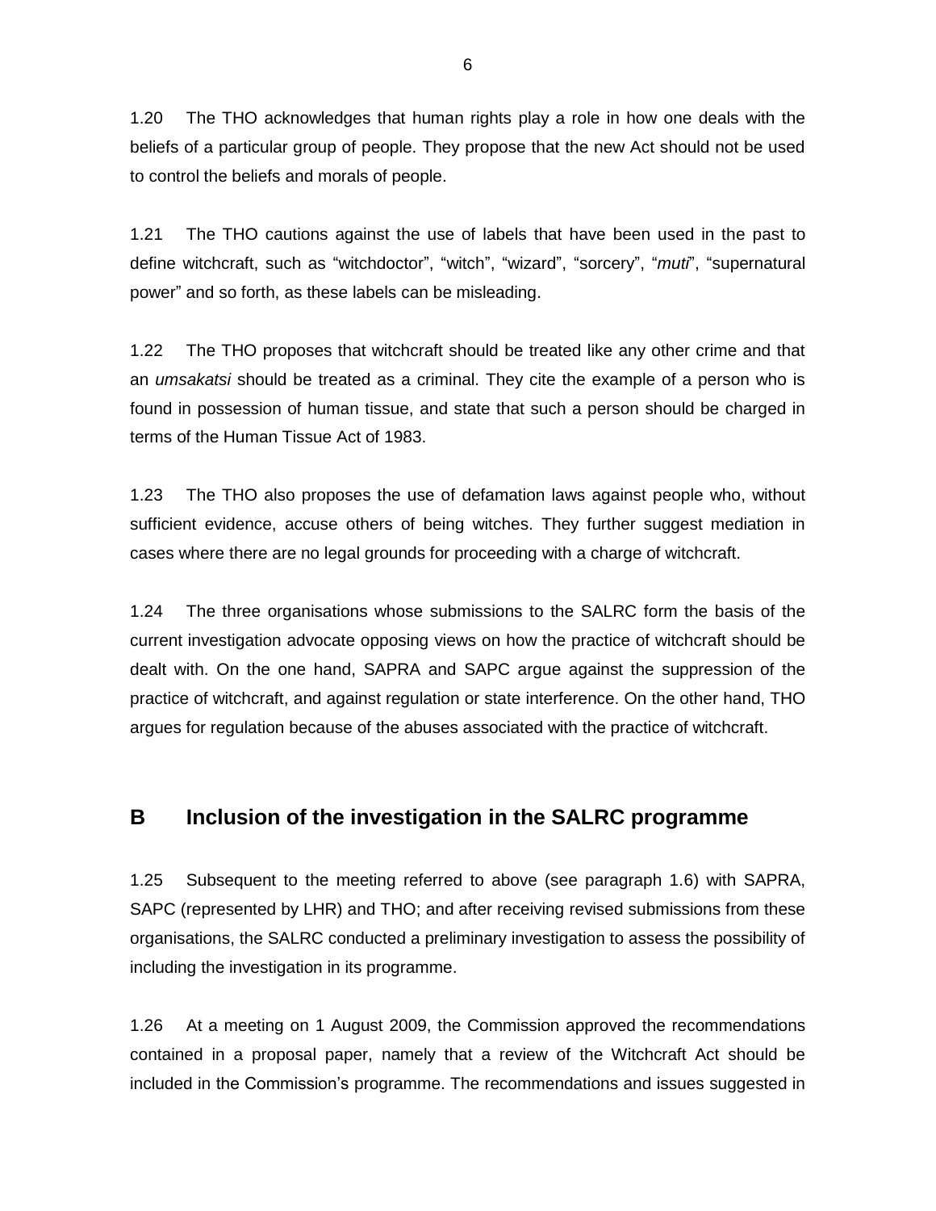1.20 The THO acknowledges that human rights play a role in how one deals with the beliefs of a particular group of people. They propose that the new Act should not be used to control the beliefs and morals of people.

1.21 The THO cautions against the use of labels that have been used in the past to define witchcraft, such as "witchdoctor", "witch", "wizard", "sorcery", "*muti*", "supernatural power" and so forth, as these labels can be misleading.

1.22 The THO proposes that witchcraft should be treated like any other crime and that an *umsakatsi* should be treated as a criminal. They cite the example of a person who is found in possession of human tissue, and state that such a person should be charged in terms of the Human Tissue Act of 1983.

1.23 The THO also proposes the use of defamation laws against people who, without sufficient evidence, accuse others of being witches. They further suggest mediation in cases where there are no legal grounds for proceeding with a charge of witchcraft.

1.24 The three organisations whose submissions to the SALRC form the basis of the current investigation advocate opposing views on how the practice of witchcraft should be dealt with. On the one hand, SAPRA and SAPC argue against the suppression of the practice of witchcraft, and against regulation or state interference. On the other hand, THO argues for regulation because of the abuses associated with the practice of witchcraft.

## B Inclusion of the investigation in the SALRC programme

1.25 Subsequent to the meeting referred to above (see paragraph 1.6) with SAPRA, SAPC (represented by LHR) and THO; and after receiving revised submissions from these organisations, the SALRC conducted a preliminary investigation to assess the possibility of including the investigation in its programme.

1.26 At a meeting on 1 August 2009, the Commission approved the recommendations contained in a proposal paper, namely that a review of the Witchcraft Act should be included in the Commission's programme. The recommendations and issues suggested in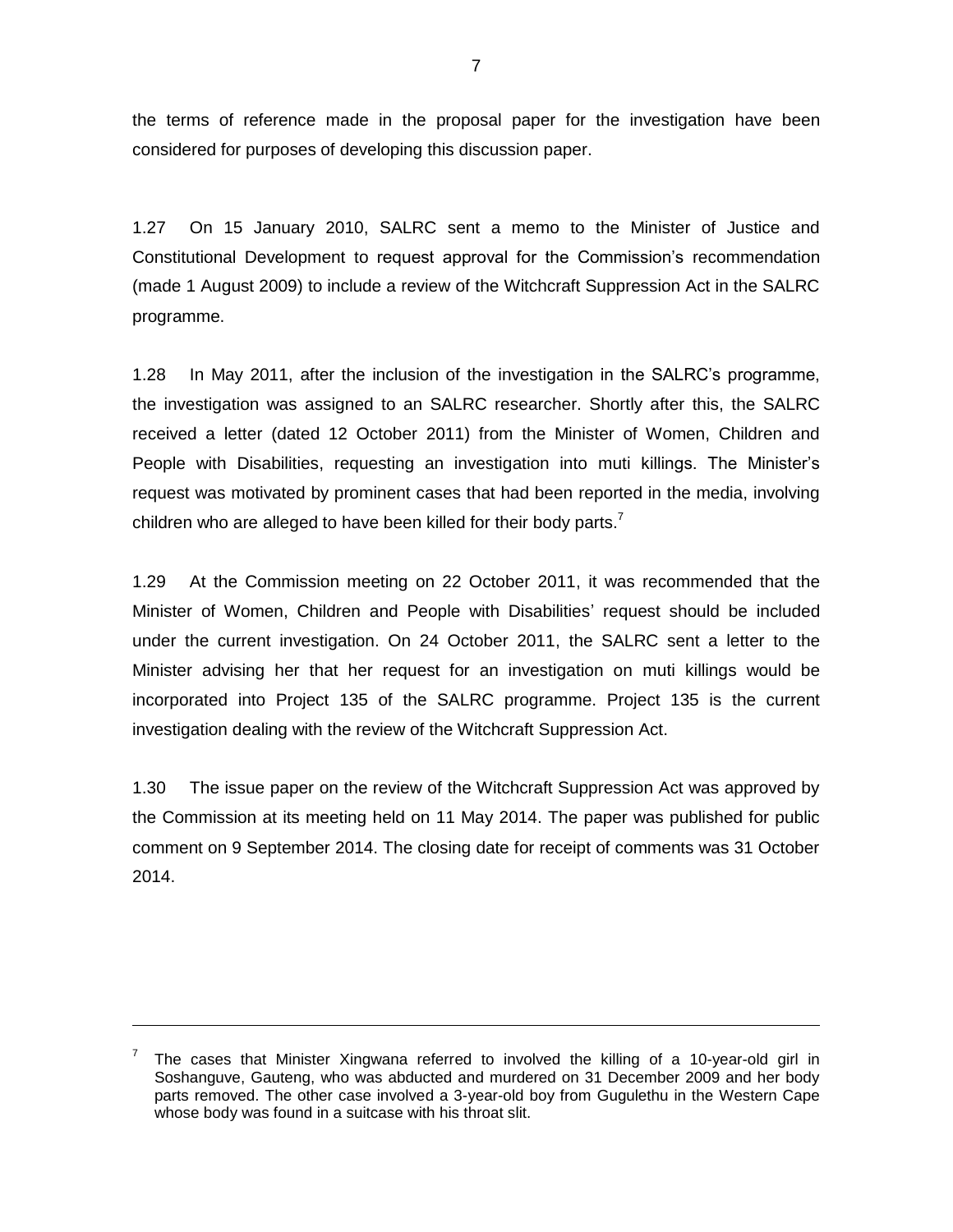the terms of reference made in the proposal paper for the investigation have been considered for purposes of developing this discussion paper.

1.27 On 15 January 2010, SALRC sent a memo to the Minister of Justice and Constitutional Development to request approval for the Commission's recommendation (made 1 August 2009) to include a review of the Witchcraft Suppression Act in the SALRC programme.

1.28 In May 2011, after the inclusion of the investigation in the SALRC's programme, the investigation was assigned to an SALRC researcher. Shortly after this, the SALRC received a letter (dated 12 October 2011) from the Minister of Women, Children and People with Disabilities, requesting an investigation into muti killings. The Minister's request was motivated by prominent cases that had been reported in the media, involving children who are alleged to have been killed for their body parts.[7]

1.29 At the Commission meeting on 22 October 2011, it was recommended that the Minister of Women, Children and People with Disabilities' request should be included under the current investigation. On 24 October 2011, the SALRC sent a letter to the Minister advising her that her request for an investigation on muti killings would be incorporated into Project 135 of the SALRC programme. Project 135 is the current investigation dealing with the review of the Witchcraft Suppression Act.

1.30 The issue paper on the review of the Witchcraft Suppression Act was approved by the Commission at its meeting held on 11 May 2014. The paper was published for public comment on 9 September 2014. The closing date for receipt of comments was 31 October 2014.

---

[7] The cases that Minister Xingwana referred to involved the killing of a 10-year-old girl in Soshanguve, Gauteng, who was abducted and murdered on 31 December 2009 and her body parts removed. The other case involved a 3-year-old boy from Gugulethu in the Western Cape whose body was found in a suitcase with his throat slit.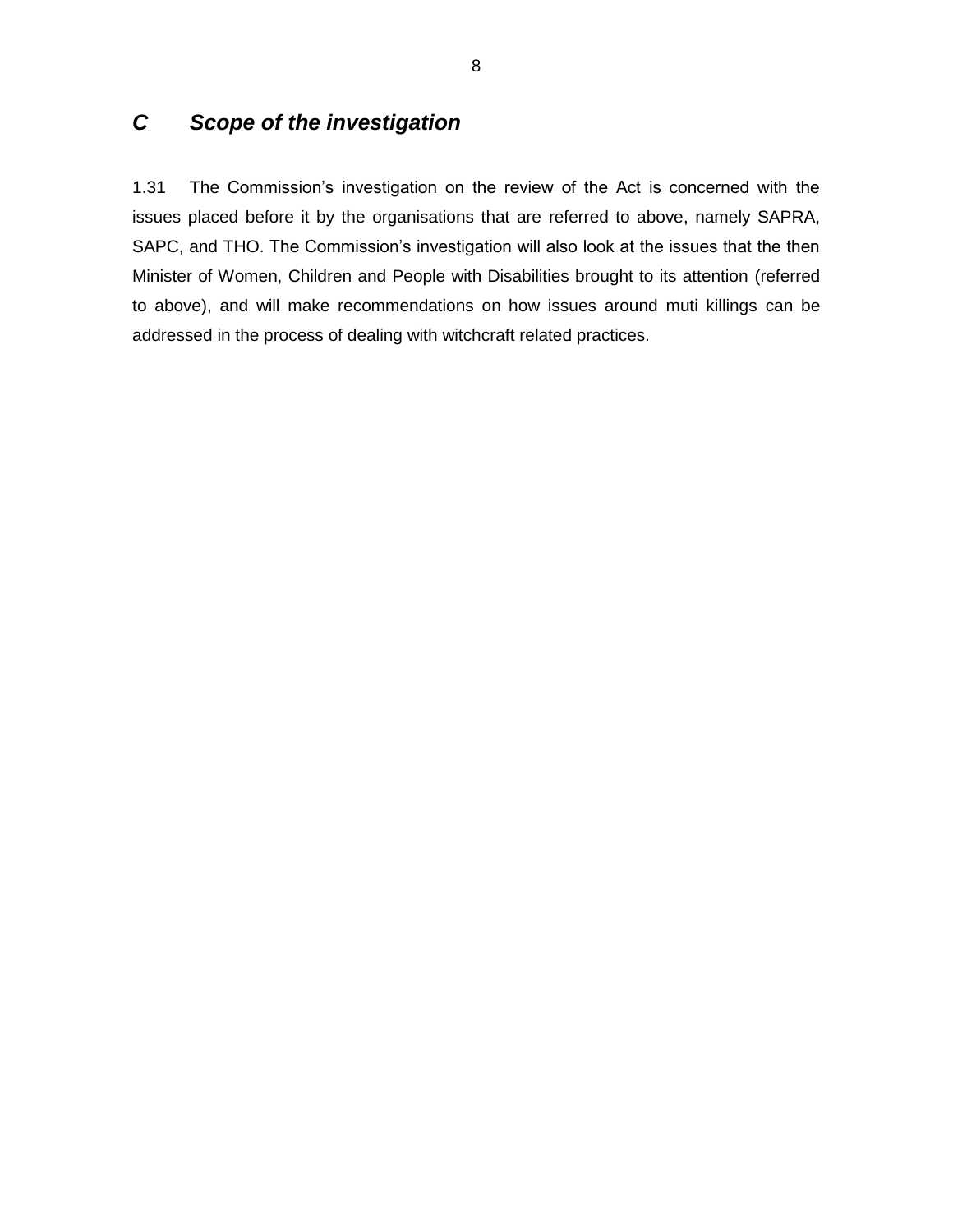## *C Scope of the investigation*

1.31 The Commission's investigation on the review of the Act is concerned with the issues placed before it by the organisations that are referred to above, namely SAPRA, SAPC, and THO. The Commission's investigation will also look at the issues that the then Minister of Women, Children and People with Disabilities brought to its attention (referred to above), and will make recommendations on how issues around muti killings can be addressed in the process of dealing with witchcraft related practices.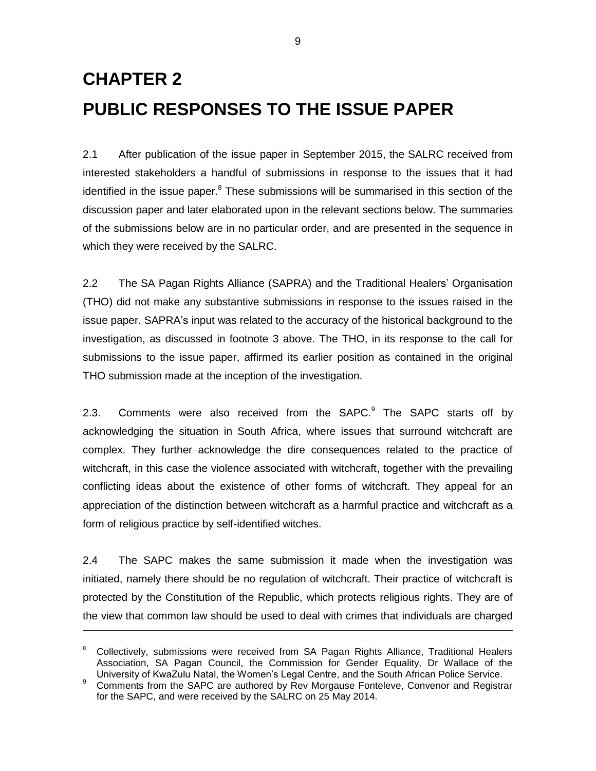# CHAPTER 2

# PUBLIC RESPONSES TO THE ISSUE PAPER

2.1 After publication of the issue paper in September 2015, the SALRC received from interested stakeholders a handful of submissions in response to the issues that it had identified in the issue paper.[8] These submissions will be summarised in this section of the discussion paper and later elaborated upon in the relevant sections below. The summaries of the submissions below are in no particular order, and are presented in the sequence in which they were received by the SALRC.

2.2 The SA Pagan Rights Alliance (SAPRA) and the Traditional Healers' Organisation (THO) did not make any substantive submissions in response to the issues raised in the issue paper. SAPRA's input was related to the accuracy of the historical background to the investigation, as discussed in footnote 3 above. The THO, in its response to the call for submissions to the issue paper, affirmed its earlier position as contained in the original THO submission made at the inception of the investigation.

2.3. Comments were also received from the SAPC.[9] The SAPC starts off by acknowledging the situation in South Africa, where issues that surround witchcraft are complex. They further acknowledge the dire consequences related to the practice of witchcraft, in this case the violence associated with witchcraft, together with the prevailing conflicting ideas about the existence of other forms of witchcraft. They appeal for an appreciation of the distinction between witchcraft as a harmful practice and witchcraft as a form of religious practice by self-identified witches.

2.4 The SAPC makes the same submission it made when the investigation was initiated, namely there should be no regulation of witchcraft. Their practice of witchcraft is protected by the Constitution of the Republic, which protects religious rights. They are of the view that common law should be used to deal with crimes that individuals are charged

---

[8] Collectively, submissions were received from SA Pagan Rights Alliance, Traditional Healers Association, SA Pagan Council, the Commission for Gender Equality, Dr Wallace of the University of KwaZulu Natal, the Women's Legal Centre, and the South African Police Service.

[9] Comments from the SAPC are authored by Rev Morgause Fonteleve, Convenor and Registrar for the SAPC, and were received by the SALRC on 25 May 2014.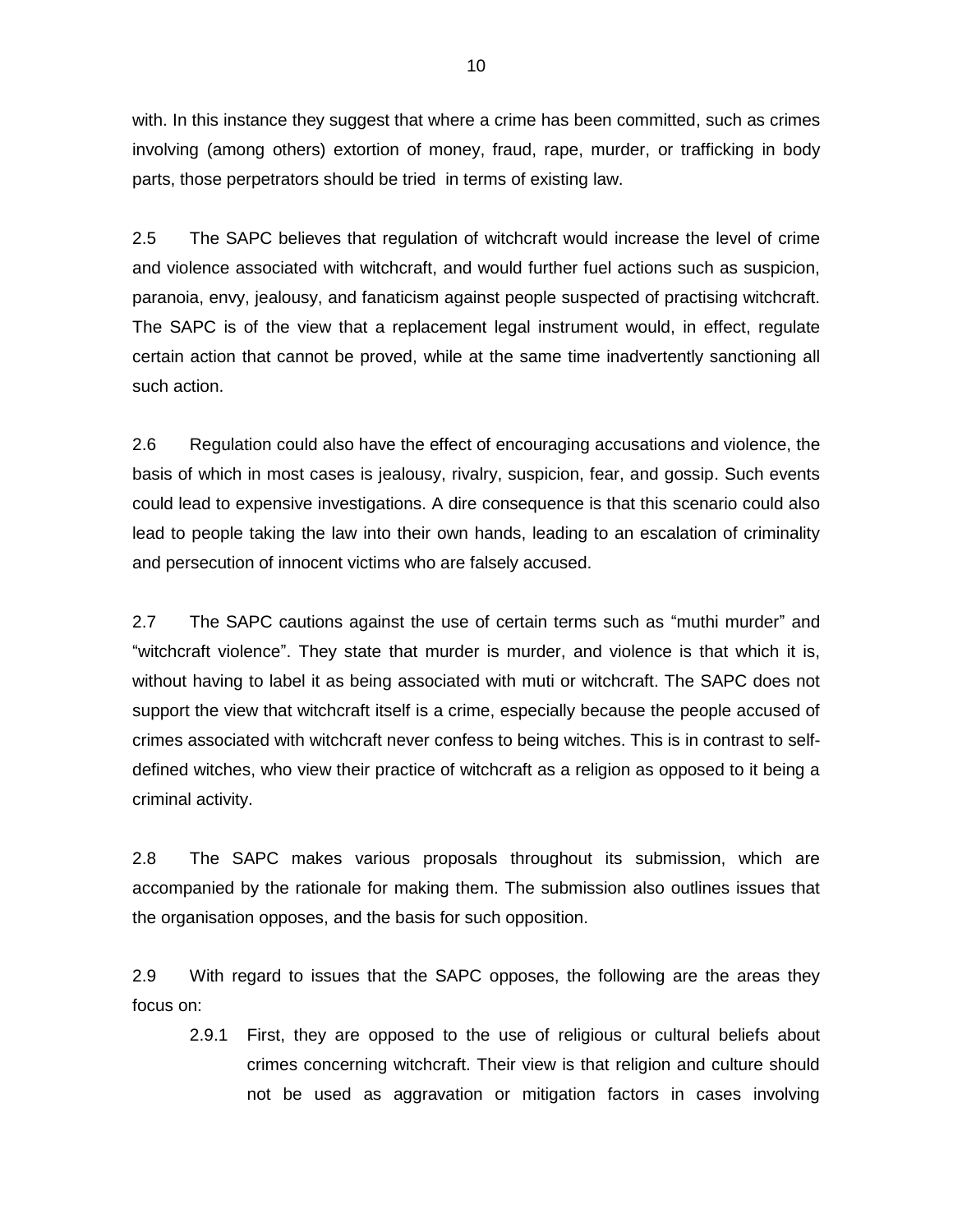with. In this instance they suggest that where a crime has been committed, such as crimes involving (among others) extortion of money, fraud, rape, murder, or trafficking in body parts, those perpetrators should be tried in terms of existing law.

2.5 The SAPC believes that regulation of witchcraft would increase the level of crime and violence associated with witchcraft, and would further fuel actions such as suspicion, paranoia, envy, jealousy, and fanaticism against people suspected of practising witchcraft. The SAPC is of the view that a replacement legal instrument would, in effect, regulate certain action that cannot be proved, while at the same time inadvertently sanctioning all such action.

2.6 Regulation could also have the effect of encouraging accusations and violence, the basis of which in most cases is jealousy, rivalry, suspicion, fear, and gossip. Such events could lead to expensive investigations. A dire consequence is that this scenario could also lead to people taking the law into their own hands, leading to an escalation of criminality and persecution of innocent victims who are falsely accused.

2.7 The SAPC cautions against the use of certain terms such as "muthi murder" and "witchcraft violence". They state that murder is murder, and violence is that which it is, without having to label it as being associated with muti or witchcraft. The SAPC does not support the view that witchcraft itself is a crime, especially because the people accused of crimes associated with witchcraft never confess to being witches. This is in contrast to self-defined witches, who view their practice of witchcraft as a religion as opposed to it being a criminal activity.

2.8 The SAPC makes various proposals throughout its submission, which are accompanied by the rationale for making them. The submission also outlines issues that the organisation opposes, and the basis for such opposition.

2.9 With regard to issues that the SAPC opposes, the following are the areas they focus on:

2.9.1 First, they are opposed to the use of religious or cultural beliefs about crimes concerning witchcraft. Their view is that religion and culture should not be used as aggravation or mitigation factors in cases involving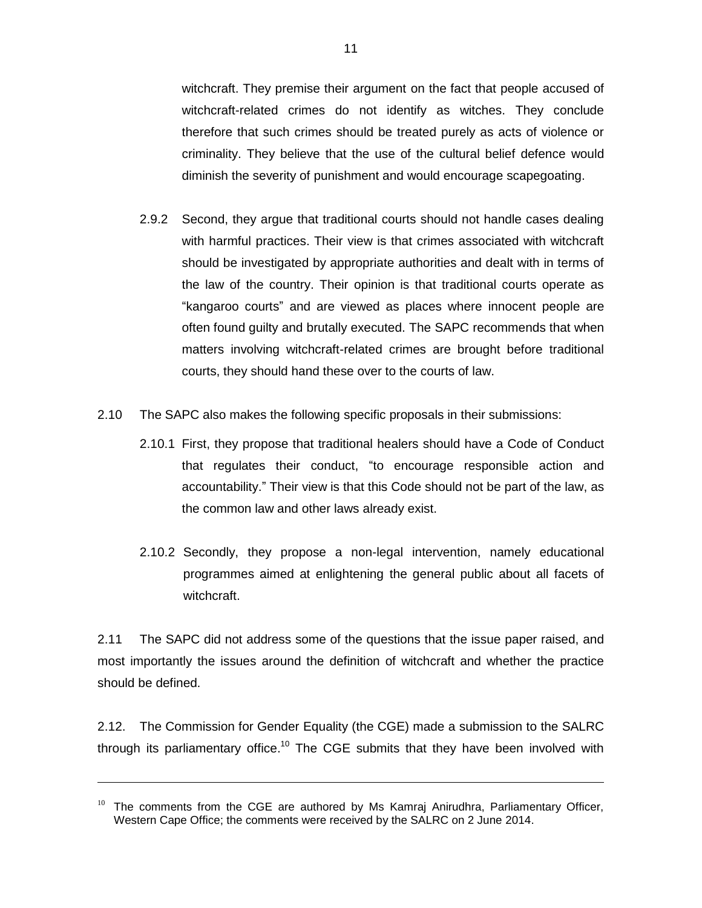witchcraft. They premise their argument on the fact that people accused of witchcraft-related crimes do not identify as witches. They conclude therefore that such crimes should be treated purely as acts of violence or criminality. They believe that the use of the cultural belief defence would diminish the severity of punishment and would encourage scapegoating.

2.9.2 Second, they argue that traditional courts should not handle cases dealing with harmful practices. Their view is that crimes associated with witchcraft should be investigated by appropriate authorities and dealt with in terms of the law of the country. Their opinion is that traditional courts operate as "kangaroo courts" and are viewed as places where innocent people are often found guilty and brutally executed. The SAPC recommends that when matters involving witchcraft-related crimes are brought before traditional courts, they should hand these over to the courts of law.

2.10 The SAPC also makes the following specific proposals in their submissions:

2.10.1 First, they propose that traditional healers should have a Code of Conduct that regulates their conduct, "to encourage responsible action and accountability." Their view is that this Code should not be part of the law, as the common law and other laws already exist.

2.10.2 Secondly, they propose a non-legal intervention, namely educational programmes aimed at enlightening the general public about all facets of witchcraft.

2.11 The SAPC did not address some of the questions that the issue paper raised, and most importantly the issues around the definition of witchcraft and whether the practice should be defined.

2.12. The Commission for Gender Equality (the CGE) made a submission to the SALRC through its parliamentary office.[10] The CGE submits that they have been involved with

---

[10] The comments from the CGE are authored by Ms Kamraj Anirudhra, Parliamentary Officer, Western Cape Office; the comments were received by the SALRC on 2 June 2014.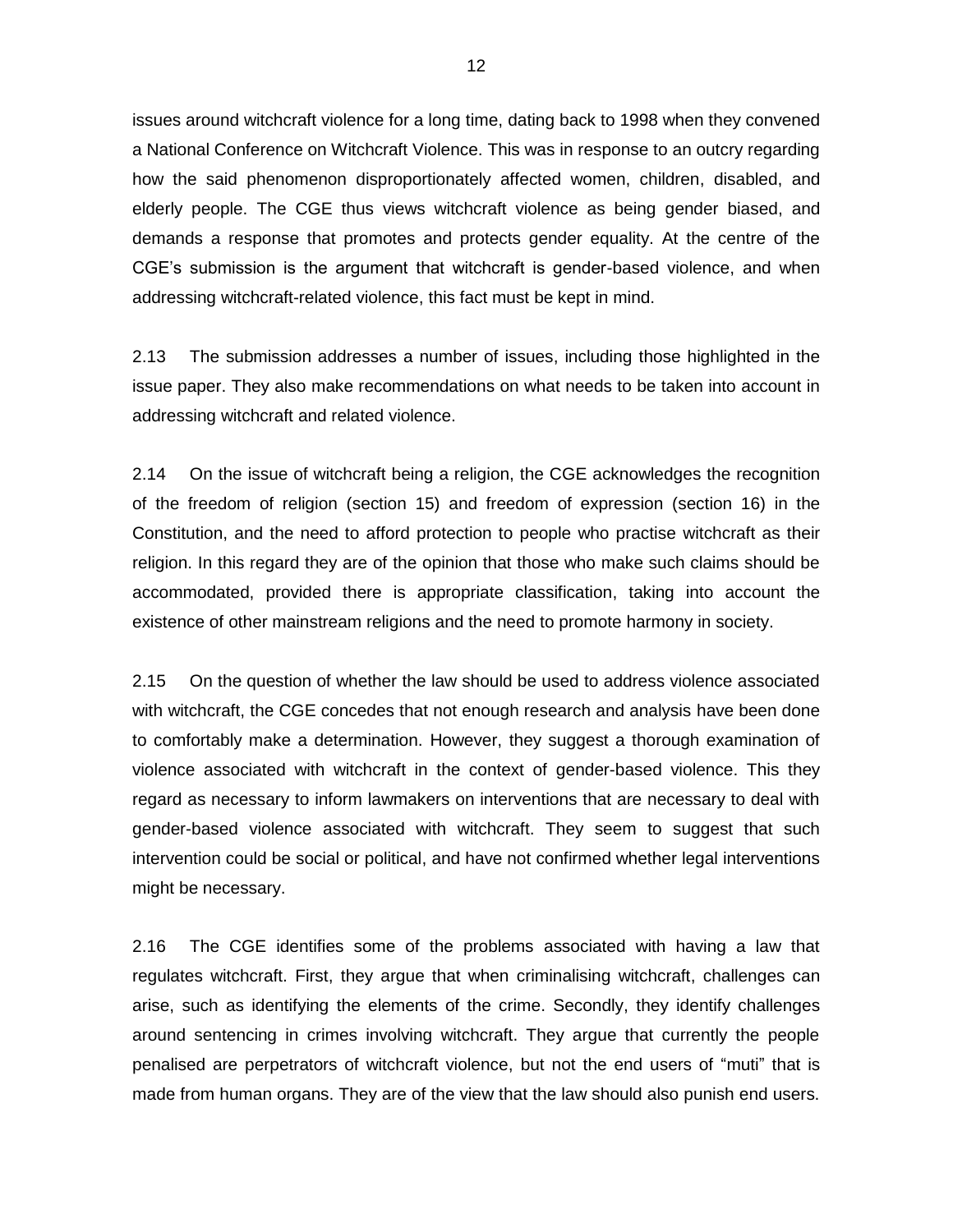issues around witchcraft violence for a long time, dating back to 1998 when they convened a National Conference on Witchcraft Violence. This was in response to an outcry regarding how the said phenomenon disproportionately affected women, children, disabled, and elderly people. The CGE thus views witchcraft violence as being gender biased, and demands a response that promotes and protects gender equality. At the centre of the CGE's submission is the argument that witchcraft is gender-based violence, and when addressing witchcraft-related violence, this fact must be kept in mind.

2.13 The submission addresses a number of issues, including those highlighted in the issue paper. They also make recommendations on what needs to be taken into account in addressing witchcraft and related violence.

2.14 On the issue of witchcraft being a religion, the CGE acknowledges the recognition of the freedom of religion (section 15) and freedom of expression (section 16) in the Constitution, and the need to afford protection to people who practise witchcraft as their religion. In this regard they are of the opinion that those who make such claims should be accommodated, provided there is appropriate classification, taking into account the existence of other mainstream religions and the need to promote harmony in society.

2.15 On the question of whether the law should be used to address violence associated with witchcraft, the CGE concedes that not enough research and analysis have been done to comfortably make a determination. However, they suggest a thorough examination of violence associated with witchcraft in the context of gender-based violence. This they regard as necessary to inform lawmakers on interventions that are necessary to deal with gender-based violence associated with witchcraft. They seem to suggest that such intervention could be social or political, and have not confirmed whether legal interventions might be necessary.

2.16 The CGE identifies some of the problems associated with having a law that regulates witchcraft. First, they argue that when criminalising witchcraft, challenges can arise, such as identifying the elements of the crime. Secondly, they identify challenges around sentencing in crimes involving witchcraft. They argue that currently the people penalised are perpetrators of witchcraft violence, but not the end users of "muti" that is made from human organs. They are of the view that the law should also punish end users.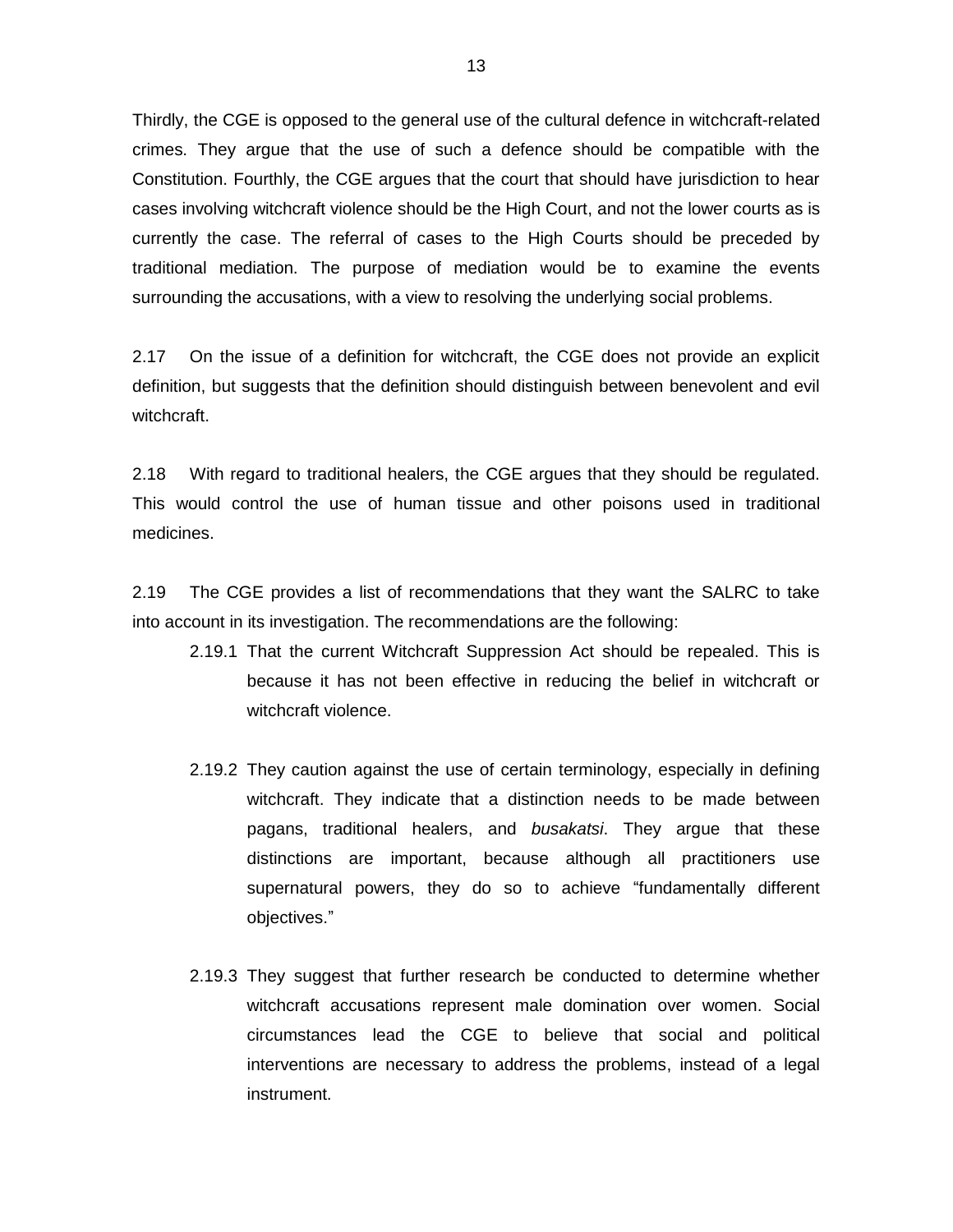Thirdly, the CGE is opposed to the general use of the cultural defence in witchcraft-related crimes. They argue that the use of such a defence should be compatible with the Constitution. Fourthly, the CGE argues that the court that should have jurisdiction to hear cases involving witchcraft violence should be the High Court, and not the lower courts as is currently the case. The referral of cases to the High Courts should be preceded by traditional mediation. The purpose of mediation would be to examine the events surrounding the accusations, with a view to resolving the underlying social problems.

2.17 On the issue of a definition for witchcraft, the CGE does not provide an explicit definition, but suggests that the definition should distinguish between benevolent and evil witchcraft.

2.18 With regard to traditional healers, the CGE argues that they should be regulated. This would control the use of human tissue and other poisons used in traditional medicines.

2.19 The CGE provides a list of recommendations that they want the SALRC to take into account in its investigation. The recommendations are the following:

2.19.1 That the current Witchcraft Suppression Act should be repealed. This is because it has not been effective in reducing the belief in witchcraft or witchcraft violence.

2.19.2 They caution against the use of certain terminology, especially in defining witchcraft. They indicate that a distinction needs to be made between pagans, traditional healers, and *busakatsi*. They argue that these distinctions are important, because although all practitioners use supernatural powers, they do so to achieve "fundamentally different objectives."

2.19.3 They suggest that further research be conducted to determine whether witchcraft accusations represent male domination over women. Social circumstances lead the CGE to believe that social and political interventions are necessary to address the problems, instead of a legal instrument.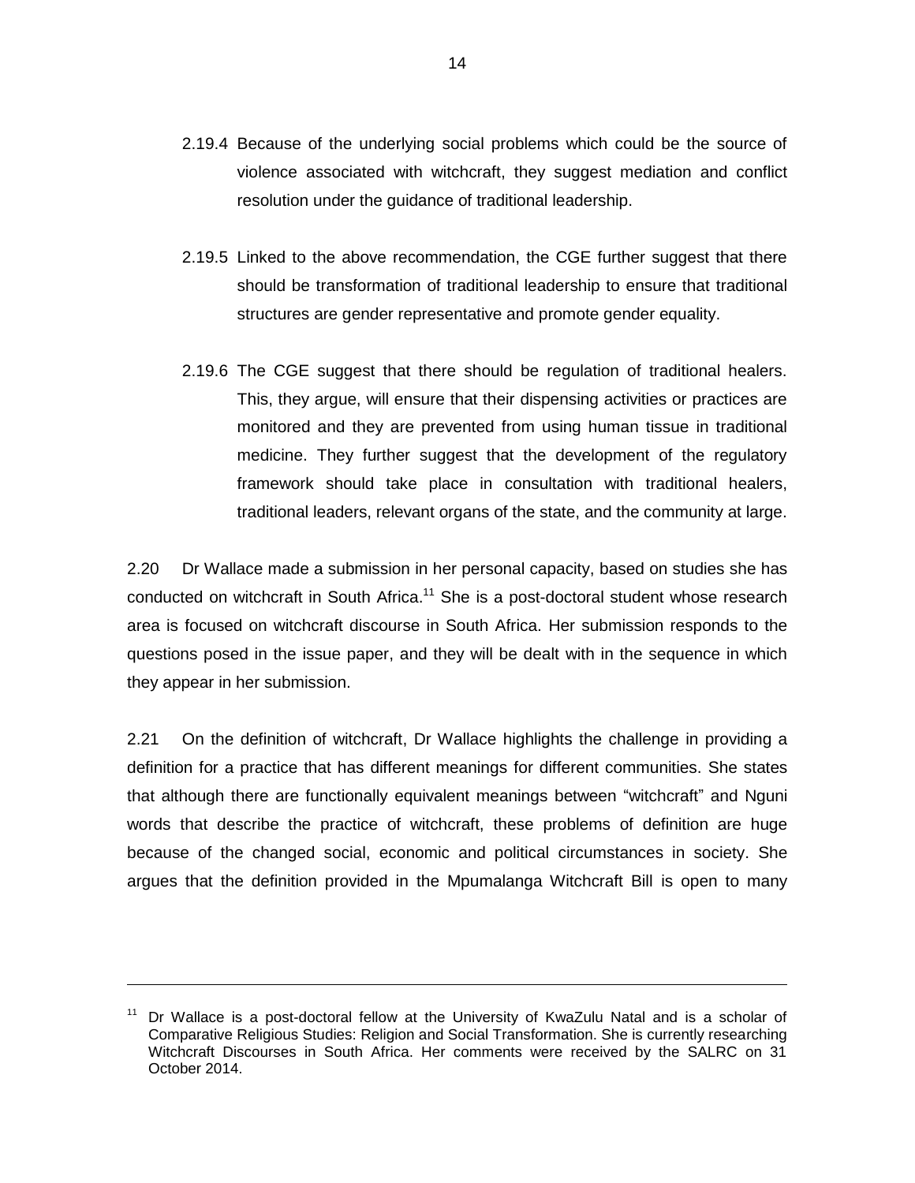2.19.4 Because of the underlying social problems which could be the source of violence associated with witchcraft, they suggest mediation and conflict resolution under the guidance of traditional leadership.

2.19.5 Linked to the above recommendation, the CGE further suggest that there should be transformation of traditional leadership to ensure that traditional structures are gender representative and promote gender equality.

2.19.6 The CGE suggest that there should be regulation of traditional healers. This, they argue, will ensure that their dispensing activities or practices are monitored and they are prevented from using human tissue in traditional medicine. They further suggest that the development of the regulatory framework should take place in consultation with traditional healers, traditional leaders, relevant organs of the state, and the community at large.

2.20 Dr Wallace made a submission in her personal capacity, based on studies she has conducted on witchcraft in South Africa.[11] She is a post-doctoral student whose research area is focused on witchcraft discourse in South Africa. Her submission responds to the questions posed in the issue paper, and they will be dealt with in the sequence in which they appear in her submission.

2.21 On the definition of witchcraft, Dr Wallace highlights the challenge in providing a definition for a practice that has different meanings for different communities. She states that although there are functionally equivalent meanings between "witchcraft" and Nguni words that describe the practice of witchcraft, these problems of definition are huge because of the changed social, economic and political circumstances in society. She argues that the definition provided in the Mpumalanga Witchcraft Bill is open to many

---

[11] Dr Wallace is a post-doctoral fellow at the University of KwaZulu Natal and is a scholar of Comparative Religious Studies: Religion and Social Transformation. She is currently researching Witchcraft Discourses in South Africa. Her comments were received by the SALRC on 31 October 2014.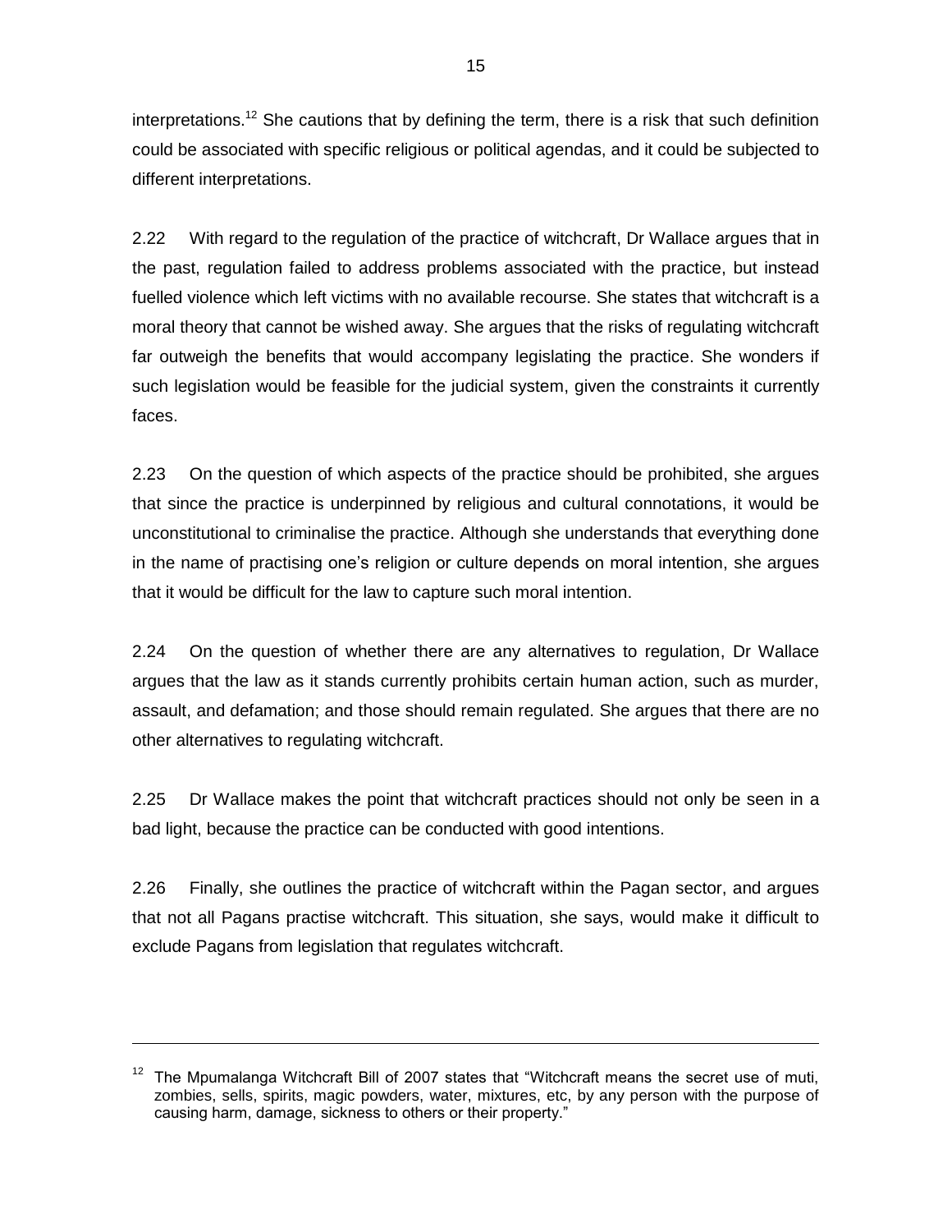interpretations.[12] She cautions that by defining the term, there is a risk that such definition could be associated with specific religious or political agendas, and it could be subjected to different interpretations.

2.22 With regard to the regulation of the practice of witchcraft, Dr Wallace argues that in the past, regulation failed to address problems associated with the practice, but instead fuelled violence which left victims with no available recourse. She states that witchcraft is a moral theory that cannot be wished away. She argues that the risks of regulating witchcraft far outweigh the benefits that would accompany legislating the practice. She wonders if such legislation would be feasible for the judicial system, given the constraints it currently faces.

2.23 On the question of which aspects of the practice should be prohibited, she argues that since the practice is underpinned by religious and cultural connotations, it would be unconstitutional to criminalise the practice. Although she understands that everything done in the name of practising one's religion or culture depends on moral intention, she argues that it would be difficult for the law to capture such moral intention.

2.24 On the question of whether there are any alternatives to regulation, Dr Wallace argues that the law as it stands currently prohibits certain human action, such as murder, assault, and defamation; and those should remain regulated. She argues that there are no other alternatives to regulating witchcraft.

2.25 Dr Wallace makes the point that witchcraft practices should not only be seen in a bad light, because the practice can be conducted with good intentions.

2.26 Finally, she outlines the practice of witchcraft within the Pagan sector, and argues that not all Pagans practise witchcraft. This situation, she says, would make it difficult to exclude Pagans from legislation that regulates witchcraft.

---

[12] The Mpumalanga Witchcraft Bill of 2007 states that "Witchcraft means the secret use of muti, zombies, sells, spirits, magic powders, water, mixtures, etc, by any person with the purpose of causing harm, damage, sickness to others or their property."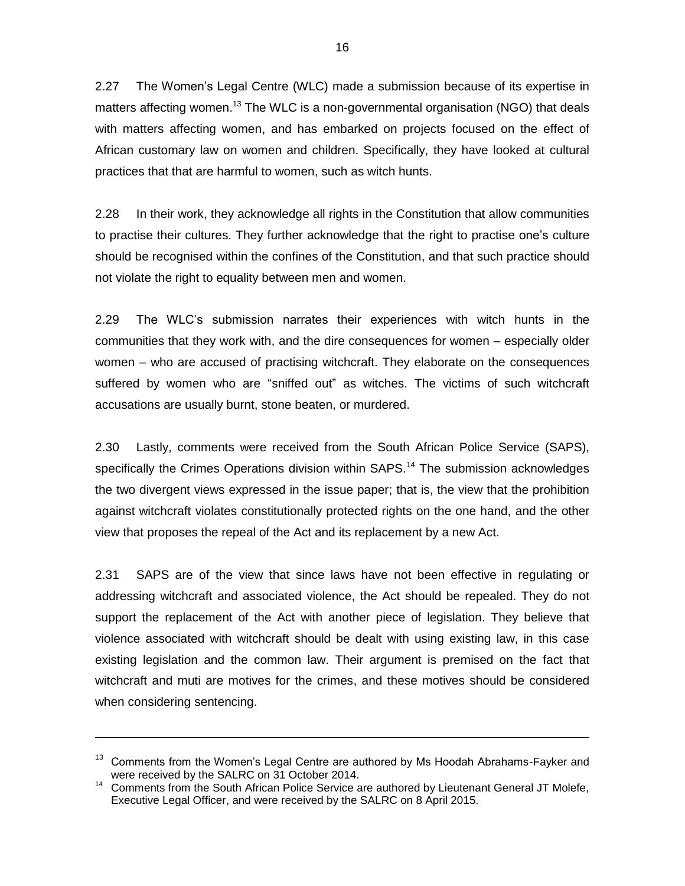2.27 The Women's Legal Centre (WLC) made a submission because of its expertise in matters affecting women.[13] The WLC is a non-governmental organisation (NGO) that deals with matters affecting women, and has embarked on projects focused on the effect of African customary law on women and children. Specifically, they have looked at cultural practices that that are harmful to women, such as witch hunts.

2.28 In their work, they acknowledge all rights in the Constitution that allow communities to practise their cultures. They further acknowledge that the right to practise one's culture should be recognised within the confines of the Constitution, and that such practice should not violate the right to equality between men and women.

2.29 The WLC's submission narrates their experiences with witch hunts in the communities that they work with, and the dire consequences for women – especially older women – who are accused of practising witchcraft. They elaborate on the consequences suffered by women who are "sniffed out" as witches. The victims of such witchcraft accusations are usually burnt, stone beaten, or murdered.

2.30 Lastly, comments were received from the South African Police Service (SAPS), specifically the Crimes Operations division within SAPS.[14] The submission acknowledges the two divergent views expressed in the issue paper; that is, the view that the prohibition against witchcraft violates constitutionally protected rights on the one hand, and the other view that proposes the repeal of the Act and its replacement by a new Act.

2.31 SAPS are of the view that since laws have not been effective in regulating or addressing witchcraft and associated violence, the Act should be repealed. They do not support the replacement of the Act with another piece of legislation. They believe that violence associated with witchcraft should be dealt with using existing law, in this case existing legislation and the common law. Their argument is premised on the fact that witchcraft and muti are motives for the crimes, and these motives should be considered when considering sentencing.

---

[13] Comments from the Women's Legal Centre are authored by Ms Hoodah Abrahams-Fayker and were received by the SALRC on 31 October 2014.

[14] Comments from the South African Police Service are authored by Lieutenant General JT Molefe, Executive Legal Officer, and were received by the SALRC on 8 April 2015.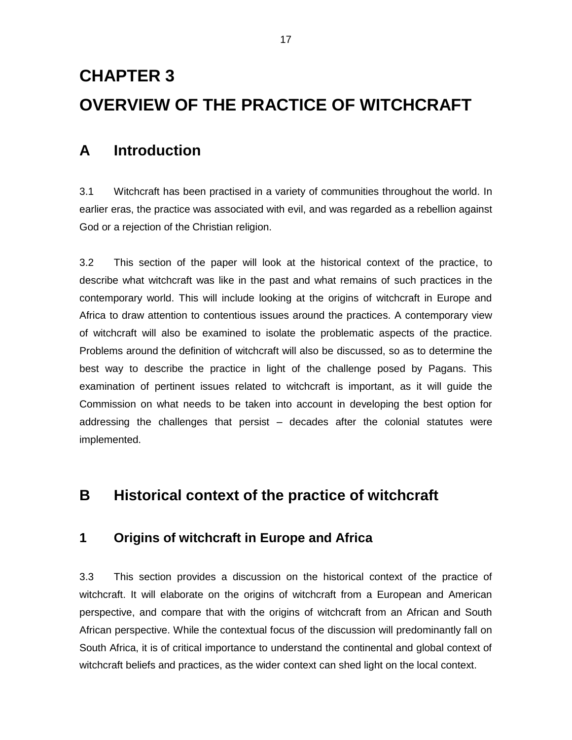# CHAPTER 3

# OVERVIEW OF THE PRACTICE OF WITCHCRAFT

## A Introduction

3.1 Witchcraft has been practised in a variety of communities throughout the world. In earlier eras, the practice was associated with evil, and was regarded as a rebellion against God or a rejection of the Christian religion.

3.2 This section of the paper will look at the historical context of the practice, to describe what witchcraft was like in the past and what remains of such practices in the contemporary world. This will include looking at the origins of witchcraft in Europe and Africa to draw attention to contentious issues around the practices. A contemporary view of witchcraft will also be examined to isolate the problematic aspects of the practice. Problems around the definition of witchcraft will also be discussed, so as to determine the best way to describe the practice in light of the challenge posed by Pagans. This examination of pertinent issues related to witchcraft is important, as it will guide the Commission on what needs to be taken into account in developing the best option for addressing the challenges that persist – decades after the colonial statutes were implemented.

## B Historical context of the practice of witchcraft

### 1 Origins of witchcraft in Europe and Africa

3.3 This section provides a discussion on the historical context of the practice of witchcraft. It will elaborate on the origins of witchcraft from a European and American perspective, and compare that with the origins of witchcraft from an African and South African perspective. While the contextual focus of the discussion will predominantly fall on South Africa, it is of critical importance to understand the continental and global context of witchcraft beliefs and practices, as the wider context can shed light on the local context.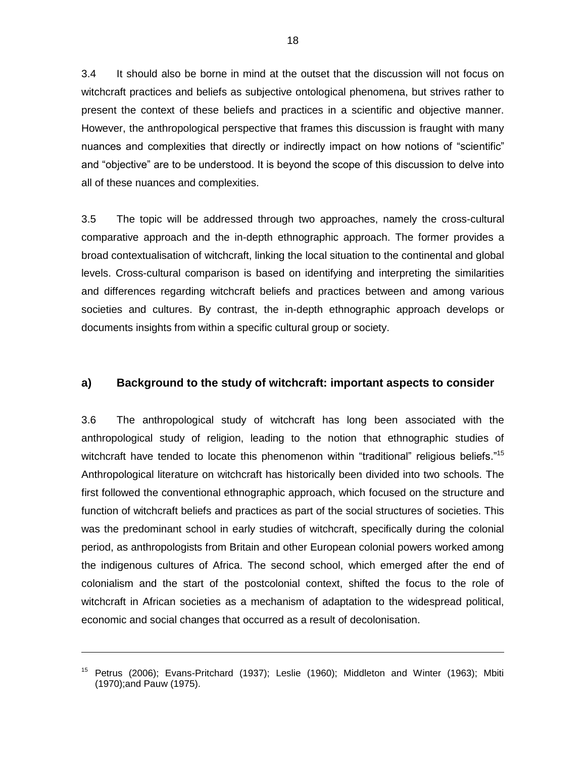3.4 It should also be borne in mind at the outset that the discussion will not focus on witchcraft practices and beliefs as subjective ontological phenomena, but strives rather to present the context of these beliefs and practices in a scientific and objective manner. However, the anthropological perspective that frames this discussion is fraught with many nuances and complexities that directly or indirectly impact on how notions of "scientific" and "objective" are to be understood. It is beyond the scope of this discussion to delve into all of these nuances and complexities.

3.5 The topic will be addressed through two approaches, namely the cross-cultural comparative approach and the in-depth ethnographic approach. The former provides a broad contextualisation of witchcraft, linking the local situation to the continental and global levels. Cross-cultural comparison is based on identifying and interpreting the similarities and differences regarding witchcraft beliefs and practices between and among various societies and cultures. By contrast, the in-depth ethnographic approach develops or documents insights from within a specific cultural group or society.

## a) Background to the study of witchcraft: important aspects to consider

3.6 The anthropological study of witchcraft has long been associated with the anthropological study of religion, leading to the notion that ethnographic studies of witchcraft have tended to locate this phenomenon within "traditional" religious beliefs."[15] Anthropological literature on witchcraft has historically been divided into two schools. The first followed the conventional ethnographic approach, which focused on the structure and function of witchcraft beliefs and practices as part of the social structures of societies. This was the predominant school in early studies of witchcraft, specifically during the colonial period, as anthropologists from Britain and other European colonial powers worked among the indigenous cultures of Africa. The second school, which emerged after the end of colonialism and the start of the postcolonial context, shifted the focus to the role of witchcraft in African societies as a mechanism of adaptation to the widespread political, economic and social changes that occurred as a result of decolonisation.

---

[15] Petrus (2006); Evans-Pritchard (1937); Leslie (1960); Middleton and Winter (1963); Mbiti (1970);and Pauw (1975).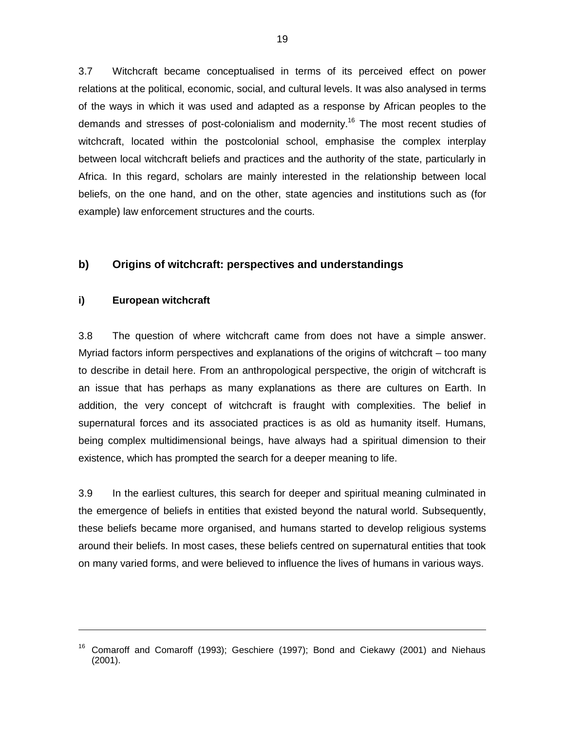3.7 Witchcraft became conceptualised in terms of its perceived effect on power relations at the political, economic, social, and cultural levels. It was also analysed in terms of the ways in which it was used and adapted as a response by African peoples to the demands and stresses of post-colonialism and modernity.[16] The most recent studies of witchcraft, located within the postcolonial school, emphasise the complex interplay between local witchcraft beliefs and practices and the authority of the state, particularly in Africa. In this regard, scholars are mainly interested in the relationship between local beliefs, on the one hand, and on the other, state agencies and institutions such as (for example) law enforcement structures and the courts.

## b) Origins of witchcraft: perspectives and understandings

### i) European witchcraft

3.8 The question of where witchcraft came from does not have a simple answer. Myriad factors inform perspectives and explanations of the origins of witchcraft – too many to describe in detail here. From an anthropological perspective, the origin of witchcraft is an issue that has perhaps as many explanations as there are cultures on Earth. In addition, the very concept of witchcraft is fraught with complexities. The belief in supernatural forces and its associated practices is as old as humanity itself. Humans, being complex multidimensional beings, have always had a spiritual dimension to their existence, which has prompted the search for a deeper meaning to life.

3.9 In the earliest cultures, this search for deeper and spiritual meaning culminated in the emergence of beliefs in entities that existed beyond the natural world. Subsequently, these beliefs became more organised, and humans started to develop religious systems around their beliefs. In most cases, these beliefs centred on supernatural entities that took on many varied forms, and were believed to influence the lives of humans in various ways.

---

[16] Comaroff and Comaroff (1993); Geschiere (1997); Bond and Ciekawy (2001) and Niehaus (2001).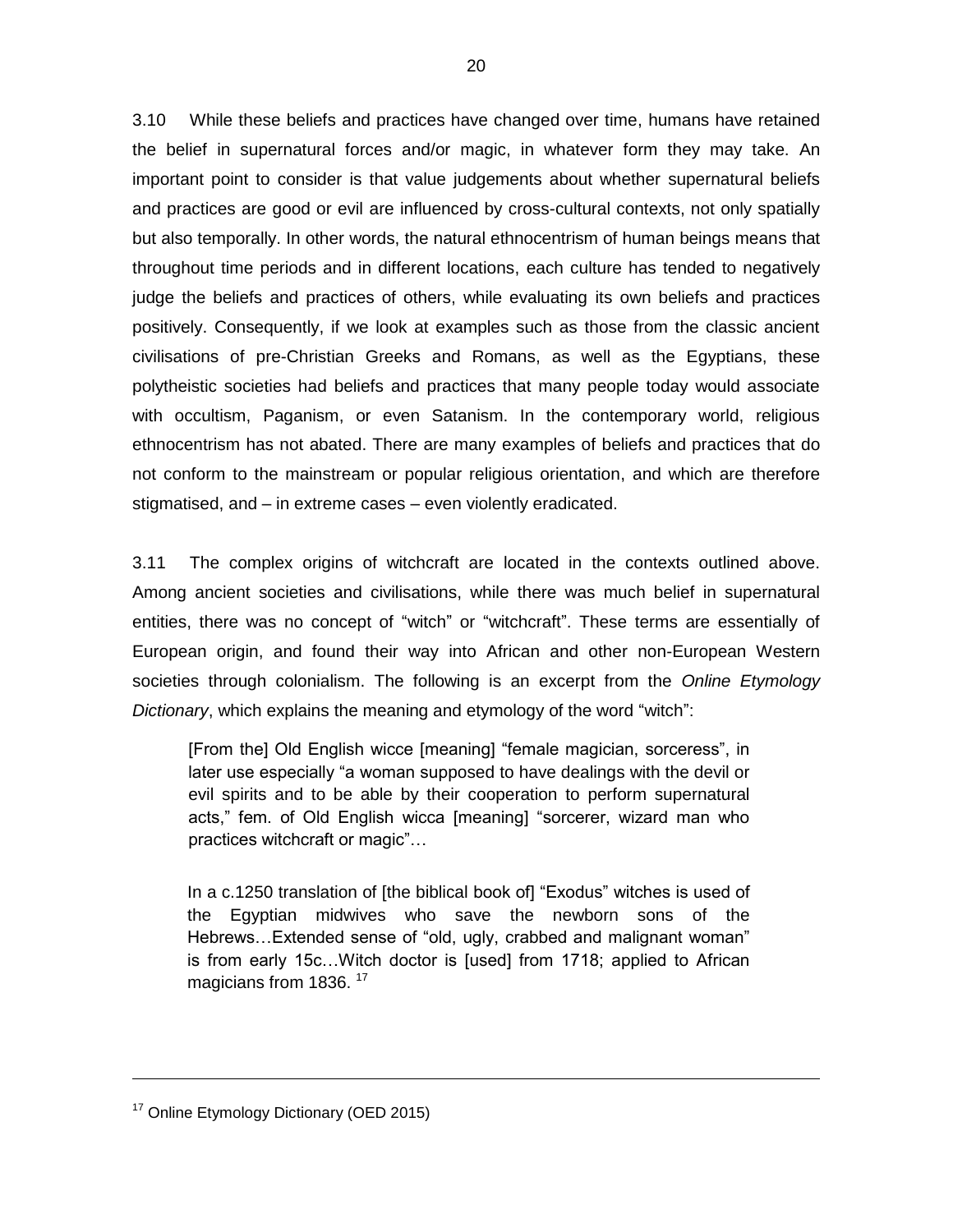3.10 While these beliefs and practices have changed over time, humans have retained the belief in supernatural forces and/or magic, in whatever form they may take. An important point to consider is that value judgements about whether supernatural beliefs and practices are good or evil are influenced by cross-cultural contexts, not only spatially but also temporally. In other words, the natural ethnocentrism of human beings means that throughout time periods and in different locations, each culture has tended to negatively judge the beliefs and practices of others, while evaluating its own beliefs and practices positively. Consequently, if we look at examples such as those from the classic ancient civilisations of pre-Christian Greeks and Romans, as well as the Egyptians, these polytheistic societies had beliefs and practices that many people today would associate with occultism, Paganism, or even Satanism. In the contemporary world, religious ethnocentrism has not abated. There are many examples of beliefs and practices that do not conform to the mainstream or popular religious orientation, and which are therefore stigmatised, and – in extreme cases – even violently eradicated.

3.11 The complex origins of witchcraft are located in the contexts outlined above. Among ancient societies and civilisations, while there was much belief in supernatural entities, there was no concept of "witch" or "witchcraft". These terms are essentially of European origin, and found their way into African and other non-European Western societies through colonialism. The following is an excerpt from the *Online Etymology Dictionary*, which explains the meaning and etymology of the word "witch":

> [From the] Old English wicce [meaning] "female magician, sorceress", in later use especially "a woman supposed to have dealings with the devil or evil spirits and to be able by their cooperation to perform supernatural acts," fem. of Old English wicca [meaning] "sorcerer, wizard man who practices witchcraft or magic"…
>
> In a c.1250 translation of [the biblical book of] "Exodus" witches is used of the Egyptian midwives who save the newborn sons of the Hebrews…Extended sense of "old, ugly, crabbed and malignant woman" is from early 15c…Witch doctor is [used] from 1718; applied to African magicians from 1836. [17]

---

[17] Online Etymology Dictionary (OED 2015)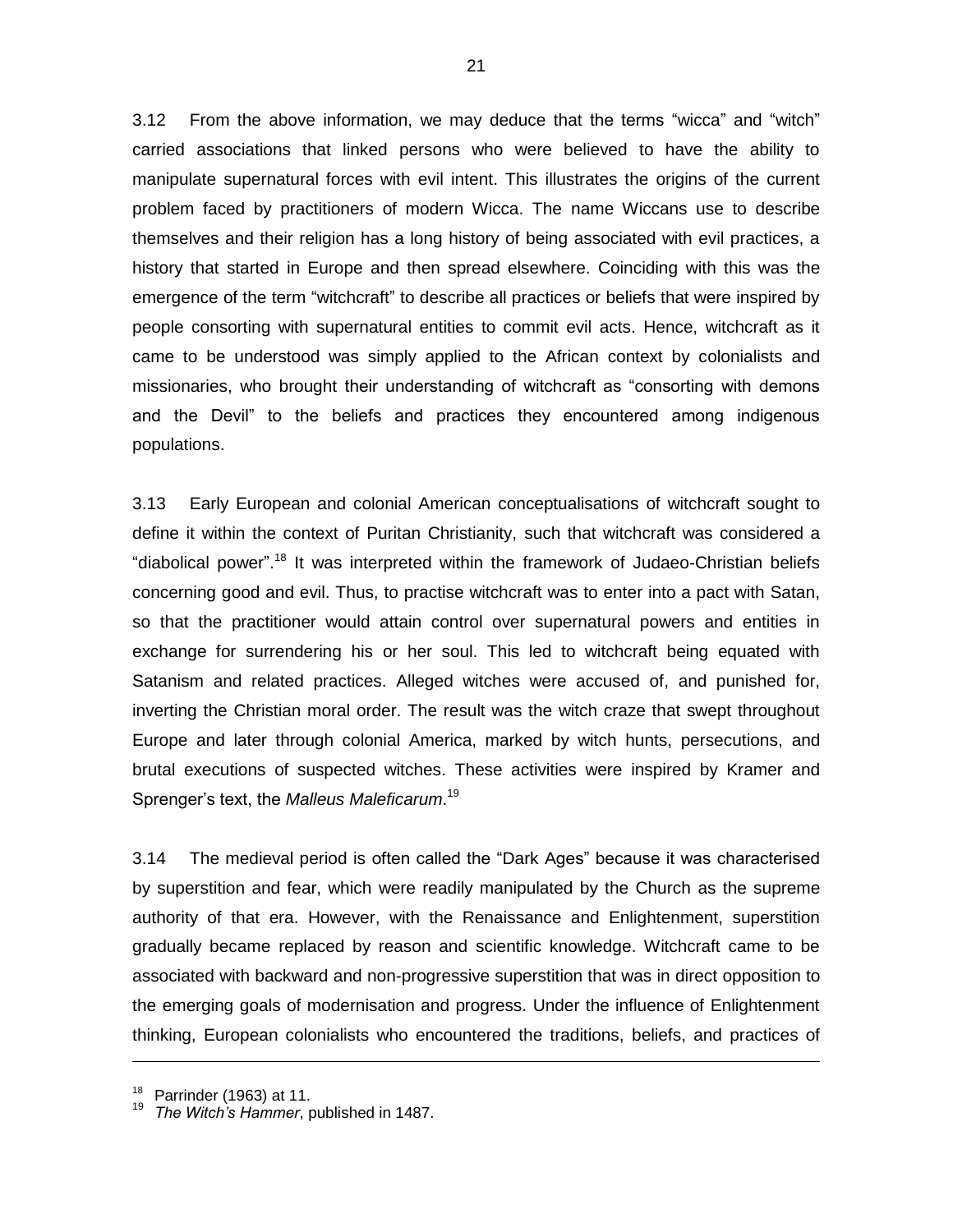3.12 From the above information, we may deduce that the terms "wicca" and "witch" carried associations that linked persons who were believed to have the ability to manipulate supernatural forces with evil intent. This illustrates the origins of the current problem faced by practitioners of modern Wicca. The name Wiccans use to describe themselves and their religion has a long history of being associated with evil practices, a history that started in Europe and then spread elsewhere. Coinciding with this was the emergence of the term "witchcraft" to describe all practices or beliefs that were inspired by people consorting with supernatural entities to commit evil acts. Hence, witchcraft as it came to be understood was simply applied to the African context by colonialists and missionaries, who brought their understanding of witchcraft as "consorting with demons and the Devil" to the beliefs and practices they encountered among indigenous populations.

3.13 Early European and colonial American conceptualisations of witchcraft sought to define it within the context of Puritan Christianity, such that witchcraft was considered a "diabolical power".[18] It was interpreted within the framework of Judaeo-Christian beliefs concerning good and evil. Thus, to practise witchcraft was to enter into a pact with Satan, so that the practitioner would attain control over supernatural powers and entities in exchange for surrendering his or her soul. This led to witchcraft being equated with Satanism and related practices. Alleged witches were accused of, and punished for, inverting the Christian moral order. The result was the witch craze that swept throughout Europe and later through colonial America, marked by witch hunts, persecutions, and brutal executions of suspected witches. These activities were inspired by Kramer and Sprenger's text, the *Malleus Maleficarum*.[19]

3.14 The medieval period is often called the "Dark Ages" because it was characterised by superstition and fear, which were readily manipulated by the Church as the supreme authority of that era. However, with the Renaissance and Enlightenment, superstition gradually became replaced by reason and scientific knowledge. Witchcraft came to be associated with backward and non-progressive superstition that was in direct opposition to the emerging goals of modernisation and progress. Under the influence of Enlightenment thinking, European colonialists who encountered the traditions, beliefs, and practices of

---

[18] Parrinder (1963) at 11.

[19] *The Witch's Hammer*, published in 1487.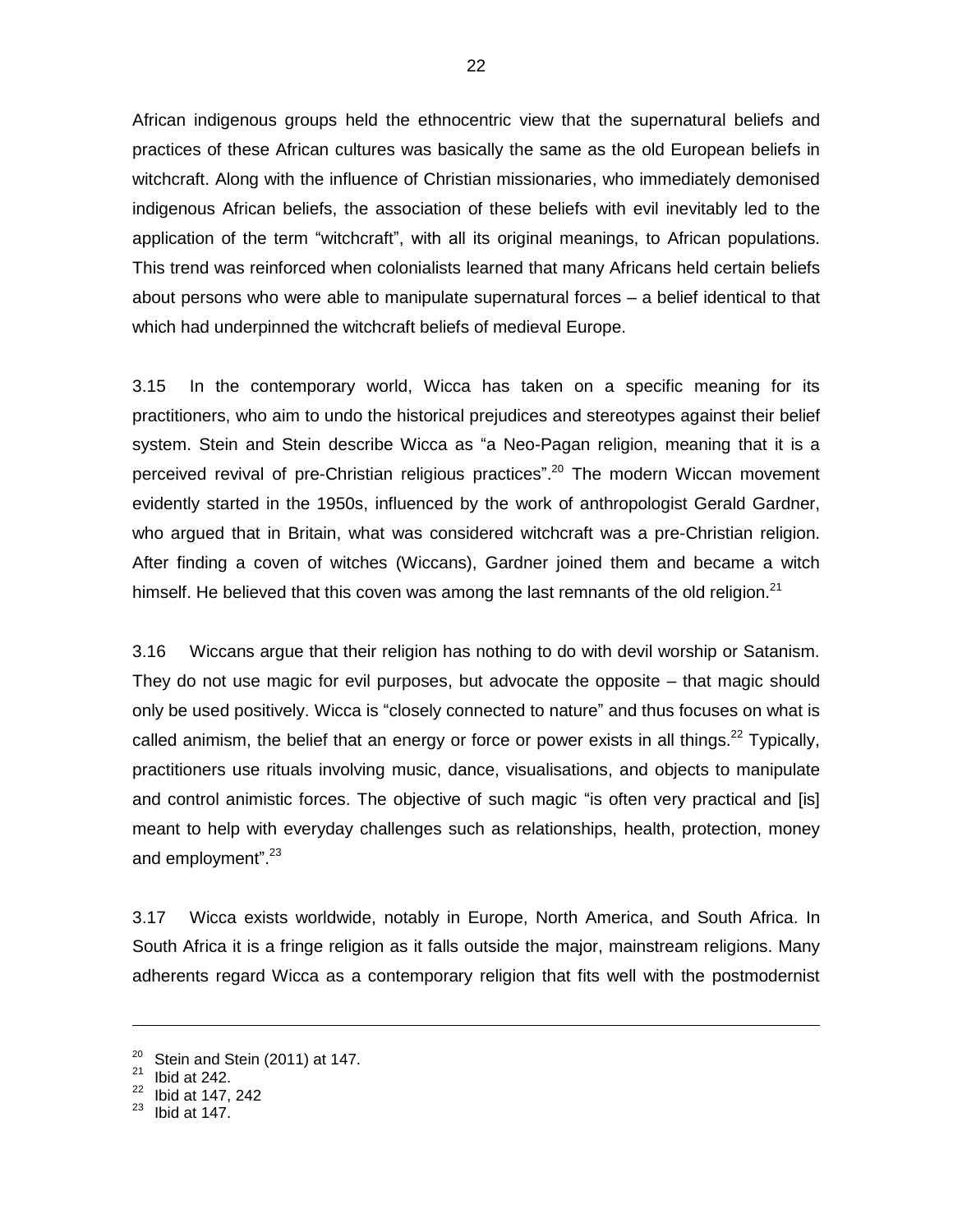African indigenous groups held the ethnocentric view that the supernatural beliefs and practices of these African cultures was basically the same as the old European beliefs in witchcraft. Along with the influence of Christian missionaries, who immediately demonised indigenous African beliefs, the association of these beliefs with evil inevitably led to the application of the term "witchcraft", with all its original meanings, to African populations. This trend was reinforced when colonialists learned that many Africans held certain beliefs about persons who were able to manipulate supernatural forces – a belief identical to that which had underpinned the witchcraft beliefs of medieval Europe.

3.15 In the contemporary world, Wicca has taken on a specific meaning for its practitioners, who aim to undo the historical prejudices and stereotypes against their belief system. Stein and Stein describe Wicca as "a Neo-Pagan religion, meaning that it is a perceived revival of pre-Christian religious practices".[20] The modern Wiccan movement evidently started in the 1950s, influenced by the work of anthropologist Gerald Gardner, who argued that in Britain, what was considered witchcraft was a pre-Christian religion. After finding a coven of witches (Wiccans), Gardner joined them and became a witch himself. He believed that this coven was among the last remnants of the old religion.[21]

3.16 Wiccans argue that their religion has nothing to do with devil worship or Satanism. They do not use magic for evil purposes, but advocate the opposite – that magic should only be used positively. Wicca is "closely connected to nature" and thus focuses on what is called animism, the belief that an energy or force or power exists in all things.[22] Typically, practitioners use rituals involving music, dance, visualisations, and objects to manipulate and control animistic forces. The objective of such magic "is often very practical and [is] meant to help with everyday challenges such as relationships, health, protection, money and employment".[23]

3.17 Wicca exists worldwide, notably in Europe, North America, and South Africa. In South Africa it is a fringe religion as it falls outside the major, mainstream religions. Many adherents regard Wicca as a contemporary religion that fits well with the postmodernist

---

[20] Stein and Stein (2011) at 147.
[21] Ibid at 242.
[22] Ibid at 147, 242
[23] Ibid at 147.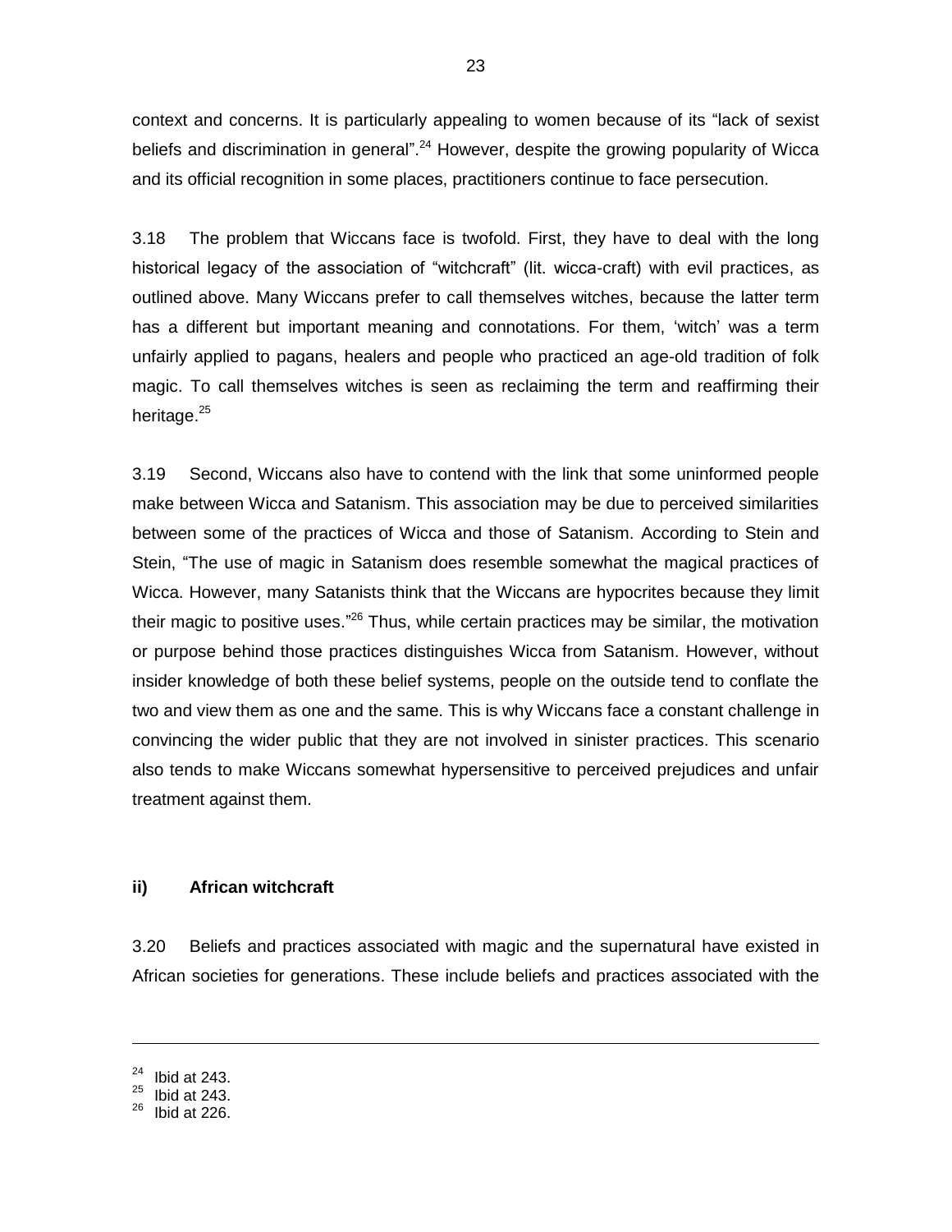context and concerns. It is particularly appealing to women because of its "lack of sexist beliefs and discrimination in general".[24] However, despite the growing popularity of Wicca and its official recognition in some places, practitioners continue to face persecution.

3.18 The problem that Wiccans face is twofold. First, they have to deal with the long historical legacy of the association of "witchcraft" (lit. wicca-craft) with evil practices, as outlined above. Many Wiccans prefer to call themselves witches, because the latter term has a different but important meaning and connotations. For them, 'witch' was a term unfairly applied to pagans, healers and people who practiced an age-old tradition of folk magic. To call themselves witches is seen as reclaiming the term and reaffirming their heritage.[25]

3.19 Second, Wiccans also have to contend with the link that some uninformed people make between Wicca and Satanism. This association may be due to perceived similarities between some of the practices of Wicca and those of Satanism. According to Stein and Stein, "The use of magic in Satanism does resemble somewhat the magical practices of Wicca. However, many Satanists think that the Wiccans are hypocrites because they limit their magic to positive uses."[26] Thus, while certain practices may be similar, the motivation or purpose behind those practices distinguishes Wicca from Satanism. However, without insider knowledge of both these belief systems, people on the outside tend to conflate the two and view them as one and the same. This is why Wiccans face a constant challenge in convincing the wider public that they are not involved in sinister practices. This scenario also tends to make Wiccans somewhat hypersensitive to perceived prejudices and unfair treatment against them.

### ii) African witchcraft

3.20 Beliefs and practices associated with magic and the supernatural have existed in African societies for generations. These include beliefs and practices associated with the

---

[24] Ibid at 243.
[25] Ibid at 243.
[26] Ibid at 226.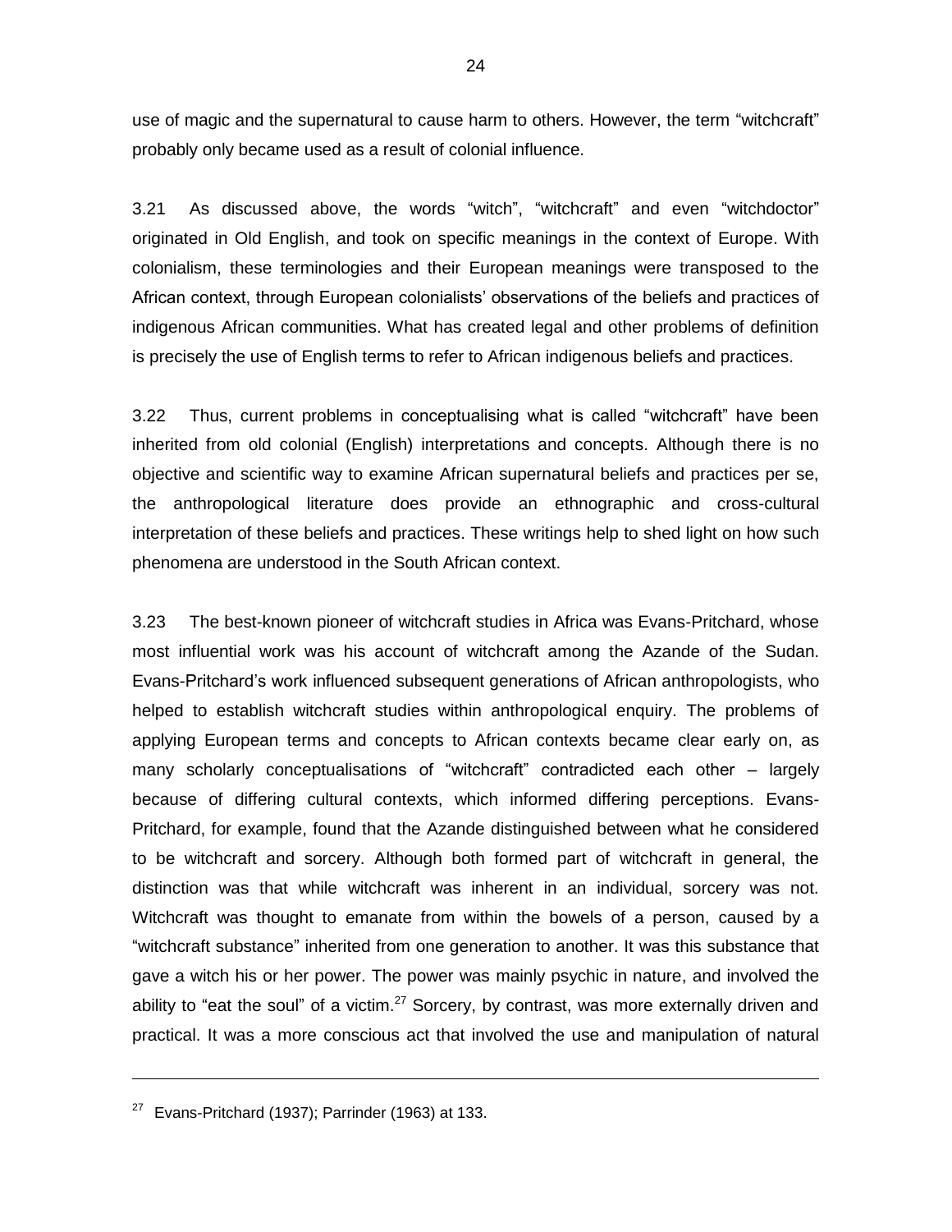use of magic and the supernatural to cause harm to others. However, the term "witchcraft" probably only became used as a result of colonial influence.

3.21 As discussed above, the words "witch", "witchcraft" and even "witchdoctor" originated in Old English, and took on specific meanings in the context of Europe. With colonialism, these terminologies and their European meanings were transposed to the African context, through European colonialists' observations of the beliefs and practices of indigenous African communities. What has created legal and other problems of definition is precisely the use of English terms to refer to African indigenous beliefs and practices.

3.22 Thus, current problems in conceptualising what is called "witchcraft" have been inherited from old colonial (English) interpretations and concepts. Although there is no objective and scientific way to examine African supernatural beliefs and practices per se, the anthropological literature does provide an ethnographic and cross-cultural interpretation of these beliefs and practices. These writings help to shed light on how such phenomena are understood in the South African context.

3.23 The best-known pioneer of witchcraft studies in Africa was Evans-Pritchard, whose most influential work was his account of witchcraft among the Azande of the Sudan. Evans-Pritchard's work influenced subsequent generations of African anthropologists, who helped to establish witchcraft studies within anthropological enquiry. The problems of applying European terms and concepts to African contexts became clear early on, as many scholarly conceptualisations of "witchcraft" contradicted each other – largely because of differing cultural contexts, which informed differing perceptions. Evans-Pritchard, for example, found that the Azande distinguished between what he considered to be witchcraft and sorcery. Although both formed part of witchcraft in general, the distinction was that while witchcraft was inherent in an individual, sorcery was not. Witchcraft was thought to emanate from within the bowels of a person, caused by a "witchcraft substance" inherited from one generation to another. It was this substance that gave a witch his or her power. The power was mainly psychic in nature, and involved the ability to "eat the soul" of a victim.[27] Sorcery, by contrast, was more externally driven and practical. It was a more conscious act that involved the use and manipulation of natural

---

[27] Evans-Pritchard (1937); Parrinder (1963) at 133.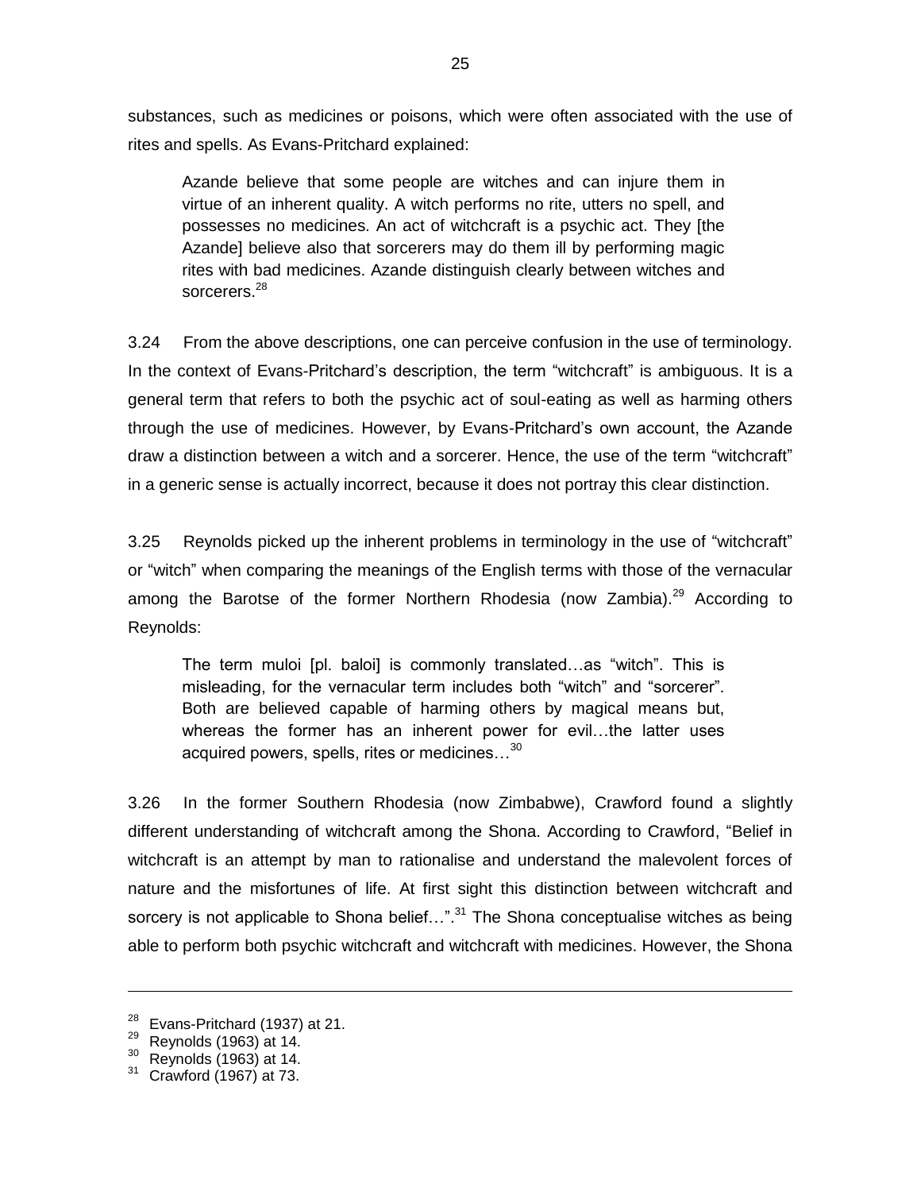substances, such as medicines or poisons, which were often associated with the use of rites and spells. As Evans-Pritchard explained:

> Azande believe that some people are witches and can injure them in virtue of an inherent quality. A witch performs no rite, utters no spell, and possesses no medicines. An act of witchcraft is a psychic act. They [the Azande] believe also that sorcerers may do them ill by performing magic rites with bad medicines. Azande distinguish clearly between witches and sorcerers.[28]

3.24 From the above descriptions, one can perceive confusion in the use of terminology. In the context of Evans-Pritchard's description, the term "witchcraft" is ambiguous. It is a general term that refers to both the psychic act of soul-eating as well as harming others through the use of medicines. However, by Evans-Pritchard's own account, the Azande draw a distinction between a witch and a sorcerer. Hence, the use of the term "witchcraft" in a generic sense is actually incorrect, because it does not portray this clear distinction.

3.25 Reynolds picked up the inherent problems in terminology in the use of "witchcraft" or "witch" when comparing the meanings of the English terms with those of the vernacular among the Barotse of the former Northern Rhodesia (now Zambia).[29] According to Reynolds:

> The term muloi [pl. baloi] is commonly translated…as "witch". This is misleading, for the vernacular term includes both "witch" and "sorcerer". Both are believed capable of harming others by magical means but, whereas the former has an inherent power for evil…the latter uses acquired powers, spells, rites or medicines…[30]

3.26 In the former Southern Rhodesia (now Zimbabwe), Crawford found a slightly different understanding of witchcraft among the Shona. According to Crawford, "Belief in witchcraft is an attempt by man to rationalise and understand the malevolent forces of nature and the misfortunes of life. At first sight this distinction between witchcraft and sorcery is not applicable to Shona belief…".[31] The Shona conceptualise witches as being able to perform both psychic witchcraft and witchcraft with medicines. However, the Shona

---

[28] Evans-Pritchard (1937) at 21.
[29] Reynolds (1963) at 14.
[30] Reynolds (1963) at 14.
[31] Crawford (1967) at 73.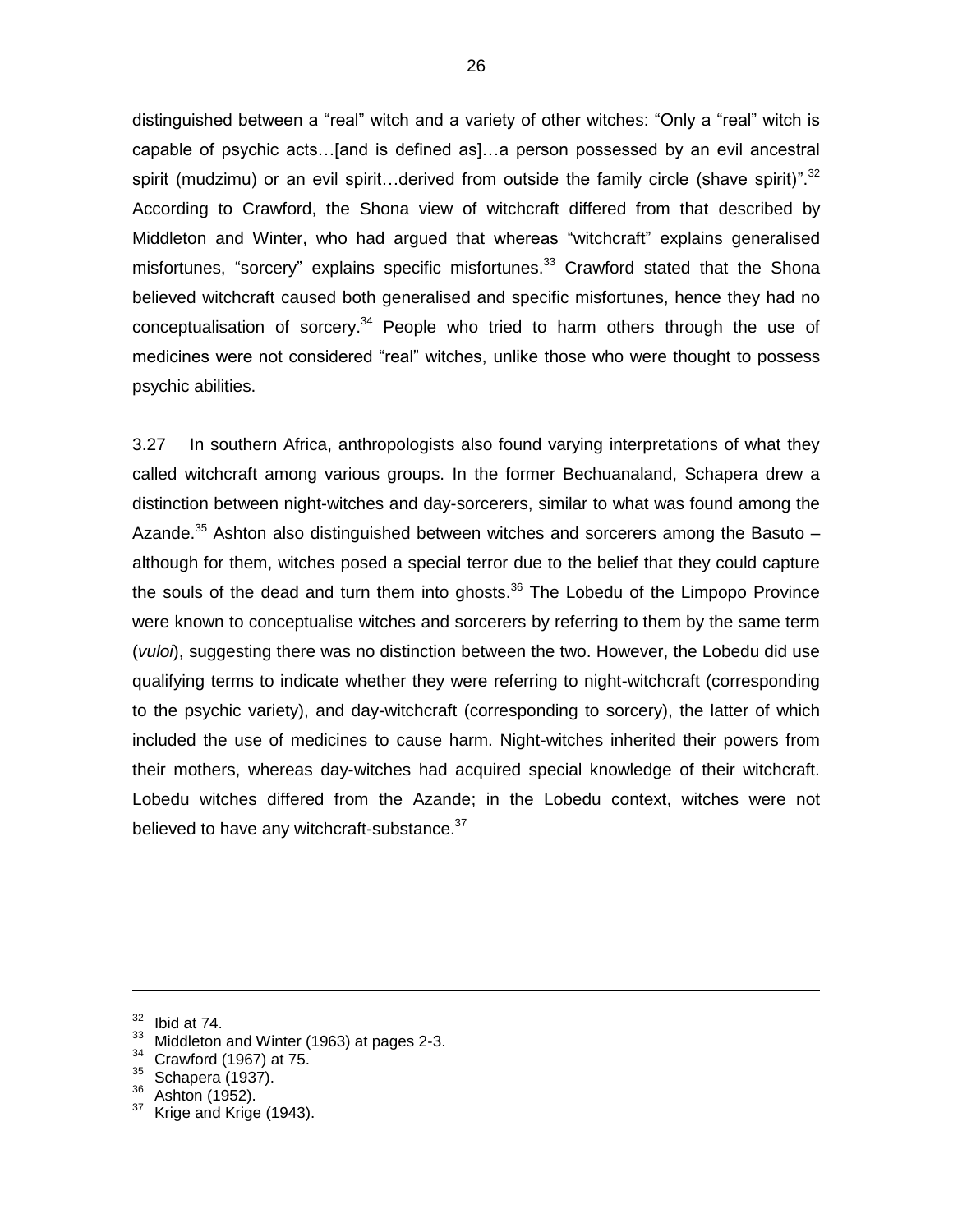distinguished between a "real" witch and a variety of other witches: "Only a "real" witch is capable of psychic acts…[and is defined as]…a person possessed by an evil ancestral spirit (mudzimu) or an evil spirit…derived from outside the family circle (shave spirit)".[32] According to Crawford, the Shona view of witchcraft differed from that described by Middleton and Winter, who had argued that whereas "witchcraft" explains generalised misfortunes, "sorcery" explains specific misfortunes.[33] Crawford stated that the Shona believed witchcraft caused both generalised and specific misfortunes, hence they had no conceptualisation of sorcery.[34] People who tried to harm others through the use of medicines were not considered "real" witches, unlike those who were thought to possess psychic abilities.

3.27 In southern Africa, anthropologists also found varying interpretations of what they called witchcraft among various groups. In the former Bechuanaland, Schapera drew a distinction between night-witches and day-sorcerers, similar to what was found among the Azande.[35] Ashton also distinguished between witches and sorcerers among the Basuto – although for them, witches posed a special terror due to the belief that they could capture the souls of the dead and turn them into ghosts.[36] The Lobedu of the Limpopo Province were known to conceptualise witches and sorcerers by referring to them by the same term (*vuloi*), suggesting there was no distinction between the two. However, the Lobedu did use qualifying terms to indicate whether they were referring to night-witchcraft (corresponding to the psychic variety), and day-witchcraft (corresponding to sorcery), the latter of which included the use of medicines to cause harm. Night-witches inherited their powers from their mothers, whereas day-witches had acquired special knowledge of their witchcraft. Lobedu witches differed from the Azande; in the Lobedu context, witches were not believed to have any witchcraft-substance.[37]

---

[32] Ibid at 74.

[33] Middleton and Winter (1963) at pages 2-3.

[34] Crawford (1967) at 75.

[35] Schapera (1937).

[36] Ashton (1952).

[37] Krige and Krige (1943).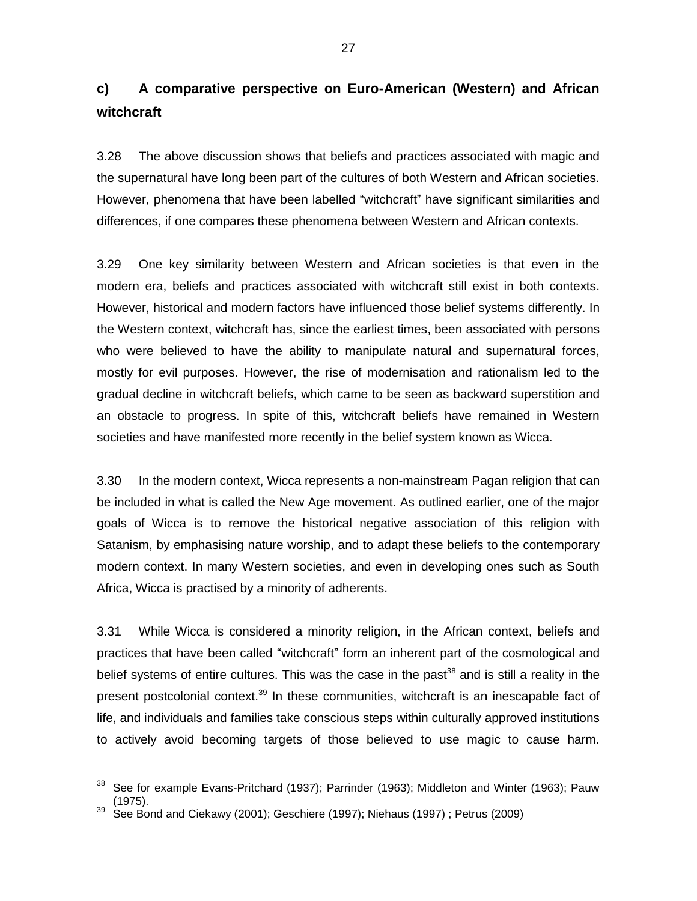### c) A comparative perspective on Euro-American (Western) and African witchcraft

3.28 The above discussion shows that beliefs and practices associated with magic and the supernatural have long been part of the cultures of both Western and African societies. However, phenomena that have been labelled "witchcraft" have significant similarities and differences, if one compares these phenomena between Western and African contexts.

3.29 One key similarity between Western and African societies is that even in the modern era, beliefs and practices associated with witchcraft still exist in both contexts. However, historical and modern factors have influenced those belief systems differently. In the Western context, witchcraft has, since the earliest times, been associated with persons who were believed to have the ability to manipulate natural and supernatural forces, mostly for evil purposes. However, the rise of modernisation and rationalism led to the gradual decline in witchcraft beliefs, which came to be seen as backward superstition and an obstacle to progress. In spite of this, witchcraft beliefs have remained in Western societies and have manifested more recently in the belief system known as Wicca.

3.30 In the modern context, Wicca represents a non-mainstream Pagan religion that can be included in what is called the New Age movement. As outlined earlier, one of the major goals of Wicca is to remove the historical negative association of this religion with Satanism, by emphasising nature worship, and to adapt these beliefs to the contemporary modern context. In many Western societies, and even in developing ones such as South Africa, Wicca is practised by a minority of adherents.

3.31 While Wicca is considered a minority religion, in the African context, beliefs and practices that have been called "witchcraft" form an inherent part of the cosmological and belief systems of entire cultures. This was the case in the past[38] and is still a reality in the present postcolonial context.[39] In these communities, witchcraft is an inescapable fact of life, and individuals and families take conscious steps within culturally approved institutions to actively avoid becoming targets of those believed to use magic to cause harm.

---

[38] See for example Evans-Pritchard (1937); Parrinder (1963); Middleton and Winter (1963); Pauw (1975).

[39] See Bond and Ciekawy (2001); Geschiere (1997); Niehaus (1997) ; Petrus (2009)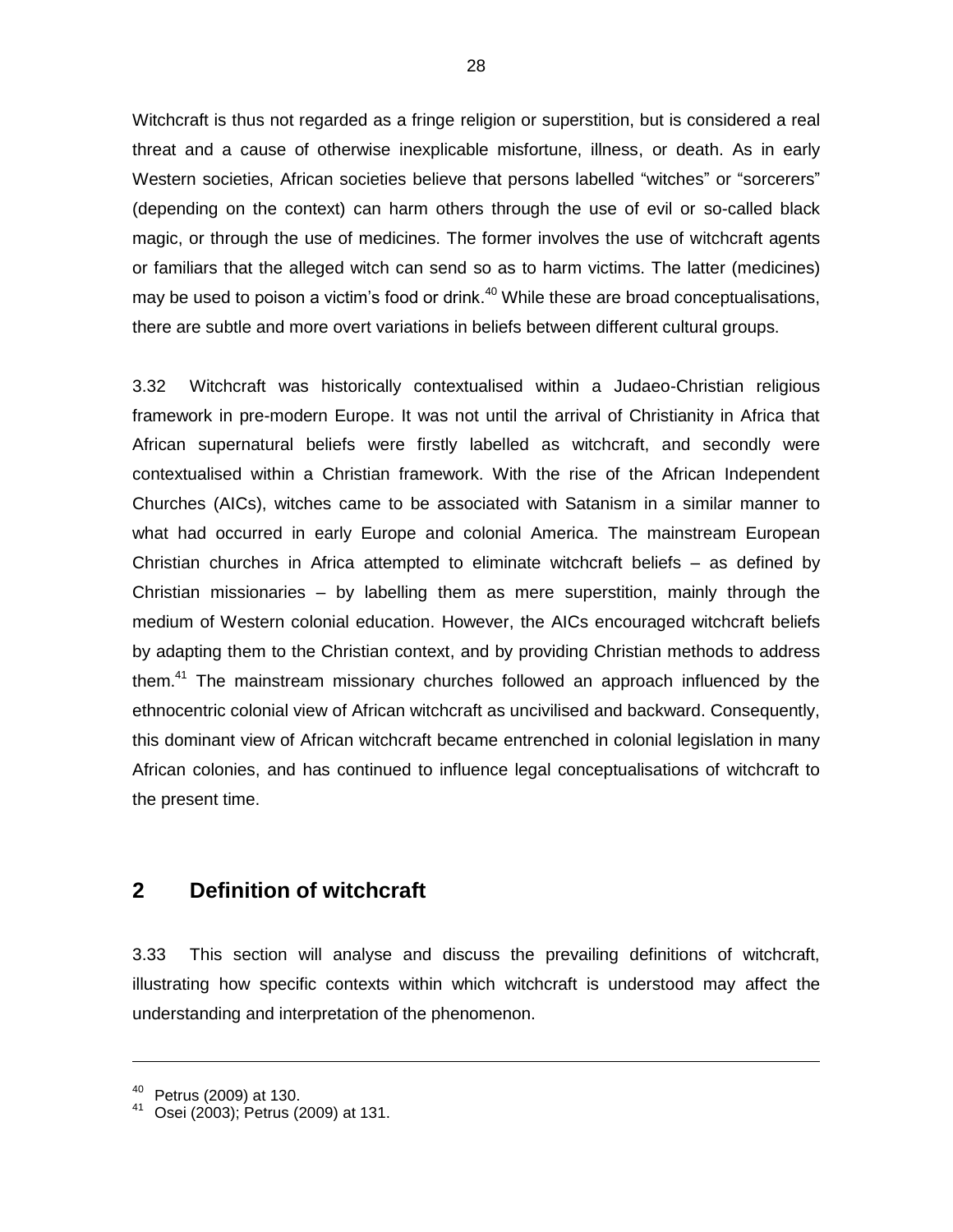Witchcraft is thus not regarded as a fringe religion or superstition, but is considered a real threat and a cause of otherwise inexplicable misfortune, illness, or death. As in early Western societies, African societies believe that persons labelled "witches" or "sorcerers" (depending on the context) can harm others through the use of evil or so-called black magic, or through the use of medicines. The former involves the use of witchcraft agents or familiars that the alleged witch can send so as to harm victims. The latter (medicines) may be used to poison a victim's food or drink.[40] While these are broad conceptualisations, there are subtle and more overt variations in beliefs between different cultural groups.

3.32 Witchcraft was historically contextualised within a Judaeo-Christian religious framework in pre-modern Europe. It was not until the arrival of Christianity in Africa that African supernatural beliefs were firstly labelled as witchcraft, and secondly were contextualised within a Christian framework. With the rise of the African Independent Churches (AICs), witches came to be associated with Satanism in a similar manner to what had occurred in early Europe and colonial America. The mainstream European Christian churches in Africa attempted to eliminate witchcraft beliefs – as defined by Christian missionaries – by labelling them as mere superstition, mainly through the medium of Western colonial education. However, the AICs encouraged witchcraft beliefs by adapting them to the Christian context, and by providing Christian methods to address them.[41] The mainstream missionary churches followed an approach influenced by the ethnocentric colonial view of African witchcraft as uncivilised and backward. Consequently, this dominant view of African witchcraft became entrenched in colonial legislation in many African colonies, and has continued to influence legal conceptualisations of witchcraft to the present time.

## 2 Definition of witchcraft

3.33 This section will analyse and discuss the prevailing definitions of witchcraft, illustrating how specific contexts within which witchcraft is understood may affect the understanding and interpretation of the phenomenon.

---

[40] Petrus (2009) at 130.
[41] Osei (2003); Petrus (2009) at 131.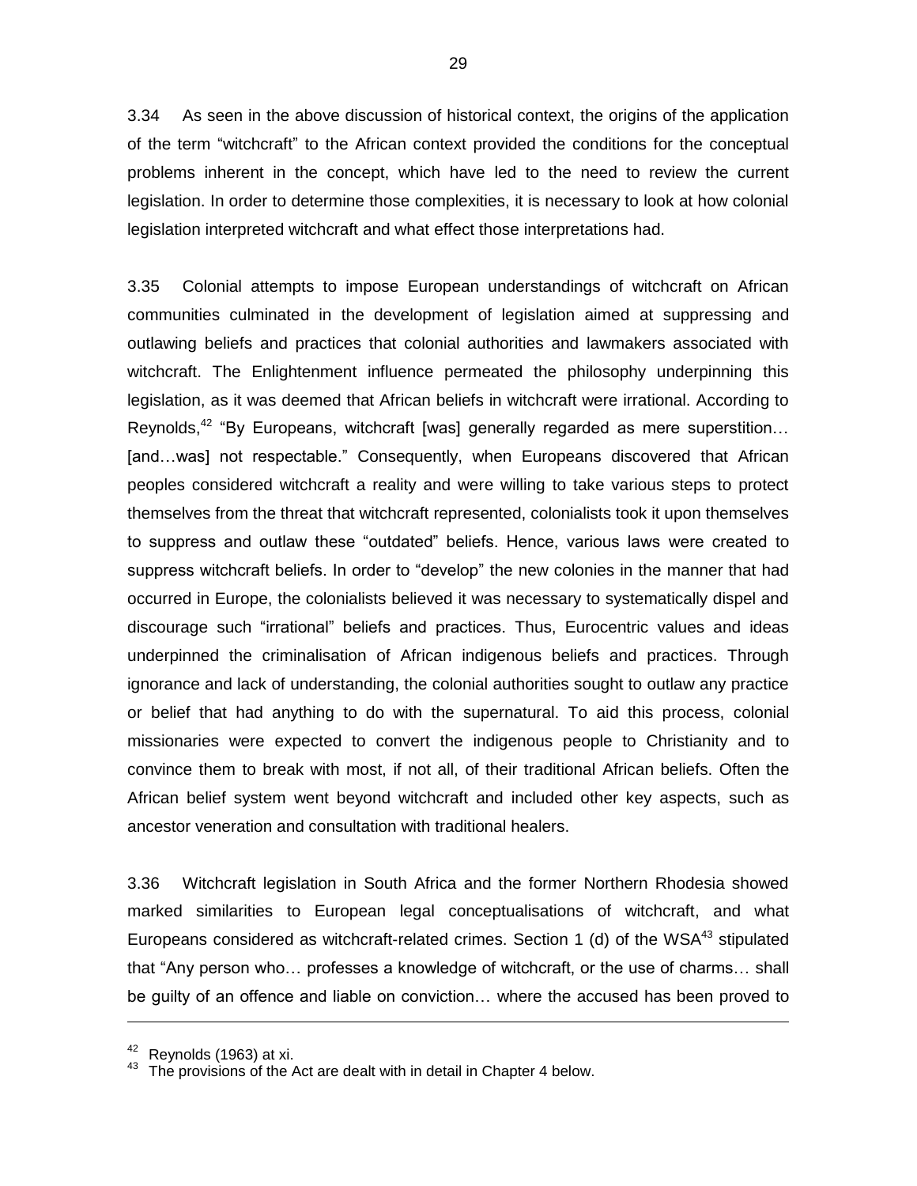3.34 As seen in the above discussion of historical context, the origins of the application of the term "witchcraft" to the African context provided the conditions for the conceptual problems inherent in the concept, which have led to the need to review the current legislation. In order to determine those complexities, it is necessary to look at how colonial legislation interpreted witchcraft and what effect those interpretations had.

3.35 Colonial attempts to impose European understandings of witchcraft on African communities culminated in the development of legislation aimed at suppressing and outlawing beliefs and practices that colonial authorities and lawmakers associated with witchcraft. The Enlightenment influence permeated the philosophy underpinning this legislation, as it was deemed that African beliefs in witchcraft were irrational. According to Reynolds,[42] "By Europeans, witchcraft [was] generally regarded as mere superstition… [and…was] not respectable." Consequently, when Europeans discovered that African peoples considered witchcraft a reality and were willing to take various steps to protect themselves from the threat that witchcraft represented, colonialists took it upon themselves to suppress and outlaw these "outdated" beliefs. Hence, various laws were created to suppress witchcraft beliefs. In order to "develop" the new colonies in the manner that had occurred in Europe, the colonialists believed it was necessary to systematically dispel and discourage such "irrational" beliefs and practices. Thus, Eurocentric values and ideas underpinned the criminalisation of African indigenous beliefs and practices. Through ignorance and lack of understanding, the colonial authorities sought to outlaw any practice or belief that had anything to do with the supernatural. To aid this process, colonial missionaries were expected to convert the indigenous people to Christianity and to convince them to break with most, if not all, of their traditional African beliefs. Often the African belief system went beyond witchcraft and included other key aspects, such as ancestor veneration and consultation with traditional healers.

3.36 Witchcraft legislation in South Africa and the former Northern Rhodesia showed marked similarities to European legal conceptualisations of witchcraft, and what Europeans considered as witchcraft-related crimes. Section 1 (d) of the WSA[43] stipulated that "Any person who… professes a knowledge of witchcraft, or the use of charms… shall be guilty of an offence and liable on conviction… where the accused has been proved to

---

[42] Reynolds (1963) at xi.

[43] The provisions of the Act are dealt with in detail in Chapter 4 below.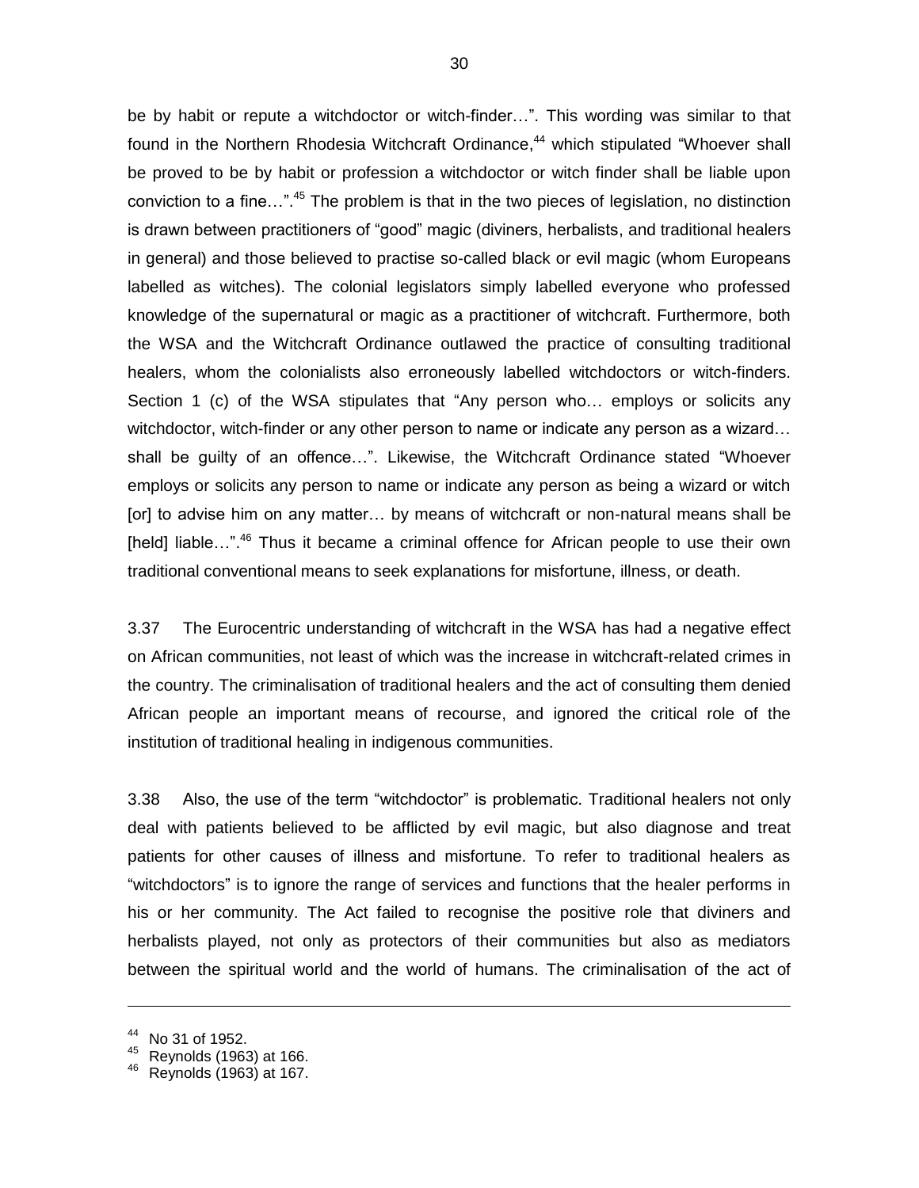be by habit or repute a witchdoctor or witch-finder…". This wording was similar to that found in the Northern Rhodesia Witchcraft Ordinance,[44] which stipulated "Whoever shall be proved to be by habit or profession a witchdoctor or witch finder shall be liable upon conviction to a fine…".[45] The problem is that in the two pieces of legislation, no distinction is drawn between practitioners of "good" magic (diviners, herbalists, and traditional healers in general) and those believed to practise so-called black or evil magic (whom Europeans labelled as witches). The colonial legislators simply labelled everyone who professed knowledge of the supernatural or magic as a practitioner of witchcraft. Furthermore, both the WSA and the Witchcraft Ordinance outlawed the practice of consulting traditional healers, whom the colonialists also erroneously labelled witchdoctors or witch-finders. Section 1 (c) of the WSA stipulates that "Any person who… employs or solicits any witchdoctor, witch-finder or any other person to name or indicate any person as a wizard… shall be guilty of an offence…". Likewise, the Witchcraft Ordinance stated "Whoever employs or solicits any person to name or indicate any person as being a wizard or witch [or] to advise him on any matter… by means of witchcraft or non-natural means shall be [held] liable…".[46] Thus it became a criminal offence for African people to use their own traditional conventional means to seek explanations for misfortune, illness, or death.

3.37 The Eurocentric understanding of witchcraft in the WSA has had a negative effect on African communities, not least of which was the increase in witchcraft-related crimes in the country. The criminalisation of traditional healers and the act of consulting them denied African people an important means of recourse, and ignored the critical role of the institution of traditional healing in indigenous communities.

3.38 Also, the use of the term "witchdoctor" is problematic. Traditional healers not only deal with patients believed to be afflicted by evil magic, but also diagnose and treat patients for other causes of illness and misfortune. To refer to traditional healers as "witchdoctors" is to ignore the range of services and functions that the healer performs in his or her community. The Act failed to recognise the positive role that diviners and herbalists played, not only as protectors of their communities but also as mediators between the spiritual world and the world of humans. The criminalisation of the act of

---

[44] No 31 of 1952.
[45] Reynolds (1963) at 166.
[46] Reynolds (1963) at 167.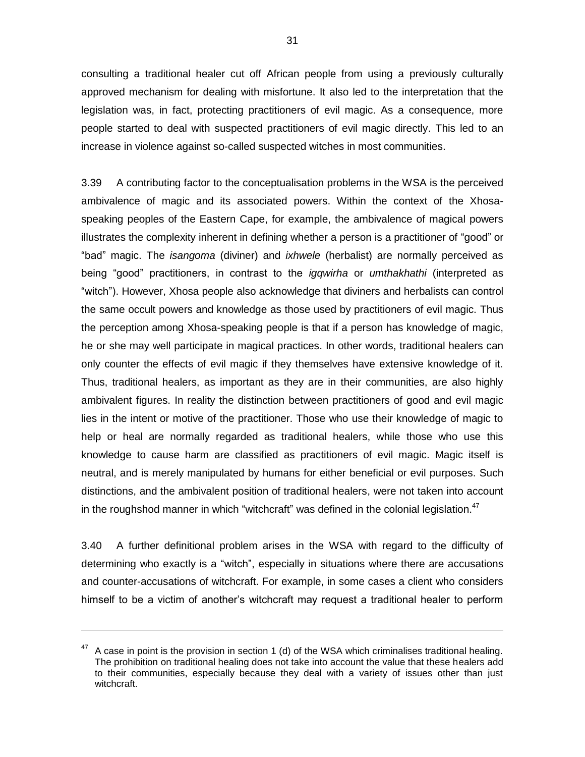consulting a traditional healer cut off African people from using a previously culturally approved mechanism for dealing with misfortune. It also led to the interpretation that the legislation was, in fact, protecting practitioners of evil magic. As a consequence, more people started to deal with suspected practitioners of evil magic directly. This led to an increase in violence against so-called suspected witches in most communities.

3.39 A contributing factor to the conceptualisation problems in the WSA is the perceived ambivalence of magic and its associated powers. Within the context of the Xhosa-speaking peoples of the Eastern Cape, for example, the ambivalence of magical powers illustrates the complexity inherent in defining whether a person is a practitioner of "good" or "bad" magic. The *isangoma* (diviner) and *ixhwele* (herbalist) are normally perceived as being "good" practitioners, in contrast to the *igqwirha* or *umthakhathi* (interpreted as "witch"). However, Xhosa people also acknowledge that diviners and herbalists can control the same occult powers and knowledge as those used by practitioners of evil magic. Thus the perception among Xhosa-speaking people is that if a person has knowledge of magic, he or she may well participate in magical practices. In other words, traditional healers can only counter the effects of evil magic if they themselves have extensive knowledge of it. Thus, traditional healers, as important as they are in their communities, are also highly ambivalent figures. In reality the distinction between practitioners of good and evil magic lies in the intent or motive of the practitioner. Those who use their knowledge of magic to help or heal are normally regarded as traditional healers, while those who use this knowledge to cause harm are classified as practitioners of evil magic. Magic itself is neutral, and is merely manipulated by humans for either beneficial or evil purposes. Such distinctions, and the ambivalent position of traditional healers, were not taken into account in the roughshod manner in which "witchcraft" was defined in the colonial legislation.[47]

3.40 A further definitional problem arises in the WSA with regard to the difficulty of determining who exactly is a "witch", especially in situations where there are accusations and counter-accusations of witchcraft. For example, in some cases a client who considers himself to be a victim of another's witchcraft may request a traditional healer to perform

---

[47] A case in point is the provision in section 1 (d) of the WSA which criminalises traditional healing. The prohibition on traditional healing does not take into account the value that these healers add to their communities, especially because they deal with a variety of issues other than just witchcraft.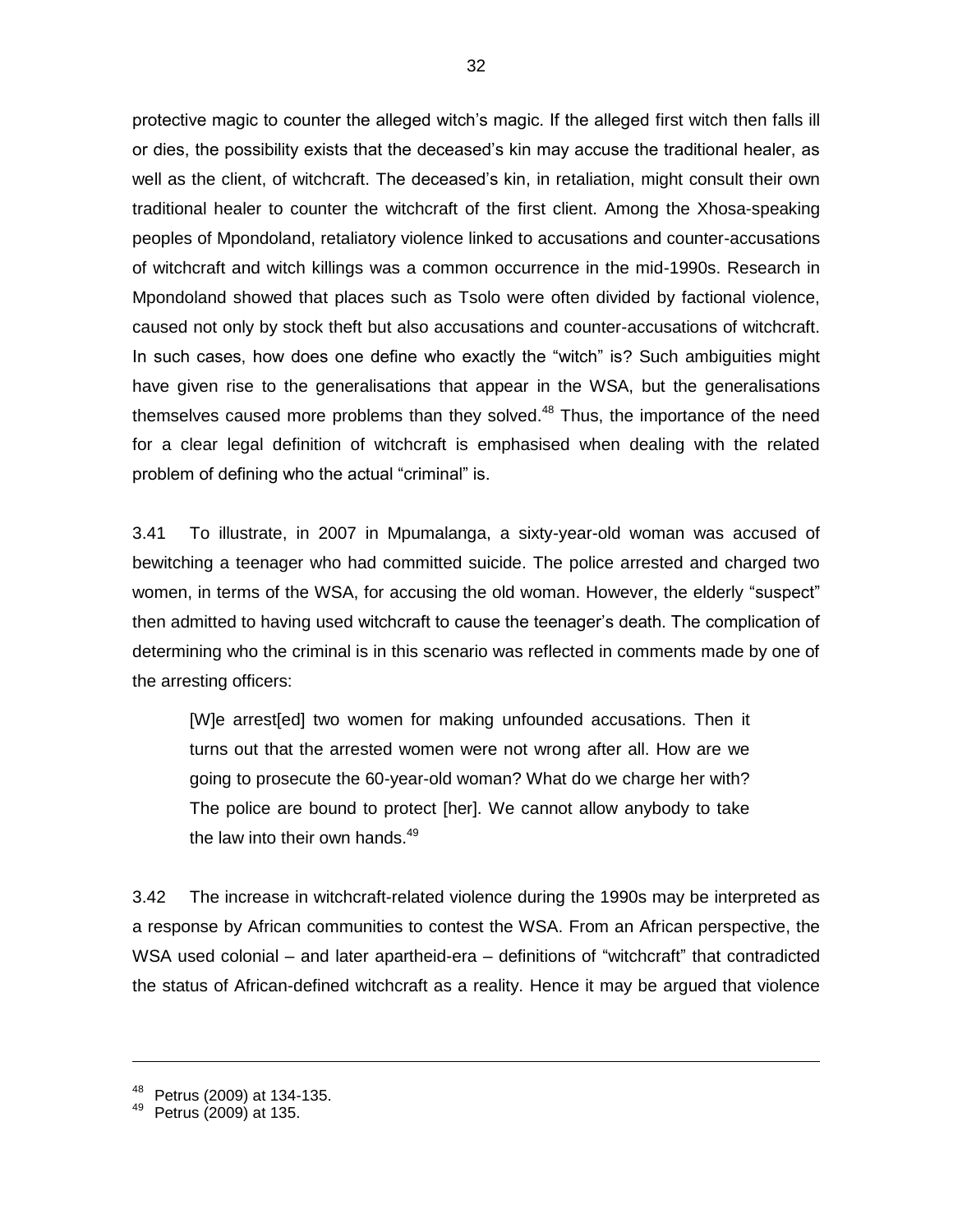protective magic to counter the alleged witch's magic. If the alleged first witch then falls ill or dies, the possibility exists that the deceased's kin may accuse the traditional healer, as well as the client, of witchcraft. The deceased's kin, in retaliation, might consult their own traditional healer to counter the witchcraft of the first client. Among the Xhosa-speaking peoples of Mpondoland, retaliatory violence linked to accusations and counter-accusations of witchcraft and witch killings was a common occurrence in the mid-1990s. Research in Mpondoland showed that places such as Tsolo were often divided by factional violence, caused not only by stock theft but also accusations and counter-accusations of witchcraft. In such cases, how does one define who exactly the "witch" is? Such ambiguities might have given rise to the generalisations that appear in the WSA, but the generalisations themselves caused more problems than they solved.[48] Thus, the importance of the need for a clear legal definition of witchcraft is emphasised when dealing with the related problem of defining who the actual "criminal" is.

3.41 To illustrate, in 2007 in Mpumalanga, a sixty-year-old woman was accused of bewitching a teenager who had committed suicide. The police arrested and charged two women, in terms of the WSA, for accusing the old woman. However, the elderly "suspect" then admitted to having used witchcraft to cause the teenager's death. The complication of determining who the criminal is in this scenario was reflected in comments made by one of the arresting officers:

> [W]e arrest[ed] two women for making unfounded accusations. Then it turns out that the arrested women were not wrong after all. How are we going to prosecute the 60-year-old woman? What do we charge her with? The police are bound to protect [her]. We cannot allow anybody to take the law into their own hands.[49]

3.42 The increase in witchcraft-related violence during the 1990s may be interpreted as a response by African communities to contest the WSA. From an African perspective, the WSA used colonial – and later apartheid-era – definitions of "witchcraft" that contradicted the status of African-defined witchcraft as a reality. Hence it may be argued that violence

---

[48] Petrus (2009) at 134-135.

[49] Petrus (2009) at 135.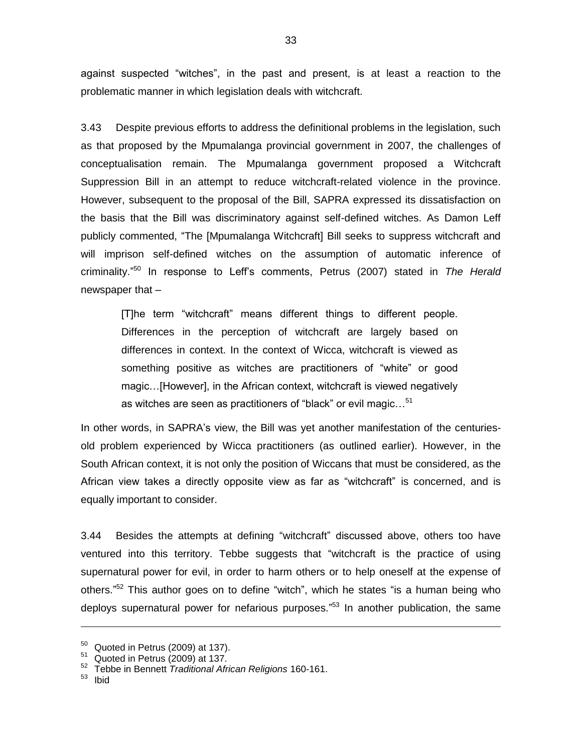against suspected "witches", in the past and present, is at least a reaction to the problematic manner in which legislation deals with witchcraft.

3.43 Despite previous efforts to address the definitional problems in the legislation, such as that proposed by the Mpumalanga provincial government in 2007, the challenges of conceptualisation remain. The Mpumalanga government proposed a Witchcraft Suppression Bill in an attempt to reduce witchcraft-related violence in the province. However, subsequent to the proposal of the Bill, SAPRA expressed its dissatisfaction on the basis that the Bill was discriminatory against self-defined witches. As Damon Leff publicly commented, "The [Mpumalanga Witchcraft] Bill seeks to suppress witchcraft and will imprison self-defined witches on the assumption of automatic inference of criminality."[50] In response to Leff's comments, Petrus (2007) stated in *The Herald* newspaper that –

> [T]he term "witchcraft" means different things to different people. Differences in the perception of witchcraft are largely based on differences in context. In the context of Wicca, witchcraft is viewed as something positive as witches are practitioners of "white" or good magic…[However], in the African context, witchcraft is viewed negatively as witches are seen as practitioners of "black" or evil magic…[51]

In other words, in SAPRA's view, the Bill was yet another manifestation of the centuries-old problem experienced by Wicca practitioners (as outlined earlier). However, in the South African context, it is not only the position of Wiccans that must be considered, as the African view takes a directly opposite view as far as "witchcraft" is concerned, and is equally important to consider.

3.44 Besides the attempts at defining "witchcraft" discussed above, others too have ventured into this territory. Tebbe suggests that "witchcraft is the practice of using supernatural power for evil, in order to harm others or to help oneself at the expense of others."[52] This author goes on to define "witch", which he states "is a human being who deploys supernatural power for nefarious purposes."[53] In another publication, the same

---

[50] Quoted in Petrus (2009) at 137).

[51] Quoted in Petrus (2009) at 137.

[52] Tebbe in Bennett *Traditional African Religions* 160-161.

[53] Ibid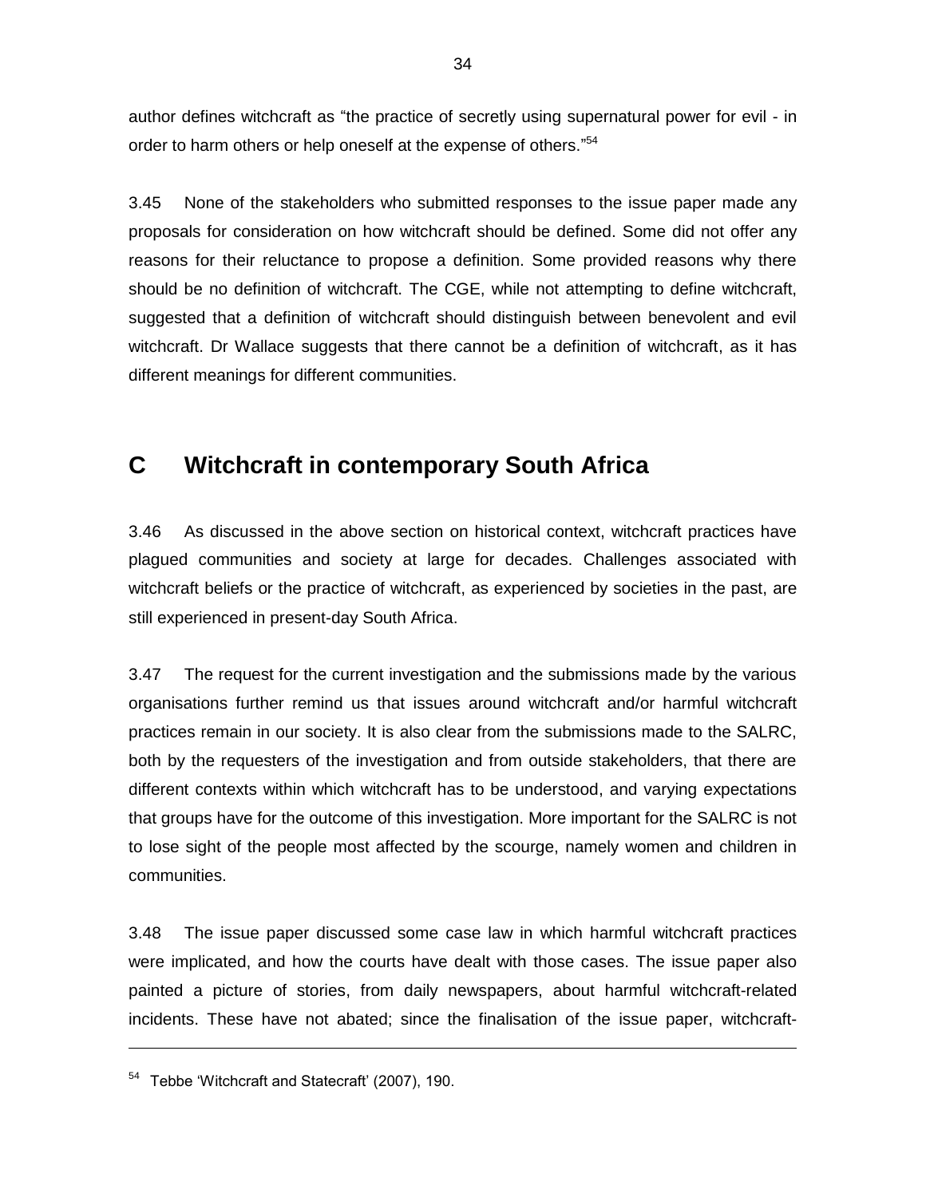author defines witchcraft as "the practice of secretly using supernatural power for evil - in order to harm others or help oneself at the expense of others."[54]

3.45 None of the stakeholders who submitted responses to the issue paper made any proposals for consideration on how witchcraft should be defined. Some did not offer any reasons for their reluctance to propose a definition. Some provided reasons why there should be no definition of witchcraft. The CGE, while not attempting to define witchcraft, suggested that a definition of witchcraft should distinguish between benevolent and evil witchcraft. Dr Wallace suggests that there cannot be a definition of witchcraft, as it has different meanings for different communities.

## C Witchcraft in contemporary South Africa

3.46 As discussed in the above section on historical context, witchcraft practices have plagued communities and society at large for decades. Challenges associated with witchcraft beliefs or the practice of witchcraft, as experienced by societies in the past, are still experienced in present-day South Africa.

3.47 The request for the current investigation and the submissions made by the various organisations further remind us that issues around witchcraft and/or harmful witchcraft practices remain in our society. It is also clear from the submissions made to the SALRC, both by the requesters of the investigation and from outside stakeholders, that there are different contexts within which witchcraft has to be understood, and varying expectations that groups have for the outcome of this investigation. More important for the SALRC is not to lose sight of the people most affected by the scourge, namely women and children in communities.

3.48 The issue paper discussed some case law in which harmful witchcraft practices were implicated, and how the courts have dealt with those cases. The issue paper also painted a picture of stories, from daily newspapers, about harmful witchcraft-related incidents. These have not abated; since the finalisation of the issue paper, witchcraft-

---

[54] Tebbe 'Witchcraft and Statecraft' (2007), 190.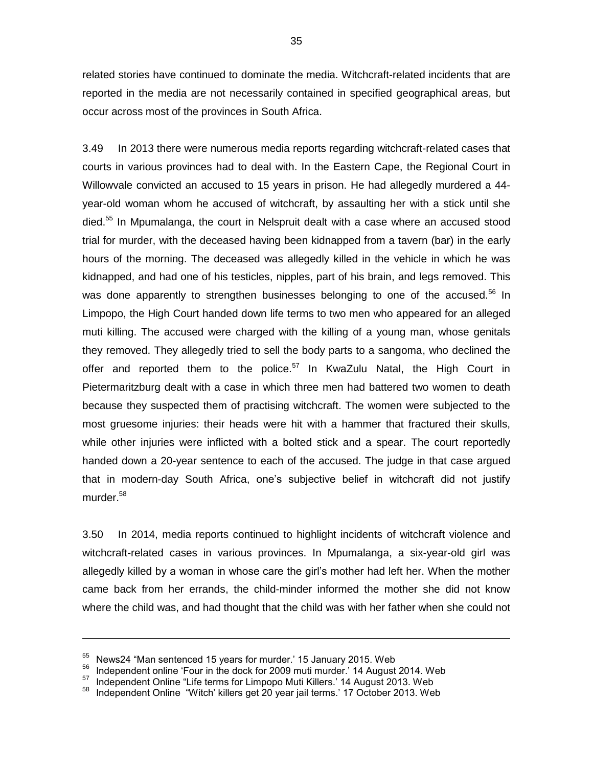related stories have continued to dominate the media. Witchcraft-related incidents that are reported in the media are not necessarily contained in specified geographical areas, but occur across most of the provinces in South Africa.

3.49 In 2013 there were numerous media reports regarding witchcraft-related cases that courts in various provinces had to deal with. In the Eastern Cape, the Regional Court in Willowvale convicted an accused to 15 years in prison. He had allegedly murdered a 44-year-old woman whom he accused of witchcraft, by assaulting her with a stick until she died.[55] In Mpumalanga, the court in Nelspruit dealt with a case where an accused stood trial for murder, with the deceased having been kidnapped from a tavern (bar) in the early hours of the morning. The deceased was allegedly killed in the vehicle in which he was kidnapped, and had one of his testicles, nipples, part of his brain, and legs removed. This was done apparently to strengthen businesses belonging to one of the accused.[56] In Limpopo, the High Court handed down life terms to two men who appeared for an alleged muti killing. The accused were charged with the killing of a young man, whose genitals they removed. They allegedly tried to sell the body parts to a sangoma, who declined the offer and reported them to the police.[57] In KwaZulu Natal, the High Court in Pietermaritzburg dealt with a case in which three men had battered two women to death because they suspected them of practising witchcraft. The women were subjected to the most gruesome injuries: their heads were hit with a hammer that fractured their skulls, while other injuries were inflicted with a bolted stick and a spear. The court reportedly handed down a 20-year sentence to each of the accused. The judge in that case argued that in modern-day South Africa, one's subjective belief in witchcraft did not justify murder.[58]

3.50 In 2014, media reports continued to highlight incidents of witchcraft violence and witchcraft-related cases in various provinces. In Mpumalanga, a six-year-old girl was allegedly killed by a woman in whose care the girl's mother had left her. When the mother came back from her errands, the child-minder informed the mother she did not know where the child was, and had thought that the child was with her father when she could not

---

[55] News24 "Man sentenced 15 years for murder.' 15 January 2015. Web

[56] Independent online 'Four in the dock for 2009 muti murder.' 14 August 2014. Web

[57] Independent Online "Life terms for Limpopo Muti Killers.' 14 August 2013. Web

[58] Independent Online "Witch' killers get 20 year jail terms.' 17 October 2013. Web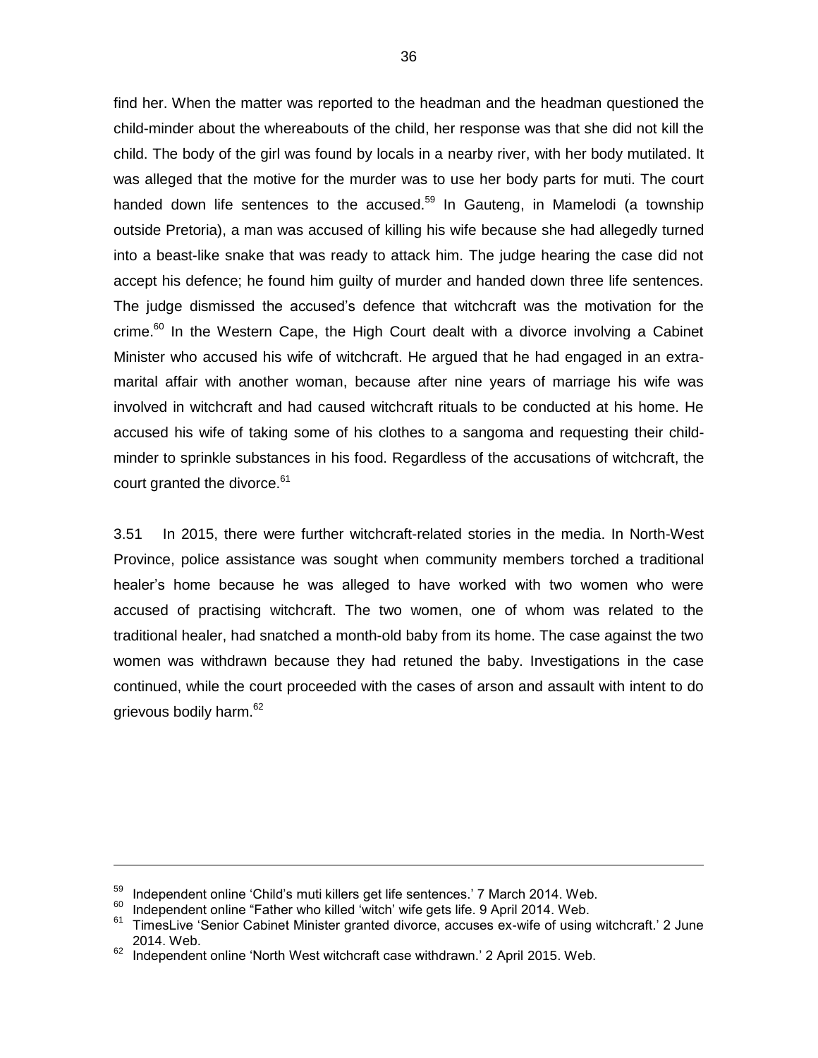find her. When the matter was reported to the headman and the headman questioned the child-minder about the whereabouts of the child, her response was that she did not kill the child. The body of the girl was found by locals in a nearby river, with her body mutilated. It was alleged that the motive for the murder was to use her body parts for muti. The court handed down life sentences to the accused.[59] In Gauteng, in Mamelodi (a township outside Pretoria), a man was accused of killing his wife because she had allegedly turned into a beast-like snake that was ready to attack him. The judge hearing the case did not accept his defence; he found him guilty of murder and handed down three life sentences. The judge dismissed the accused's defence that witchcraft was the motivation for the crime.[60] In the Western Cape, the High Court dealt with a divorce involving a Cabinet Minister who accused his wife of witchcraft. He argued that he had engaged in an extra-marital affair with another woman, because after nine years of marriage his wife was involved in witchcraft and had caused witchcraft rituals to be conducted at his home. He accused his wife of taking some of his clothes to a sangoma and requesting their child-minder to sprinkle substances in his food. Regardless of the accusations of witchcraft, the court granted the divorce.[61]

3.51 In 2015, there were further witchcraft-related stories in the media. In North-West Province, police assistance was sought when community members torched a traditional healer's home because he was alleged to have worked with two women who were accused of practising witchcraft. The two women, one of whom was related to the traditional healer, had snatched a month-old baby from its home. The case against the two women was withdrawn because they had retuned the baby. Investigations in the case continued, while the court proceeded with the cases of arson and assault with intent to do grievous bodily harm.[62]

---

[59] Independent online 'Child's muti killers get life sentences.' 7 March 2014. Web.

[60] Independent online "Father who killed 'witch' wife gets life. 9 April 2014. Web.

[61] TimesLive 'Senior Cabinet Minister granted divorce, accuses ex-wife of using witchcraft.' 2 June 2014. Web.

[62] Independent online 'North West witchcraft case withdrawn.' 2 April 2015. Web.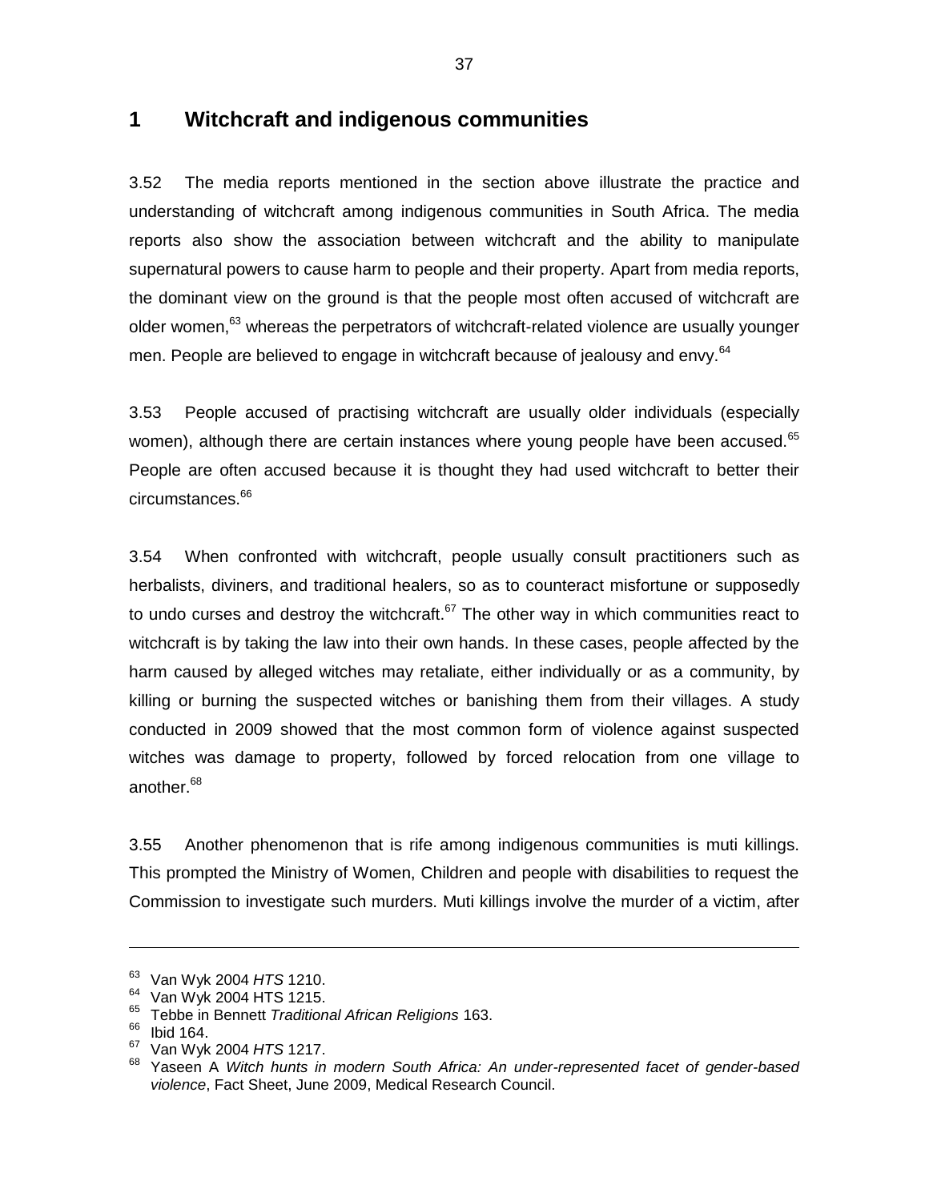# 1 Witchcraft and indigenous communities

3.52 The media reports mentioned in the section above illustrate the practice and understanding of witchcraft among indigenous communities in South Africa. The media reports also show the association between witchcraft and the ability to manipulate supernatural powers to cause harm to people and their property. Apart from media reports, the dominant view on the ground is that the people most often accused of witchcraft are older women,[63] whereas the perpetrators of witchcraft-related violence are usually younger men. People are believed to engage in witchcraft because of jealousy and envy.[64]

3.53 People accused of practising witchcraft are usually older individuals (especially women), although there are certain instances where young people have been accused.[65] People are often accused because it is thought they had used witchcraft to better their circumstances.[66]

3.54 When confronted with witchcraft, people usually consult practitioners such as herbalists, diviners, and traditional healers, so as to counteract misfortune or supposedly to undo curses and destroy the witchcraft.[67] The other way in which communities react to witchcraft is by taking the law into their own hands. In these cases, people affected by the harm caused by alleged witches may retaliate, either individually or as a community, by killing or burning the suspected witches or banishing them from their villages. A study conducted in 2009 showed that the most common form of violence against suspected witches was damage to property, followed by forced relocation from one village to another.[68]

3.55 Another phenomenon that is rife among indigenous communities is muti killings. This prompted the Ministry of Women, Children and people with disabilities to request the Commission to investigate such murders. Muti killings involve the murder of a victim, after

---

[63] Van Wyk 2004 *HTS* 1210.
[64] Van Wyk 2004 HTS 1215.
[65] Tebbe in Bennett *Traditional African Religions* 163.
[66] Ibid 164.
[67] Van Wyk 2004 *HTS* 1217.
[68] Yaseen A *Witch hunts in modern South Africa: An under-represented facet of gender-based violence*, Fact Sheet, June 2009, Medical Research Council.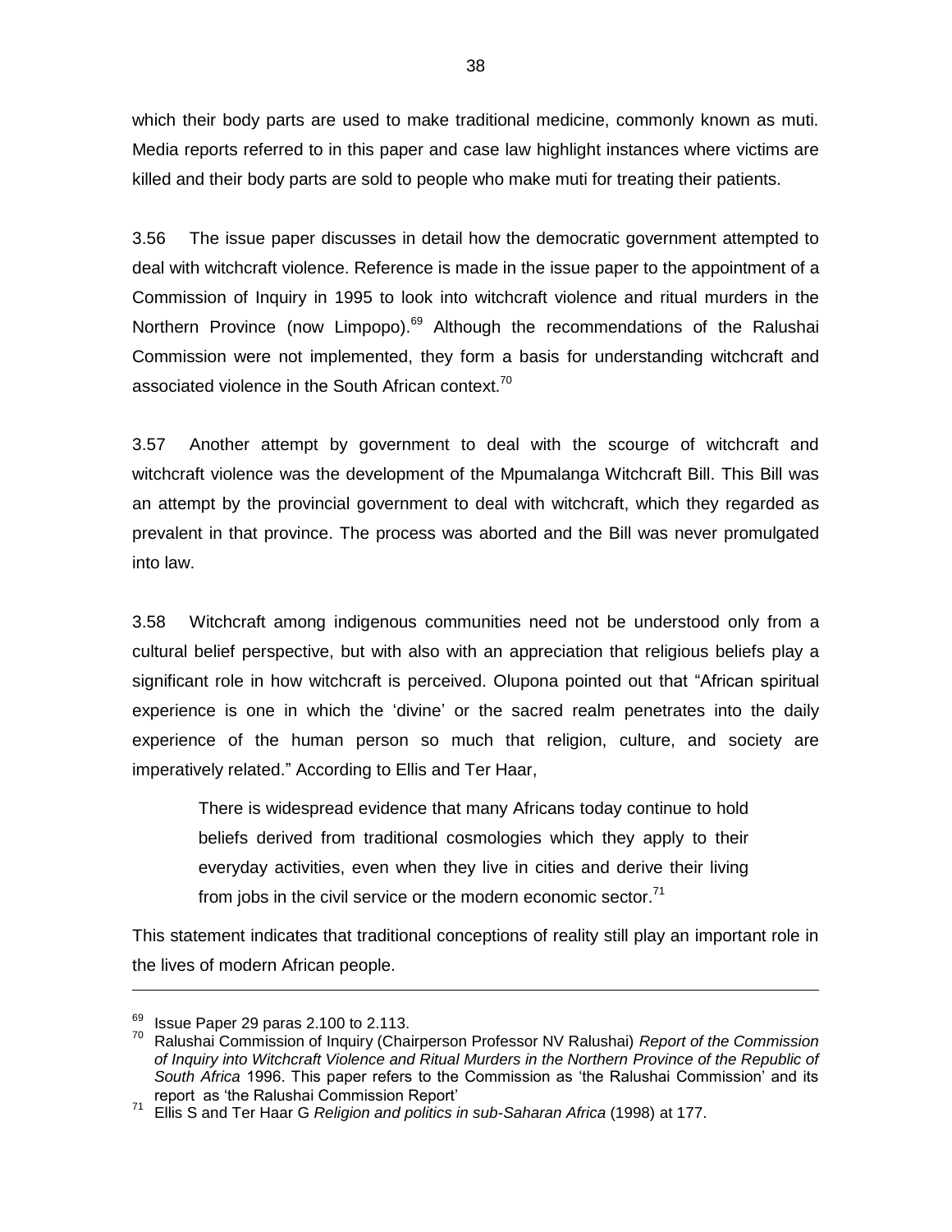which their body parts are used to make traditional medicine, commonly known as muti. Media reports referred to in this paper and case law highlight instances where victims are killed and their body parts are sold to people who make muti for treating their patients.

3.56 The issue paper discusses in detail how the democratic government attempted to deal with witchcraft violence. Reference is made in the issue paper to the appointment of a Commission of Inquiry in 1995 to look into witchcraft violence and ritual murders in the Northern Province (now Limpopo).[69] Although the recommendations of the Ralushai Commission were not implemented, they form a basis for understanding witchcraft and associated violence in the South African context.[70]

3.57 Another attempt by government to deal with the scourge of witchcraft and witchcraft violence was the development of the Mpumalanga Witchcraft Bill. This Bill was an attempt by the provincial government to deal with witchcraft, which they regarded as prevalent in that province. The process was aborted and the Bill was never promulgated into law.

3.58 Witchcraft among indigenous communities need not be understood only from a cultural belief perspective, but with also with an appreciation that religious beliefs play a significant role in how witchcraft is perceived. Olupona pointed out that "African spiritual experience is one in which the 'divine' or the sacred realm penetrates into the daily experience of the human person so much that religion, culture, and society are imperatively related." According to Ellis and Ter Haar,

> There is widespread evidence that many Africans today continue to hold beliefs derived from traditional cosmologies which they apply to their everyday activities, even when they live in cities and derive their living from jobs in the civil service or the modern economic sector.[71]

This statement indicates that traditional conceptions of reality still play an important role in the lives of modern African people.

---

[69] Issue Paper 29 paras 2.100 to 2.113.

[70] Ralushai Commission of Inquiry (Chairperson Professor NV Ralushai) *Report of the Commission of Inquiry into Witchcraft Violence and Ritual Murders in the Northern Province of the Republic of South Africa* 1996. This paper refers to the Commission as 'the Ralushai Commission' and its report as 'the Ralushai Commission Report'

[71] Ellis S and Ter Haar G *Religion and politics in sub-Saharan Africa* (1998) at 177.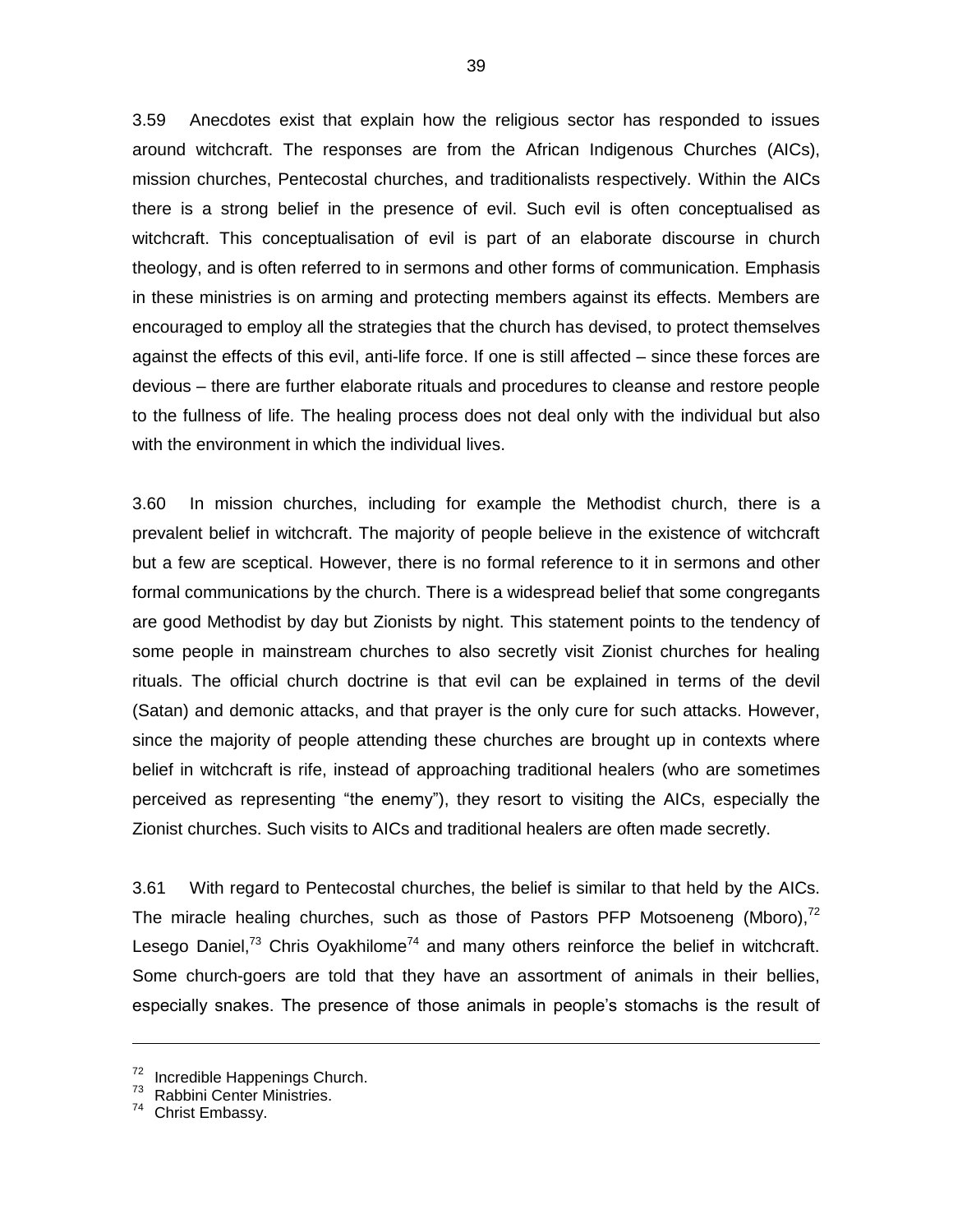3.59 Anecdotes exist that explain how the religious sector has responded to issues around witchcraft. The responses are from the African Indigenous Churches (AICs), mission churches, Pentecostal churches, and traditionalists respectively. Within the AICs there is a strong belief in the presence of evil. Such evil is often conceptualised as witchcraft. This conceptualisation of evil is part of an elaborate discourse in church theology, and is often referred to in sermons and other forms of communication. Emphasis in these ministries is on arming and protecting members against its effects. Members are encouraged to employ all the strategies that the church has devised, to protect themselves against the effects of this evil, anti-life force. If one is still affected – since these forces are devious – there are further elaborate rituals and procedures to cleanse and restore people to the fullness of life. The healing process does not deal only with the individual but also with the environment in which the individual lives.

3.60 In mission churches, including for example the Methodist church, there is a prevalent belief in witchcraft. The majority of people believe in the existence of witchcraft but a few are sceptical. However, there is no formal reference to it in sermons and other formal communications by the church. There is a widespread belief that some congregants are good Methodist by day but Zionists by night. This statement points to the tendency of some people in mainstream churches to also secretly visit Zionist churches for healing rituals. The official church doctrine is that evil can be explained in terms of the devil (Satan) and demonic attacks, and that prayer is the only cure for such attacks. However, since the majority of people attending these churches are brought up in contexts where belief in witchcraft is rife, instead of approaching traditional healers (who are sometimes perceived as representing "the enemy"), they resort to visiting the AICs, especially the Zionist churches. Such visits to AICs and traditional healers are often made secretly.

3.61 With regard to Pentecostal churches, the belief is similar to that held by the AICs. The miracle healing churches, such as those of Pastors PFP Motsoeneng (Mboro),[72] Lesego Daniel,[73] Chris Oyakhilome[74] and many others reinforce the belief in witchcraft. Some church-goers are told that they have an assortment of animals in their bellies, especially snakes. The presence of those animals in people's stomachs is the result of

---

[72] Incredible Happenings Church.
[73] Rabbini Center Ministries.
[74] Christ Embassy.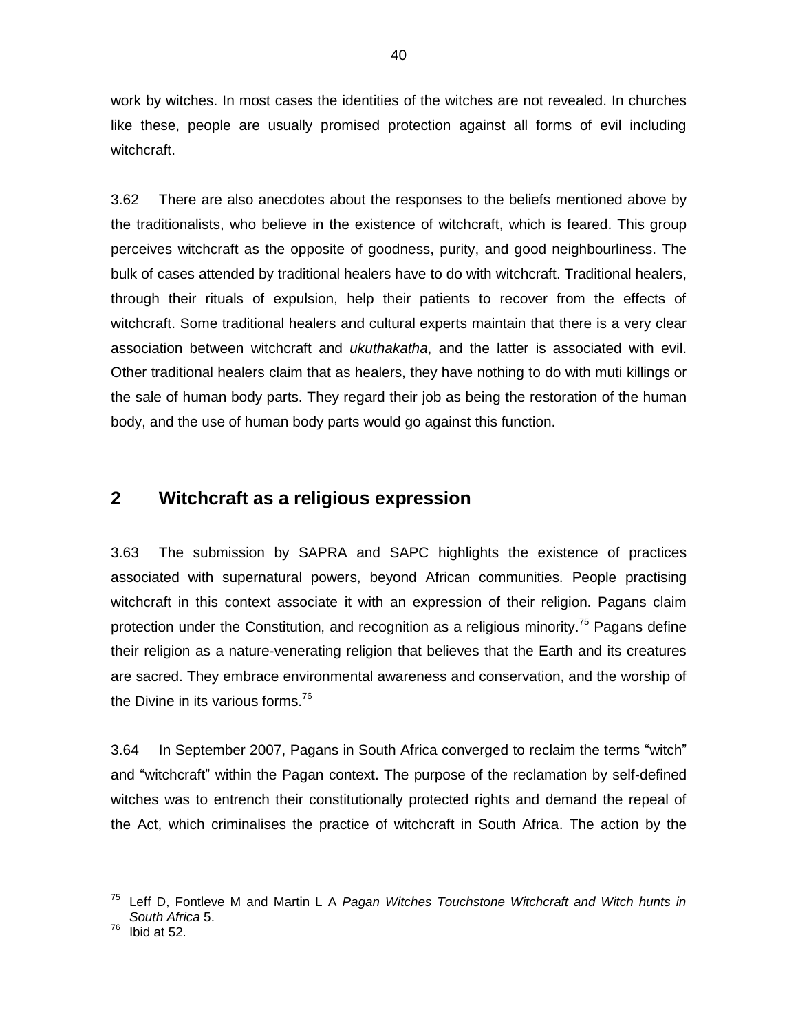work by witches. In most cases the identities of the witches are not revealed. In churches like these, people are usually promised protection against all forms of evil including witchcraft.

3.62 There are also anecdotes about the responses to the beliefs mentioned above by the traditionalists, who believe in the existence of witchcraft, which is feared. This group perceives witchcraft as the opposite of goodness, purity, and good neighbourliness. The bulk of cases attended by traditional healers have to do with witchcraft. Traditional healers, through their rituals of expulsion, help their patients to recover from the effects of witchcraft. Some traditional healers and cultural experts maintain that there is a very clear association between witchcraft and *ukuthakatha*, and the latter is associated with evil. Other traditional healers claim that as healers, they have nothing to do with muti killings or the sale of human body parts. They regard their job as being the restoration of the human body, and the use of human body parts would go against this function.

## 2 Witchcraft as a religious expression

3.63 The submission by SAPRA and SAPC highlights the existence of practices associated with supernatural powers, beyond African communities. People practising witchcraft in this context associate it with an expression of their religion. Pagans claim protection under the Constitution, and recognition as a religious minority.[75] Pagans define their religion as a nature-venerating religion that believes that the Earth and its creatures are sacred. They embrace environmental awareness and conservation, and the worship of the Divine in its various forms.[76]

3.64 In September 2007, Pagans in South Africa converged to reclaim the terms "witch" and "witchcraft" within the Pagan context. The purpose of the reclamation by self-defined witches was to entrench their constitutionally protected rights and demand the repeal of the Act, which criminalises the practice of witchcraft in South Africa. The action by the

---

[75] Leff D, Fontleve M and Martin L A *Pagan Witches Touchstone Witchcraft and Witch hunts in South Africa* 5.

[76] Ibid at 52.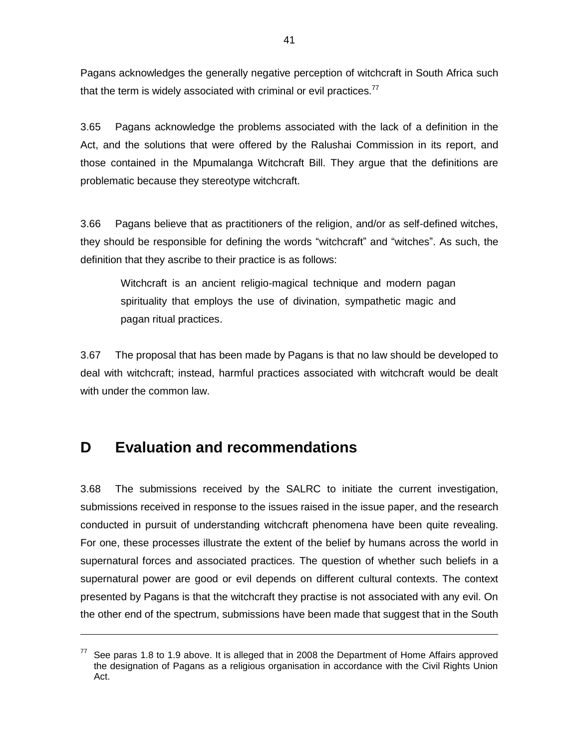Pagans acknowledges the generally negative perception of witchcraft in South Africa such that the term is widely associated with criminal or evil practices.[77]

3.65 Pagans acknowledge the problems associated with the lack of a definition in the Act, and the solutions that were offered by the Ralushai Commission in its report, and those contained in the Mpumalanga Witchcraft Bill. They argue that the definitions are problematic because they stereotype witchcraft.

3.66 Pagans believe that as practitioners of the religion, and/or as self-defined witches, they should be responsible for defining the words “witchcraft” and “witches”. As such, the definition that they ascribe to their practice is as follows:

> Witchcraft is an ancient religio-magical technique and modern pagan spirituality that employs the use of divination, sympathetic magic and pagan ritual practices.

3.67 The proposal that has been made by Pagans is that no law should be developed to deal with witchcraft; instead, harmful practices associated with witchcraft would be dealt with under the common law.

## D Evaluation and recommendations

3.68 The submissions received by the SALRC to initiate the current investigation, submissions received in response to the issues raised in the issue paper, and the research conducted in pursuit of understanding witchcraft phenomena have been quite revealing. For one, these processes illustrate the extent of the belief by humans across the world in supernatural forces and associated practices. The question of whether such beliefs in a supernatural power are good or evil depends on different cultural contexts. The context presented by Pagans is that the witchcraft they practise is not associated with any evil. On the other end of the spectrum, submissions have been made that suggest that in the South

---

[77] See paras 1.8 to 1.9 above. It is alleged that in 2008 the Department of Home Affairs approved the designation of Pagans as a religious organisation in accordance with the Civil Rights Union Act.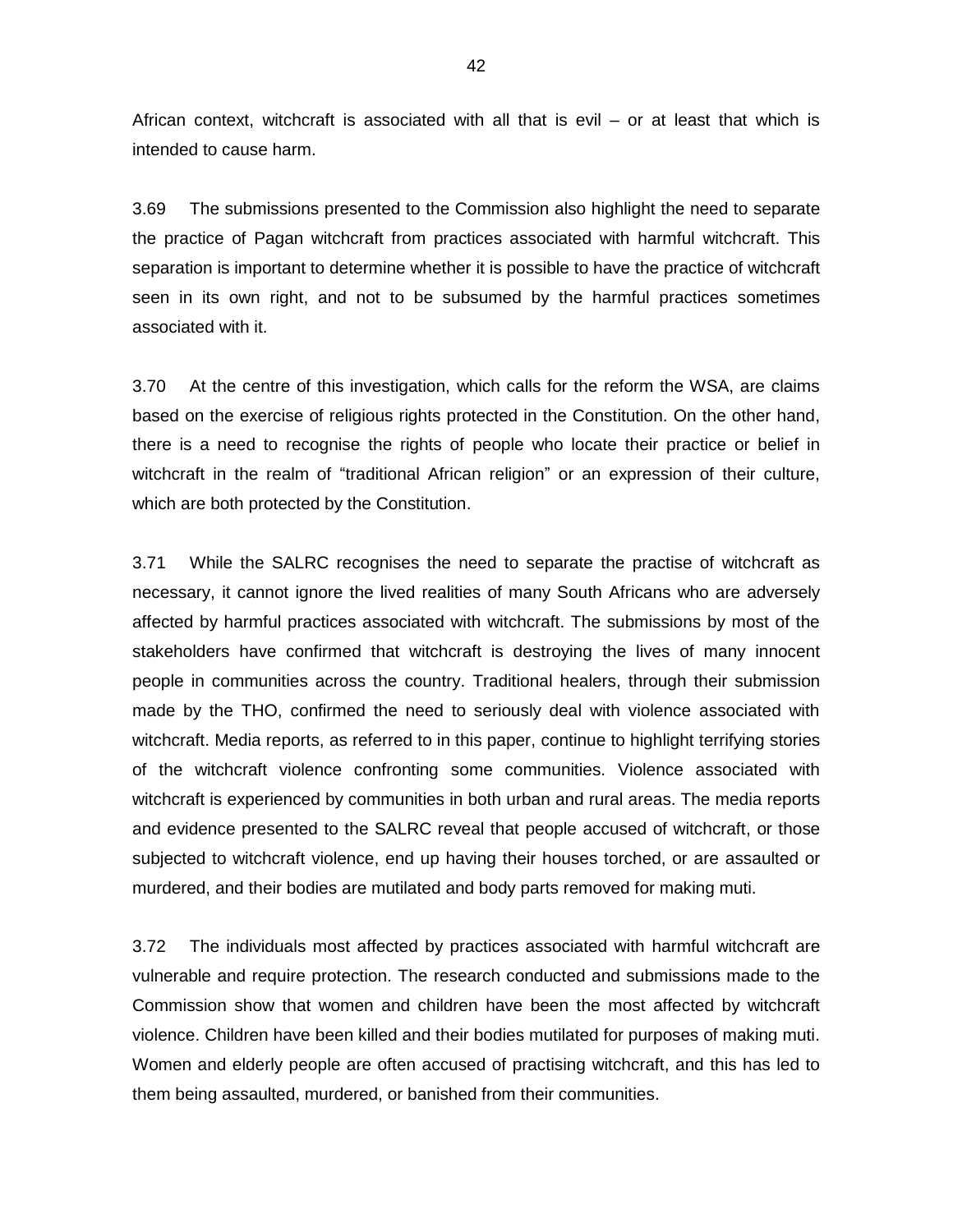African context, witchcraft is associated with all that is evil – or at least that which is intended to cause harm.

3.69 The submissions presented to the Commission also highlight the need to separate the practice of Pagan witchcraft from practices associated with harmful witchcraft. This separation is important to determine whether it is possible to have the practice of witchcraft seen in its own right, and not to be subsumed by the harmful practices sometimes associated with it.

3.70 At the centre of this investigation, which calls for the reform the WSA, are claims based on the exercise of religious rights protected in the Constitution. On the other hand, there is a need to recognise the rights of people who locate their practice or belief in witchcraft in the realm of "traditional African religion" or an expression of their culture, which are both protected by the Constitution.

3.71 While the SALRC recognises the need to separate the practise of witchcraft as necessary, it cannot ignore the lived realities of many South Africans who are adversely affected by harmful practices associated with witchcraft. The submissions by most of the stakeholders have confirmed that witchcraft is destroying the lives of many innocent people in communities across the country. Traditional healers, through their submission made by the THO, confirmed the need to seriously deal with violence associated with witchcraft. Media reports, as referred to in this paper, continue to highlight terrifying stories of the witchcraft violence confronting some communities. Violence associated with witchcraft is experienced by communities in both urban and rural areas. The media reports and evidence presented to the SALRC reveal that people accused of witchcraft, or those subjected to witchcraft violence, end up having their houses torched, or are assaulted or murdered, and their bodies are mutilated and body parts removed for making muti.

3.72 The individuals most affected by practices associated with harmful witchcraft are vulnerable and require protection. The research conducted and submissions made to the Commission show that women and children have been the most affected by witchcraft violence. Children have been killed and their bodies mutilated for purposes of making muti. Women and elderly people are often accused of practising witchcraft, and this has led to them being assaulted, murdered, or banished from their communities.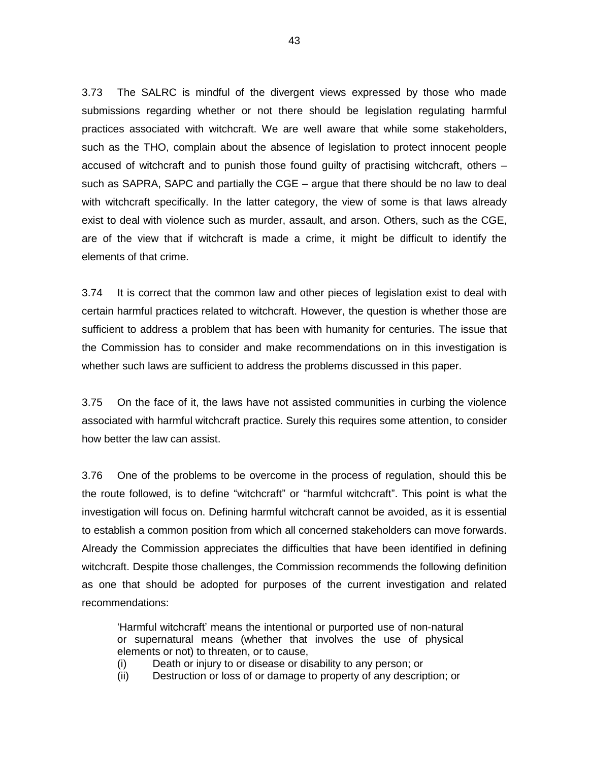3.73 The SALRC is mindful of the divergent views expressed by those who made submissions regarding whether or not there should be legislation regulating harmful practices associated with witchcraft. We are well aware that while some stakeholders, such as the THO, complain about the absence of legislation to protect innocent people accused of witchcraft and to punish those found guilty of practising witchcraft, others – such as SAPRA, SAPC and partially the CGE – argue that there should be no law to deal with witchcraft specifically. In the latter category, the view of some is that laws already exist to deal with violence such as murder, assault, and arson. Others, such as the CGE, are of the view that if witchcraft is made a crime, it might be difficult to identify the elements of that crime.

3.74 It is correct that the common law and other pieces of legislation exist to deal with certain harmful practices related to witchcraft. However, the question is whether those are sufficient to address a problem that has been with humanity for centuries. The issue that the Commission has to consider and make recommendations on in this investigation is whether such laws are sufficient to address the problems discussed in this paper.

3.75 On the face of it, the laws have not assisted communities in curbing the violence associated with harmful witchcraft practice. Surely this requires some attention, to consider how better the law can assist.

3.76 One of the problems to be overcome in the process of regulation, should this be the route followed, is to define "witchcraft" or "harmful witchcraft". This point is what the investigation will focus on. Defining harmful witchcraft cannot be avoided, as it is essential to establish a common position from which all concerned stakeholders can move forwards. Already the Commission appreciates the difficulties that have been identified in defining witchcraft. Despite those challenges, the Commission recommends the following definition as one that should be adopted for purposes of the current investigation and related recommendations:

> 'Harmful witchcraft' means the intentional or purported use of non-natural or supernatural means (whether that involves the use of physical elements or not) to threaten, or to cause,
>
> (i) Death or injury to or disease or disability to any person; or
>
> (ii) Destruction or loss of or damage to property of any description; or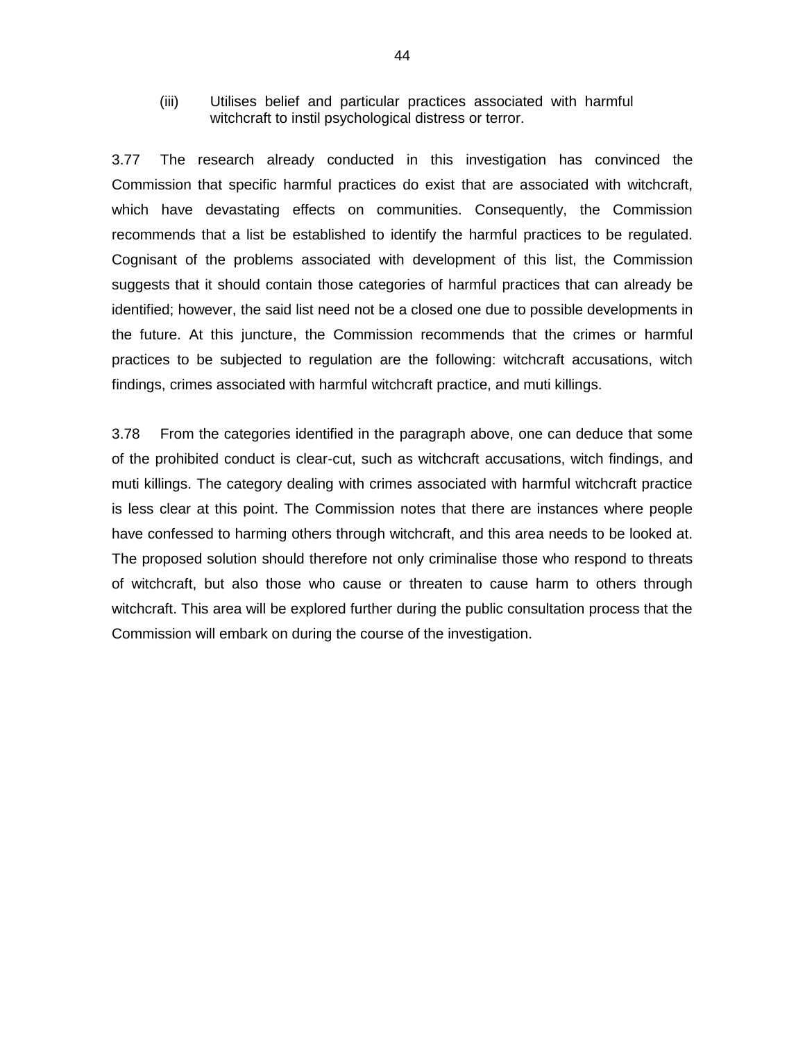(iii) Utilises belief and particular practices associated with harmful witchcraft to instil psychological distress or terror.

3.77 The research already conducted in this investigation has convinced the Commission that specific harmful practices do exist that are associated with witchcraft, which have devastating effects on communities. Consequently, the Commission recommends that a list be established to identify the harmful practices to be regulated. Cognisant of the problems associated with development of this list, the Commission suggests that it should contain those categories of harmful practices that can already be identified; however, the said list need not be a closed one due to possible developments in the future. At this juncture, the Commission recommends that the crimes or harmful practices to be subjected to regulation are the following: witchcraft accusations, witch findings, crimes associated with harmful witchcraft practice, and muti killings.

3.78 From the categories identified in the paragraph above, one can deduce that some of the prohibited conduct is clear-cut, such as witchcraft accusations, witch findings, and muti killings. The category dealing with crimes associated with harmful witchcraft practice is less clear at this point. The Commission notes that there are instances where people have confessed to harming others through witchcraft, and this area needs to be looked at. The proposed solution should therefore not only criminalise those who respond to threats of witchcraft, but also those who cause or threaten to cause harm to others through witchcraft. This area will be explored further during the public consultation process that the Commission will embark on during the course of the investigation.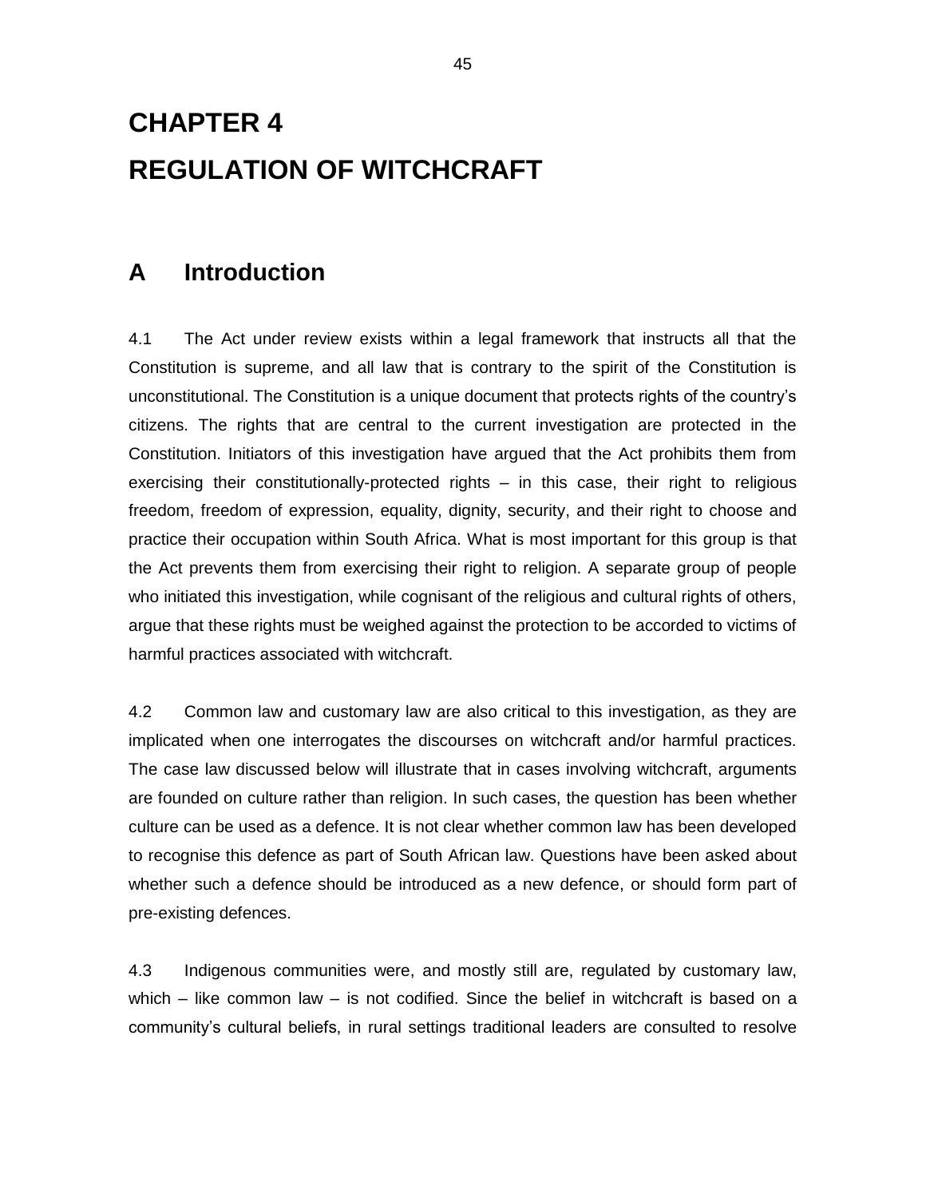# CHAPTER 4

# REGULATION OF WITCHCRAFT

## A Introduction

4.1 The Act under review exists within a legal framework that instructs all that the Constitution is supreme, and all law that is contrary to the spirit of the Constitution is unconstitutional. The Constitution is a unique document that protects rights of the country's citizens. The rights that are central to the current investigation are protected in the Constitution. Initiators of this investigation have argued that the Act prohibits them from exercising their constitutionally-protected rights – in this case, their right to religious freedom, freedom of expression, equality, dignity, security, and their right to choose and practice their occupation within South Africa. What is most important for this group is that the Act prevents them from exercising their right to religion. A separate group of people who initiated this investigation, while cognisant of the religious and cultural rights of others, argue that these rights must be weighed against the protection to be accorded to victims of harmful practices associated with witchcraft.

4.2 Common law and customary law are also critical to this investigation, as they are implicated when one interrogates the discourses on witchcraft and/or harmful practices. The case law discussed below will illustrate that in cases involving witchcraft, arguments are founded on culture rather than religion. In such cases, the question has been whether culture can be used as a defence. It is not clear whether common law has been developed to recognise this defence as part of South African law. Questions have been asked about whether such a defence should be introduced as a new defence, or should form part of pre-existing defences.

4.3 Indigenous communities were, and mostly still are, regulated by customary law, which – like common law – is not codified. Since the belief in witchcraft is based on a community's cultural beliefs, in rural settings traditional leaders are consulted to resolve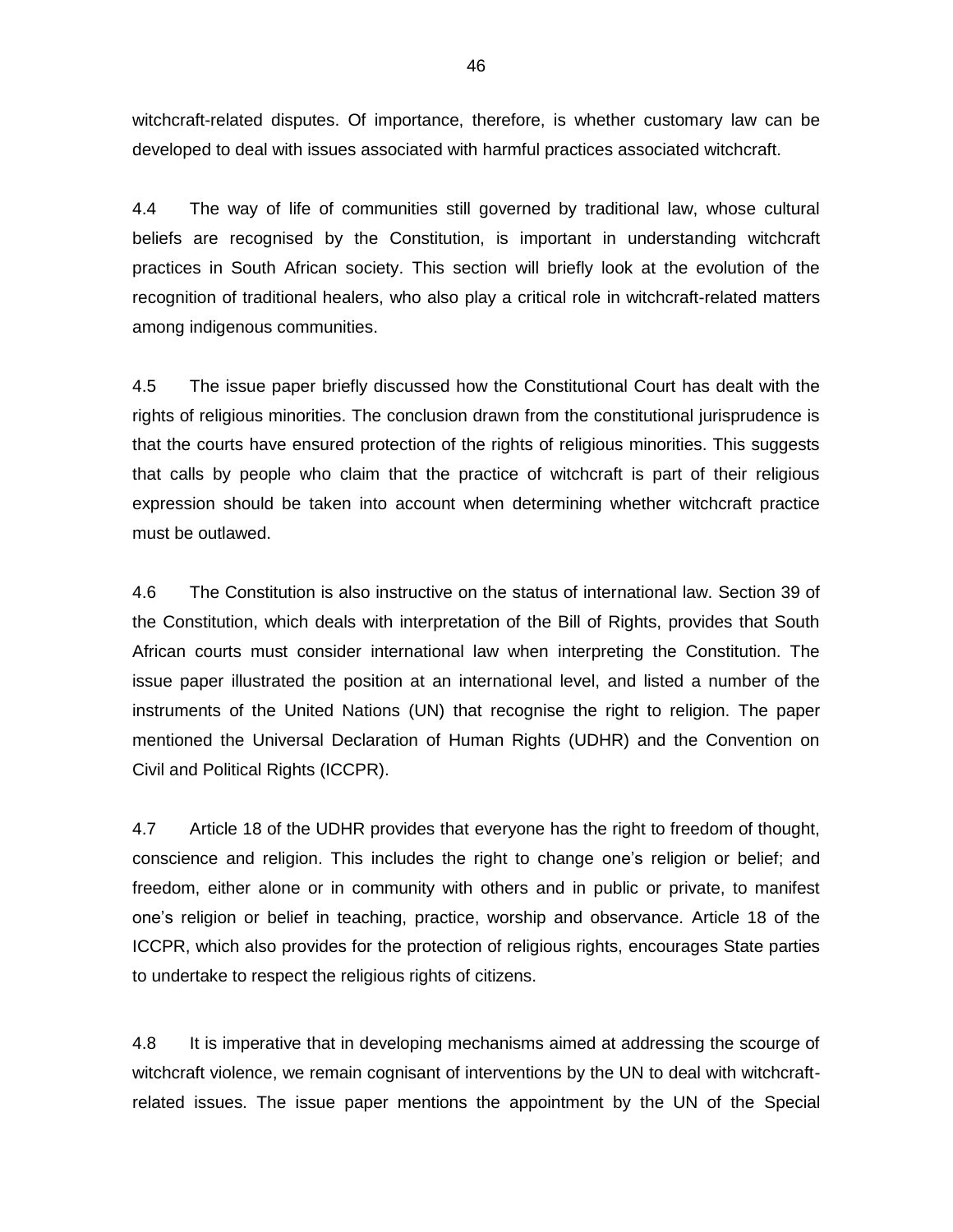witchcraft-related disputes. Of importance, therefore, is whether customary law can be developed to deal with issues associated with harmful practices associated witchcraft.

4.4 The way of life of communities still governed by traditional law, whose cultural beliefs are recognised by the Constitution, is important in understanding witchcraft practices in South African society. This section will briefly look at the evolution of the recognition of traditional healers, who also play a critical role in witchcraft-related matters among indigenous communities.

4.5 The issue paper briefly discussed how the Constitutional Court has dealt with the rights of religious minorities. The conclusion drawn from the constitutional jurisprudence is that the courts have ensured protection of the rights of religious minorities. This suggests that calls by people who claim that the practice of witchcraft is part of their religious expression should be taken into account when determining whether witchcraft practice must be outlawed.

4.6 The Constitution is also instructive on the status of international law. Section 39 of the Constitution, which deals with interpretation of the Bill of Rights, provides that South African courts must consider international law when interpreting the Constitution. The issue paper illustrated the position at an international level, and listed a number of the instruments of the United Nations (UN) that recognise the right to religion. The paper mentioned the Universal Declaration of Human Rights (UDHR) and the Convention on Civil and Political Rights (ICCPR).

4.7 Article 18 of the UDHR provides that everyone has the right to freedom of thought, conscience and religion. This includes the right to change one's religion or belief; and freedom, either alone or in community with others and in public or private, to manifest one's religion or belief in teaching, practice, worship and observance. Article 18 of the ICCPR, which also provides for the protection of religious rights, encourages State parties to undertake to respect the religious rights of citizens.

4.8 It is imperative that in developing mechanisms aimed at addressing the scourge of witchcraft violence, we remain cognisant of interventions by the UN to deal with witchcraft-related issues. The issue paper mentions the appointment by the UN of the Special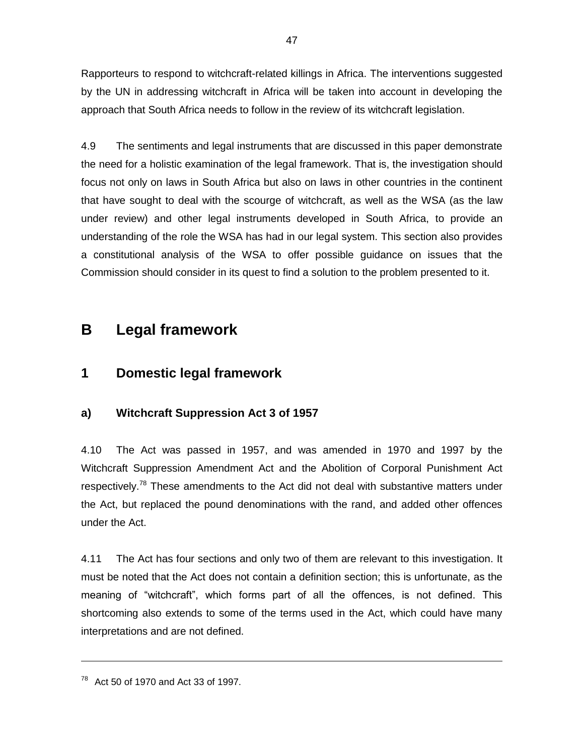Rapporteurs to respond to witchcraft-related killings in Africa. The interventions suggested by the UN in addressing witchcraft in Africa will be taken into account in developing the approach that South Africa needs to follow in the review of its witchcraft legislation.

4.9 The sentiments and legal instruments that are discussed in this paper demonstrate the need for a holistic examination of the legal framework. That is, the investigation should focus not only on laws in South Africa but also on laws in other countries in the continent that have sought to deal with the scourge of witchcraft, as well as the WSA (as the law under review) and other legal instruments developed in South Africa, to provide an understanding of the role the WSA has had in our legal system. This section also provides a constitutional analysis of the WSA to offer possible guidance on issues that the Commission should consider in its quest to find a solution to the problem presented to it.

## B Legal framework

### 1 Domestic legal framework

#### a) Witchcraft Suppression Act 3 of 1957

4.10 The Act was passed in 1957, and was amended in 1970 and 1997 by the Witchcraft Suppression Amendment Act and the Abolition of Corporal Punishment Act respectively.[78] These amendments to the Act did not deal with substantive matters under the Act, but replaced the pound denominations with the rand, and added other offences under the Act.

4.11 The Act has four sections and only two of them are relevant to this investigation. It must be noted that the Act does not contain a definition section; this is unfortunate, as the meaning of "witchcraft", which forms part of all the offences, is not defined. This shortcoming also extends to some of the terms used in the Act, which could have many interpretations and are not defined.

---

[78] Act 50 of 1970 and Act 33 of 1997.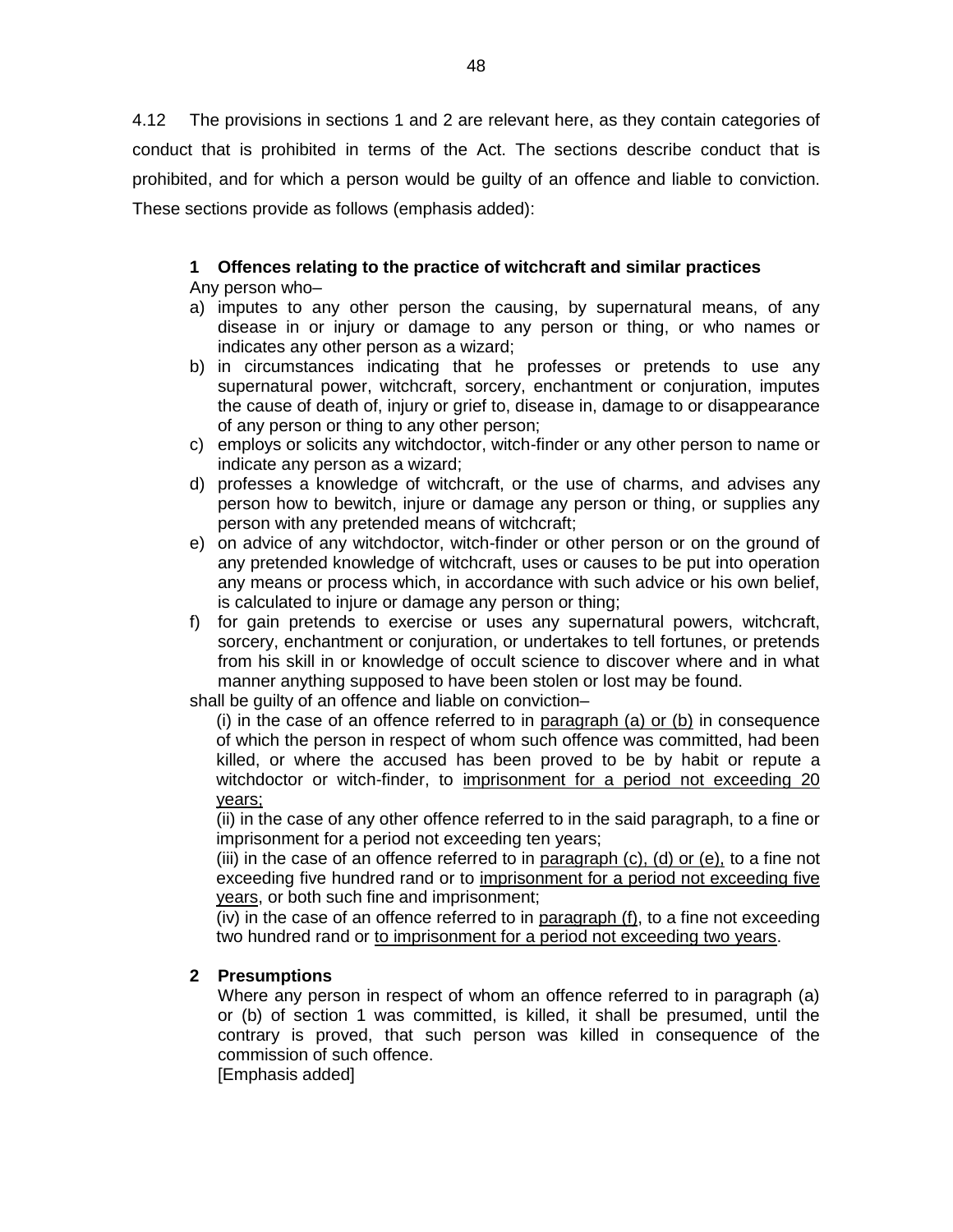4.12 The provisions in sections 1 and 2 are relevant here, as they contain categories of conduct that is prohibited in terms of the Act. The sections describe conduct that is prohibited, and for which a person would be guilty of an offence and liable to conviction. These sections provide as follows (emphasis added):

> **1 Offences relating to the practice of witchcraft and similar practices**
>
> Any person who–
>
> a) imputes to any other person the causing, by supernatural means, of any disease in or injury or damage to any person or thing, or who names or indicates any other person as a wizard;
>
> b) in circumstances indicating that he professes or pretends to use any supernatural power, witchcraft, sorcery, enchantment or conjuration, imputes the cause of death of, injury or grief to, disease in, damage to or disappearance of any person or thing to any other person;
>
> c) employs or solicits any witchdoctor, witch-finder or any other person to name or indicate any person as a wizard;
>
> d) professes a knowledge of witchcraft, or the use of charms, and advises any person how to bewitch, injure or damage any person or thing, or supplies any person with any pretended means of witchcraft;
>
> e) on advice of any witchdoctor, witch-finder or other person or on the ground of any pretended knowledge of witchcraft, uses or causes to be put into operation any means or process which, in accordance with such advice or his own belief, is calculated to injure or damage any person or thing;
>
> f) for gain pretends to exercise or uses any supernatural powers, witchcraft, sorcery, enchantment or conjuration, or undertakes to tell fortunes, or pretends from his skill in or knowledge of occult science to discover where and in what manner anything supposed to have been stolen or lost may be found.
>
> shall be guilty of an offence and liable on conviction–
>
> (i) in the case of an offence referred to in <u>paragraph (a) or (b)</u> in consequence of which the person in respect of whom such offence was committed, had been killed, or where the accused has been proved to be by habit or repute a witchdoctor or witch-finder, to <u>imprisonment for a period not exceeding 20 years;</u>
>
> (ii) in the case of any other offence referred to in the said paragraph, to a fine or imprisonment for a period not exceeding ten years;
>
> (iii) in the case of an offence referred to in <u>paragraph (c), (d) or (e),</u> to a fine not exceeding five hundred rand or to <u>imprisonment for a period not exceeding five years</u>, or both such fine and imprisonment;
>
> (iv) in the case of an offence referred to in <u>paragraph (f)</u>, to a fine not exceeding two hundred rand or <u>to imprisonment for a period not exceeding two years</u>.
>
> **2 Presumptions**
>
> Where any person in respect of whom an offence referred to in paragraph (a) or (b) of section 1 was committed, is killed, it shall be presumed, until the contrary is proved, that such person was killed in consequence of the commission of such offence.
>
> [Emphasis added]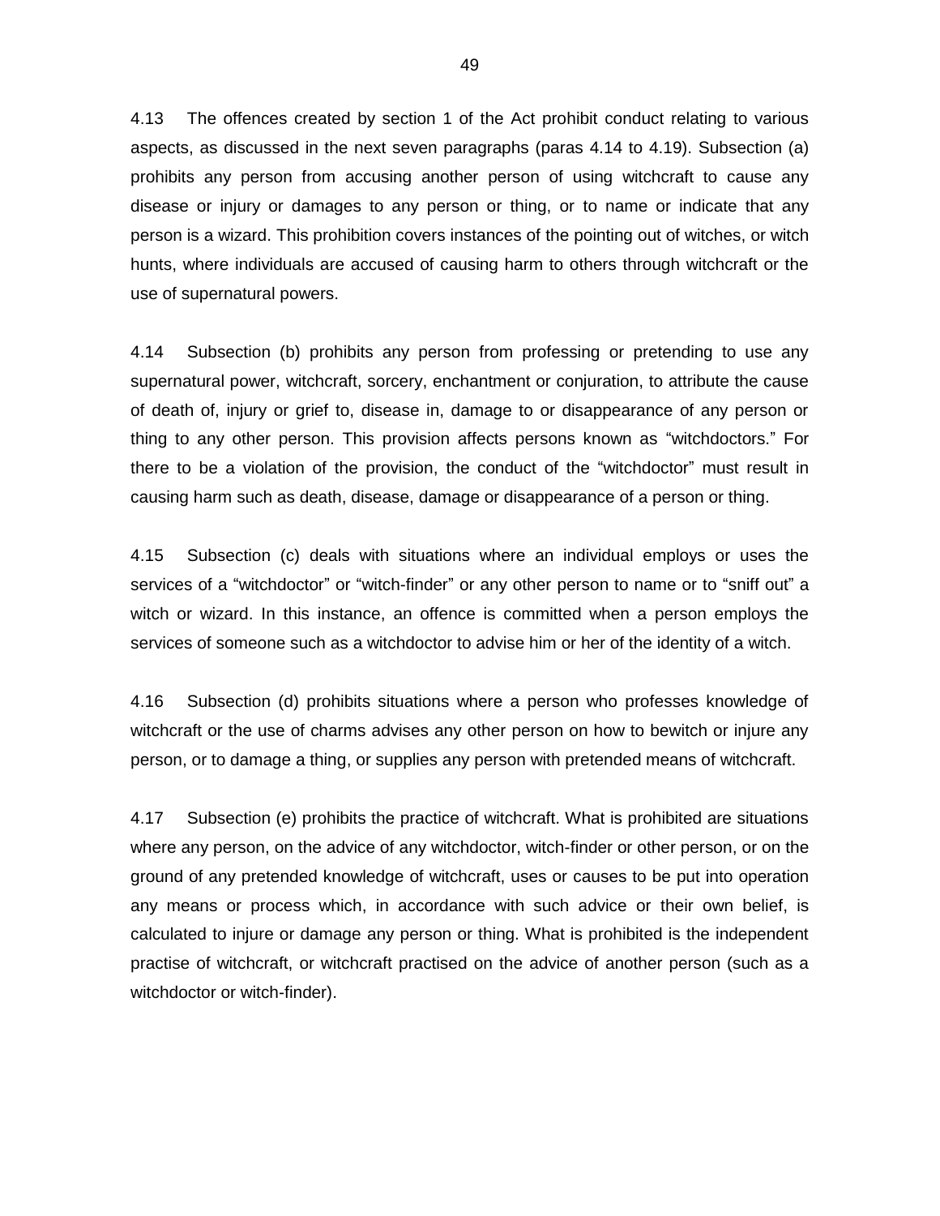4.13 The offences created by section 1 of the Act prohibit conduct relating to various aspects, as discussed in the next seven paragraphs (paras 4.14 to 4.19). Subsection (a) prohibits any person from accusing another person of using witchcraft to cause any disease or injury or damages to any person or thing, or to name or indicate that any person is a wizard. This prohibition covers instances of the pointing out of witches, or witch hunts, where individuals are accused of causing harm to others through witchcraft or the use of supernatural powers.

4.14 Subsection (b) prohibits any person from professing or pretending to use any supernatural power, witchcraft, sorcery, enchantment or conjuration, to attribute the cause of death of, injury or grief to, disease in, damage to or disappearance of any person or thing to any other person. This provision affects persons known as "witchdoctors." For there to be a violation of the provision, the conduct of the "witchdoctor" must result in causing harm such as death, disease, damage or disappearance of a person or thing.

4.15 Subsection (c) deals with situations where an individual employs or uses the services of a "witchdoctor" or "witch-finder" or any other person to name or to "sniff out" a witch or wizard. In this instance, an offence is committed when a person employs the services of someone such as a witchdoctor to advise him or her of the identity of a witch.

4.16 Subsection (d) prohibits situations where a person who professes knowledge of witchcraft or the use of charms advises any other person on how to bewitch or injure any person, or to damage a thing, or supplies any person with pretended means of witchcraft.

4.17 Subsection (e) prohibits the practice of witchcraft. What is prohibited are situations where any person, on the advice of any witchdoctor, witch-finder or other person, or on the ground of any pretended knowledge of witchcraft, uses or causes to be put into operation any means or process which, in accordance with such advice or their own belief, is calculated to injure or damage any person or thing. What is prohibited is the independent practise of witchcraft, or witchcraft practised on the advice of another person (such as a witchdoctor or witch-finder).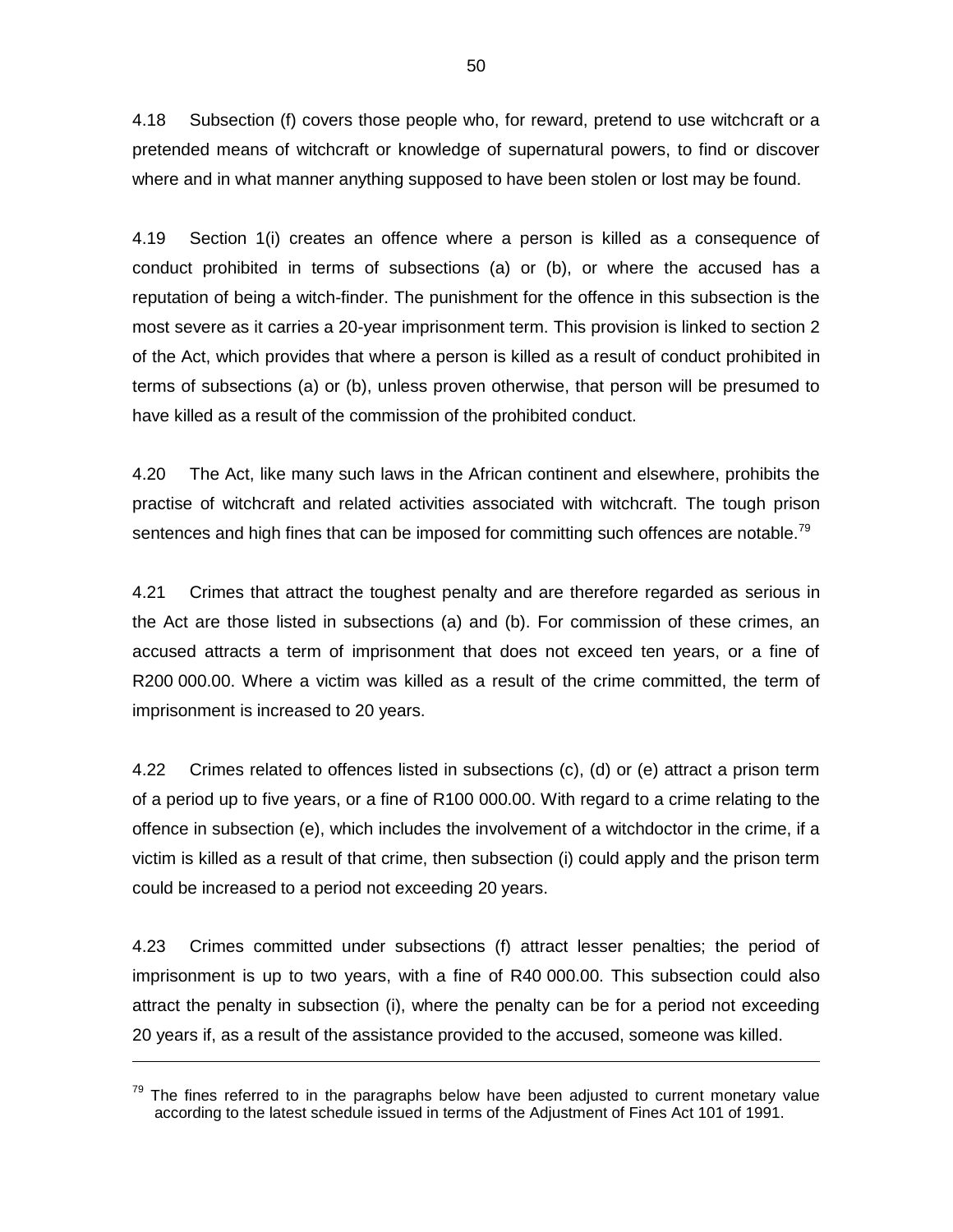4.18 Subsection (f) covers those people who, for reward, pretend to use witchcraft or a pretended means of witchcraft or knowledge of supernatural powers, to find or discover where and in what manner anything supposed to have been stolen or lost may be found.

4.19 Section 1(i) creates an offence where a person is killed as a consequence of conduct prohibited in terms of subsections (a) or (b), or where the accused has a reputation of being a witch-finder. The punishment for the offence in this subsection is the most severe as it carries a 20-year imprisonment term. This provision is linked to section 2 of the Act, which provides that where a person is killed as a result of conduct prohibited in terms of subsections (a) or (b), unless proven otherwise, that person will be presumed to have killed as a result of the commission of the prohibited conduct.

4.20 The Act, like many such laws in the African continent and elsewhere, prohibits the practise of witchcraft and related activities associated with witchcraft. The tough prison sentences and high fines that can be imposed for committing such offences are notable.[79]

4.21 Crimes that attract the toughest penalty and are therefore regarded as serious in the Act are those listed in subsections (a) and (b). For commission of these crimes, an accused attracts a term of imprisonment that does not exceed ten years, or a fine of R200 000.00. Where a victim was killed as a result of the crime committed, the term of imprisonment is increased to 20 years.

4.22 Crimes related to offences listed in subsections (c), (d) or (e) attract a prison term of a period up to five years, or a fine of R100 000.00. With regard to a crime relating to the offence in subsection (e), which includes the involvement of a witchdoctor in the crime, if a victim is killed as a result of that crime, then subsection (i) could apply and the prison term could be increased to a period not exceeding 20 years.

4.23 Crimes committed under subsections (f) attract lesser penalties; the period of imprisonment is up to two years, with a fine of R40 000.00. This subsection could also attract the penalty in subsection (i), where the penalty can be for a period not exceeding 20 years if, as a result of the assistance provided to the accused, someone was killed.

---

[79] The fines referred to in the paragraphs below have been adjusted to current monetary value according to the latest schedule issued in terms of the Adjustment of Fines Act 101 of 1991.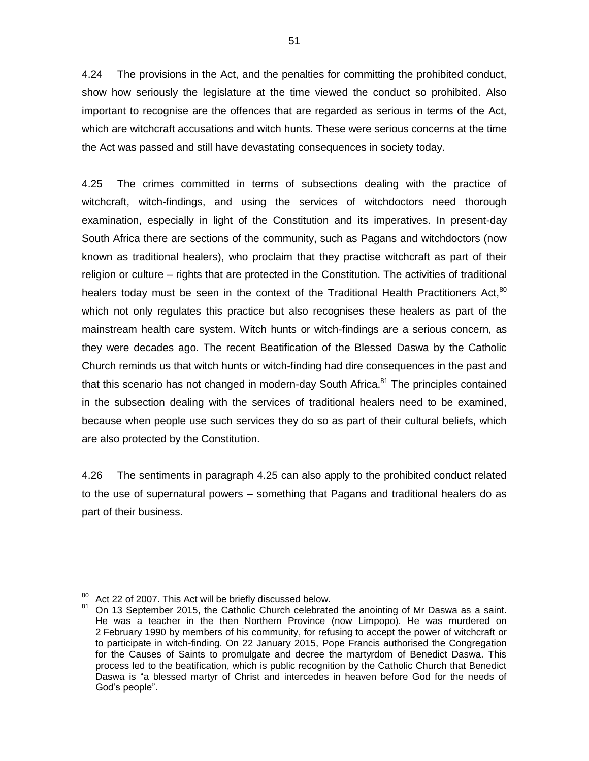4.24 The provisions in the Act, and the penalties for committing the prohibited conduct, show how seriously the legislature at the time viewed the conduct so prohibited. Also important to recognise are the offences that are regarded as serious in terms of the Act, which are witchcraft accusations and witch hunts. These were serious concerns at the time the Act was passed and still have devastating consequences in society today.

4.25 The crimes committed in terms of subsections dealing with the practice of witchcraft, witch-findings, and using the services of witchdoctors need thorough examination, especially in light of the Constitution and its imperatives. In present-day South Africa there are sections of the community, such as Pagans and witchdoctors (now known as traditional healers), who proclaim that they practise witchcraft as part of their religion or culture – rights that are protected in the Constitution. The activities of traditional healers today must be seen in the context of the Traditional Health Practitioners Act,[80] which not only regulates this practice but also recognises these healers as part of the mainstream health care system. Witch hunts or witch-findings are a serious concern, as they were decades ago. The recent Beatification of the Blessed Daswa by the Catholic Church reminds us that witch hunts or witch-finding had dire consequences in the past and that this scenario has not changed in modern-day South Africa.[81] The principles contained in the subsection dealing with the services of traditional healers need to be examined, because when people use such services they do so as part of their cultural beliefs, which are also protected by the Constitution.

4.26 The sentiments in paragraph 4.25 can also apply to the prohibited conduct related to the use of supernatural powers – something that Pagans and traditional healers do as part of their business.

---

[80] Act 22 of 2007. This Act will be briefly discussed below.

[81] On 13 September 2015, the Catholic Church celebrated the anointing of Mr Daswa as a saint. He was a teacher in the then Northern Province (now Limpopo). He was murdered on 2 February 1990 by members of his community, for refusing to accept the power of witchcraft or to participate in witch-finding. On 22 January 2015, Pope Francis authorised the Congregation for the Causes of Saints to promulgate and decree the martyrdom of Benedict Daswa. This process led to the beatification, which is public recognition by the Catholic Church that Benedict Daswa is "a blessed martyr of Christ and intercedes in heaven before God for the needs of God's people".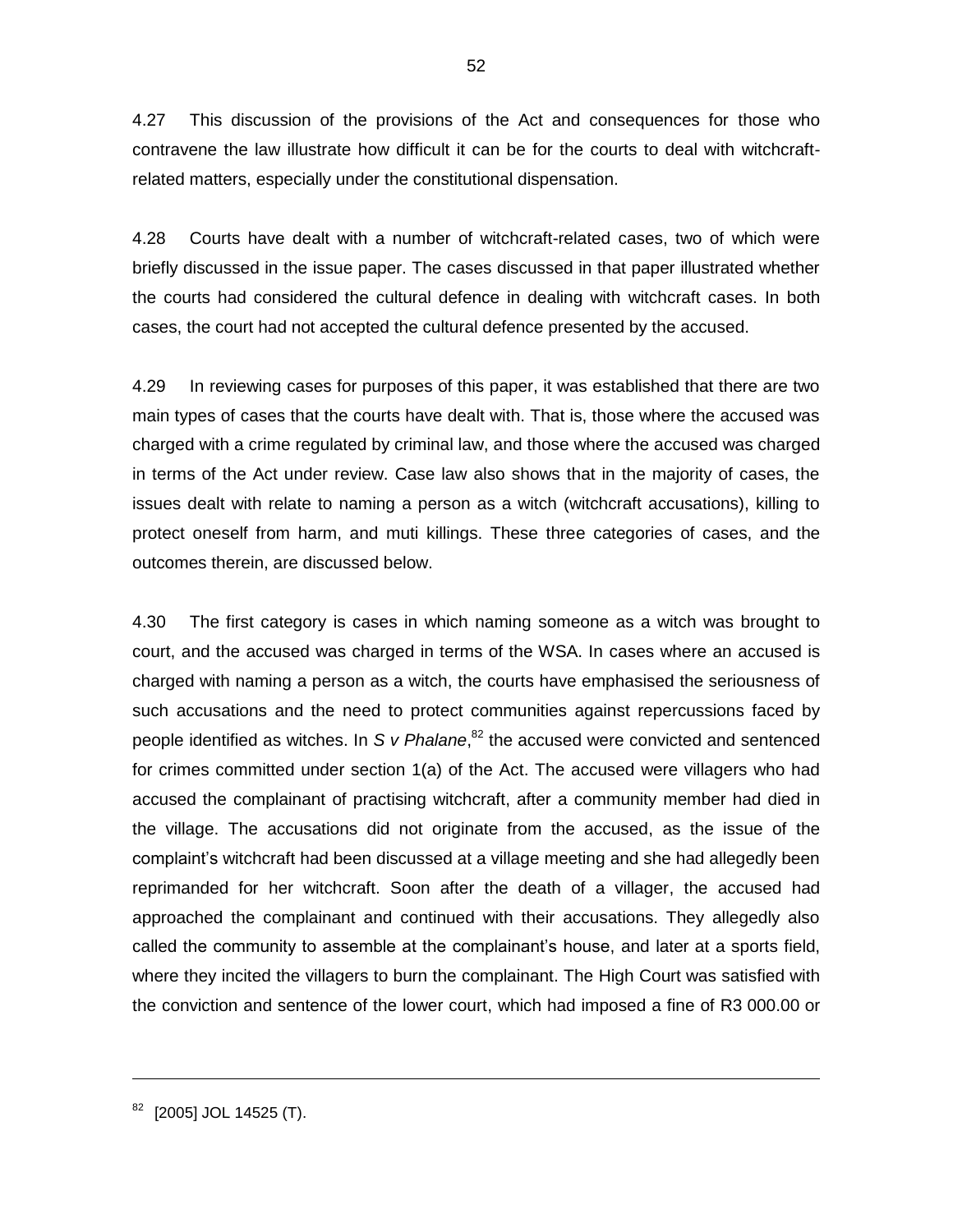4.27 This discussion of the provisions of the Act and consequences for those who contravene the law illustrate how difficult it can be for the courts to deal with witchcraft-related matters, especially under the constitutional dispensation.

4.28 Courts have dealt with a number of witchcraft-related cases, two of which were briefly discussed in the issue paper. The cases discussed in that paper illustrated whether the courts had considered the cultural defence in dealing with witchcraft cases. In both cases, the court had not accepted the cultural defence presented by the accused.

4.29 In reviewing cases for purposes of this paper, it was established that there are two main types of cases that the courts have dealt with. That is, those where the accused was charged with a crime regulated by criminal law, and those where the accused was charged in terms of the Act under review. Case law also shows that in the majority of cases, the issues dealt with relate to naming a person as a witch (witchcraft accusations), killing to protect oneself from harm, and muti killings. These three categories of cases, and the outcomes therein, are discussed below.

4.30 The first category is cases in which naming someone as a witch was brought to court, and the accused was charged in terms of the WSA. In cases where an accused is charged with naming a person as a witch, the courts have emphasised the seriousness of such accusations and the need to protect communities against repercussions faced by people identified as witches. In *S v Phalane*,[82] the accused were convicted and sentenced for crimes committed under section 1(a) of the Act. The accused were villagers who had accused the complainant of practising witchcraft, after a community member had died in the village. The accusations did not originate from the accused, as the issue of the complaint's witchcraft had been discussed at a village meeting and she had allegedly been reprimanded for her witchcraft. Soon after the death of a villager, the accused had approached the complainant and continued with their accusations. They allegedly also called the community to assemble at the complainant's house, and later at a sports field, where they incited the villagers to burn the complainant. The High Court was satisfied with the conviction and sentence of the lower court, which had imposed a fine of R3 000.00 or

---

[82] [2005] JOL 14525 (T).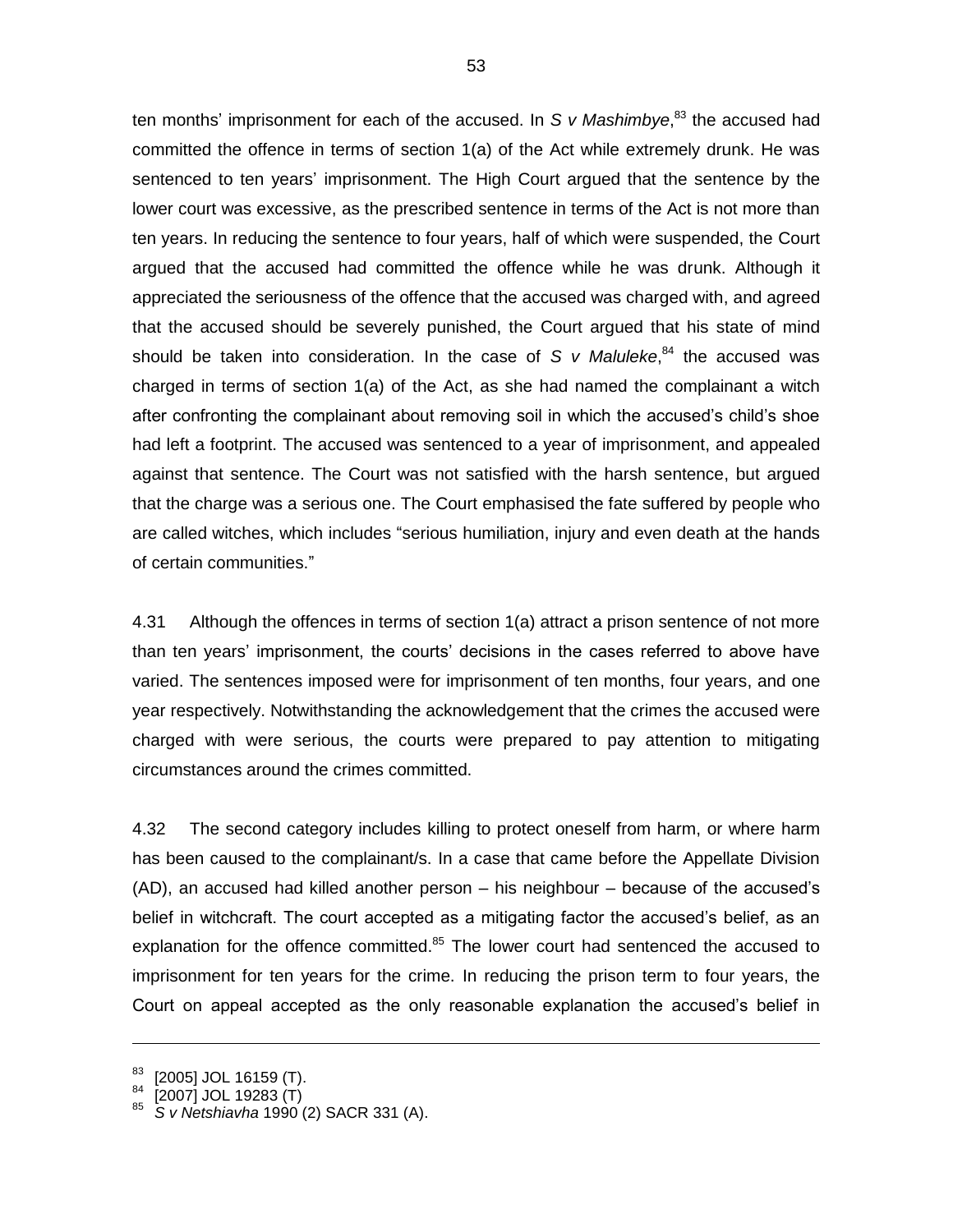ten months' imprisonment for each of the accused. In *S v Mashimbye*,[83] the accused had committed the offence in terms of section 1(a) of the Act while extremely drunk. He was sentenced to ten years' imprisonment. The High Court argued that the sentence by the lower court was excessive, as the prescribed sentence in terms of the Act is not more than ten years. In reducing the sentence to four years, half of which were suspended, the Court argued that the accused had committed the offence while he was drunk. Although it appreciated the seriousness of the offence that the accused was charged with, and agreed that the accused should be severely punished, the Court argued that his state of mind should be taken into consideration. In the case of *S v Maluleke*,[84] the accused was charged in terms of section 1(a) of the Act, as she had named the complainant a witch after confronting the complainant about removing soil in which the accused's child's shoe had left a footprint. The accused was sentenced to a year of imprisonment, and appealed against that sentence. The Court was not satisfied with the harsh sentence, but argued that the charge was a serious one. The Court emphasised the fate suffered by people who are called witches, which includes "serious humiliation, injury and even death at the hands of certain communities."

4.31 Although the offences in terms of section 1(a) attract a prison sentence of not more than ten years' imprisonment, the courts' decisions in the cases referred to above have varied. The sentences imposed were for imprisonment of ten months, four years, and one year respectively. Notwithstanding the acknowledgement that the crimes the accused were charged with were serious, the courts were prepared to pay attention to mitigating circumstances around the crimes committed.

4.32 The second category includes killing to protect oneself from harm, or where harm has been caused to the complainant/s. In a case that came before the Appellate Division (AD), an accused had killed another person – his neighbour – because of the accused's belief in witchcraft. The court accepted as a mitigating factor the accused's belief, as an explanation for the offence committed.[85] The lower court had sentenced the accused to imprisonment for ten years for the crime. In reducing the prison term to four years, the Court on appeal accepted as the only reasonable explanation the accused's belief in

---

[83] [2005] JOL 16159 (T).

[84] [2007] JOL 19283 (T)

[85] *S v Netshiavha* 1990 (2) SACR 331 (A).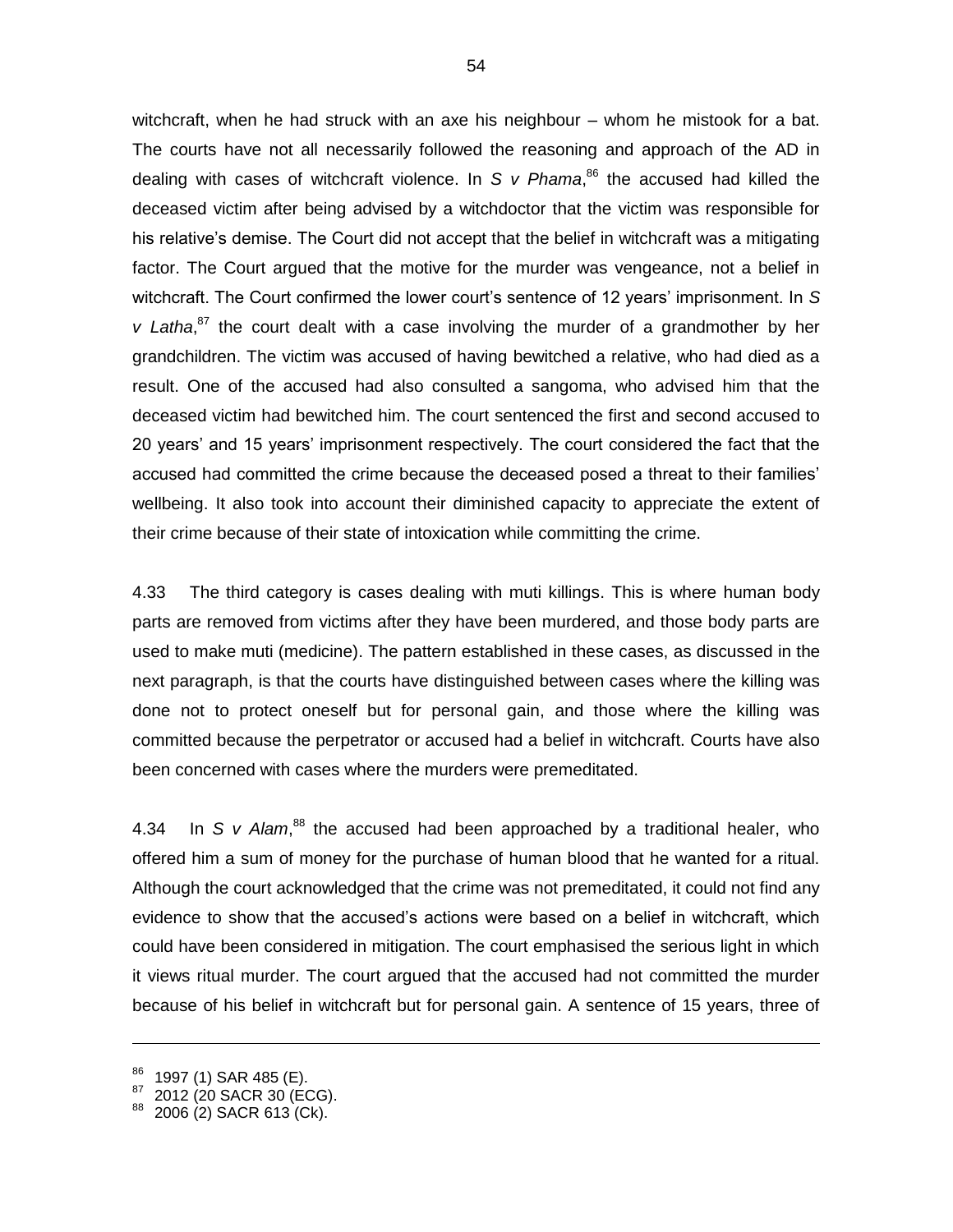witchcraft, when he had struck with an axe his neighbour – whom he mistook for a bat. The courts have not all necessarily followed the reasoning and approach of the AD in dealing with cases of witchcraft violence. In *S v Phama*,[86] the accused had killed the deceased victim after being advised by a witchdoctor that the victim was responsible for his relative's demise. The Court did not accept that the belief in witchcraft was a mitigating factor. The Court argued that the motive for the murder was vengeance, not a belief in witchcraft. The Court confirmed the lower court's sentence of 12 years' imprisonment. In *S v Latha*,[87] the court dealt with a case involving the murder of a grandmother by her grandchildren. The victim was accused of having bewitched a relative, who had died as a result. One of the accused had also consulted a sangoma, who advised him that the deceased victim had bewitched him. The court sentenced the first and second accused to 20 years' and 15 years' imprisonment respectively. The court considered the fact that the accused had committed the crime because the deceased posed a threat to their families' wellbeing. It also took into account their diminished capacity to appreciate the extent of their crime because of their state of intoxication while committing the crime.

4.33 The third category is cases dealing with muti killings. This is where human body parts are removed from victims after they have been murdered, and those body parts are used to make muti (medicine). The pattern established in these cases, as discussed in the next paragraph, is that the courts have distinguished between cases where the killing was done not to protect oneself but for personal gain, and those where the killing was committed because the perpetrator or accused had a belief in witchcraft. Courts have also been concerned with cases where the murders were premeditated.

4.34 In *S v Alam*,[88] the accused had been approached by a traditional healer, who offered him a sum of money for the purchase of human blood that he wanted for a ritual. Although the court acknowledged that the crime was not premeditated, it could not find any evidence to show that the accused's actions were based on a belief in witchcraft, which could have been considered in mitigation. The court emphasised the serious light in which it views ritual murder. The court argued that the accused had not committed the murder because of his belief in witchcraft but for personal gain. A sentence of 15 years, three of

---

[86] 1997 (1) SAR 485 (E).

[87] 2012 (20 SACR 30 (ECG).

[88] 2006 (2) SACR 613 (Ck).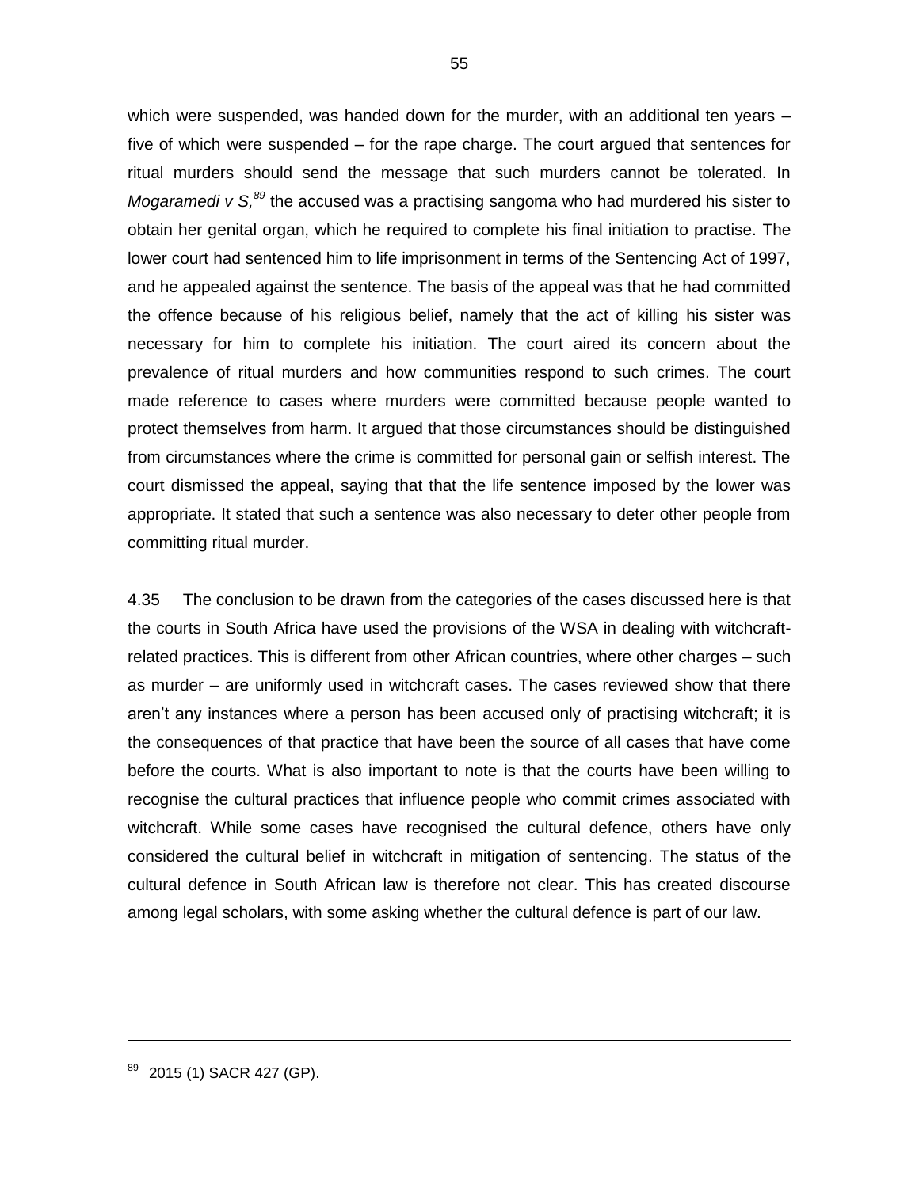which were suspended, was handed down for the murder, with an additional ten years – five of which were suspended – for the rape charge. The court argued that sentences for ritual murders should send the message that such murders cannot be tolerated. In *Mogaramedi v S,*[89] the accused was a practising sangoma who had murdered his sister to obtain her genital organ, which he required to complete his final initiation to practise. The lower court had sentenced him to life imprisonment in terms of the Sentencing Act of 1997, and he appealed against the sentence. The basis of the appeal was that he had committed the offence because of his religious belief, namely that the act of killing his sister was necessary for him to complete his initiation. The court aired its concern about the prevalence of ritual murders and how communities respond to such crimes. The court made reference to cases where murders were committed because people wanted to protect themselves from harm. It argued that those circumstances should be distinguished from circumstances where the crime is committed for personal gain or selfish interest. The court dismissed the appeal, saying that that the life sentence imposed by the lower was appropriate. It stated that such a sentence was also necessary to deter other people from committing ritual murder.

4.35 The conclusion to be drawn from the categories of the cases discussed here is that the courts in South Africa have used the provisions of the WSA in dealing with witchcraft-related practices. This is different from other African countries, where other charges – such as murder – are uniformly used in witchcraft cases. The cases reviewed show that there aren't any instances where a person has been accused only of practising witchcraft; it is the consequences of that practice that have been the source of all cases that have come before the courts. What is also important to note is that the courts have been willing to recognise the cultural practices that influence people who commit crimes associated with witchcraft. While some cases have recognised the cultural defence, others have only considered the cultural belief in witchcraft in mitigation of sentencing. The status of the cultural defence in South African law is therefore not clear. This has created discourse among legal scholars, with some asking whether the cultural defence is part of our law.

---

[89] 2015 (1) SACR 427 (GP).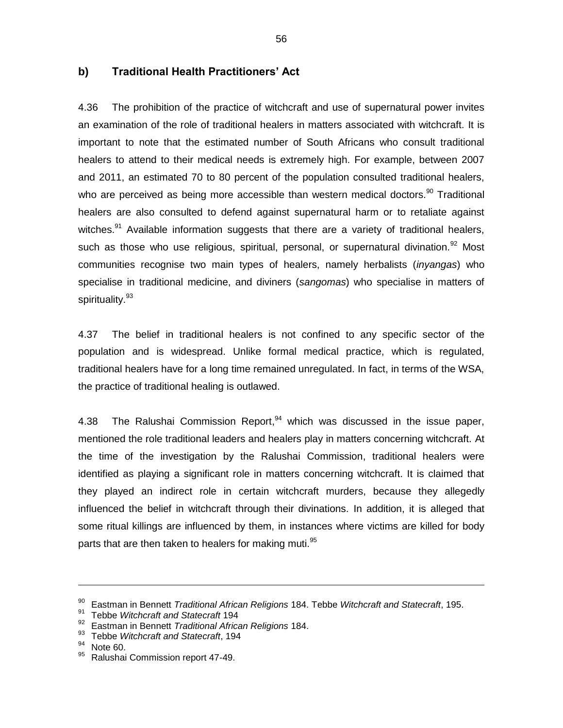## b) Traditional Health Practitioners' Act

4.36 The prohibition of the practice of witchcraft and use of supernatural power invites an examination of the role of traditional healers in matters associated with witchcraft. It is important to note that the estimated number of South Africans who consult traditional healers to attend to their medical needs is extremely high. For example, between 2007 and 2011, an estimated 70 to 80 percent of the population consulted traditional healers, who are perceived as being more accessible than western medical doctors.[90] Traditional healers are also consulted to defend against supernatural harm or to retaliate against witches.[91] Available information suggests that there are a variety of traditional healers, such as those who use religious, spiritual, personal, or supernatural divination.[92] Most communities recognise two main types of healers, namely herbalists (*inyangas*) who specialise in traditional medicine, and diviners (*sangomas*) who specialise in matters of spirituality.[93]

4.37 The belief in traditional healers is not confined to any specific sector of the population and is widespread. Unlike formal medical practice, which is regulated, traditional healers have for a long time remained unregulated. In fact, in terms of the WSA, the practice of traditional healing is outlawed.

4.38 The Ralushai Commission Report,[94] which was discussed in the issue paper, mentioned the role traditional leaders and healers play in matters concerning witchcraft. At the time of the investigation by the Ralushai Commission, traditional healers were identified as playing a significant role in matters concerning witchcraft. It is claimed that they played an indirect role in certain witchcraft murders, because they allegedly influenced the belief in witchcraft through their divinations. In addition, it is alleged that some ritual killings are influenced by them, in instances where victims are killed for body parts that are then taken to healers for making muti.[95]

---

[90] Eastman in Bennett *Traditional African Religions* 184. Tebbe *Witchcraft and Statecraft*, 195.

[91] Tebbe *Witchcraft and Statecraft* 194

[92] Eastman in Bennett *Traditional African Religions* 184.

[93] Tebbe *Witchcraft and Statecraft*, 194

[94] Note 60.

[95] Ralushai Commission report 47-49.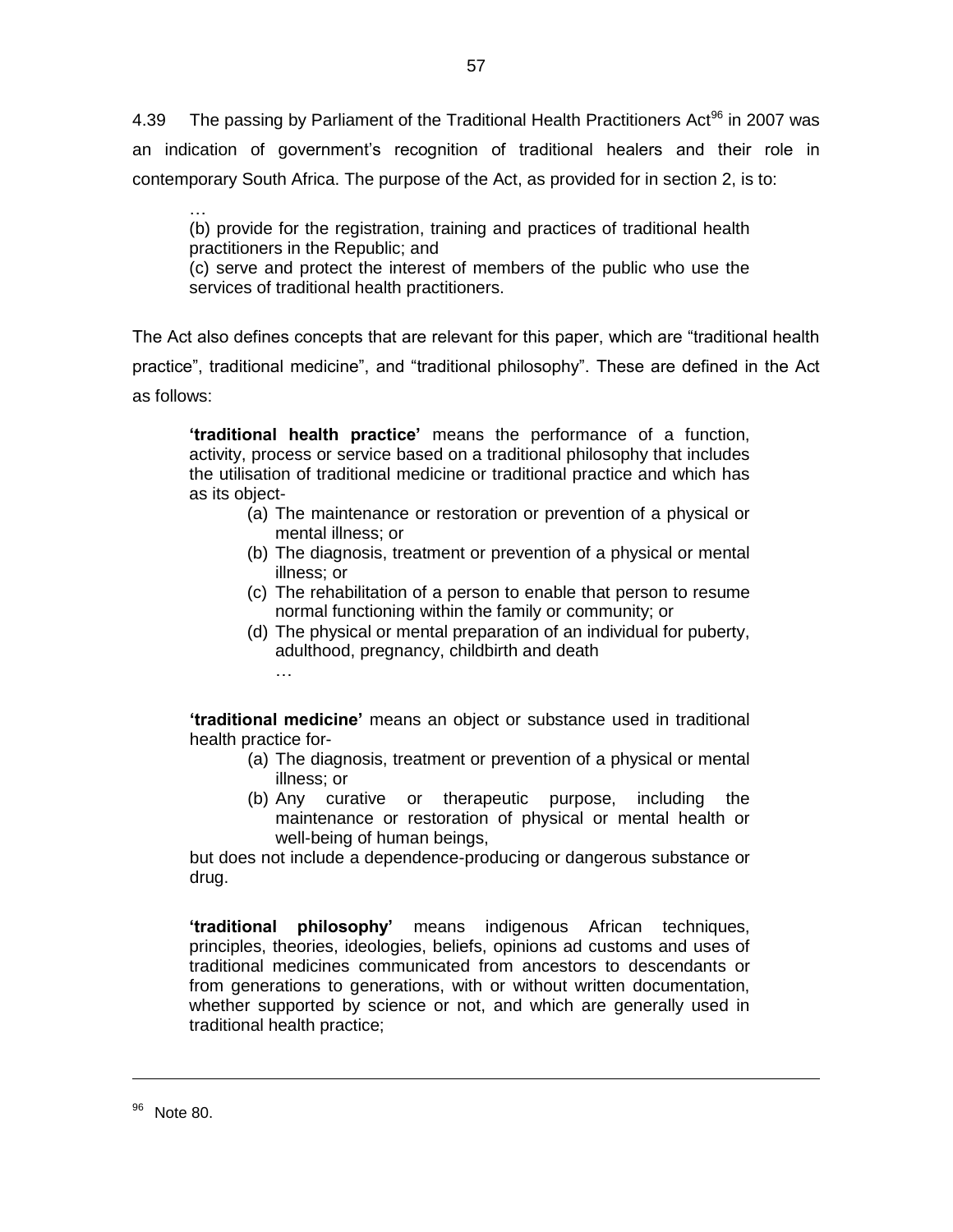4.39 The passing by Parliament of the Traditional Health Practitioners Act[96] in 2007 was an indication of government's recognition of traditional healers and their role in contemporary South Africa. The purpose of the Act, as provided for in section 2, is to:

> …
> (b) provide for the registration, training and practices of traditional health practitioners in the Republic; and
> (c) serve and protect the interest of members of the public who use the services of traditional health practitioners.

The Act also defines concepts that are relevant for this paper, which are "traditional health practice", traditional medicine", and "traditional philosophy". These are defined in the Act as follows:

> **'traditional health practice'** means the performance of a function, activity, process or service based on a traditional philosophy that includes the utilisation of traditional medicine or traditional practice and which has as its object-
>
> (a) The maintenance or restoration or prevention of a physical or mental illness; or
> (b) The diagnosis, treatment or prevention of a physical or mental illness; or
> (c) The rehabilitation of a person to enable that person to resume normal functioning within the family or community; or
> (d) The physical or mental preparation of an individual for puberty, adulthood, pregnancy, childbirth and death
>
> …
>
> **'traditional medicine'** means an object or substance used in traditional health practice for-
>
> (a) The diagnosis, treatment or prevention of a physical or mental illness; or
> (b) Any curative or therapeutic purpose, including the maintenance or restoration of physical or mental health or well-being of human beings,
>
> but does not include a dependence-producing or dangerous substance or drug.
>
> **'traditional philosophy'** means indigenous African techniques, principles, theories, ideologies, beliefs, opinions ad customs and uses of traditional medicines communicated from ancestors to descendants or from generations to generations, with or without written documentation, whether supported by science or not, and which are generally used in traditional health practice;

---

[96] Note 80.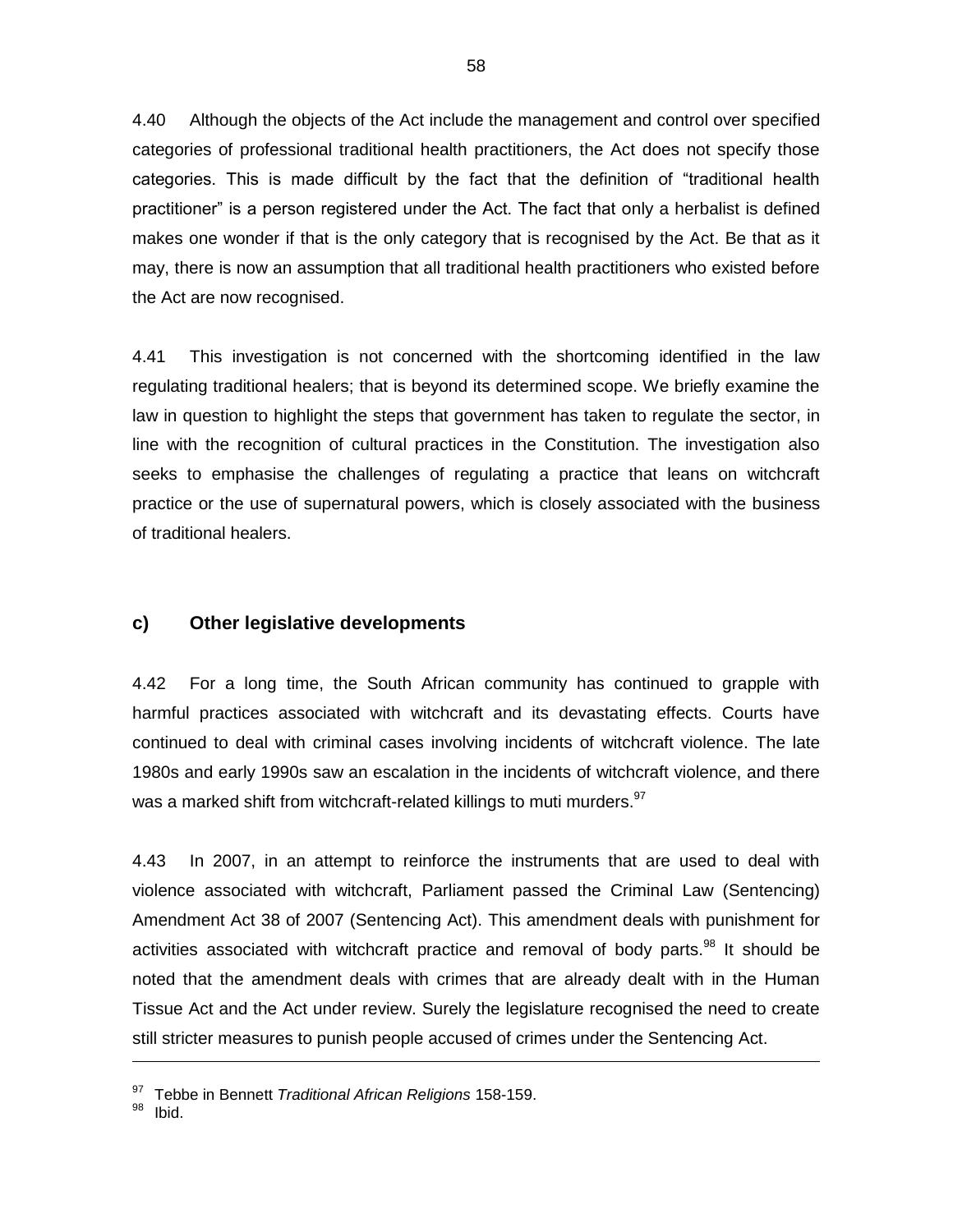4.40 Although the objects of the Act include the management and control over specified categories of professional traditional health practitioners, the Act does not specify those categories. This is made difficult by the fact that the definition of "traditional health practitioner" is a person registered under the Act. The fact that only a herbalist is defined makes one wonder if that is the only category that is recognised by the Act. Be that as it may, there is now an assumption that all traditional health practitioners who existed before the Act are now recognised.

4.41 This investigation is not concerned with the shortcoming identified in the law regulating traditional healers; that is beyond its determined scope. We briefly examine the law in question to highlight the steps that government has taken to regulate the sector, in line with the recognition of cultural practices in the Constitution. The investigation also seeks to emphasise the challenges of regulating a practice that leans on witchcraft practice or the use of supernatural powers, which is closely associated with the business of traditional healers.

### c) Other legislative developments

4.42 For a long time, the South African community has continued to grapple with harmful practices associated with witchcraft and its devastating effects. Courts have continued to deal with criminal cases involving incidents of witchcraft violence. The late 1980s and early 1990s saw an escalation in the incidents of witchcraft violence, and there was a marked shift from witchcraft-related killings to muti murders.[97]

4.43 In 2007, in an attempt to reinforce the instruments that are used to deal with violence associated with witchcraft, Parliament passed the Criminal Law (Sentencing) Amendment Act 38 of 2007 (Sentencing Act). This amendment deals with punishment for activities associated with witchcraft practice and removal of body parts.[98] It should be noted that the amendment deals with crimes that are already dealt with in the Human Tissue Act and the Act under review. Surely the legislature recognised the need to create still stricter measures to punish people accused of crimes under the Sentencing Act.

---

[97] Tebbe in Bennett *Traditional African Religions* 158-159.

[98] Ibid.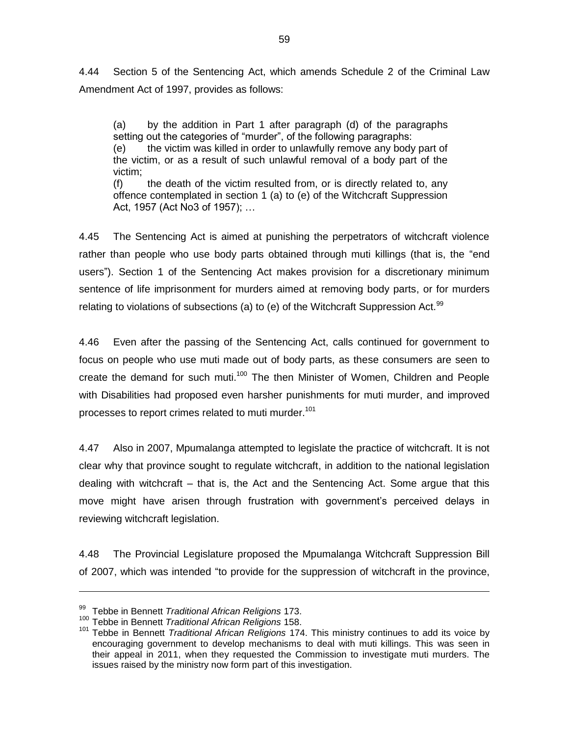4.44 Section 5 of the Sentencing Act, which amends Schedule 2 of the Criminal Law Amendment Act of 1997, provides as follows:

> (a) by the addition in Part 1 after paragraph (d) of the paragraphs setting out the categories of "murder", of the following paragraphs:
> (e) the victim was killed in order to unlawfully remove any body part of the victim, or as a result of such unlawful removal of a body part of the victim;
> (f) the death of the victim resulted from, or is directly related to, any offence contemplated in section 1 (a) to (e) of the Witchcraft Suppression Act, 1957 (Act No3 of 1957); …

4.45 The Sentencing Act is aimed at punishing the perpetrators of witchcraft violence rather than people who use body parts obtained through muti killings (that is, the "end users"). Section 1 of the Sentencing Act makes provision for a discretionary minimum sentence of life imprisonment for murders aimed at removing body parts, or for murders relating to violations of subsections (a) to (e) of the Witchcraft Suppression Act.[99]

4.46 Even after the passing of the Sentencing Act, calls continued for government to focus on people who use muti made out of body parts, as these consumers are seen to create the demand for such muti.[100] The then Minister of Women, Children and People with Disabilities had proposed even harsher punishments for muti murder, and improved processes to report crimes related to muti murder.[101]

4.47 Also in 2007, Mpumalanga attempted to legislate the practice of witchcraft. It is not clear why that province sought to regulate witchcraft, in addition to the national legislation dealing with witchcraft – that is, the Act and the Sentencing Act. Some argue that this move might have arisen through frustration with government's perceived delays in reviewing witchcraft legislation.

4.48 The Provincial Legislature proposed the Mpumalanga Witchcraft Suppression Bill of 2007, which was intended "to provide for the suppression of witchcraft in the province,

---

[99] Tebbe in Bennett *Traditional African Religions* 173.

[100] Tebbe in Bennett *Traditional African Religions* 158.

[101] Tebbe in Bennett *Traditional African Religions* 174. This ministry continues to add its voice by encouraging government to develop mechanisms to deal with muti killings. This was seen in their appeal in 2011, when they requested the Commission to investigate muti murders. The issues raised by the ministry now form part of this investigation.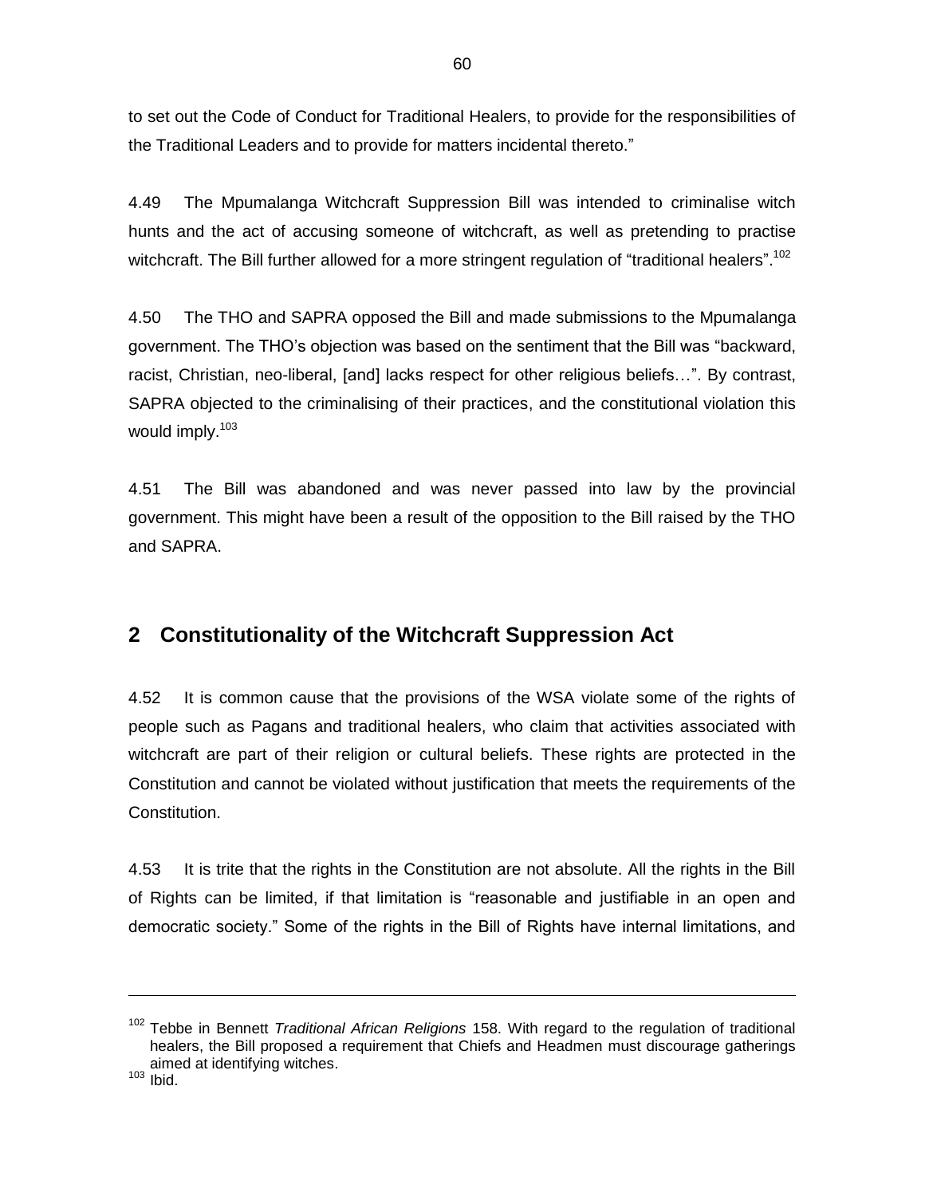to set out the Code of Conduct for Traditional Healers, to provide for the responsibilities of the Traditional Leaders and to provide for matters incidental thereto."

4.49 The Mpumalanga Witchcraft Suppression Bill was intended to criminalise witch hunts and the act of accusing someone of witchcraft, as well as pretending to practise witchcraft. The Bill further allowed for a more stringent regulation of "traditional healers".[102]

4.50 The THO and SAPRA opposed the Bill and made submissions to the Mpumalanga government. The THO's objection was based on the sentiment that the Bill was "backward, racist, Christian, neo-liberal, [and] lacks respect for other religious beliefs…". By contrast, SAPRA objected to the criminalising of their practices, and the constitutional violation this would imply.[103]

4.51 The Bill was abandoned and was never passed into law by the provincial government. This might have been a result of the opposition to the Bill raised by the THO and SAPRA.

## 2 Constitutionality of the Witchcraft Suppression Act

4.52 It is common cause that the provisions of the WSA violate some of the rights of people such as Pagans and traditional healers, who claim that activities associated with witchcraft are part of their religion or cultural beliefs. These rights are protected in the Constitution and cannot be violated without justification that meets the requirements of the Constitution.

4.53 It is trite that the rights in the Constitution are not absolute. All the rights in the Bill of Rights can be limited, if that limitation is "reasonable and justifiable in an open and democratic society." Some of the rights in the Bill of Rights have internal limitations, and

---

[102] Tebbe in Bennett *Traditional African Religions* 158. With regard to the regulation of traditional healers, the Bill proposed a requirement that Chiefs and Headmen must discourage gatherings aimed at identifying witches.

[103] Ibid.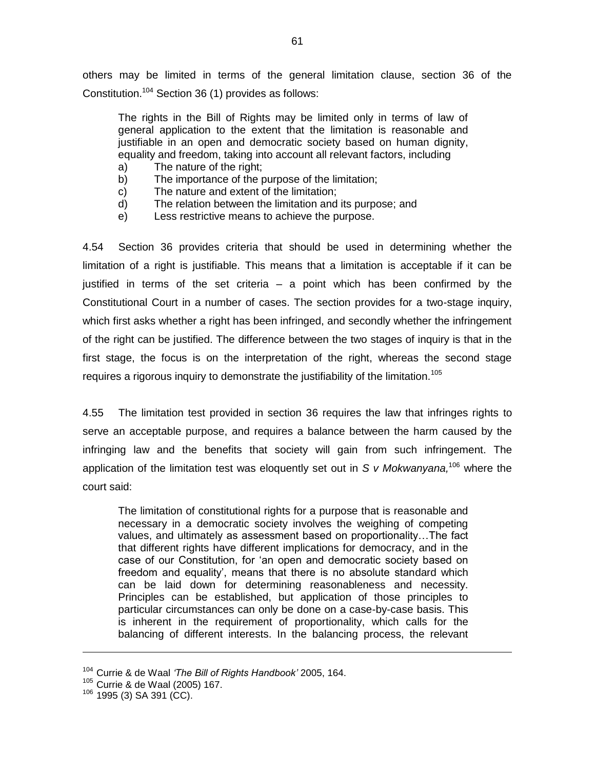others may be limited in terms of the general limitation clause, section 36 of the Constitution.[104] Section 36 (1) provides as follows:

> The rights in the Bill of Rights may be limited only in terms of law of general application to the extent that the limitation is reasonable and justifiable in an open and democratic society based on human dignity, equality and freedom, taking into account all relevant factors, including
>
> a) The nature of the right;
>
> b) The importance of the purpose of the limitation;
>
> c) The nature and extent of the limitation;
>
> d) The relation between the limitation and its purpose; and
>
> e) Less restrictive means to achieve the purpose.

4.54 Section 36 provides criteria that should be used in determining whether the limitation of a right is justifiable. This means that a limitation is acceptable if it can be justified in terms of the set criteria – a point which has been confirmed by the Constitutional Court in a number of cases. The section provides for a two-stage inquiry, which first asks whether a right has been infringed, and secondly whether the infringement of the right can be justified. The difference between the two stages of inquiry is that in the first stage, the focus is on the interpretation of the right, whereas the second stage requires a rigorous inquiry to demonstrate the justifiability of the limitation.[105]

4.55 The limitation test provided in section 36 requires the law that infringes rights to serve an acceptable purpose, and requires a balance between the harm caused by the infringing law and the benefits that society will gain from such infringement. The application of the limitation test was eloquently set out in *S v Mokwanyana,*[106] where the court said:

> The limitation of constitutional rights for a purpose that is reasonable and necessary in a democratic society involves the weighing of competing values, and ultimately as assessment based on proportionality…The fact that different rights have different implications for democracy, and in the case of our Constitution, for 'an open and democratic society based on freedom and equality', means that there is no absolute standard which can be laid down for determining reasonableness and necessity. Principles can be established, but application of those principles to particular circumstances can only be done on a case-by-case basis. This is inherent in the requirement of proportionality, which calls for the balancing of different interests. In the balancing process, the relevant

---

[104] Currie & de Waal *'The Bill of Rights Handbook'* 2005, 164.

[105] Currie & de Waal (2005) 167.

[106] 1995 (3) SA 391 (CC).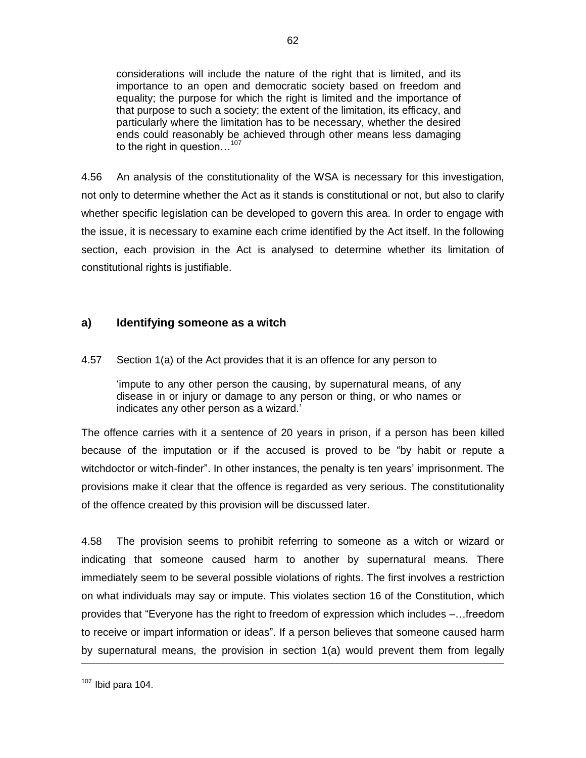> considerations will include the nature of the right that is limited, and its importance to an open and democratic society based on freedom and equality; the purpose for which the right is limited and the importance of that purpose to such a society; the extent of the limitation, its efficacy, and particularly where the limitation has to be necessary, whether the desired ends could reasonably be achieved through other means less damaging to the right in question…[107]

4.56 An analysis of the constitutionality of the WSA is necessary for this investigation, not only to determine whether the Act as it stands is constitutional or not, but also to clarify whether specific legislation can be developed to govern this area. In order to engage with the issue, it is necessary to examine each crime identified by the Act itself. In the following section, each provision in the Act is analysed to determine whether its limitation of constitutional rights is justifiable.

### a) Identifying someone as a witch

4.57 Section 1(a) of the Act provides that it is an offence for any person to

> 'impute to any other person the causing, by supernatural means, of any disease in or injury or damage to any person or thing, or who names or indicates any other person as a wizard.'

The offence carries with it a sentence of 20 years in prison, if a person has been killed because of the imputation or if the accused is proved to be "by habit or repute a witchdoctor or witch-finder". In other instances, the penalty is ten years' imprisonment. The provisions make it clear that the offence is regarded as very serious. The constitutionality of the offence created by this provision will be discussed later.

4.58 The provision seems to prohibit referring to someone as a witch or wizard or indicating that someone caused harm to another by supernatural means. There immediately seem to be several possible violations of rights. The first involves a restriction on what individuals may say or impute. This violates section 16 of the Constitution, which provides that "Everyone has the right to freedom of expression which includes –…freedom to receive or impart information or ideas". If a person believes that someone caused harm by supernatural means, the provision in section 1(a) would prevent them from legally

---

[107] Ibid para 104.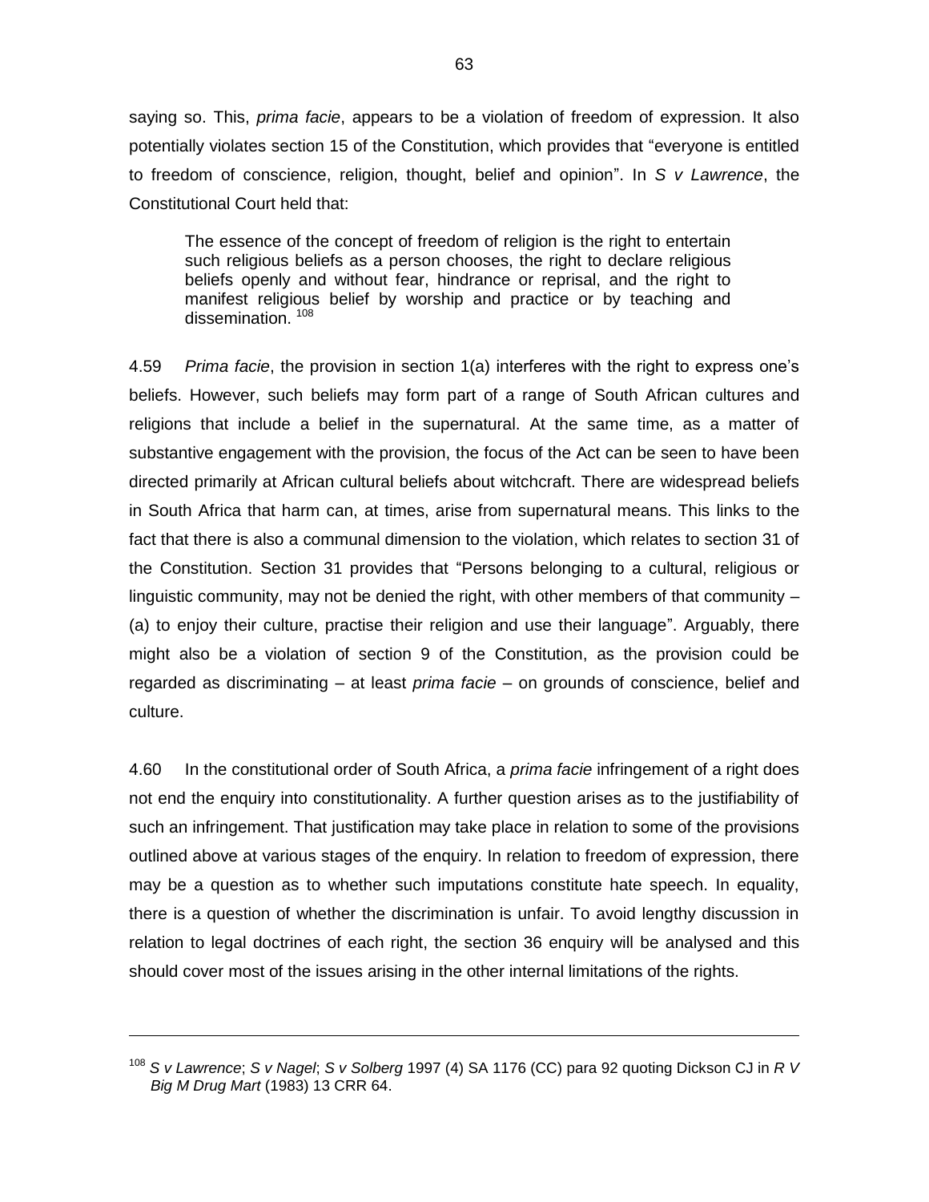saying so. This, *prima facie*, appears to be a violation of freedom of expression. It also potentially violates section 15 of the Constitution, which provides that "everyone is entitled to freedom of conscience, religion, thought, belief and opinion". In *S v Lawrence*, the Constitutional Court held that:

> The essence of the concept of freedom of religion is the right to entertain such religious beliefs as a person chooses, the right to declare religious beliefs openly and without fear, hindrance or reprisal, and the right to manifest religious belief by worship and practice or by teaching and dissemination. [108]

4.59 *Prima facie*, the provision in section 1(a) interferes with the right to express one's beliefs. However, such beliefs may form part of a range of South African cultures and religions that include a belief in the supernatural. At the same time, as a matter of substantive engagement with the provision, the focus of the Act can be seen to have been directed primarily at African cultural beliefs about witchcraft. There are widespread beliefs in South Africa that harm can, at times, arise from supernatural means. This links to the fact that there is also a communal dimension to the violation, which relates to section 31 of the Constitution. Section 31 provides that "Persons belonging to a cultural, religious or linguistic community, may not be denied the right, with other members of that community – (a) to enjoy their culture, practise their religion and use their language". Arguably, there might also be a violation of section 9 of the Constitution, as the provision could be regarded as discriminating – at least *prima facie* – on grounds of conscience, belief and culture.

4.60 In the constitutional order of South Africa, a *prima facie* infringement of a right does not end the enquiry into constitutionality. A further question arises as to the justifiability of such an infringement. That justification may take place in relation to some of the provisions outlined above at various stages of the enquiry. In relation to freedom of expression, there may be a question as to whether such imputations constitute hate speech. In equality, there is a question of whether the discrimination is unfair. To avoid lengthy discussion in relation to legal doctrines of each right, the section 36 enquiry will be analysed and this should cover most of the issues arising in the other internal limitations of the rights.

---

[108] *S v Lawrence*; *S v Nagel*; *S v Solberg* 1997 (4) SA 1176 (CC) para 92 quoting Dickson CJ in *R V Big M Drug Mart* (1983) 13 CRR 64.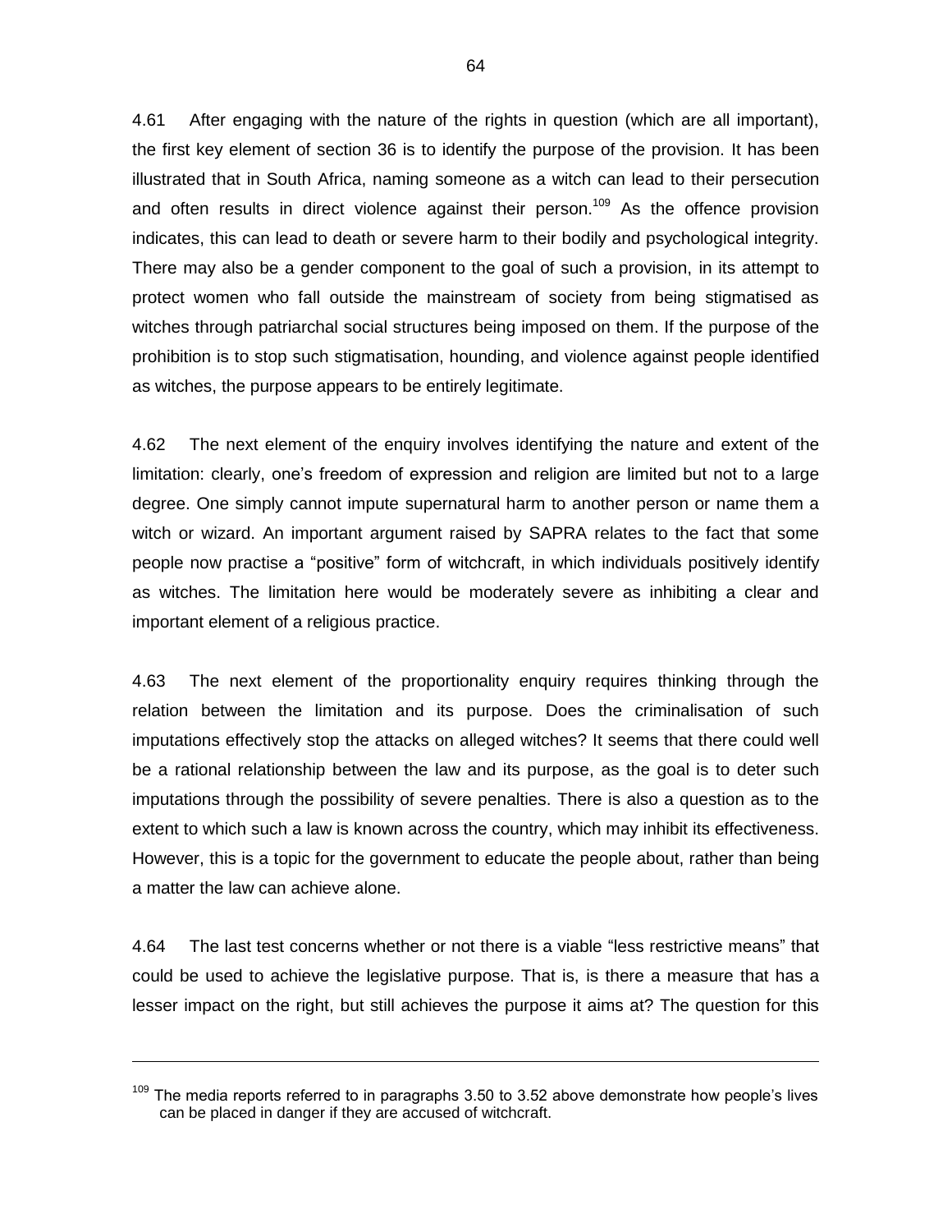4.61 After engaging with the nature of the rights in question (which are all important), the first key element of section 36 is to identify the purpose of the provision. It has been illustrated that in South Africa, naming someone as a witch can lead to their persecution and often results in direct violence against their person.[109] As the offence provision indicates, this can lead to death or severe harm to their bodily and psychological integrity. There may also be a gender component to the goal of such a provision, in its attempt to protect women who fall outside the mainstream of society from being stigmatised as witches through patriarchal social structures being imposed on them. If the purpose of the prohibition is to stop such stigmatisation, hounding, and violence against people identified as witches, the purpose appears to be entirely legitimate.

4.62 The next element of the enquiry involves identifying the nature and extent of the limitation: clearly, one's freedom of expression and religion are limited but not to a large degree. One simply cannot impute supernatural harm to another person or name them a witch or wizard. An important argument raised by SAPRA relates to the fact that some people now practise a "positive" form of witchcraft, in which individuals positively identify as witches. The limitation here would be moderately severe as inhibiting a clear and important element of a religious practice.

4.63 The next element of the proportionality enquiry requires thinking through the relation between the limitation and its purpose. Does the criminalisation of such imputations effectively stop the attacks on alleged witches? It seems that there could well be a rational relationship between the law and its purpose, as the goal is to deter such imputations through the possibility of severe penalties. There is also a question as to the extent to which such a law is known across the country, which may inhibit its effectiveness. However, this is a topic for the government to educate the people about, rather than being a matter the law can achieve alone.

4.64 The last test concerns whether or not there is a viable "less restrictive means" that could be used to achieve the legislative purpose. That is, is there a measure that has a lesser impact on the right, but still achieves the purpose it aims at? The question for this

---

[109] The media reports referred to in paragraphs 3.50 to 3.52 above demonstrate how people's lives can be placed in danger if they are accused of witchcraft.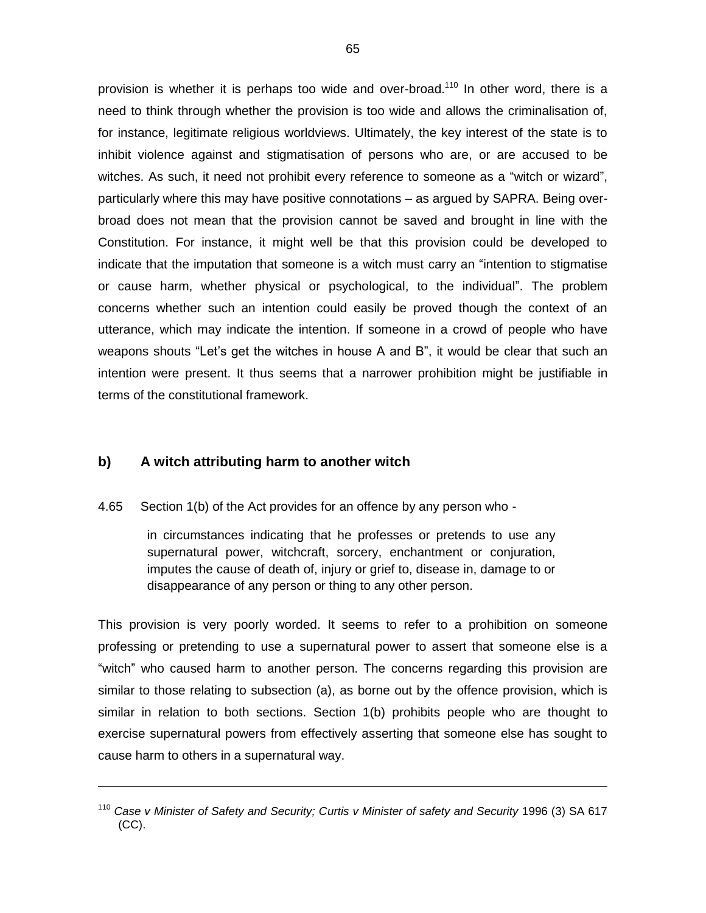provision is whether it is perhaps too wide and over-broad.[110] In other word, there is a need to think through whether the provision is too wide and allows the criminalisation of, for instance, legitimate religious worldviews. Ultimately, the key interest of the state is to inhibit violence against and stigmatisation of persons who are, or are accused to be witches. As such, it need not prohibit every reference to someone as a "witch or wizard", particularly where this may have positive connotations – as argued by SAPRA. Being over-broad does not mean that the provision cannot be saved and brought in line with the Constitution. For instance, it might well be that this provision could be developed to indicate that the imputation that someone is a witch must carry an "intention to stigmatise or cause harm, whether physical or psychological, to the individual". The problem concerns whether such an intention could easily be proved though the context of an utterance, which may indicate the intention. If someone in a crowd of people who have weapons shouts "Let's get the witches in house A and B", it would be clear that such an intention were present. It thus seems that a narrower prohibition might be justifiable in terms of the constitutional framework.

### b) A witch attributing harm to another witch

4.65 Section 1(b) of the Act provides for an offence by any person who -

> in circumstances indicating that he professes or pretends to use any supernatural power, witchcraft, sorcery, enchantment or conjuration, imputes the cause of death of, injury or grief to, disease in, damage to or disappearance of any person or thing to any other person.

This provision is very poorly worded. It seems to refer to a prohibition on someone professing or pretending to use a supernatural power to assert that someone else is a "witch" who caused harm to another person. The concerns regarding this provision are similar to those relating to subsection (a), as borne out by the offence provision, which is similar in relation to both sections. Section 1(b) prohibits people who are thought to exercise supernatural powers from effectively asserting that someone else has sought to cause harm to others in a supernatural way.

---

[110] *Case v Minister of Safety and Security; Curtis v Minister of safety and Security* 1996 (3) SA 617 (CC).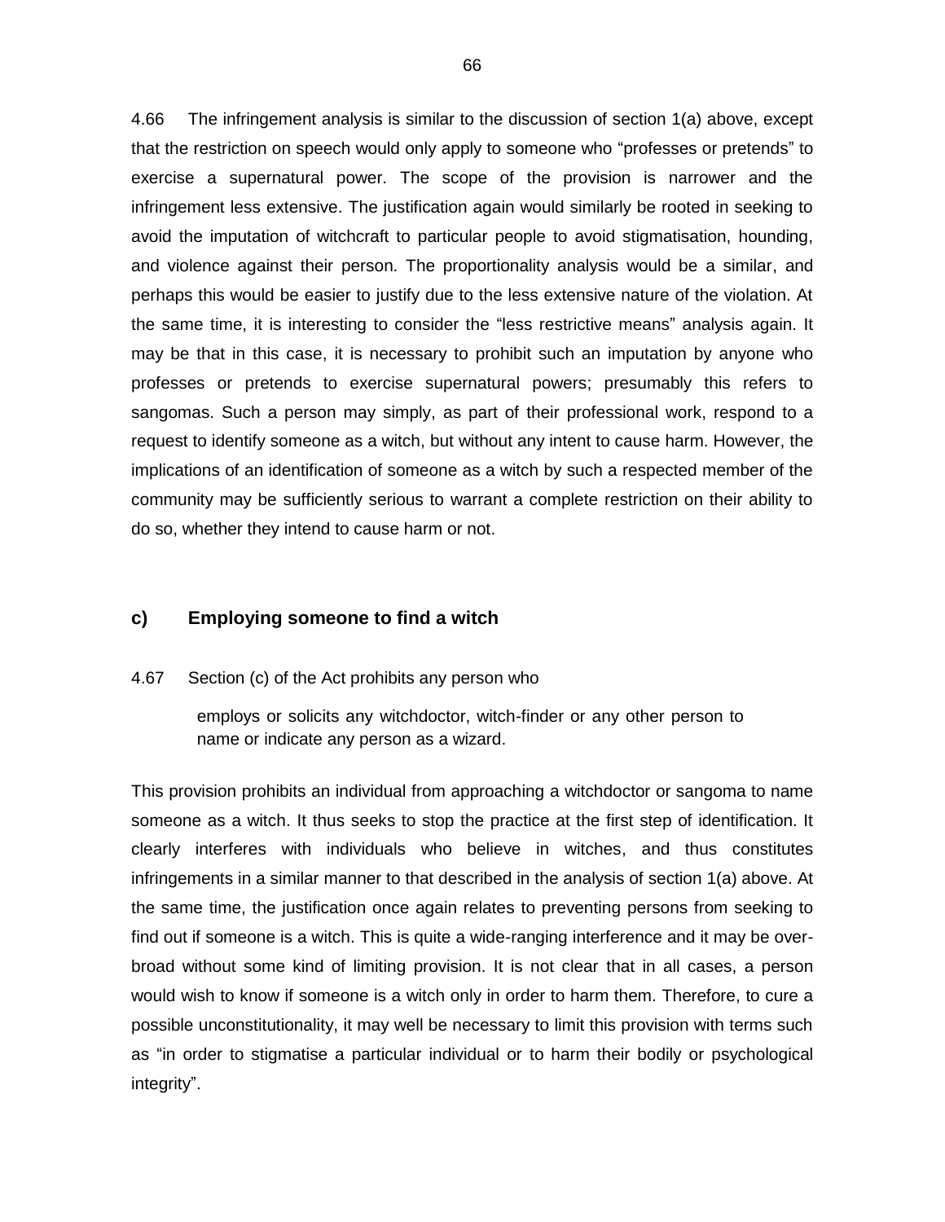4.66 The infringement analysis is similar to the discussion of section 1(a) above, except that the restriction on speech would only apply to someone who "professes or pretends" to exercise a supernatural power. The scope of the provision is narrower and the infringement less extensive. The justification again would similarly be rooted in seeking to avoid the imputation of witchcraft to particular people to avoid stigmatisation, hounding, and violence against their person. The proportionality analysis would be a similar, and perhaps this would be easier to justify due to the less extensive nature of the violation. At the same time, it is interesting to consider the "less restrictive means" analysis again. It may be that in this case, it is necessary to prohibit such an imputation by anyone who professes or pretends to exercise supernatural powers; presumably this refers to sangomas. Such a person may simply, as part of their professional work, respond to a request to identify someone as a witch, but without any intent to cause harm. However, the implications of an identification of someone as a witch by such a respected member of the community may be sufficiently serious to warrant a complete restriction on their ability to do so, whether they intend to cause harm or not.

### c) Employing someone to find a witch

4.67 Section (c) of the Act prohibits any person who

> employs or solicits any witchdoctor, witch-finder or any other person to name or indicate any person as a wizard.

This provision prohibits an individual from approaching a witchdoctor or sangoma to name someone as a witch. It thus seeks to stop the practice at the first step of identification. It clearly interferes with individuals who believe in witches, and thus constitutes infringements in a similar manner to that described in the analysis of section 1(a) above. At the same time, the justification once again relates to preventing persons from seeking to find out if someone is a witch. This is quite a wide-ranging interference and it may be over-broad without some kind of limiting provision. It is not clear that in all cases, a person would wish to know if someone is a witch only in order to harm them. Therefore, to cure a possible unconstitutionality, it may well be necessary to limit this provision with terms such as "in order to stigmatise a particular individual or to harm their bodily or psychological integrity".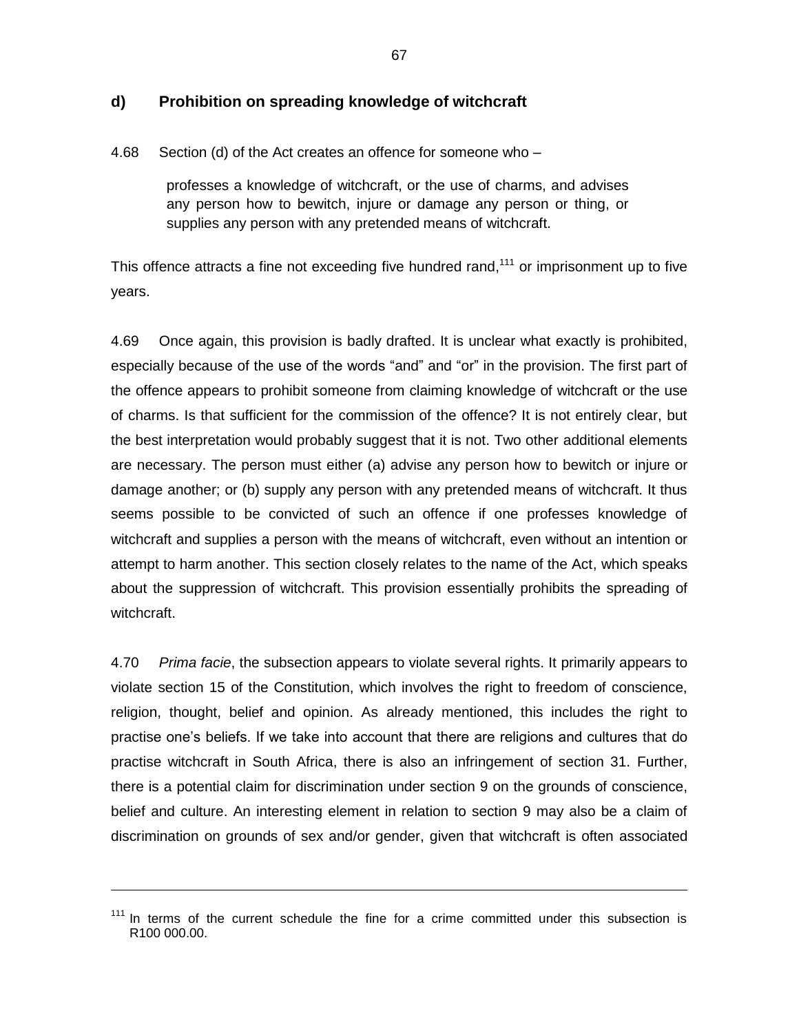### d) Prohibition on spreading knowledge of witchcraft

4.68 Section (d) of the Act creates an offence for someone who –

> professes a knowledge of witchcraft, or the use of charms, and advises any person how to bewitch, injure or damage any person or thing, or supplies any person with any pretended means of witchcraft.

This offence attracts a fine not exceeding five hundred rand,[111] or imprisonment up to five years.

4.69 Once again, this provision is badly drafted. It is unclear what exactly is prohibited, especially because of the use of the words "and" and "or" in the provision. The first part of the offence appears to prohibit someone from claiming knowledge of witchcraft or the use of charms. Is that sufficient for the commission of the offence? It is not entirely clear, but the best interpretation would probably suggest that it is not. Two other additional elements are necessary. The person must either (a) advise any person how to bewitch or injure or damage another; or (b) supply any person with any pretended means of witchcraft. It thus seems possible to be convicted of such an offence if one professes knowledge of witchcraft and supplies a person with the means of witchcraft, even without an intention or attempt to harm another. This section closely relates to the name of the Act, which speaks about the suppression of witchcraft. This provision essentially prohibits the spreading of witchcraft.

4.70 *Prima facie*, the subsection appears to violate several rights. It primarily appears to violate section 15 of the Constitution, which involves the right to freedom of conscience, religion, thought, belief and opinion. As already mentioned, this includes the right to practise one's beliefs. If we take into account that there are religions and cultures that do practise witchcraft in South Africa, there is also an infringement of section 31. Further, there is a potential claim for discrimination under section 9 on the grounds of conscience, belief and culture. An interesting element in relation to section 9 may also be a claim of discrimination on grounds of sex and/or gender, given that witchcraft is often associated

---

[111] In terms of the current schedule the fine for a crime committed under this subsection is R100 000.00.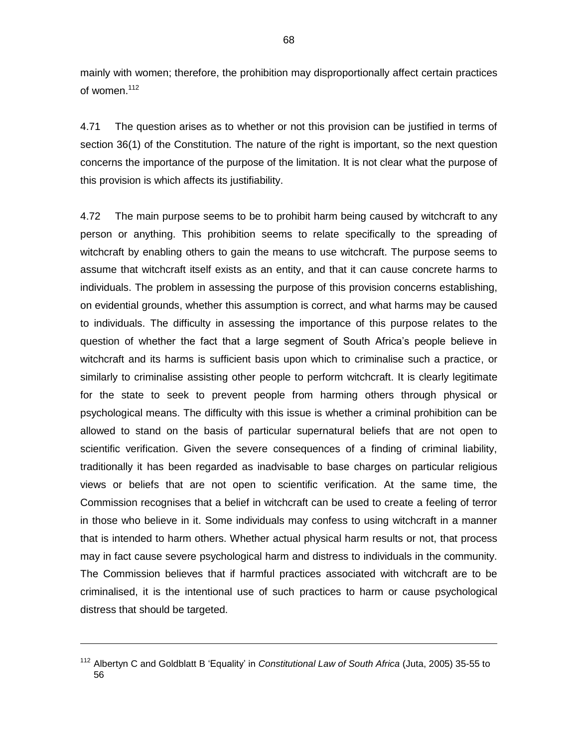mainly with women; therefore, the prohibition may disproportionally affect certain practices of women.[112]

4.71 The question arises as to whether or not this provision can be justified in terms of section 36(1) of the Constitution. The nature of the right is important, so the next question concerns the importance of the purpose of the limitation. It is not clear what the purpose of this provision is which affects its justifiability.

4.72 The main purpose seems to be to prohibit harm being caused by witchcraft to any person or anything. This prohibition seems to relate specifically to the spreading of witchcraft by enabling others to gain the means to use witchcraft. The purpose seems to assume that witchcraft itself exists as an entity, and that it can cause concrete harms to individuals. The problem in assessing the purpose of this provision concerns establishing, on evidential grounds, whether this assumption is correct, and what harms may be caused to individuals. The difficulty in assessing the importance of this purpose relates to the question of whether the fact that a large segment of South Africa's people believe in witchcraft and its harms is sufficient basis upon which to criminalise such a practice, or similarly to criminalise assisting other people to perform witchcraft. It is clearly legitimate for the state to seek to prevent people from harming others through physical or psychological means. The difficulty with this issue is whether a criminal prohibition can be allowed to stand on the basis of particular supernatural beliefs that are not open to scientific verification. Given the severe consequences of a finding of criminal liability, traditionally it has been regarded as inadvisable to base charges on particular religious views or beliefs that are not open to scientific verification. At the same time, the Commission recognises that a belief in witchcraft can be used to create a feeling of terror in those who believe in it. Some individuals may confess to using witchcraft in a manner that is intended to harm others. Whether actual physical harm results or not, that process may in fact cause severe psychological harm and distress to individuals in the community. The Commission believes that if harmful practices associated with witchcraft are to be criminalised, it is the intentional use of such practices to harm or cause psychological distress that should be targeted.

---

[112] Albertyn C and Goldblatt B 'Equality' in *Constitutional Law of South Africa* (Juta, 2005) 35-55 to 56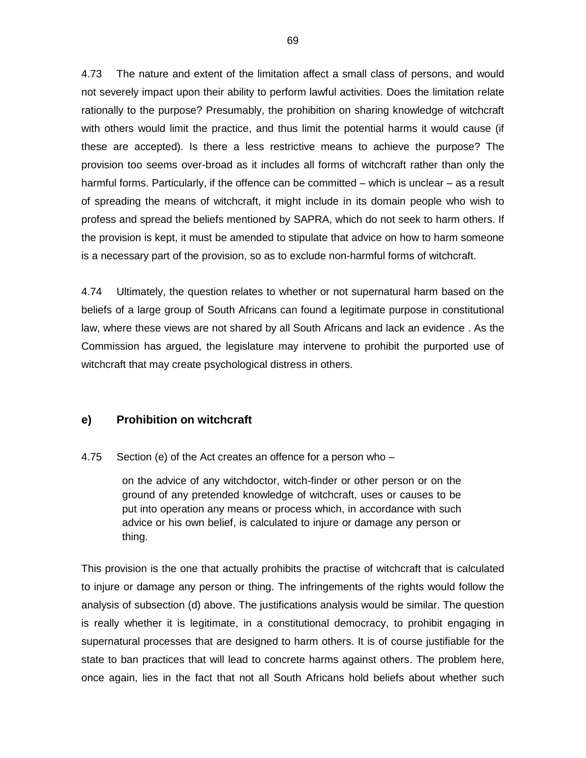4.73 The nature and extent of the limitation affect a small class of persons, and would not severely impact upon their ability to perform lawful activities. Does the limitation relate rationally to the purpose? Presumably, the prohibition on sharing knowledge of witchcraft with others would limit the practice, and thus limit the potential harms it would cause (if these are accepted). Is there a less restrictive means to achieve the purpose? The provision too seems over-broad as it includes all forms of witchcraft rather than only the harmful forms. Particularly, if the offence can be committed – which is unclear – as a result of spreading the means of witchcraft, it might include in its domain people who wish to profess and spread the beliefs mentioned by SAPRA, which do not seek to harm others. If the provision is kept, it must be amended to stipulate that advice on how to harm someone is a necessary part of the provision, so as to exclude non-harmful forms of witchcraft.

4.74 Ultimately, the question relates to whether or not supernatural harm based on the beliefs of a large group of South Africans can found a legitimate purpose in constitutional law, where these views are not shared by all South Africans and lack an evidence . As the Commission has argued, the legislature may intervene to prohibit the purported use of witchcraft that may create psychological distress in others.

### e) Prohibition on witchcraft

4.75 Section (e) of the Act creates an offence for a person who –

> on the advice of any witchdoctor, witch-finder or other person or on the ground of any pretended knowledge of witchcraft, uses or causes to be put into operation any means or process which, in accordance with such advice or his own belief, is calculated to injure or damage any person or thing.

This provision is the one that actually prohibits the practise of witchcraft that is calculated to injure or damage any person or thing. The infringements of the rights would follow the analysis of subsection (d) above. The justifications analysis would be similar. The question is really whether it is legitimate, in a constitutional democracy, to prohibit engaging in supernatural processes that are designed to harm others. It is of course justifiable for the state to ban practices that will lead to concrete harms against others. The problem here, once again, lies in the fact that not all South Africans hold beliefs about whether such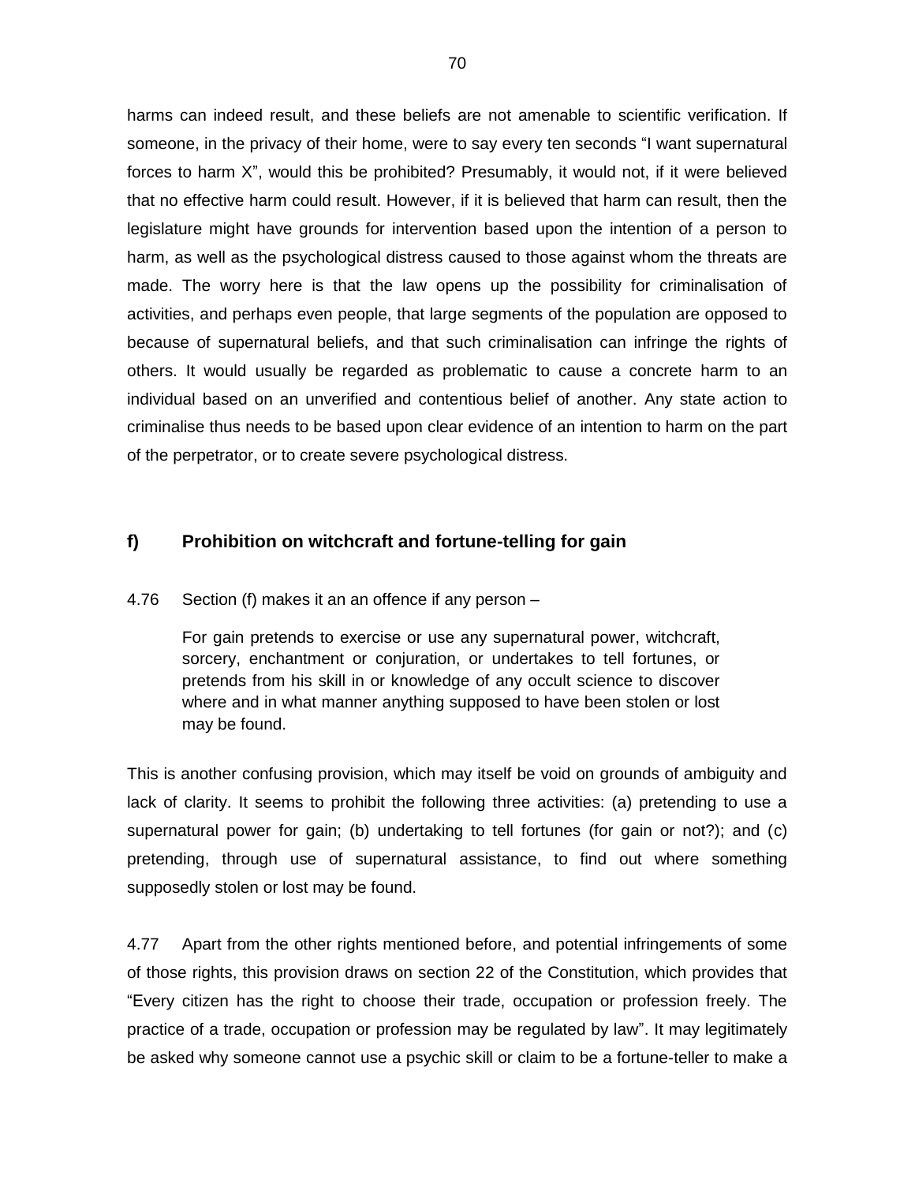harms can indeed result, and these beliefs are not amenable to scientific verification. If someone, in the privacy of their home, were to say every ten seconds "I want supernatural forces to harm X", would this be prohibited? Presumably, it would not, if it were believed that no effective harm could result. However, if it is believed that harm can result, then the legislature might have grounds for intervention based upon the intention of a person to harm, as well as the psychological distress caused to those against whom the threats are made. The worry here is that the law opens up the possibility for criminalisation of activities, and perhaps even people, that large segments of the population are opposed to because of supernatural beliefs, and that such criminalisation can infringe the rights of others. It would usually be regarded as problematic to cause a concrete harm to an individual based on an unverified and contentious belief of another. Any state action to criminalise thus needs to be based upon clear evidence of an intention to harm on the part of the perpetrator, or to create severe psychological distress.

## f) Prohibition on witchcraft and fortune-telling for gain

4.76 Section (f) makes it an an offence if any person –

> For gain pretends to exercise or use any supernatural power, witchcraft, sorcery, enchantment or conjuration, or undertakes to tell fortunes, or pretends from his skill in or knowledge of any occult science to discover where and in what manner anything supposed to have been stolen or lost may be found.

This is another confusing provision, which may itself be void on grounds of ambiguity and lack of clarity. It seems to prohibit the following three activities: (a) pretending to use a supernatural power for gain; (b) undertaking to tell fortunes (for gain or not?); and (c) pretending, through use of supernatural assistance, to find out where something supposedly stolen or lost may be found.

4.77 Apart from the other rights mentioned before, and potential infringements of some of those rights, this provision draws on section 22 of the Constitution, which provides that "Every citizen has the right to choose their trade, occupation or profession freely. The practice of a trade, occupation or profession may be regulated by law". It may legitimately be asked why someone cannot use a psychic skill or claim to be a fortune-teller to make a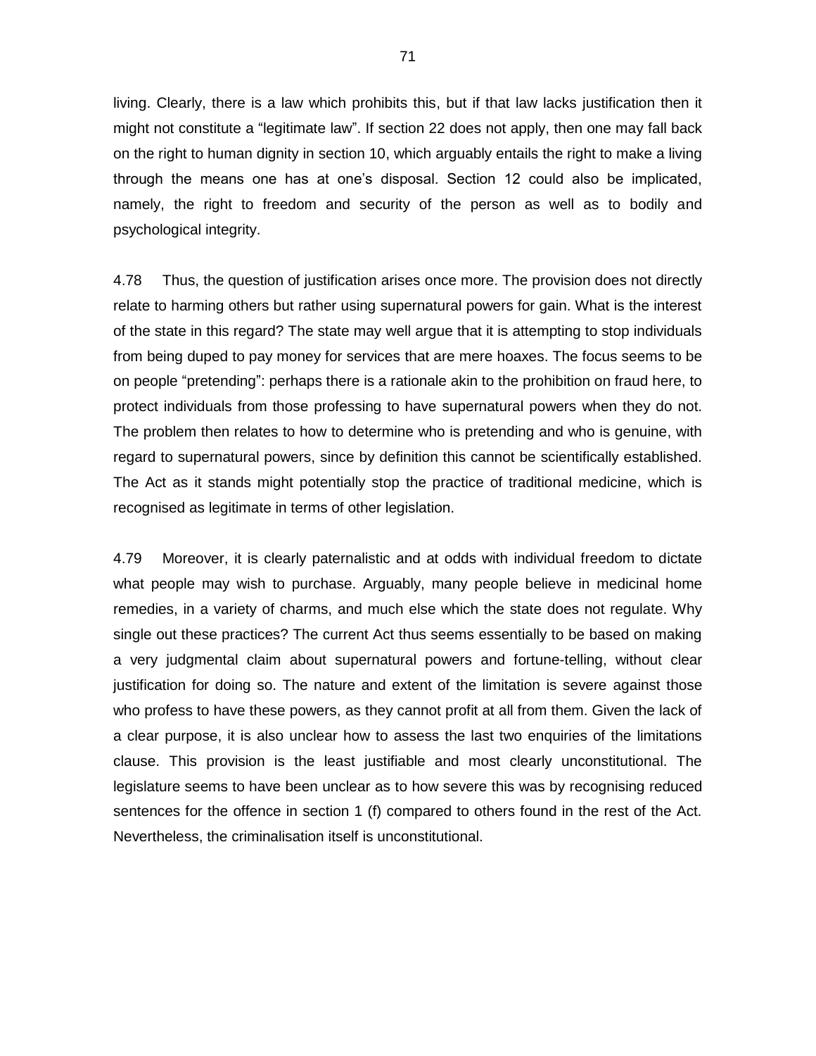living. Clearly, there is a law which prohibits this, but if that law lacks justification then it might not constitute a "legitimate law". If section 22 does not apply, then one may fall back on the right to human dignity in section 10, which arguably entails the right to make a living through the means one has at one's disposal. Section 12 could also be implicated, namely, the right to freedom and security of the person as well as to bodily and psychological integrity.

4.78 Thus, the question of justification arises once more. The provision does not directly relate to harming others but rather using supernatural powers for gain. What is the interest of the state in this regard? The state may well argue that it is attempting to stop individuals from being duped to pay money for services that are mere hoaxes. The focus seems to be on people "pretending": perhaps there is a rationale akin to the prohibition on fraud here, to protect individuals from those professing to have supernatural powers when they do not. The problem then relates to how to determine who is pretending and who is genuine, with regard to supernatural powers, since by definition this cannot be scientifically established. The Act as it stands might potentially stop the practice of traditional medicine, which is recognised as legitimate in terms of other legislation.

4.79 Moreover, it is clearly paternalistic and at odds with individual freedom to dictate what people may wish to purchase. Arguably, many people believe in medicinal home remedies, in a variety of charms, and much else which the state does not regulate. Why single out these practices? The current Act thus seems essentially to be based on making a very judgmental claim about supernatural powers and fortune-telling, without clear justification for doing so. The nature and extent of the limitation is severe against those who profess to have these powers, as they cannot profit at all from them. Given the lack of a clear purpose, it is also unclear how to assess the last two enquiries of the limitations clause. This provision is the least justifiable and most clearly unconstitutional. The legislature seems to have been unclear as to how severe this was by recognising reduced sentences for the offence in section 1 (f) compared to others found in the rest of the Act. Nevertheless, the criminalisation itself is unconstitutional.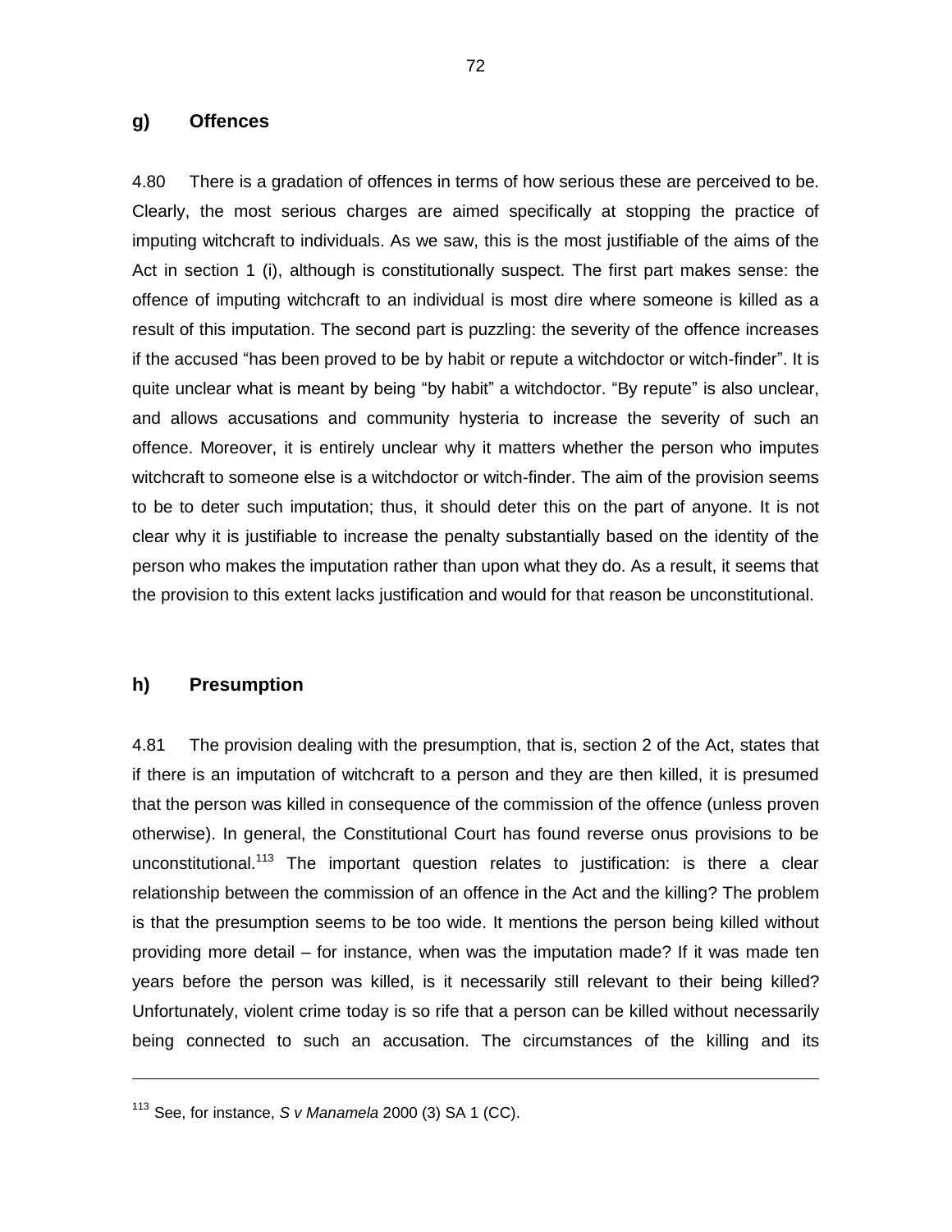## g) Offences

4.80 There is a gradation of offences in terms of how serious these are perceived to be. Clearly, the most serious charges are aimed specifically at stopping the practice of imputing witchcraft to individuals. As we saw, this is the most justifiable of the aims of the Act in section 1 (i), although is constitutionally suspect. The first part makes sense: the offence of imputing witchcraft to an individual is most dire where someone is killed as a result of this imputation. The second part is puzzling: the severity of the offence increases if the accused "has been proved to be by habit or repute a witchdoctor or witch-finder". It is quite unclear what is meant by being "by habit" a witchdoctor. "By repute" is also unclear, and allows accusations and community hysteria to increase the severity of such an offence. Moreover, it is entirely unclear why it matters whether the person who imputes witchcraft to someone else is a witchdoctor or witch-finder. The aim of the provision seems to be to deter such imputation; thus, it should deter this on the part of anyone. It is not clear why it is justifiable to increase the penalty substantially based on the identity of the person who makes the imputation rather than upon what they do. As a result, it seems that the provision to this extent lacks justification and would for that reason be unconstitutional.

## h) Presumption

4.81 The provision dealing with the presumption, that is, section 2 of the Act, states that if there is an imputation of witchcraft to a person and they are then killed, it is presumed that the person was killed in consequence of the commission of the offence (unless proven otherwise). In general, the Constitutional Court has found reverse onus provisions to be unconstitutional.[113] The important question relates to justification: is there a clear relationship between the commission of an offence in the Act and the killing? The problem is that the presumption seems to be too wide. It mentions the person being killed without providing more detail – for instance, when was the imputation made? If it was made ten years before the person was killed, is it necessarily still relevant to their being killed? Unfortunately, violent crime today is so rife that a person can be killed without necessarily being connected to such an accusation. The circumstances of the killing and its

---

[113] See, for instance, *S v Manamela* 2000 (3) SA 1 (CC).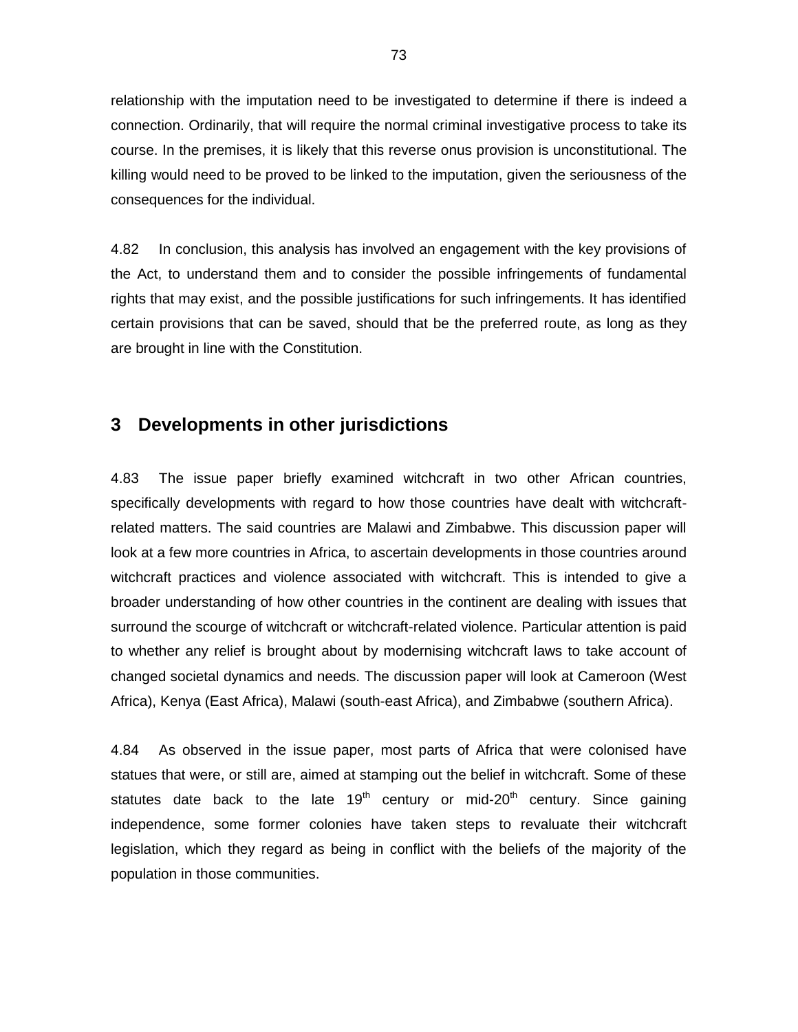relationship with the imputation need to be investigated to determine if there is indeed a connection. Ordinarily, that will require the normal criminal investigative process to take its course. In the premises, it is likely that this reverse onus provision is unconstitutional. The killing would need to be proved to be linked to the imputation, given the seriousness of the consequences for the individual.

4.82 In conclusion, this analysis has involved an engagement with the key provisions of the Act, to understand them and to consider the possible infringements of fundamental rights that may exist, and the possible justifications for such infringements. It has identified certain provisions that can be saved, should that be the preferred route, as long as they are brought in line with the Constitution.

## 3 Developments in other jurisdictions

4.83 The issue paper briefly examined witchcraft in two other African countries, specifically developments with regard to how those countries have dealt with witchcraft-related matters. The said countries are Malawi and Zimbabwe. This discussion paper will look at a few more countries in Africa, to ascertain developments in those countries around witchcraft practices and violence associated with witchcraft. This is intended to give a broader understanding of how other countries in the continent are dealing with issues that surround the scourge of witchcraft or witchcraft-related violence. Particular attention is paid to whether any relief is brought about by modernising witchcraft laws to take account of changed societal dynamics and needs. The discussion paper will look at Cameroon (West Africa), Kenya (East Africa), Malawi (south-east Africa), and Zimbabwe (southern Africa).

4.84 As observed in the issue paper, most parts of Africa that were colonised have statues that were, or still are, aimed at stamping out the belief in witchcraft. Some of these statutes date back to the late 19th century or mid-20th century. Since gaining independence, some former colonies have taken steps to revaluate their witchcraft legislation, which they regard as being in conflict with the beliefs of the majority of the population in those communities.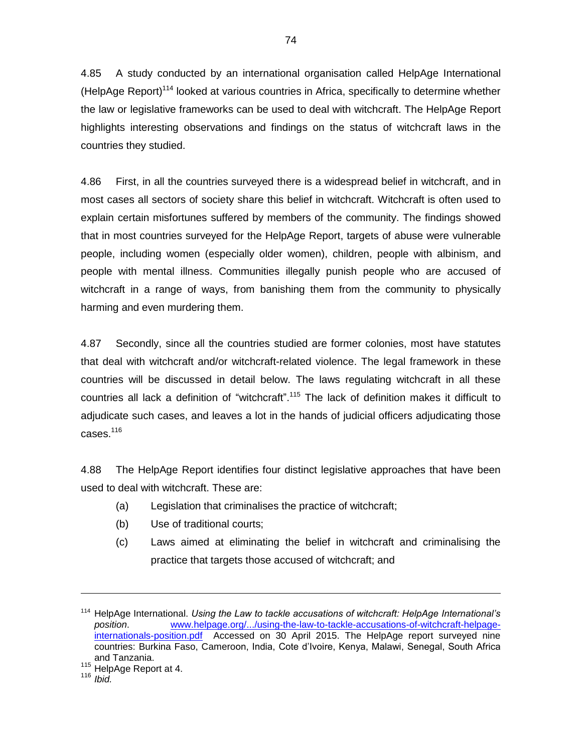4.85 A study conducted by an international organisation called HelpAge International (HelpAge Report)[114] looked at various countries in Africa, specifically to determine whether the law or legislative frameworks can be used to deal with witchcraft. The HelpAge Report highlights interesting observations and findings on the status of witchcraft laws in the countries they studied.

4.86 First, in all the countries surveyed there is a widespread belief in witchcraft, and in most cases all sectors of society share this belief in witchcraft. Witchcraft is often used to explain certain misfortunes suffered by members of the community. The findings showed that in most countries surveyed for the HelpAge Report, targets of abuse were vulnerable people, including women (especially older women), children, people with albinism, and people with mental illness. Communities illegally punish people who are accused of witchcraft in a range of ways, from banishing them from the community to physically harming and even murdering them.

4.87 Secondly, since all the countries studied are former colonies, most have statutes that deal with witchcraft and/or witchcraft-related violence. The legal framework in these countries will be discussed in detail below. The laws regulating witchcraft in all these countries all lack a definition of "witchcraft".[115] The lack of definition makes it difficult to adjudicate such cases, and leaves a lot in the hands of judicial officers adjudicating those cases.[116]

4.88 The HelpAge Report identifies four distinct legislative approaches that have been used to deal with witchcraft. These are:

(a) Legislation that criminalises the practice of witchcraft;

(b) Use of traditional courts;

(c) Laws aimed at eliminating the belief in witchcraft and criminalising the practice that targets those accused of witchcraft; and

---

[114] HelpAge International. *Using the Law to tackle accusations of witchcraft: HelpAge International's position*. www.helpage.org/.../using-the-law-to-tackle-accusations-of-witchcraft-helpage-internationals-position.pdf Accessed on 30 April 2015. The HelpAge report surveyed nine countries: Burkina Faso, Cameroon, India, Cote d'Ivoire, Kenya, Malawi, Senegal, South Africa and Tanzania.

[115] HelpAge Report at 4.

[116] *Ibid.*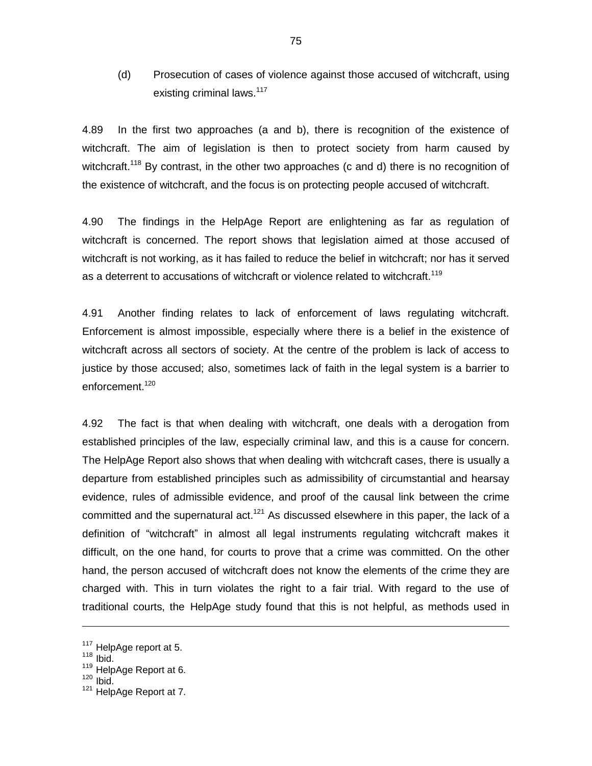(d) Prosecution of cases of violence against those accused of witchcraft, using existing criminal laws.[117]

4.89 In the first two approaches (a and b), there is recognition of the existence of witchcraft. The aim of legislation is then to protect society from harm caused by witchcraft.[118] By contrast, in the other two approaches (c and d) there is no recognition of the existence of witchcraft, and the focus is on protecting people accused of witchcraft.

4.90 The findings in the HelpAge Report are enlightening as far as regulation of witchcraft is concerned. The report shows that legislation aimed at those accused of witchcraft is not working, as it has failed to reduce the belief in witchcraft; nor has it served as a deterrent to accusations of witchcraft or violence related to witchcraft.[119]

4.91 Another finding relates to lack of enforcement of laws regulating witchcraft. Enforcement is almost impossible, especially where there is a belief in the existence of witchcraft across all sectors of society. At the centre of the problem is lack of access to justice by those accused; also, sometimes lack of faith in the legal system is a barrier to enforcement.[120]

4.92 The fact is that when dealing with witchcraft, one deals with a derogation from established principles of the law, especially criminal law, and this is a cause for concern. The HelpAge Report also shows that when dealing with witchcraft cases, there is usually a departure from established principles such as admissibility of circumstantial and hearsay evidence, rules of admissible evidence, and proof of the causal link between the crime committed and the supernatural act.[121] As discussed elsewhere in this paper, the lack of a definition of "witchcraft" in almost all legal instruments regulating witchcraft makes it difficult, on the one hand, for courts to prove that a crime was committed. On the other hand, the person accused of witchcraft does not know the elements of the crime they are charged with. This in turn violates the right to a fair trial. With regard to the use of traditional courts, the HelpAge study found that this is not helpful, as methods used in

---

[117] HelpAge report at 5.
[118] Ibid.
[119] HelpAge Report at 6.
[120] Ibid.
[121] HelpAge Report at 7.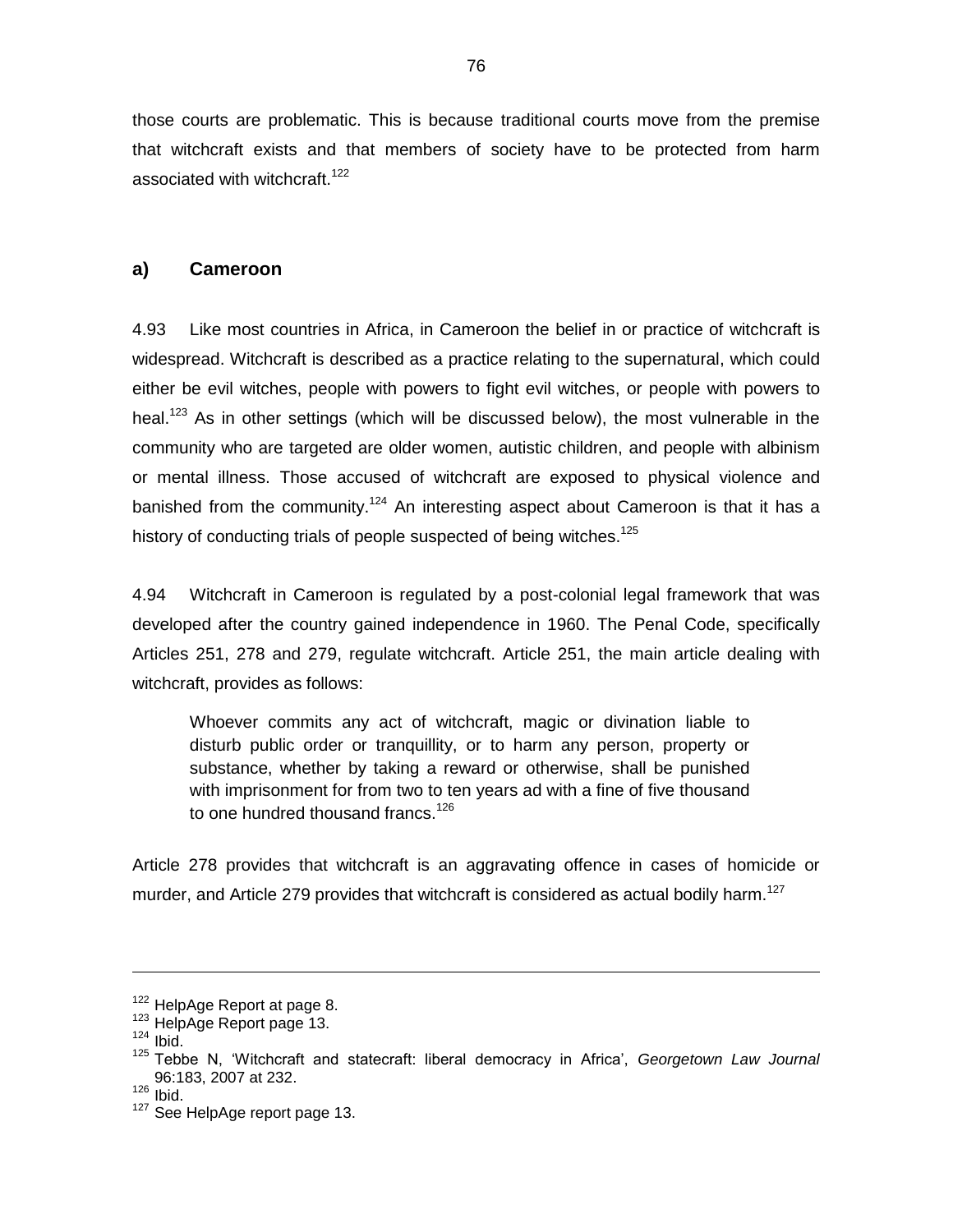those courts are problematic. This is because traditional courts move from the premise that witchcraft exists and that members of society have to be protected from harm associated with witchcraft.[122]

### a) Cameroon

4.93 Like most countries in Africa, in Cameroon the belief in or practice of witchcraft is widespread. Witchcraft is described as a practice relating to the supernatural, which could either be evil witches, people with powers to fight evil witches, or people with powers to heal.[123] As in other settings (which will be discussed below), the most vulnerable in the community who are targeted are older women, autistic children, and people with albinism or mental illness. Those accused of witchcraft are exposed to physical violence and banished from the community.[124] An interesting aspect about Cameroon is that it has a history of conducting trials of people suspected of being witches.[125]

4.94 Witchcraft in Cameroon is regulated by a post-colonial legal framework that was developed after the country gained independence in 1960. The Penal Code, specifically Articles 251, 278 and 279, regulate witchcraft. Article 251, the main article dealing with witchcraft, provides as follows:

> Whoever commits any act of witchcraft, magic or divination liable to disturb public order or tranquillity, or to harm any person, property or substance, whether by taking a reward or otherwise, shall be punished with imprisonment for from two to ten years ad with a fine of five thousand to one hundred thousand francs.[126]

Article 278 provides that witchcraft is an aggravating offence in cases of homicide or murder, and Article 279 provides that witchcraft is considered as actual bodily harm.[127]

---

[122] HelpAge Report at page 8.
[123] HelpAge Report page 13.
[124] Ibid.
[125] Tebbe N, 'Witchcraft and statecraft: liberal democracy in Africa', *Georgetown Law Journal* 96:183, 2007 at 232.
[126] Ibid.
[127] See HelpAge report page 13.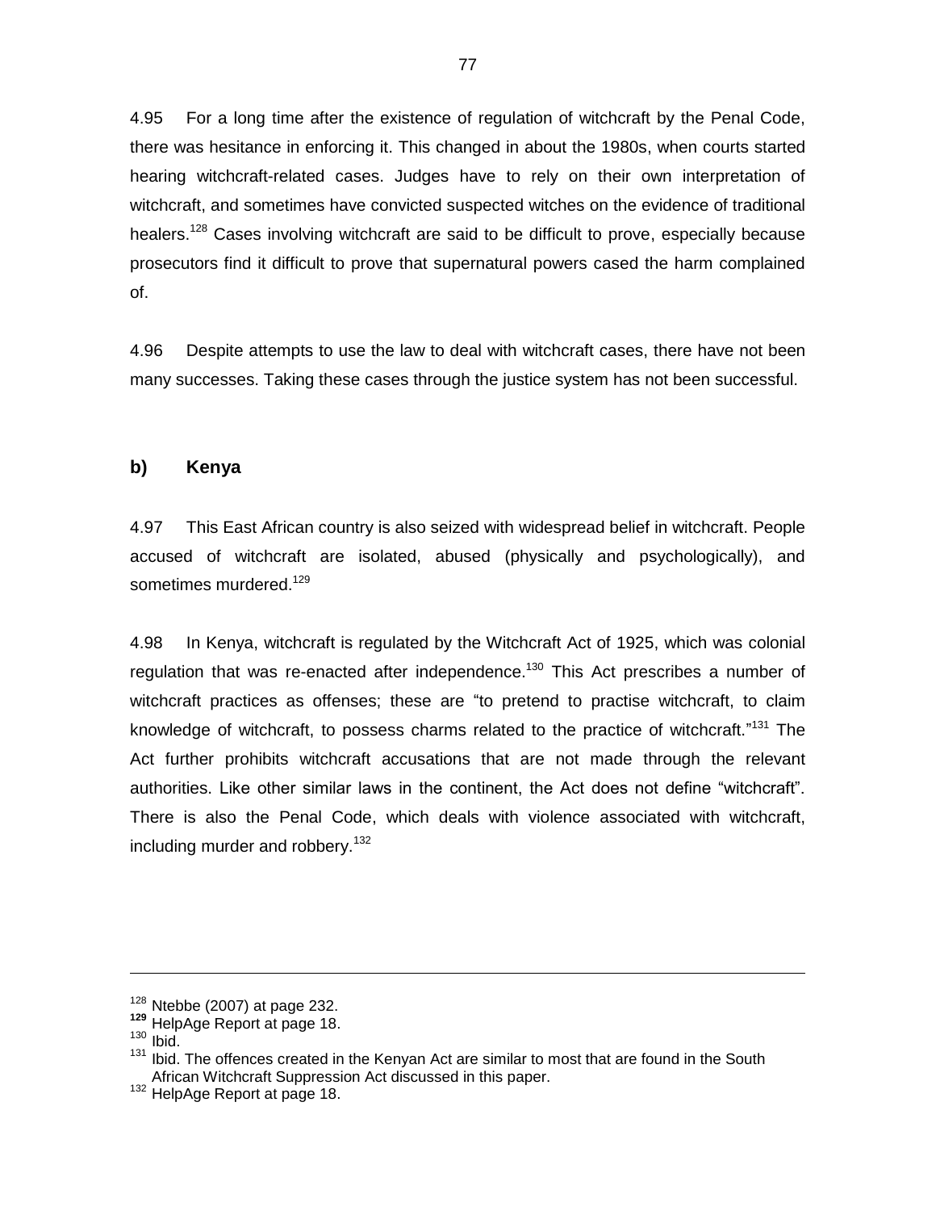4.95 For a long time after the existence of regulation of witchcraft by the Penal Code, there was hesitance in enforcing it. This changed in about the 1980s, when courts started hearing witchcraft-related cases. Judges have to rely on their own interpretation of witchcraft, and sometimes have convicted suspected witches on the evidence of traditional healers.[128] Cases involving witchcraft are said to be difficult to prove, especially because prosecutors find it difficult to prove that supernatural powers cased the harm complained of.

4.96 Despite attempts to use the law to deal with witchcraft cases, there have not been many successes. Taking these cases through the justice system has not been successful.

### b) Kenya

4.97 This East African country is also seized with widespread belief in witchcraft. People accused of witchcraft are isolated, abused (physically and psychologically), and sometimes murdered.[129]

4.98 In Kenya, witchcraft is regulated by the Witchcraft Act of 1925, which was colonial regulation that was re-enacted after independence.[130] This Act prescribes a number of witchcraft practices as offenses; these are "to pretend to practise witchcraft, to claim knowledge of witchcraft, to possess charms related to the practice of witchcraft."[131] The Act further prohibits witchcraft accusations that are not made through the relevant authorities. Like other similar laws in the continent, the Act does not define "witchcraft". There is also the Penal Code, which deals with violence associated with witchcraft, including murder and robbery.[132]

---

[128] Ntebbe (2007) at page 232.

[129] HelpAge Report at page 18.

[130] Ibid.

[131] Ibid. The offences created in the Kenyan Act are similar to most that are found in the South African Witchcraft Suppression Act discussed in this paper.

[132] HelpAge Report at page 18.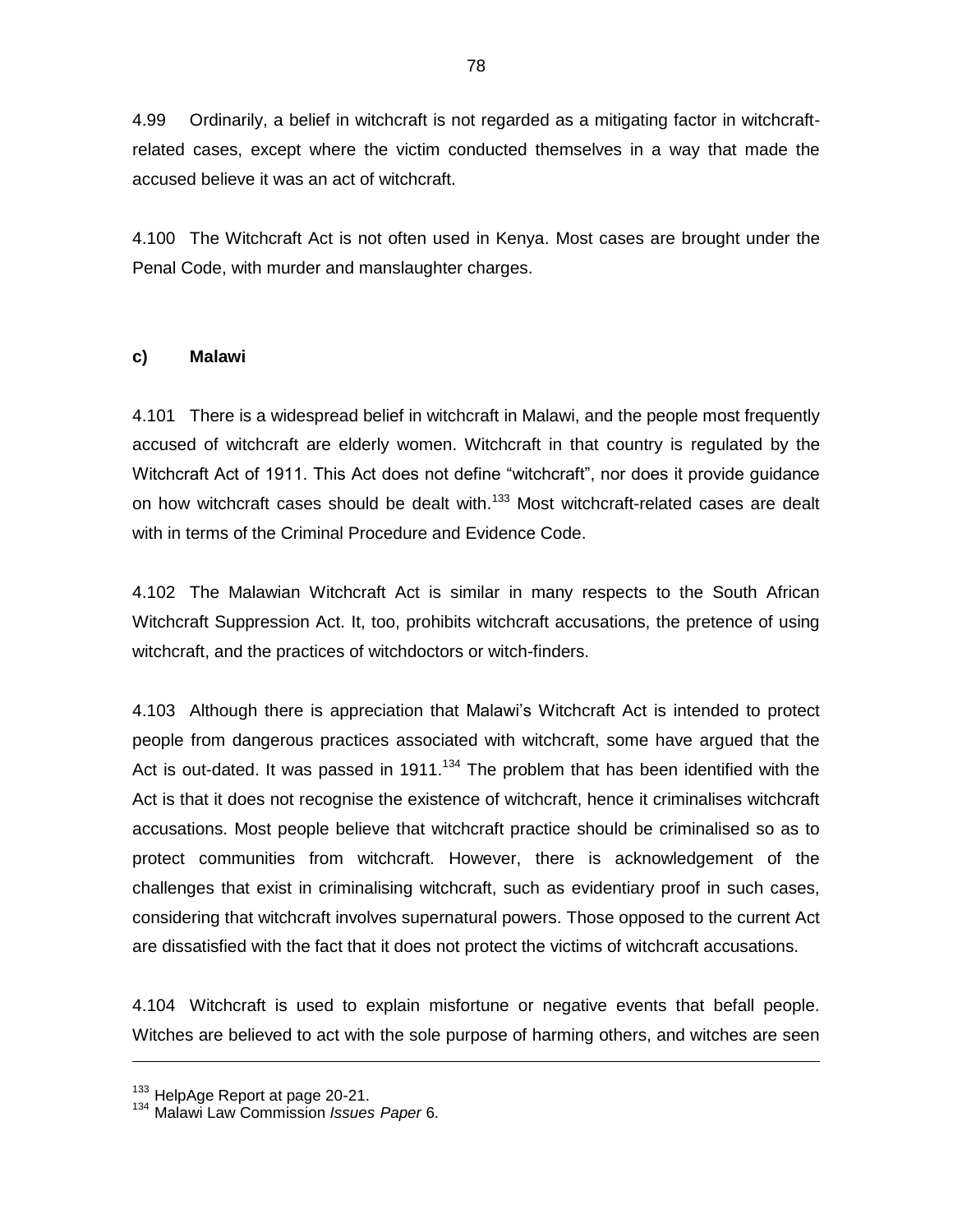4.99 Ordinarily, a belief in witchcraft is not regarded as a mitigating factor in witchcraft-related cases, except where the victim conducted themselves in a way that made the accused believe it was an act of witchcraft.

4.100 The Witchcraft Act is not often used in Kenya. Most cases are brought under the Penal Code, with murder and manslaughter charges.

### c) Malawi

4.101 There is a widespread belief in witchcraft in Malawi, and the people most frequently accused of witchcraft are elderly women. Witchcraft in that country is regulated by the Witchcraft Act of 1911. This Act does not define "witchcraft", nor does it provide guidance on how witchcraft cases should be dealt with.[133] Most witchcraft-related cases are dealt with in terms of the Criminal Procedure and Evidence Code.

4.102 The Malawian Witchcraft Act is similar in many respects to the South African Witchcraft Suppression Act. It, too, prohibits witchcraft accusations, the pretence of using witchcraft, and the practices of witchdoctors or witch-finders.

4.103 Although there is appreciation that Malawi's Witchcraft Act is intended to protect people from dangerous practices associated with witchcraft, some have argued that the Act is out-dated. It was passed in 1911.[134] The problem that has been identified with the Act is that it does not recognise the existence of witchcraft, hence it criminalises witchcraft accusations. Most people believe that witchcraft practice should be criminalised so as to protect communities from witchcraft. However, there is acknowledgement of the challenges that exist in criminalising witchcraft, such as evidentiary proof in such cases, considering that witchcraft involves supernatural powers. Those opposed to the current Act are dissatisfied with the fact that it does not protect the victims of witchcraft accusations.

4.104 Witchcraft is used to explain misfortune or negative events that befall people. Witches are believed to act with the sole purpose of harming others, and witches are seen

---

[133] HelpAge Report at page 20-21.

[134] Malawi Law Commission *Issues Paper* 6.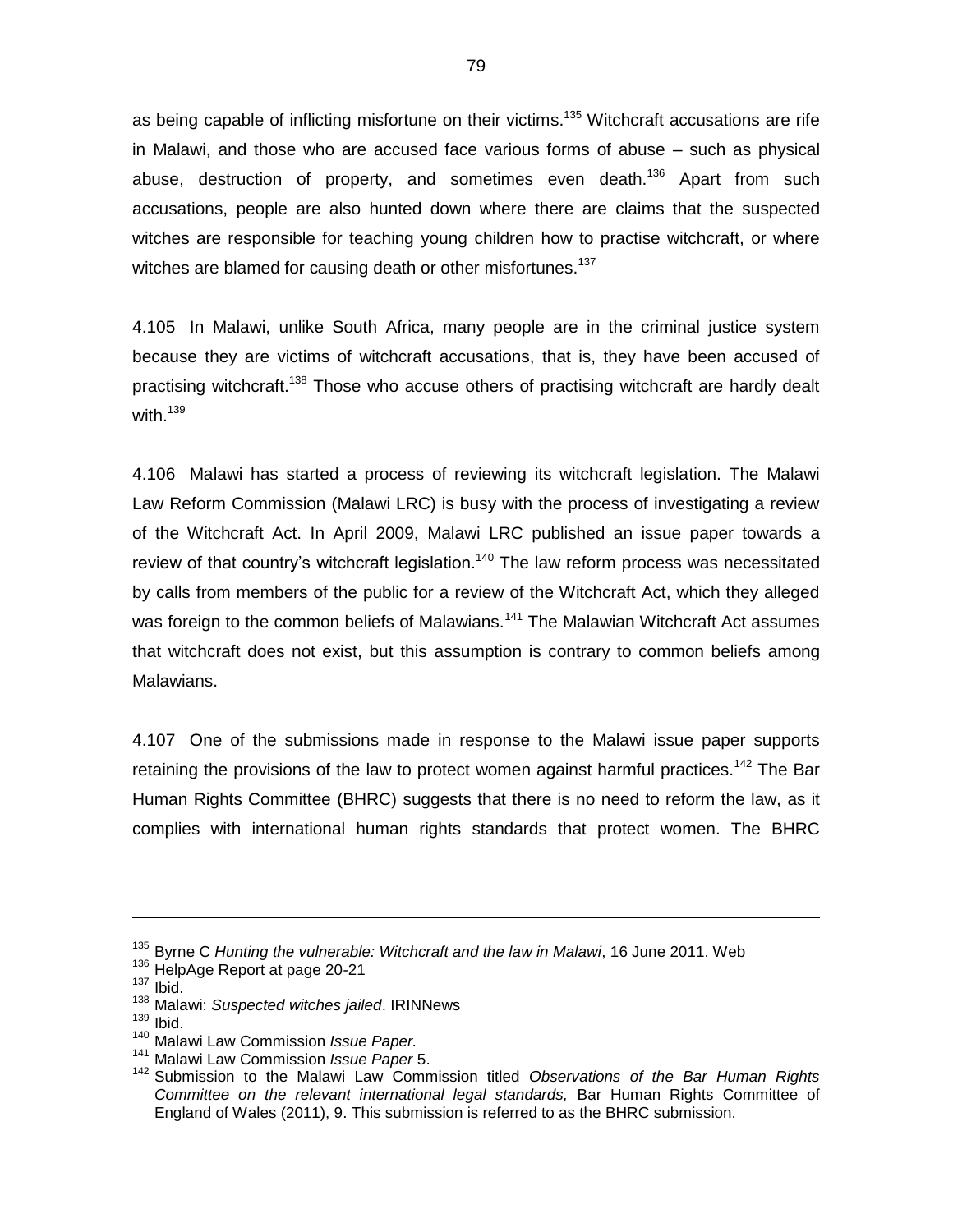as being capable of inflicting misfortune on their victims.[135] Witchcraft accusations are rife in Malawi, and those who are accused face various forms of abuse – such as physical abuse, destruction of property, and sometimes even death.[136] Apart from such accusations, people are also hunted down where there are claims that the suspected witches are responsible for teaching young children how to practise witchcraft, or where witches are blamed for causing death or other misfortunes.[137]

4.105 In Malawi, unlike South Africa, many people are in the criminal justice system because they are victims of witchcraft accusations, that is, they have been accused of practising witchcraft.[138] Those who accuse others of practising witchcraft are hardly dealt with.[139]

4.106 Malawi has started a process of reviewing its witchcraft legislation. The Malawi Law Reform Commission (Malawi LRC) is busy with the process of investigating a review of the Witchcraft Act. In April 2009, Malawi LRC published an issue paper towards a review of that country's witchcraft legislation.[140] The law reform process was necessitated by calls from members of the public for a review of the Witchcraft Act, which they alleged was foreign to the common beliefs of Malawians.[141] The Malawian Witchcraft Act assumes that witchcraft does not exist, but this assumption is contrary to common beliefs among Malawians.

4.107 One of the submissions made in response to the Malawi issue paper supports retaining the provisions of the law to protect women against harmful practices.[142] The Bar Human Rights Committee (BHRC) suggests that there is no need to reform the law, as it complies with international human rights standards that protect women. The BHRC

---

[135] Byrne C *Hunting the vulnerable: Witchcraft and the law in Malawi*, 16 June 2011. Web

[136] HelpAge Report at page 20-21

[137] Ibid.

[138] Malawi: *Suspected witches jailed*. IRINNews

[139] Ibid.

[140] Malawi Law Commission *Issue Paper.*

[141] Malawi Law Commission *Issue Paper* 5.

[142] Submission to the Malawi Law Commission titled *Observations of the Bar Human Rights Committee on the relevant international legal standards,* Bar Human Rights Committee of England of Wales (2011), 9. This submission is referred to as the BHRC submission.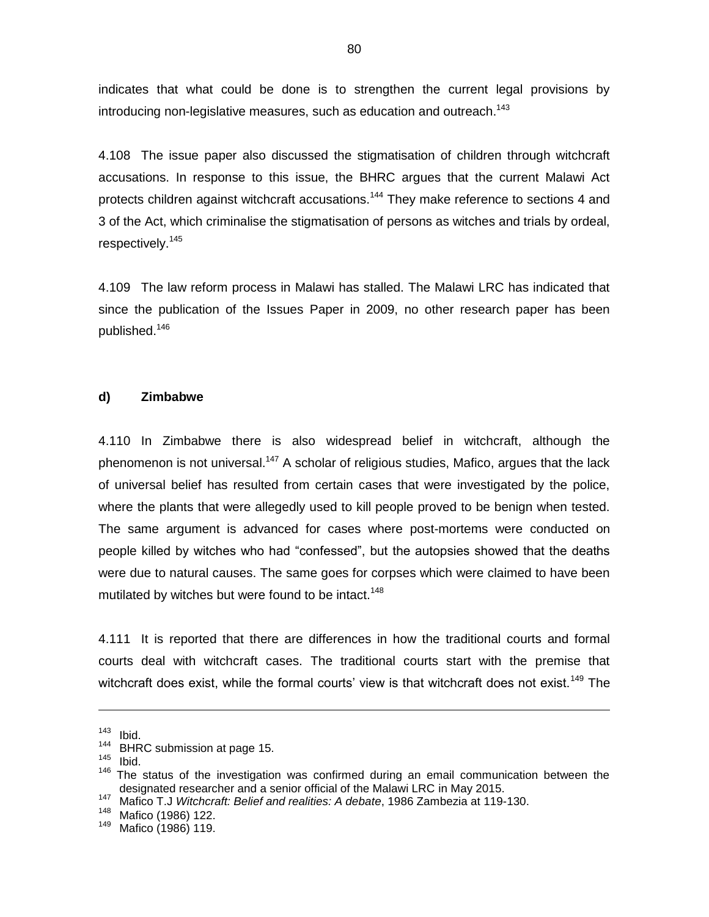indicates that what could be done is to strengthen the current legal provisions by introducing non-legislative measures, such as education and outreach.[143]

4.108 The issue paper also discussed the stigmatisation of children through witchcraft accusations. In response to this issue, the BHRC argues that the current Malawi Act protects children against witchcraft accusations.[144] They make reference to sections 4 and 3 of the Act, which criminalise the stigmatisation of persons as witches and trials by ordeal, respectively.[145]

4.109 The law reform process in Malawi has stalled. The Malawi LRC has indicated that since the publication of the Issues Paper in 2009, no other research paper has been published.[146]

**d) Zimbabwe**

4.110 In Zimbabwe there is also widespread belief in witchcraft, although the phenomenon is not universal.[147] A scholar of religious studies, Mafico, argues that the lack of universal belief has resulted from certain cases that were investigated by the police, where the plants that were allegedly used to kill people proved to be benign when tested. The same argument is advanced for cases where post-mortems were conducted on people killed by witches who had "confessed", but the autopsies showed that the deaths were due to natural causes. The same goes for corpses which were claimed to have been mutilated by witches but were found to be intact.[148]

4.111 It is reported that there are differences in how the traditional courts and formal courts deal with witchcraft cases. The traditional courts start with the premise that witchcraft does exist, while the formal courts' view is that witchcraft does not exist.[149] The

---

[143] Ibid.

[144] BHRC submission at page 15.

[145] Ibid.

[146] The status of the investigation was confirmed during an email communication between the designated researcher and a senior official of the Malawi LRC in May 2015.

[147] Mafico T.J *Witchcraft: Belief and realities: A debate*, 1986 Zambezia at 119-130.

[148] Mafico (1986) 122.

[149] Mafico (1986) 119.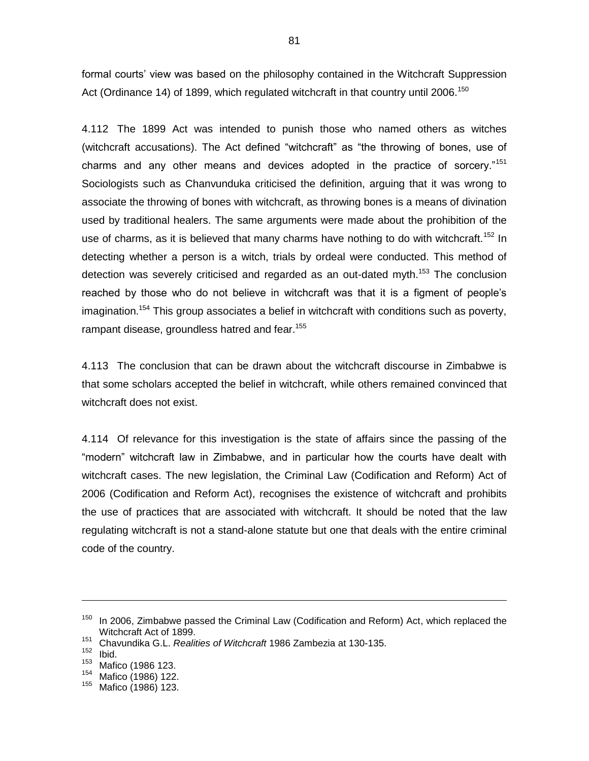formal courts' view was based on the philosophy contained in the Witchcraft Suppression Act (Ordinance 14) of 1899, which regulated witchcraft in that country until 2006.[150]

4.112 The 1899 Act was intended to punish those who named others as witches (witchcraft accusations). The Act defined "witchcraft" as "the throwing of bones, use of charms and any other means and devices adopted in the practice of sorcery."[151] Sociologists such as Chanvunduka criticised the definition, arguing that it was wrong to associate the throwing of bones with witchcraft, as throwing bones is a means of divination used by traditional healers. The same arguments were made about the prohibition of the use of charms, as it is believed that many charms have nothing to do with witchcraft.[152] In detecting whether a person is a witch, trials by ordeal were conducted. This method of detection was severely criticised and regarded as an out-dated myth.[153] The conclusion reached by those who do not believe in witchcraft was that it is a figment of people's imagination.[154] This group associates a belief in witchcraft with conditions such as poverty, rampant disease, groundless hatred and fear.[155]

4.113 The conclusion that can be drawn about the witchcraft discourse in Zimbabwe is that some scholars accepted the belief in witchcraft, while others remained convinced that witchcraft does not exist.

4.114 Of relevance for this investigation is the state of affairs since the passing of the "modern" witchcraft law in Zimbabwe, and in particular how the courts have dealt with witchcraft cases. The new legislation, the Criminal Law (Codification and Reform) Act of 2006 (Codification and Reform Act), recognises the existence of witchcraft and prohibits the use of practices that are associated with witchcraft. It should be noted that the law regulating witchcraft is not a stand-alone statute but one that deals with the entire criminal code of the country.

---

[150] In 2006, Zimbabwe passed the Criminal Law (Codification and Reform) Act, which replaced the Witchcraft Act of 1899.

[151] Chavundika G.L. *Realities of Witchcraft* 1986 Zambezia at 130-135.

[152] Ibid.

[153] Mafico (1986 123.

[154] Mafico (1986) 122.

[155] Mafico (1986) 123.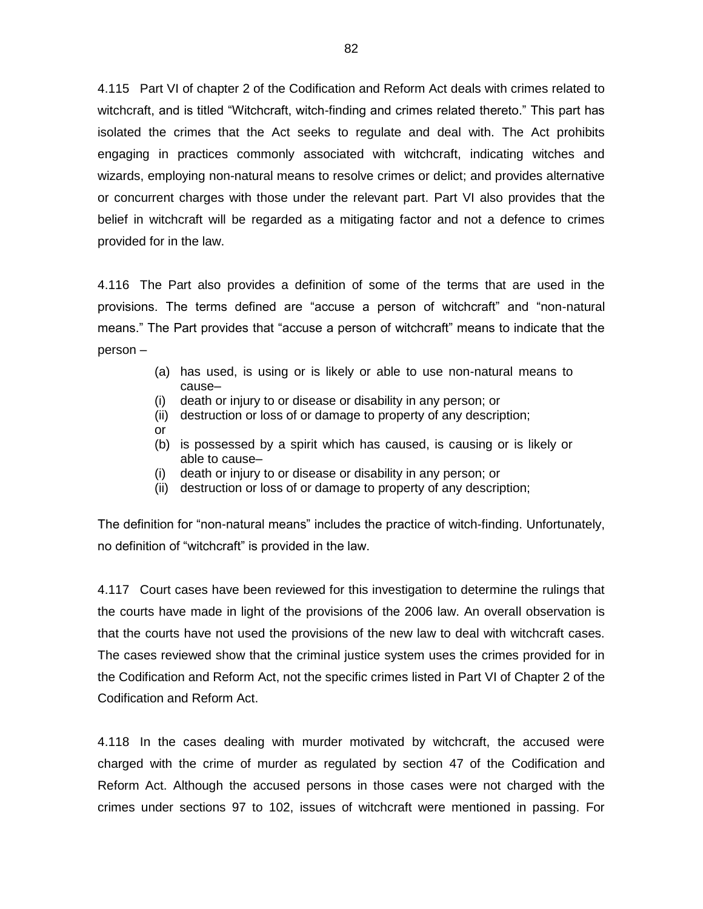4.115 Part VI of chapter 2 of the Codification and Reform Act deals with crimes related to witchcraft, and is titled "Witchcraft, witch-finding and crimes related thereto." This part has isolated the crimes that the Act seeks to regulate and deal with. The Act prohibits engaging in practices commonly associated with witchcraft, indicating witches and wizards, employing non-natural means to resolve crimes or delict; and provides alternative or concurrent charges with those under the relevant part. Part VI also provides that the belief in witchcraft will be regarded as a mitigating factor and not a defence to crimes provided for in the law.

4.116 The Part also provides a definition of some of the terms that are used in the provisions. The terms defined are "accuse a person of witchcraft" and "non-natural means." The Part provides that "accuse a person of witchcraft" means to indicate that the person –

> (a) has used, is using or is likely or able to use non-natural means to cause–
> (i) death or injury to or disease or disability in any person; or
> (ii) destruction or loss of or damage to property of any description;
> or
> (b) is possessed by a spirit which has caused, is causing or is likely or able to cause–
> (i) death or injury to or disease or disability in any person; or
> (ii) destruction or loss of or damage to property of any description;

The definition for "non-natural means" includes the practice of witch-finding. Unfortunately, no definition of "witchcraft" is provided in the law.

4.117 Court cases have been reviewed for this investigation to determine the rulings that the courts have made in light of the provisions of the 2006 law. An overall observation is that the courts have not used the provisions of the new law to deal with witchcraft cases. The cases reviewed show that the criminal justice system uses the crimes provided for in the Codification and Reform Act, not the specific crimes listed in Part VI of Chapter 2 of the Codification and Reform Act.

4.118 In the cases dealing with murder motivated by witchcraft, the accused were charged with the crime of murder as regulated by section 47 of the Codification and Reform Act. Although the accused persons in those cases were not charged with the crimes under sections 97 to 102, issues of witchcraft were mentioned in passing. For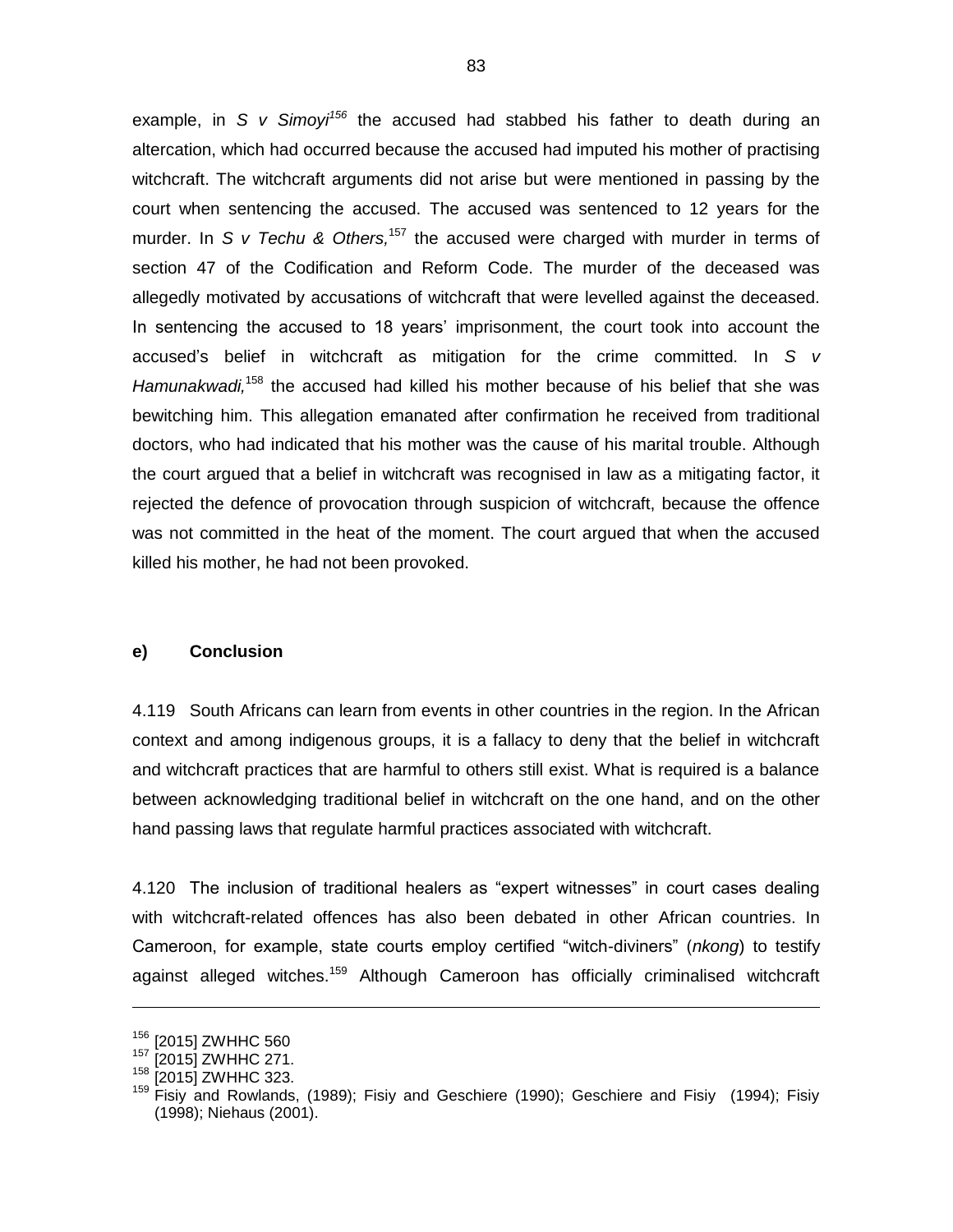example, in *S v Simoyi*[156] the accused had stabbed his father to death during an altercation, which had occurred because the accused had imputed his mother of practising witchcraft. The witchcraft arguments did not arise but were mentioned in passing by the court when sentencing the accused. The accused was sentenced to 12 years for the murder. In *S v Techu & Others,*[157] the accused were charged with murder in terms of section 47 of the Codification and Reform Code. The murder of the deceased was allegedly motivated by accusations of witchcraft that were levelled against the deceased. In sentencing the accused to 18 years' imprisonment, the court took into account the accused's belief in witchcraft as mitigation for the crime committed. In *S v Hamunakwadi,*[158] the accused had killed his mother because of his belief that she was bewitching him. This allegation emanated after confirmation he received from traditional doctors, who had indicated that his mother was the cause of his marital trouble. Although the court argued that a belief in witchcraft was recognised in law as a mitigating factor, it rejected the defence of provocation through suspicion of witchcraft, because the offence was not committed in the heat of the moment. The court argued that when the accused killed his mother, he had not been provoked.

### e) Conclusion

4.119 South Africans can learn from events in other countries in the region. In the African context and among indigenous groups, it is a fallacy to deny that the belief in witchcraft and witchcraft practices that are harmful to others still exist. What is required is a balance between acknowledging traditional belief in witchcraft on the one hand, and on the other hand passing laws that regulate harmful practices associated with witchcraft.

4.120 The inclusion of traditional healers as "expert witnesses" in court cases dealing with witchcraft-related offences has also been debated in other African countries. In Cameroon, for example, state courts employ certified "witch-diviners" (*nkong*) to testify against alleged witches.[159] Although Cameroon has officially criminalised witchcraft

---

[156] [2015] ZWHHC 560

[157] [2015] ZWHHC 271.

[158] [2015] ZWHHC 323.

[159] Fisiy and Rowlands, (1989); Fisiy and Geschiere (1990); Geschiere and Fisiy (1994); Fisiy (1998); Niehaus (2001).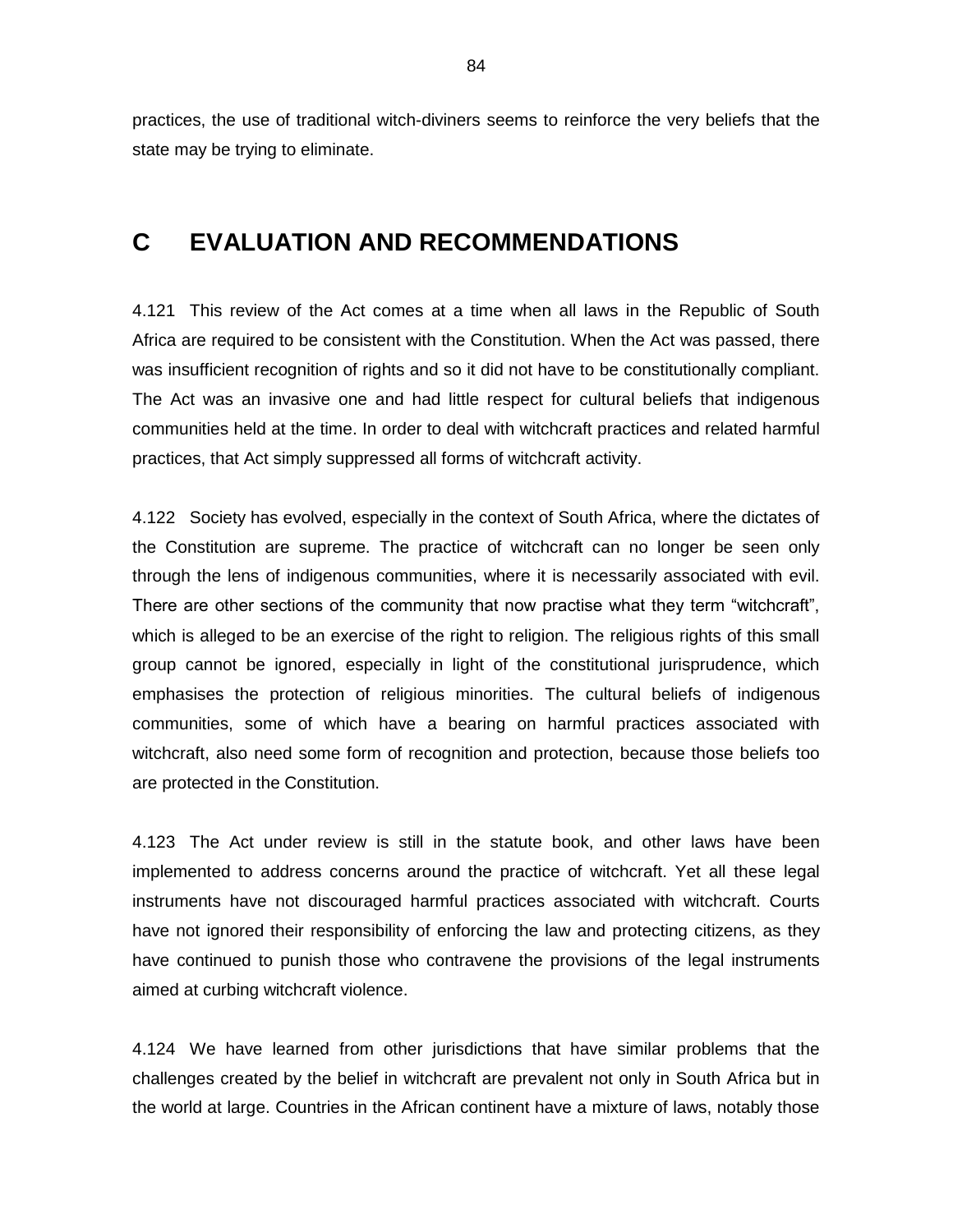practices, the use of traditional witch-diviners seems to reinforce the very beliefs that the state may be trying to eliminate.

## C EVALUATION AND RECOMMENDATIONS

4.121 This review of the Act comes at a time when all laws in the Republic of South Africa are required to be consistent with the Constitution. When the Act was passed, there was insufficient recognition of rights and so it did not have to be constitutionally compliant. The Act was an invasive one and had little respect for cultural beliefs that indigenous communities held at the time. In order to deal with witchcraft practices and related harmful practices, that Act simply suppressed all forms of witchcraft activity.

4.122 Society has evolved, especially in the context of South Africa, where the dictates of the Constitution are supreme. The practice of witchcraft can no longer be seen only through the lens of indigenous communities, where it is necessarily associated with evil. There are other sections of the community that now practise what they term "witchcraft", which is alleged to be an exercise of the right to religion. The religious rights of this small group cannot be ignored, especially in light of the constitutional jurisprudence, which emphasises the protection of religious minorities. The cultural beliefs of indigenous communities, some of which have a bearing on harmful practices associated with witchcraft, also need some form of recognition and protection, because those beliefs too are protected in the Constitution.

4.123 The Act under review is still in the statute book, and other laws have been implemented to address concerns around the practice of witchcraft. Yet all these legal instruments have not discouraged harmful practices associated with witchcraft. Courts have not ignored their responsibility of enforcing the law and protecting citizens, as they have continued to punish those who contravene the provisions of the legal instruments aimed at curbing witchcraft violence.

4.124 We have learned from other jurisdictions that have similar problems that the challenges created by the belief in witchcraft are prevalent not only in South Africa but in the world at large. Countries in the African continent have a mixture of laws, notably those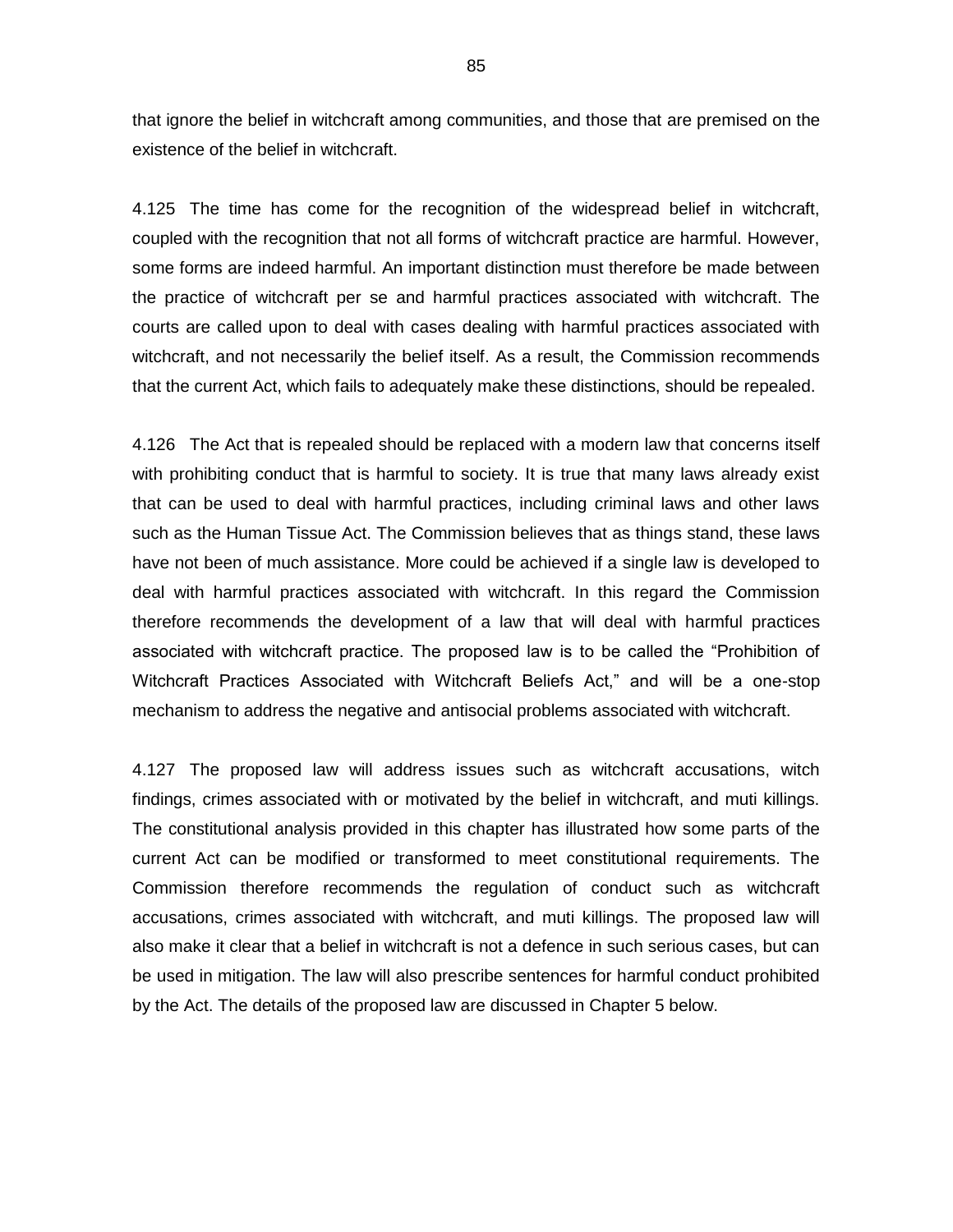that ignore the belief in witchcraft among communities, and those that are premised on the existence of the belief in witchcraft.

4.125 The time has come for the recognition of the widespread belief in witchcraft, coupled with the recognition that not all forms of witchcraft practice are harmful. However, some forms are indeed harmful. An important distinction must therefore be made between the practice of witchcraft per se and harmful practices associated with witchcraft. The courts are called upon to deal with cases dealing with harmful practices associated with witchcraft, and not necessarily the belief itself. As a result, the Commission recommends that the current Act, which fails to adequately make these distinctions, should be repealed.

4.126 The Act that is repealed should be replaced with a modern law that concerns itself with prohibiting conduct that is harmful to society. It is true that many laws already exist that can be used to deal with harmful practices, including criminal laws and other laws such as the Human Tissue Act. The Commission believes that as things stand, these laws have not been of much assistance. More could be achieved if a single law is developed to deal with harmful practices associated with witchcraft. In this regard the Commission therefore recommends the development of a law that will deal with harmful practices associated with witchcraft practice. The proposed law is to be called the "Prohibition of Witchcraft Practices Associated with Witchcraft Beliefs Act," and will be a one-stop mechanism to address the negative and antisocial problems associated with witchcraft.

4.127 The proposed law will address issues such as witchcraft accusations, witch findings, crimes associated with or motivated by the belief in witchcraft, and muti killings. The constitutional analysis provided in this chapter has illustrated how some parts of the current Act can be modified or transformed to meet constitutional requirements. The Commission therefore recommends the regulation of conduct such as witchcraft accusations, crimes associated with witchcraft, and muti killings. The proposed law will also make it clear that a belief in witchcraft is not a defence in such serious cases, but can be used in mitigation. The law will also prescribe sentences for harmful conduct prohibited by the Act. The details of the proposed law are discussed in Chapter 5 below.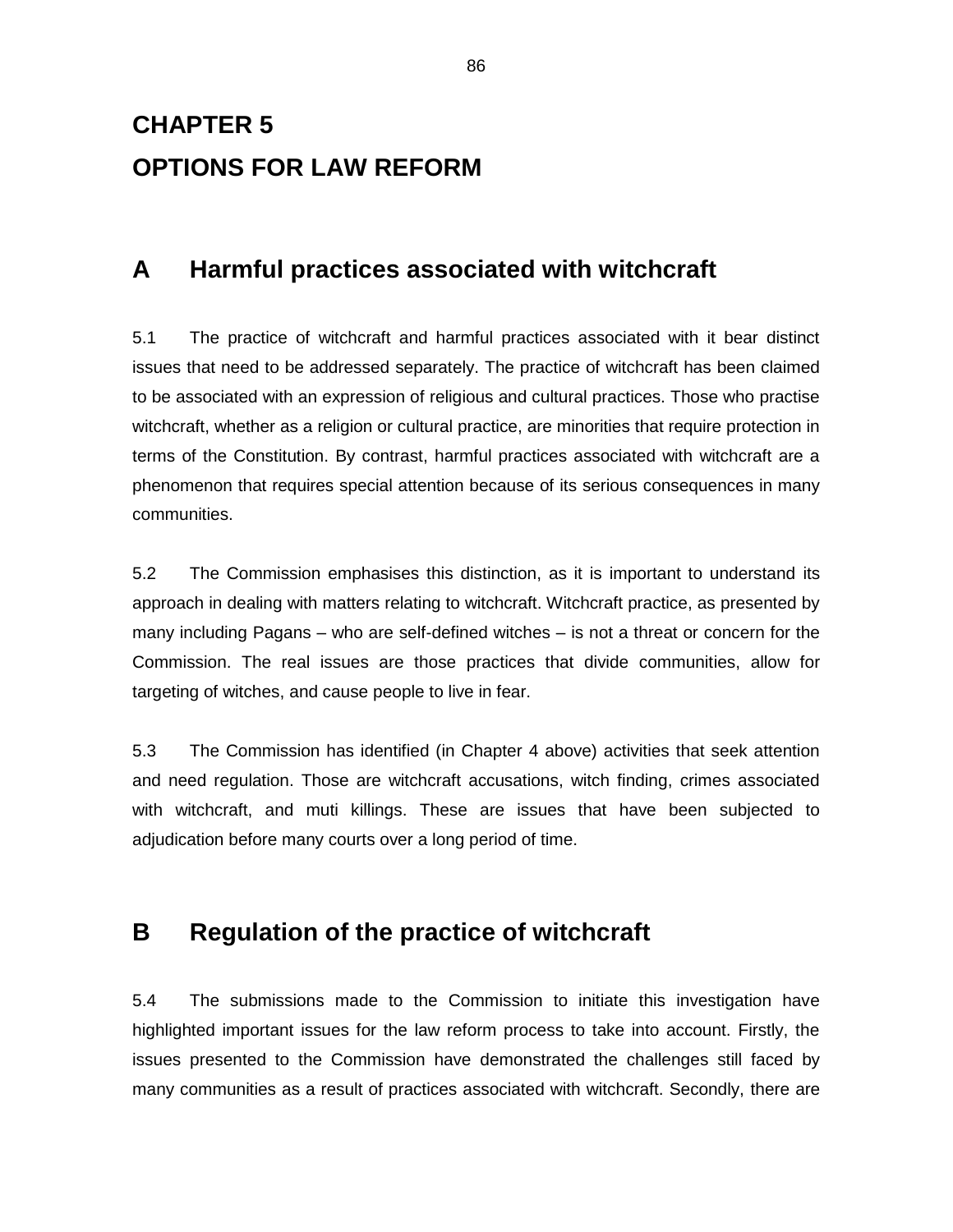# CHAPTER 5

# OPTIONS FOR LAW REFORM

## A Harmful practices associated with witchcraft

5.1 The practice of witchcraft and harmful practices associated with it bear distinct issues that need to be addressed separately. The practice of witchcraft has been claimed to be associated with an expression of religious and cultural practices. Those who practise witchcraft, whether as a religion or cultural practice, are minorities that require protection in terms of the Constitution. By contrast, harmful practices associated with witchcraft are a phenomenon that requires special attention because of its serious consequences in many communities.

5.2 The Commission emphasises this distinction, as it is important to understand its approach in dealing with matters relating to witchcraft. Witchcraft practice, as presented by many including Pagans – who are self-defined witches – is not a threat or concern for the Commission. The real issues are those practices that divide communities, allow for targeting of witches, and cause people to live in fear.

5.3 The Commission has identified (in Chapter 4 above) activities that seek attention and need regulation. Those are witchcraft accusations, witch finding, crimes associated with witchcraft, and muti killings. These are issues that have been subjected to adjudication before many courts over a long period of time.

## B Regulation of the practice of witchcraft

5.4 The submissions made to the Commission to initiate this investigation have highlighted important issues for the law reform process to take into account. Firstly, the issues presented to the Commission have demonstrated the challenges still faced by many communities as a result of practices associated with witchcraft. Secondly, there are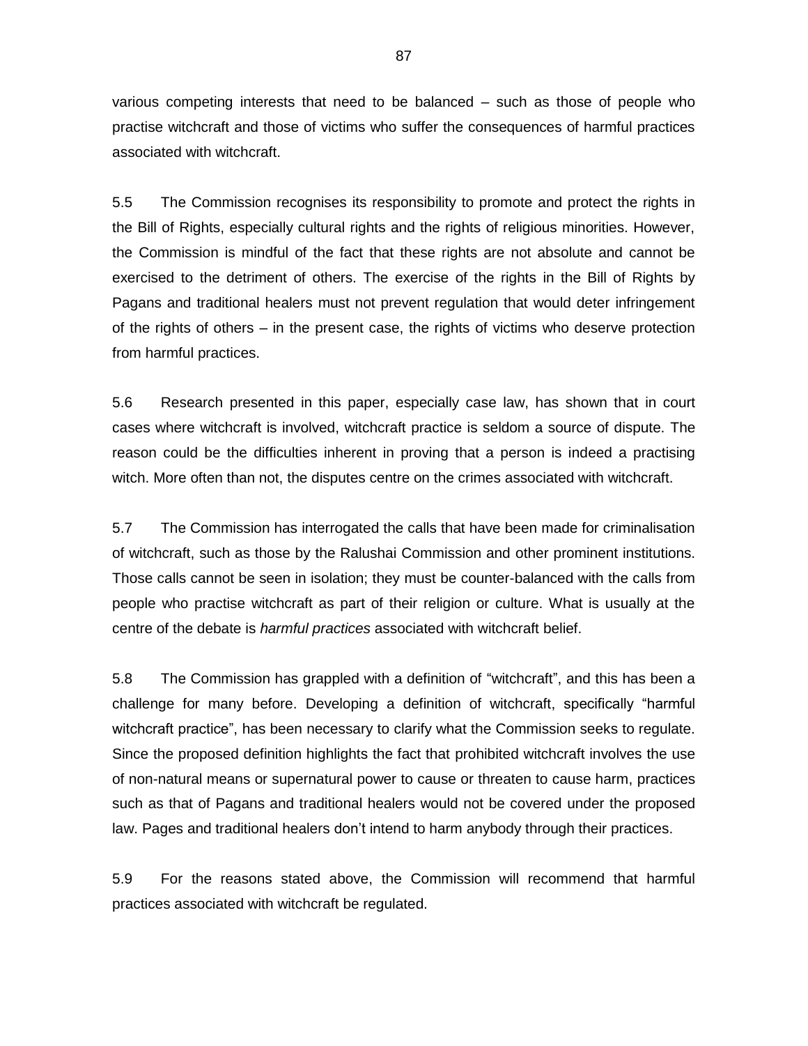various competing interests that need to be balanced – such as those of people who practise witchcraft and those of victims who suffer the consequences of harmful practices associated with witchcraft.

5.5 The Commission recognises its responsibility to promote and protect the rights in the Bill of Rights, especially cultural rights and the rights of religious minorities. However, the Commission is mindful of the fact that these rights are not absolute and cannot be exercised to the detriment of others. The exercise of the rights in the Bill of Rights by Pagans and traditional healers must not prevent regulation that would deter infringement of the rights of others – in the present case, the rights of victims who deserve protection from harmful practices.

5.6 Research presented in this paper, especially case law, has shown that in court cases where witchcraft is involved, witchcraft practice is seldom a source of dispute. The reason could be the difficulties inherent in proving that a person is indeed a practising witch. More often than not, the disputes centre on the crimes associated with witchcraft.

5.7 The Commission has interrogated the calls that have been made for criminalisation of witchcraft, such as those by the Ralushai Commission and other prominent institutions. Those calls cannot be seen in isolation; they must be counter-balanced with the calls from people who practise witchcraft as part of their religion or culture. What is usually at the centre of the debate is *harmful practices* associated with witchcraft belief.

5.8 The Commission has grappled with a definition of "witchcraft", and this has been a challenge for many before. Developing a definition of witchcraft, specifically "harmful witchcraft practice", has been necessary to clarify what the Commission seeks to regulate. Since the proposed definition highlights the fact that prohibited witchcraft involves the use of non-natural means or supernatural power to cause or threaten to cause harm, practices such as that of Pagans and traditional healers would not be covered under the proposed law. Pages and traditional healers don't intend to harm anybody through their practices.

5.9 For the reasons stated above, the Commission will recommend that harmful practices associated with witchcraft be regulated.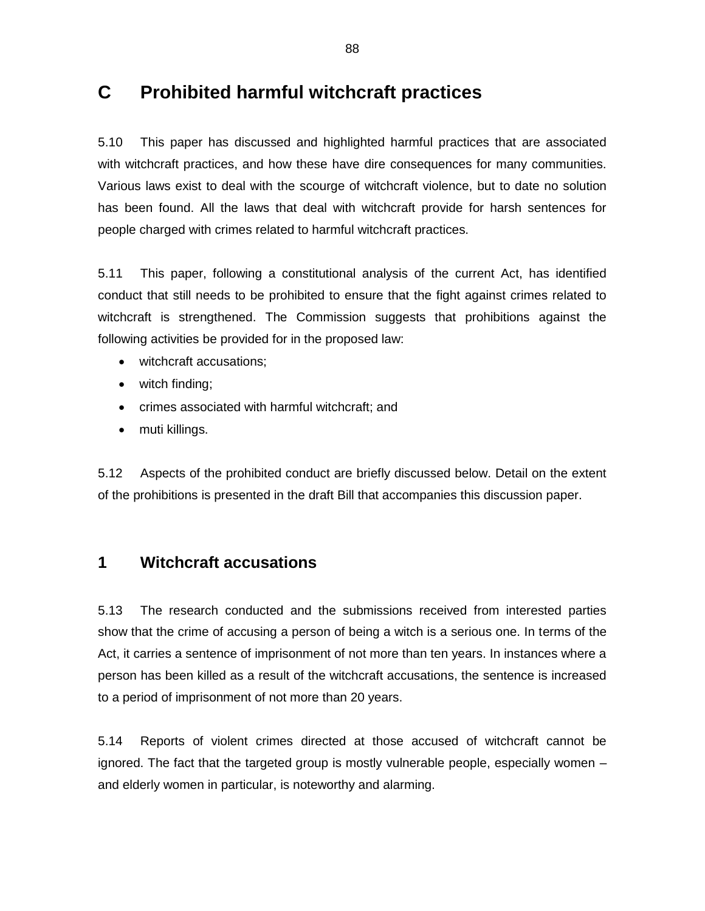## C Prohibited harmful witchcraft practices

5.10 This paper has discussed and highlighted harmful practices that are associated with witchcraft practices, and how these have dire consequences for many communities. Various laws exist to deal with the scourge of witchcraft violence, but to date no solution has been found. All the laws that deal with witchcraft provide for harsh sentences for people charged with crimes related to harmful witchcraft practices.

5.11 This paper, following a constitutional analysis of the current Act, has identified conduct that still needs to be prohibited to ensure that the fight against crimes related to witchcraft is strengthened. The Commission suggests that prohibitions against the following activities be provided for in the proposed law:

- witchcraft accusations;
- witch finding;
- crimes associated with harmful witchcraft; and
- muti killings.

5.12 Aspects of the prohibited conduct are briefly discussed below. Detail on the extent of the prohibitions is presented in the draft Bill that accompanies this discussion paper.

### 1 Witchcraft accusations

5.13 The research conducted and the submissions received from interested parties show that the crime of accusing a person of being a witch is a serious one. In terms of the Act, it carries a sentence of imprisonment of not more than ten years. In instances where a person has been killed as a result of the witchcraft accusations, the sentence is increased to a period of imprisonment of not more than 20 years.

5.14 Reports of violent crimes directed at those accused of witchcraft cannot be ignored. The fact that the targeted group is mostly vulnerable people, especially women – and elderly women in particular, is noteworthy and alarming.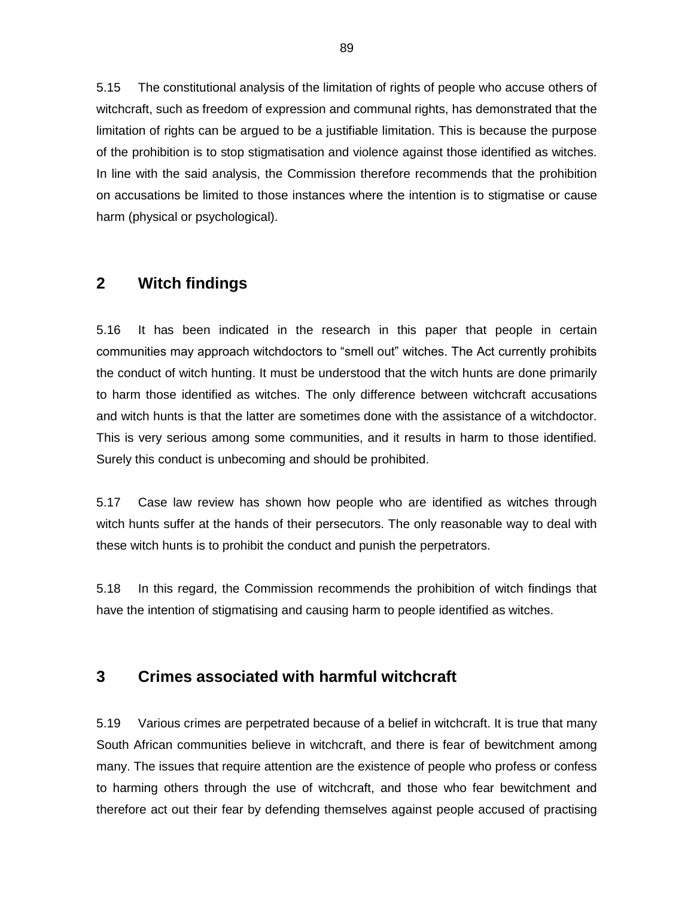5.15 The constitutional analysis of the limitation of rights of people who accuse others of witchcraft, such as freedom of expression and communal rights, has demonstrated that the limitation of rights can be argued to be a justifiable limitation. This is because the purpose of the prohibition is to stop stigmatisation and violence against those identified as witches. In line with the said analysis, the Commission therefore recommends that the prohibition on accusations be limited to those instances where the intention is to stigmatise or cause harm (physical or psychological).

## 2 Witch findings

5.16 It has been indicated in the research in this paper that people in certain communities may approach witchdoctors to "smell out" witches. The Act currently prohibits the conduct of witch hunting. It must be understood that the witch hunts are done primarily to harm those identified as witches. The only difference between witchcraft accusations and witch hunts is that the latter are sometimes done with the assistance of a witchdoctor. This is very serious among some communities, and it results in harm to those identified. Surely this conduct is unbecoming and should be prohibited.

5.17 Case law review has shown how people who are identified as witches through witch hunts suffer at the hands of their persecutors. The only reasonable way to deal with these witch hunts is to prohibit the conduct and punish the perpetrators.

5.18 In this regard, the Commission recommends the prohibition of witch findings that have the intention of stigmatising and causing harm to people identified as witches.

## 3 Crimes associated with harmful witchcraft

5.19 Various crimes are perpetrated because of a belief in witchcraft. It is true that many South African communities believe in witchcraft, and there is fear of bewitchment among many. The issues that require attention are the existence of people who profess or confess to harming others through the use of witchcraft, and those who fear bewitchment and therefore act out their fear by defending themselves against people accused of practising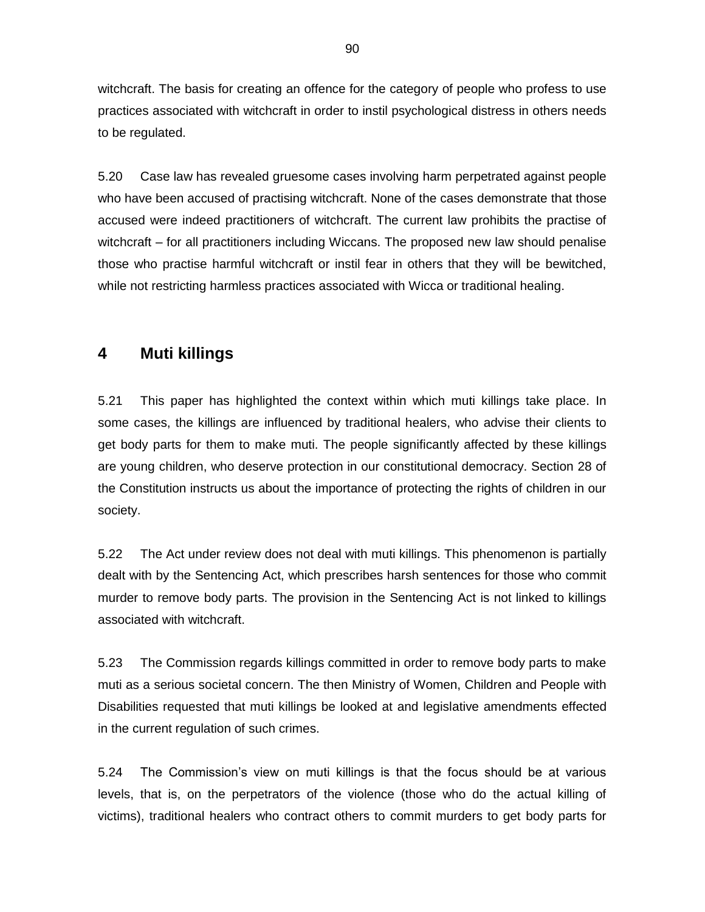witchcraft. The basis for creating an offence for the category of people who profess to use practices associated with witchcraft in order to instil psychological distress in others needs to be regulated.

5.20 Case law has revealed gruesome cases involving harm perpetrated against people who have been accused of practising witchcraft. None of the cases demonstrate that those accused were indeed practitioners of witchcraft. The current law prohibits the practise of witchcraft – for all practitioners including Wiccans. The proposed new law should penalise those who practise harmful witchcraft or instil fear in others that they will be bewitched, while not restricting harmless practices associated with Wicca or traditional healing.

## 4 Muti killings

5.21 This paper has highlighted the context within which muti killings take place. In some cases, the killings are influenced by traditional healers, who advise their clients to get body parts for them to make muti. The people significantly affected by these killings are young children, who deserve protection in our constitutional democracy. Section 28 of the Constitution instructs us about the importance of protecting the rights of children in our society.

5.22 The Act under review does not deal with muti killings. This phenomenon is partially dealt with by the Sentencing Act, which prescribes harsh sentences for those who commit murder to remove body parts. The provision in the Sentencing Act is not linked to killings associated with witchcraft.

5.23 The Commission regards killings committed in order to remove body parts to make muti as a serious societal concern. The then Ministry of Women, Children and People with Disabilities requested that muti killings be looked at and legislative amendments effected in the current regulation of such crimes.

5.24 The Commission's view on muti killings is that the focus should be at various levels, that is, on the perpetrators of the violence (those who do the actual killing of victims), traditional healers who contract others to commit murders to get body parts for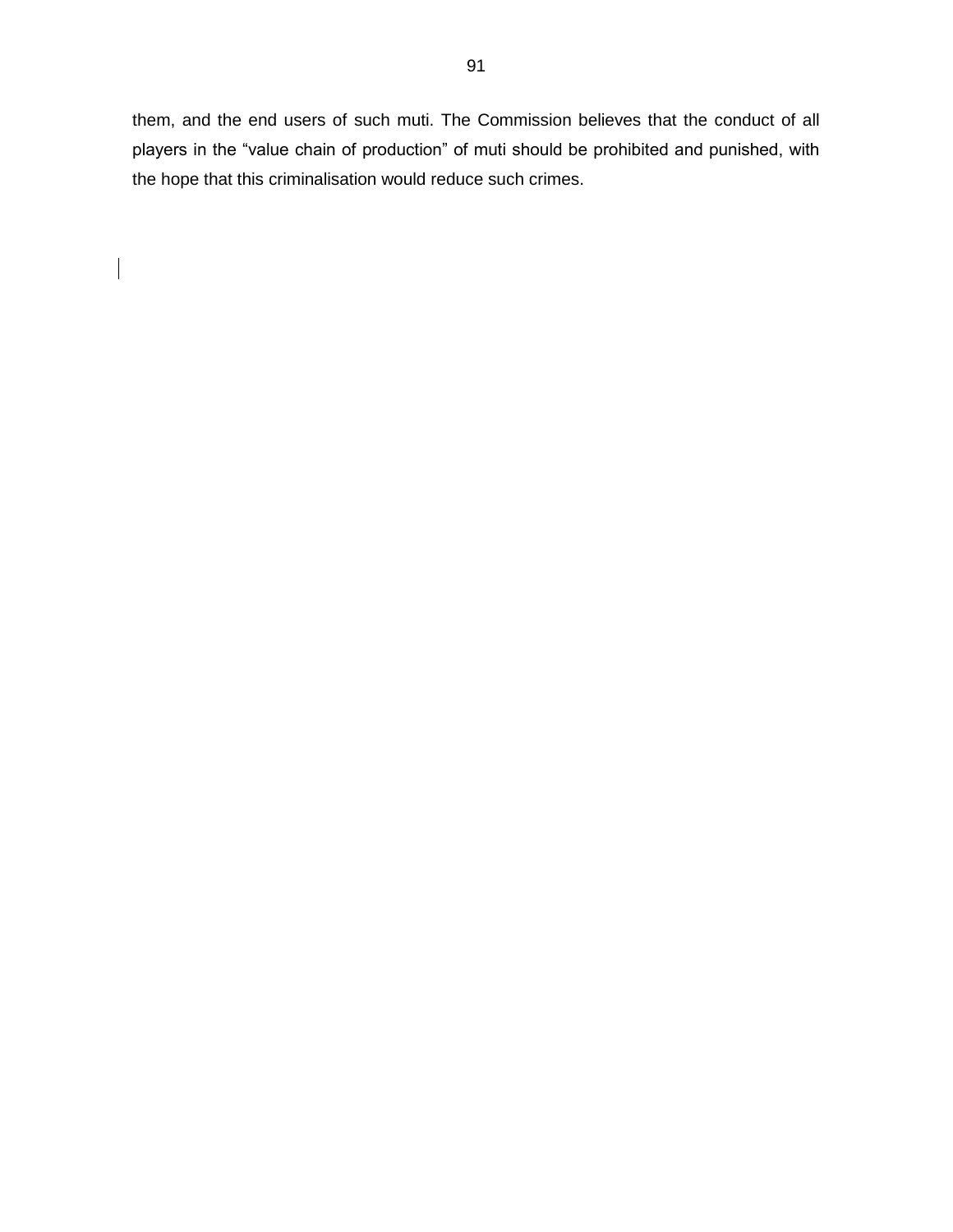them, and the end users of such muti. The Commission believes that the conduct of all players in the “value chain of production” of muti should be prohibited and punished, with the hope that this criminalisation would reduce such crimes.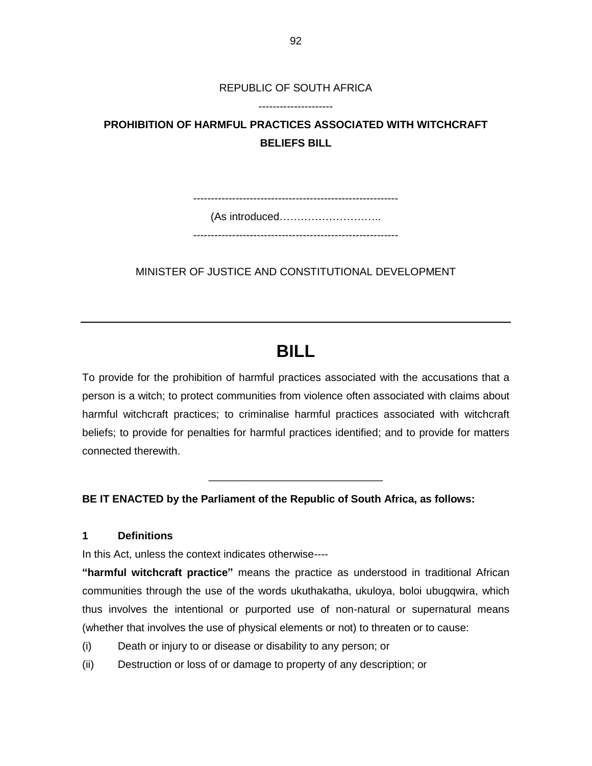REPUBLIC OF SOUTH AFRICA

---------------------

**PROHIBITION OF HARMFUL PRACTICES ASSOCIATED WITH WITCHCRAFT BELIEFS BILL**

----------------------------------------------------------

(As introduced………………………..

----------------------------------------------------------

MINISTER OF JUSTICE AND CONSTITUTIONAL DEVELOPMENT

---

# BILL

To provide for the prohibition of harmful practices associated with the accusations that a person is a witch; to protect communities from violence often associated with claims about harmful witchcraft practices; to criminalise harmful practices associated with witchcraft beliefs; to provide for penalties for harmful practices identified; and to provide for matters connected therewith.

_____________________________

**BE IT ENACTED by the Parliament of the Republic of South Africa, as follows:**

**1 Definitions**

In this Act, unless the context indicates otherwise----

**"harmful witchcraft practice"** means the practice as understood in traditional African communities through the use of the words ukuthakatha, ukuloya, boloi ubugqwira, which thus involves the intentional or purported use of non-natural or supernatural means (whether that involves the use of physical elements or not) to threaten or to cause:

(i) Death or injury to or disease or disability to any person; or

(ii) Destruction or loss of or damage to property of any description; or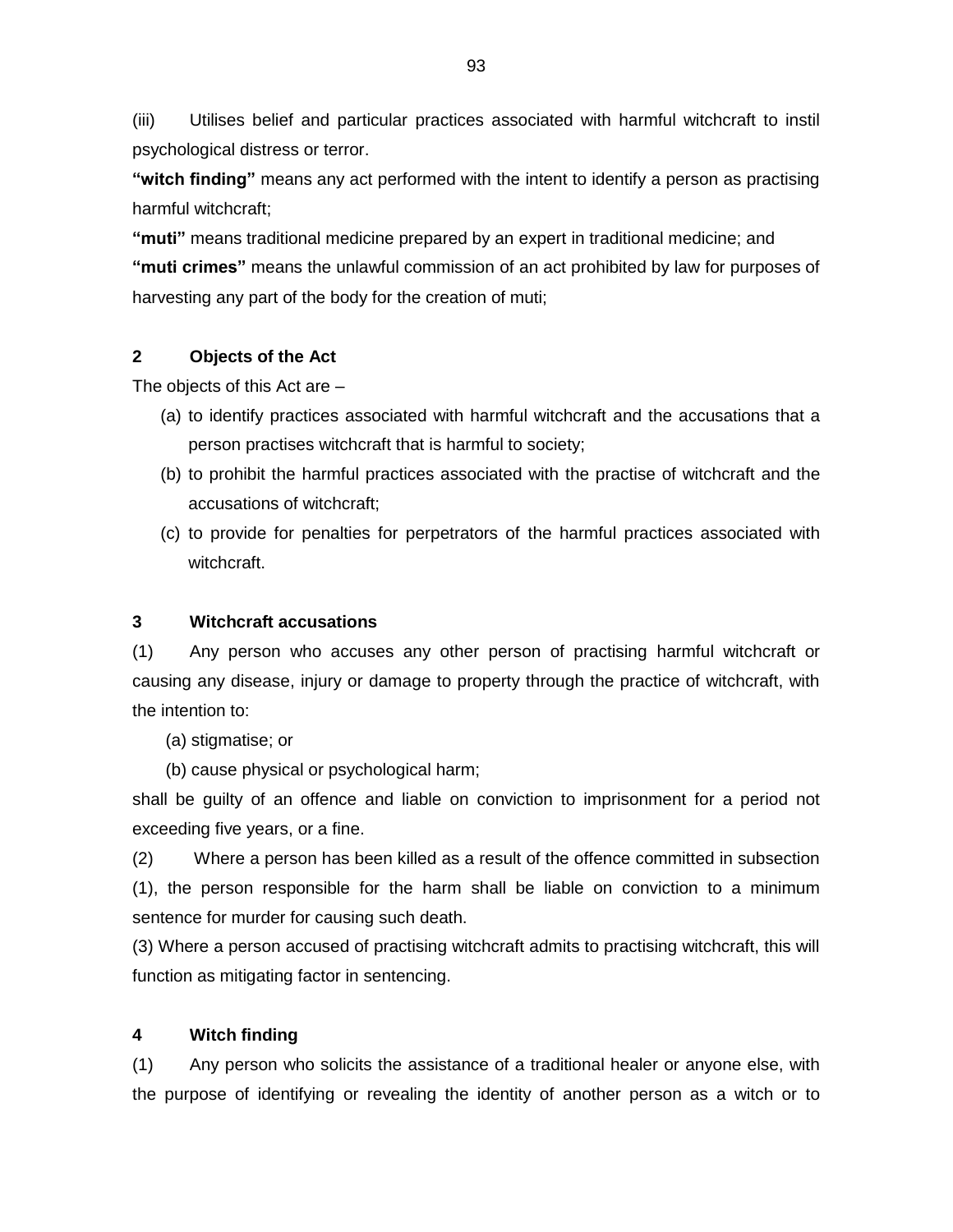(iii) Utilises belief and particular practices associated with harmful witchcraft to instil psychological distress or terror.

**"witch finding"** means any act performed with the intent to identify a person as practising harmful witchcraft;

**"muti"** means traditional medicine prepared by an expert in traditional medicine; and

**"muti crimes"** means the unlawful commission of an act prohibited by law for purposes of harvesting any part of the body for the creation of muti;

**2 Objects of the Act**

The objects of this Act are –

(a) to identify practices associated with harmful witchcraft and the accusations that a person practises witchcraft that is harmful to society;

(b) to prohibit the harmful practices associated with the practise of witchcraft and the accusations of witchcraft;

(c) to provide for penalties for perpetrators of the harmful practices associated with witchcraft.

**3 Witchcraft accusations**

(1) Any person who accuses any other person of practising harmful witchcraft or causing any disease, injury or damage to property through the practice of witchcraft, with the intention to:

(a) stigmatise; or

(b) cause physical or psychological harm;

shall be guilty of an offence and liable on conviction to imprisonment for a period not exceeding five years, or a fine.

(2) Where a person has been killed as a result of the offence committed in subsection (1), the person responsible for the harm shall be liable on conviction to a minimum sentence for murder for causing such death.

(3) Where a person accused of practising witchcraft admits to practising witchcraft, this will function as mitigating factor in sentencing.

**4 Witch finding**

(1) Any person who solicits the assistance of a traditional healer or anyone else, with the purpose of identifying or revealing the identity of another person as a witch or to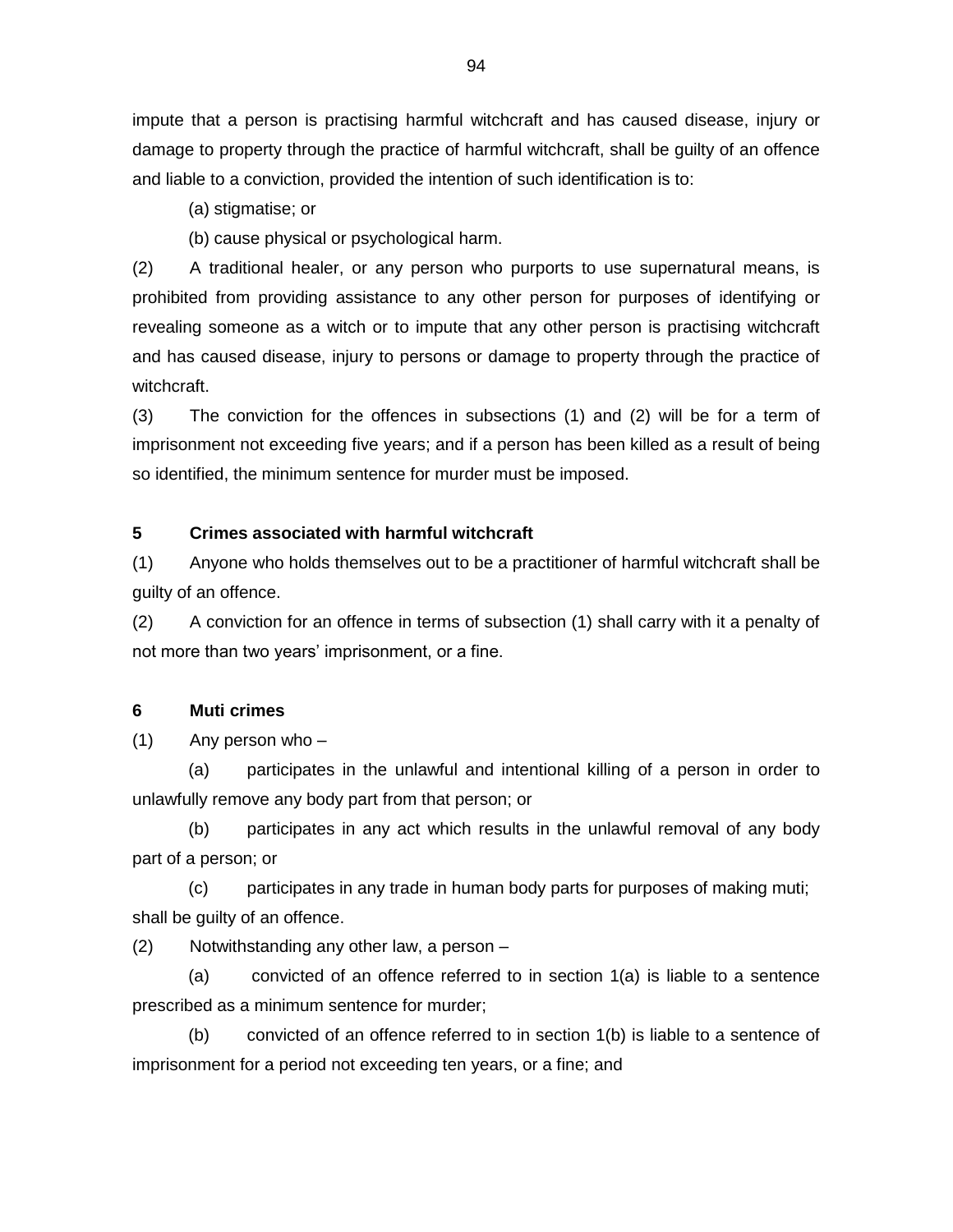impute that a person is practising harmful witchcraft and has caused disease, injury or damage to property through the practice of harmful witchcraft, shall be guilty of an offence and liable to a conviction, provided the intention of such identification is to:

(a) stigmatise; or

(b) cause physical or psychological harm.

(2) A traditional healer, or any person who purports to use supernatural means, is prohibited from providing assistance to any other person for purposes of identifying or revealing someone as a witch or to impute that any other person is practising witchcraft and has caused disease, injury to persons or damage to property through the practice of witchcraft.

(3) The conviction for the offences in subsections (1) and (2) will be for a term of imprisonment not exceeding five years; and if a person has been killed as a result of being so identified, the minimum sentence for murder must be imposed.

**5 Crimes associated with harmful witchcraft**

(1) Anyone who holds themselves out to be a practitioner of harmful witchcraft shall be guilty of an offence.

(2) A conviction for an offence in terms of subsection (1) shall carry with it a penalty of not more than two years' imprisonment, or a fine.

**6 Muti crimes**

(1) Any person who –

(a) participates in the unlawful and intentional killing of a person in order to unlawfully remove any body part from that person; or

(b) participates in any act which results in the unlawful removal of any body part of a person; or

(c) participates in any trade in human body parts for purposes of making muti;

shall be guilty of an offence.

(2) Notwithstanding any other law, a person –

(a) convicted of an offence referred to in section 1(a) is liable to a sentence prescribed as a minimum sentence for murder;

(b) convicted of an offence referred to in section 1(b) is liable to a sentence of imprisonment for a period not exceeding ten years, or a fine; and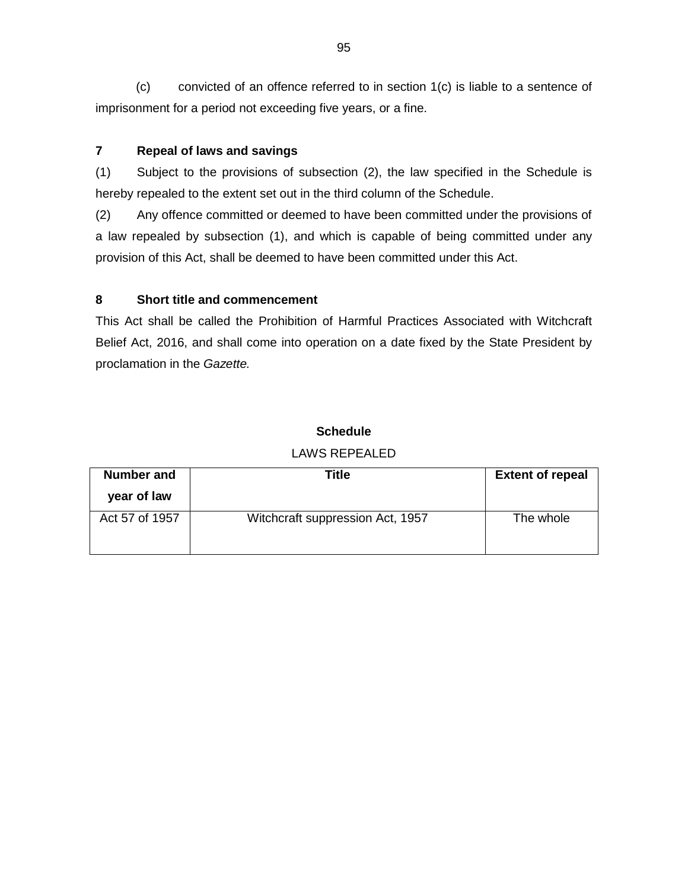(c) convicted of an offence referred to in section 1(c) is liable to a sentence of imprisonment for a period not exceeding five years, or a fine.

**7 Repeal of laws and savings**

(1) Subject to the provisions of subsection (2), the law specified in the Schedule is hereby repealed to the extent set out in the third column of the Schedule.

(2) Any offence committed or deemed to have been committed under the provisions of a law repealed by subsection (1), and which is capable of being committed under any provision of this Act, shall be deemed to have been committed under this Act.

**8 Short title and commencement**

This Act shall be called the Prohibition of Harmful Practices Associated with Witchcraft Belief Act, 2016, and shall come into operation on a date fixed by the State President by proclamation in the *Gazette.*

**Schedule**

LAWS REPEALED

| Number and year of law | Title | Extent of repeal |
|---|---|---|
| Act 57 of 1957 | Witchcraft suppression Act, 1957 | The whole |